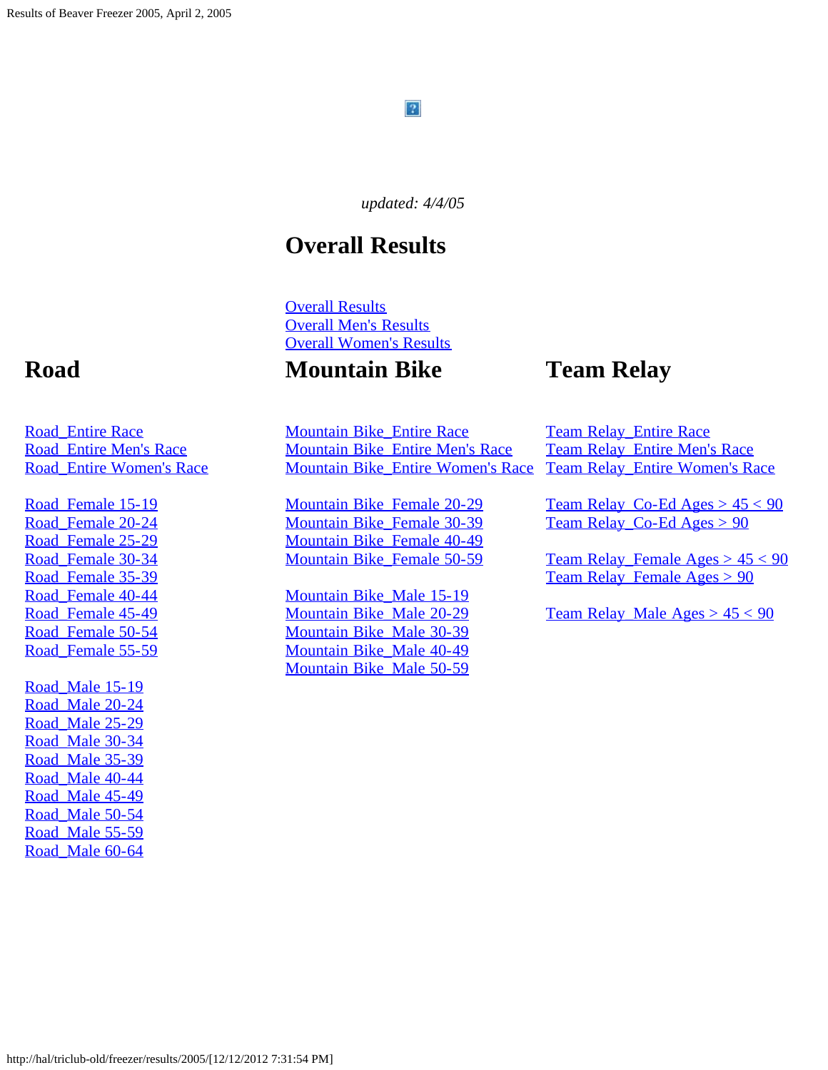*updated: 4/4/05*

## Overall Results

Overall Results
Overall Men's Results
Overall Women's Results

## Road

Road_Entire Race
Road_Entire Men's Race
Road_Entire Women's Race

Road_Female 15-19
Road_Female 20-24
Road_Female 25-29
Road_Female 30-34
Road_Female 35-39
Road_Female 40-44
Road_Female 45-49
Road_Female 50-54
Road_Female 55-59

Road_Male 15-19
Road_Male 20-24
Road_Male 25-29
Road_Male 30-34
Road_Male 35-39
Road_Male 40-44
Road_Male 45-49
Road_Male 50-54
Road_Male 55-59
Road_Male 60-64

## Mountain Bike

Mountain Bike_Entire Race
Mountain Bike_Entire Men's Race
Mountain Bike_Entire Women's Race

Mountain Bike_Female 20-29
Mountain Bike_Female 30-39
Mountain Bike_Female 40-49
Mountain Bike_Female 50-59

Mountain Bike_Male 15-19
Mountain Bike_Male 20-29
Mountain Bike_Male 30-39
Mountain Bike_Male 40-49
Mountain Bike_Male 50-59

## Team Relay

Team Relay_Entire Race
Team Relay_Entire Men's Race
Team Relay_Entire Women's Race

Team Relay_Co-Ed Ages > 45 < 90
Team Relay_Co-Ed Ages > 90

Team Relay_Female Ages > 45 < 90
Team Relay_Female Ages > 90

Team Relay_Male Ages > 45 < 90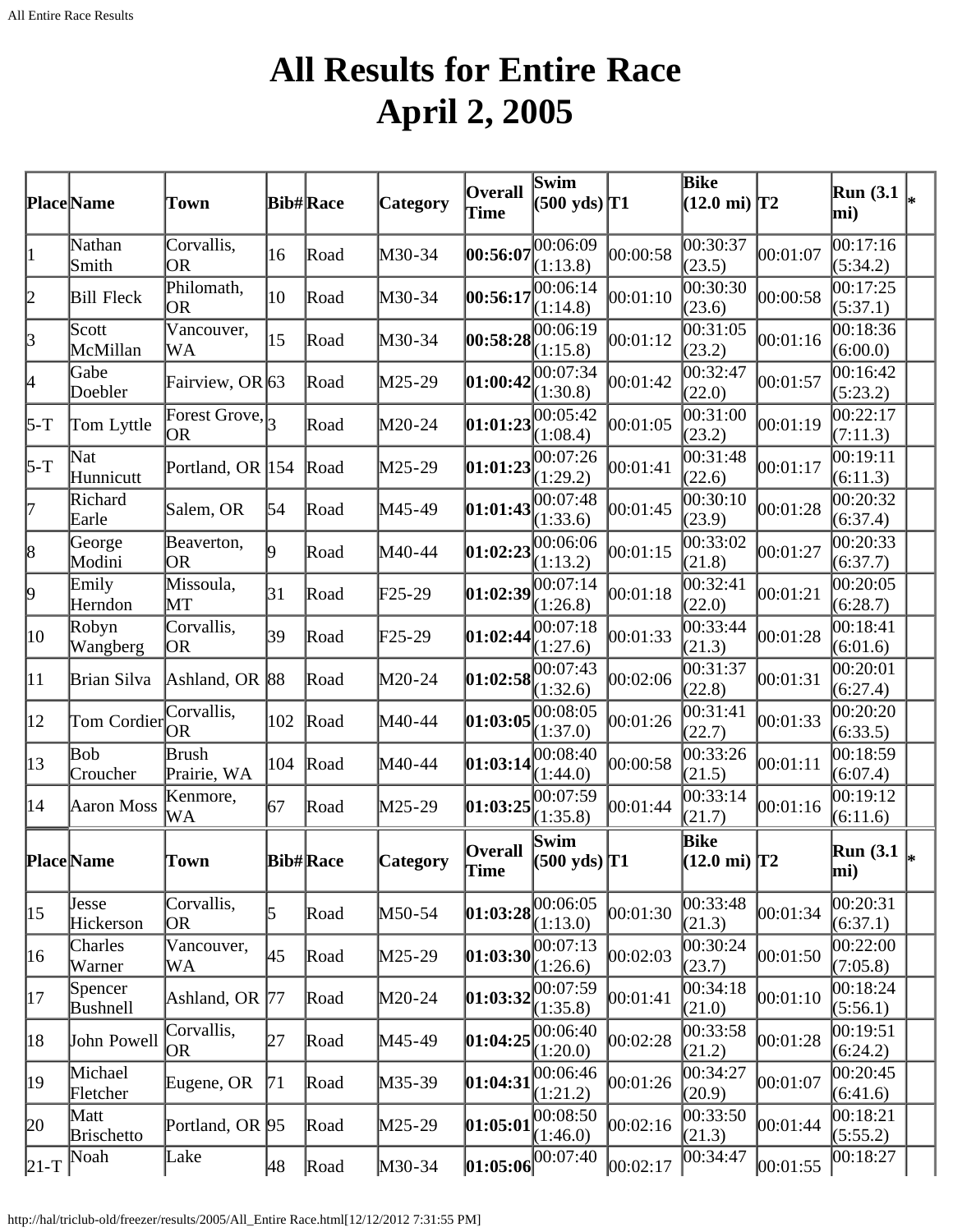# All Results for Entire Race
# April 2, 2005

| Place | Name | Town | Bib# | Race | Category | Overall Time | Swim (500 yds) | T1 | Bike (12.0 mi) | T2 | Run (3.1 mi) | * |
|---|---|---|---|---|---|---|---|---|---|---|---|---|
| 1 | Nathan Smith | Corvallis, OR | 16 | Road | M30-34 | **00:56:07** | 00:06:09 (1:13.8) | 00:00:58 | 00:30:37 (23.5) | 00:01:07 | 00:17:16 (5:34.2) | |
| 2 | Bill Fleck | Philomath, OR | 10 | Road | M30-34 | **00:56:17** | 00:06:14 (1:14.8) | 00:01:10 | 00:30:30 (23.6) | 00:00:58 | 00:17:25 (5:37.1) | |
| 3 | Scott McMillan | Vancouver, WA | 15 | Road | M30-34 | **00:58:28** | 00:06:19 (1:15.8) | 00:01:12 | 00:31:05 (23.2) | 00:01:16 | 00:18:36 (6:00.0) | |
| 4 | Gabe Doebler | Fairview, OR | 63 | Road | M25-29 | **01:00:42** | 00:07:34 (1:30.8) | 00:01:42 | 00:32:47 (22.0) | 00:01:57 | 00:16:42 (5:23.2) | |
| 5-T | Tom Lyttle | Forest Grove, OR | 3 | Road | M20-24 | **01:01:23** | 00:05:42 (1:08.4) | 00:01:05 | 00:31:00 (23.2) | 00:01:19 | 00:22:17 (7:11.3) | |
| 5-T | Nat Hunnicutt | Portland, OR | 154 | Road | M25-29 | **01:01:23** | 00:07:26 (1:29.2) | 00:01:41 | 00:31:48 (22.6) | 00:01:17 | 00:19:11 (6:11.3) | |
| 7 | Richard Earle | Salem, OR | 54 | Road | M45-49 | **01:01:43** | 00:07:48 (1:33.6) | 00:01:45 | 00:30:10 (23.9) | 00:01:28 | 00:20:32 (6:37.4) | |
| 8 | George Modini | Beaverton, OR | 9 | Road | M40-44 | **01:02:23** | 00:06:06 (1:13.2) | 00:01:15 | 00:33:02 (21.8) | 00:01:27 | 00:20:33 (6:37.7) | |
| 9 | Emily Herndon | Missoula, MT | 31 | Road | F25-29 | **01:02:39** | 00:07:14 (1:26.8) | 00:01:18 | 00:32:41 (22.0) | 00:01:21 | 00:20:05 (6:28.7) | |
| 10 | Robyn Wangberg | Corvallis, OR | 39 | Road | F25-29 | **01:02:44** | 00:07:18 (1:27.6) | 00:01:33 | 00:33:44 (21.3) | 00:01:28 | 00:18:41 (6:01.6) | |
| 11 | Brian Silva | Ashland, OR | 88 | Road | M20-24 | **01:02:58** | 00:07:43 (1:32.6) | 00:02:06 | 00:31:37 (22.8) | 00:01:31 | 00:20:01 (6:27.4) | |
| 12 | Tom Cordier | Corvallis, OR | 102 | Road | M40-44 | **01:03:05** | 00:08:05 (1:37.0) | 00:01:26 | 00:31:41 (22.7) | 00:01:33 | 00:20:20 (6:33.5) | |
| 13 | Bob Croucher | Brush Prairie, WA | 104 | Road | M40-44 | **01:03:14** | 00:08:40 (1:44.0) | 00:00:58 | 00:33:26 (21.5) | 00:01:11 | 00:18:59 (6:07.4) | |
| 14 | Aaron Moss | Kenmore, WA | 67 | Road | M25-29 | **01:03:25** | 00:07:59 (1:35.8) | 00:01:44 | 00:33:14 (21.7) | 00:01:16 | 00:19:12 (6:11.6) | |
| 15 | Jesse Hickerson | Corvallis, OR | 5 | Road | M50-54 | **01:03:28** | 00:06:05 (1:13.0) | 00:01:30 | 00:33:48 (21.3) | 00:01:34 | 00:20:31 (6:37.1) | |
| 16 | Charles Warner | Vancouver, WA | 45 | Road | M25-29 | **01:03:30** | 00:07:13 (1:26.6) | 00:02:03 | 00:30:24 (23.7) | 00:01:50 | 00:22:00 (7:05.8) | |
| 17 | Spencer Bushnell | Ashland, OR | 77 | Road | M20-24 | **01:03:32** | 00:07:59 (1:35.8) | 00:01:41 | 00:34:18 (21.0) | 00:01:10 | 00:18:24 (5:56.1) | |
| 18 | John Powell | Corvallis, OR | 27 | Road | M45-49 | **01:04:25** | 00:06:40 (1:20.0) | 00:02:28 | 00:33:58 (21.2) | 00:01:28 | 00:19:51 (6:24.2) | |
| 19 | Michael Fletcher | Eugene, OR | 71 | Road | M35-39 | **01:04:31** | 00:06:46 (1:21.2) | 00:01:26 | 00:34:27 (20.9) | 00:01:07 | 00:20:45 (6:41.6) | |
| 20 | Matt Brischetto | Portland, OR | 95 | Road | M25-29 | **01:05:01** | 00:08:50 (1:46.0) | 00:02:16 | 00:33:50 (21.3) | 00:01:44 | 00:18:21 (5:55.2) | |
| 21-T | Noah | Lake | 48 | Road | M30-34 | **01:05:06** | 00:07:40 | 00:02:17 | 00:34:47 | 00:01:55 | 00:18:27 | |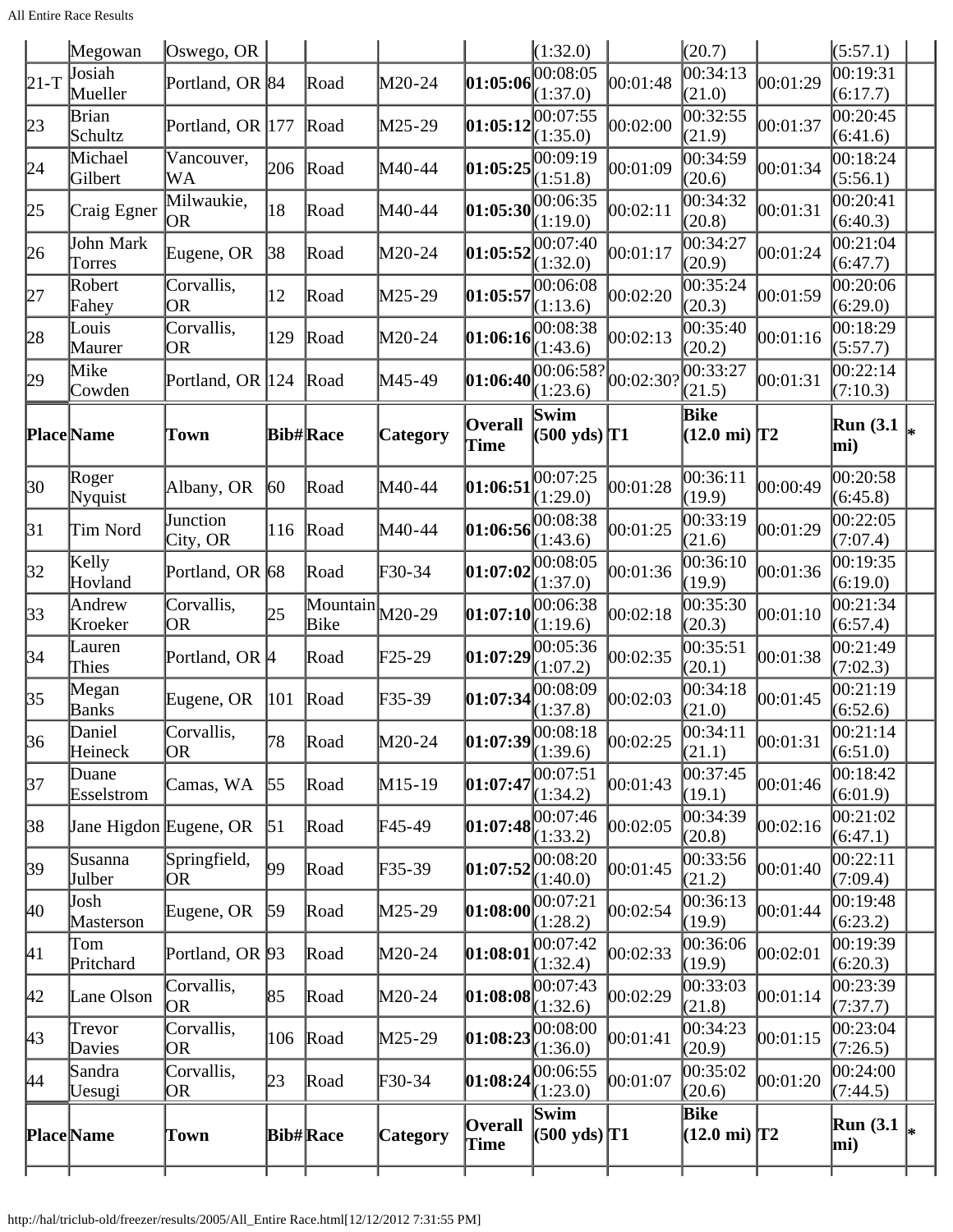| | Megowan | Oswego, OR | | | | | (1:32.0) | | (20.7) | | (5:57.1) | |
|---|---|---|---|---|---|---|---|---|---|---|---|---|
| 21-T | Josiah Mueller | Portland, OR | 84 | Road | M20-24 | **01:05:06** | 00:08:05 (1:37.0) | 00:01:48 | 00:34:13 (21.0) | 00:01:29 | 00:19:31 (6:17.7) | |
| 23 | Brian Schultz | Portland, OR | 177 | Road | M25-29 | **01:05:12** | 00:07:55 (1:35.0) | 00:02:00 | 00:32:55 (21.9) | 00:01:37 | 00:20:45 (6:41.6) | |
| 24 | Michael Gilbert | Vancouver, WA | 206 | Road | M40-44 | **01:05:25** | 00:09:19 (1:51.8) | 00:01:09 | 00:34:59 (20.6) | 00:01:34 | 00:18:24 (5:56.1) | |
| 25 | Craig Egner | Milwaukie, OR | 18 | Road | M40-44 | **01:05:30** | 00:06:35 (1:19.0) | 00:02:11 | 00:34:32 (20.8) | 00:01:31 | 00:20:41 (6:40.3) | |
| 26 | John Mark Torres | Eugene, OR | 38 | Road | M20-24 | **01:05:52** | 00:07:40 (1:32.0) | 00:01:17 | 00:34:27 (20.9) | 00:01:24 | 00:21:04 (6:47.7) | |
| 27 | Robert Fahey | Corvallis, OR | 12 | Road | M25-29 | **01:05:57** | 00:06:08 (1:13.6) | 00:02:20 | 00:35:24 (20.3) | 00:01:59 | 00:20:06 (6:29.0) | |
| 28 | Louis Maurer | Corvallis, OR | 129 | Road | M20-24 | **01:06:16** | 00:08:38 (1:43.6) | 00:02:13 | 00:35:40 (20.2) | 00:01:16 | 00:18:29 (5:57.7) | |
| 29 | Mike Cowden | Portland, OR | 124 | Road | M45-49 | **01:06:40** | 00:06:58? (1:23.6) | 00:02:30? | 00:33:27 (21.5) | 00:01:31 | 00:22:14 (7:10.3) | |
| **Place** | **Name** | **Town** | **Bib#** | **Race** | **Category** | **Overall Time** | **Swim (500 yds)** | **T1** | **Bike (12.0 mi)** | **T2** | **Run (3.1 mi)** | * |
| 30 | Roger Nyquist | Albany, OR | 60 | Road | M40-44 | **01:06:51** | 00:07:25 (1:29.0) | 00:01:28 | 00:36:11 (19.9) | 00:00:49 | 00:20:58 (6:45.8) | |
| 31 | Tim Nord | Junction City, OR | 116 | Road | M40-44 | **01:06:56** | 00:08:38 (1:43.6) | 00:01:25 | 00:33:19 (21.6) | 00:01:29 | 00:22:05 (7:07.4) | |
| 32 | Kelly Hovland | Portland, OR | 68 | Road | F30-34 | **01:07:02** | 00:08:05 (1:37.0) | 00:01:36 | 00:36:10 (19.9) | 00:01:36 | 00:19:35 (6:19.0) | |
| 33 | Andrew Kroeker | Corvallis, OR | 25 | Mountain Bike | M20-29 | **01:07:10** | 00:06:38 (1:19.6) | 00:02:18 | 00:35:30 (20.3) | 00:01:10 | 00:21:34 (6:57.4) | |
| 34 | Lauren Thies | Portland, OR | 4 | Road | F25-29 | **01:07:29** | 00:05:36 (1:07.2) | 00:02:35 | 00:35:51 (20.1) | 00:01:38 | 00:21:49 (7:02.3) | |
| 35 | Megan Banks | Eugene, OR | 101 | Road | F35-39 | **01:07:34** | 00:08:09 (1:37.8) | 00:02:03 | 00:34:18 (21.0) | 00:01:45 | 00:21:19 (6:52.6) | |
| 36 | Daniel Heineck | Corvallis, OR | 78 | Road | M20-24 | **01:07:39** | 00:08:18 (1:39.6) | 00:02:25 | 00:34:11 (21.1) | 00:01:31 | 00:21:14 (6:51.0) | |
| 37 | Duane Esselstrom | Camas, WA | 55 | Road | M15-19 | **01:07:47** | 00:07:51 (1:34.2) | 00:01:43 | 00:37:45 (19.1) | 00:01:46 | 00:18:42 (6:01.9) | |
| 38 | Jane Higdon | Eugene, OR | 51 | Road | F45-49 | **01:07:48** | 00:07:46 (1:33.2) | 00:02:05 | 00:34:39 (20.8) | 00:02:16 | 00:21:02 (6:47.1) | |
| 39 | Susanna Julber | Springfield, OR | 99 | Road | F35-39 | **01:07:52** | 00:08:20 (1:40.0) | 00:01:45 | 00:33:56 (21.2) | 00:01:40 | 00:22:11 (7:09.4) | |
| 40 | Josh Masterson | Eugene, OR | 59 | Road | M25-29 | **01:08:00** | 00:07:21 (1:28.2) | 00:02:54 | 00:36:13 (19.9) | 00:01:44 | 00:19:48 (6:23.2) | |
| 41 | Tom Pritchard | Portland, OR | 93 | Road | M20-24 | **01:08:01** | 00:07:42 (1:32.4) | 00:02:33 | 00:36:06 (19.9) | 00:02:01 | 00:19:39 (6:20.3) | |
| 42 | Lane Olson | Corvallis, OR | 85 | Road | M20-24 | **01:08:08** | 00:07:43 (1:32.6) | 00:02:29 | 00:33:03 (21.8) | 00:01:14 | 00:23:39 (7:37.7) | |
| 43 | Trevor Davies | Corvallis, OR | 106 | Road | M25-29 | **01:08:23** | 00:08:00 (1:36.0) | 00:01:41 | 00:34:23 (20.9) | 00:01:15 | 00:23:04 (7:26.5) | |
| 44 | Sandra Uesugi | Corvallis, OR | 23 | Road | F30-34 | **01:08:24** | 00:06:55 (1:23.0) | 00:01:07 | 00:35:02 (20.6) | 00:01:20 | 00:24:00 (7:44.5) | |
| **Place** | **Name** | **Town** | **Bib#** | **Race** | **Category** | **Overall Time** | **Swim (500 yds)** | **T1** | **Bike (12.0 mi)** | **T2** | **Run (3.1 mi)** | * |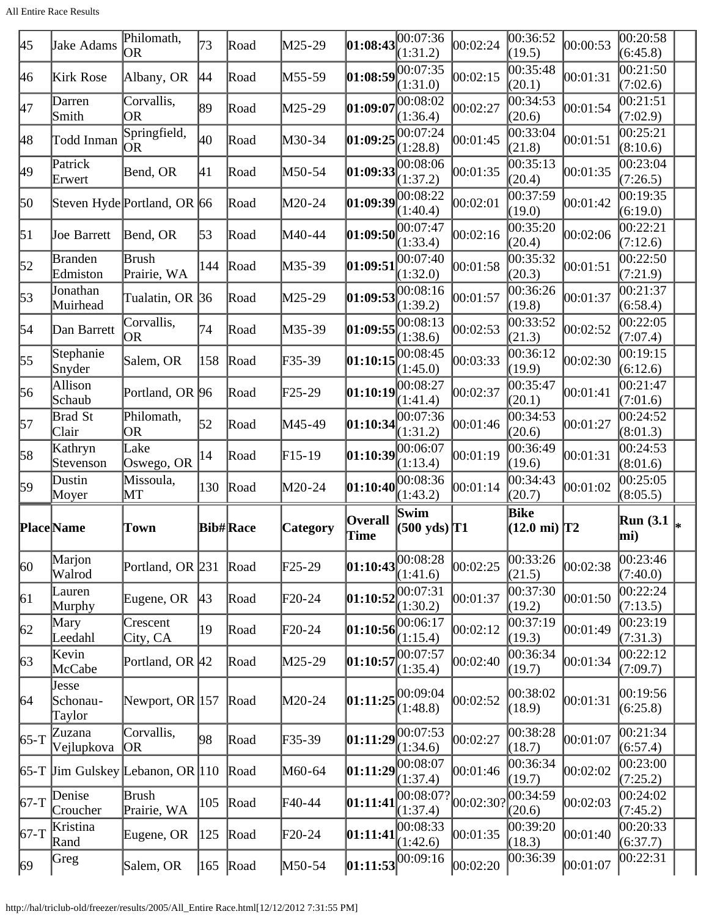| 45 | Jake Adams | Philomath, OR | 73 | Road | M25-29 | **01:08:43** | 00:07:36 (1:31.2) | 00:02:24 | 00:36:52 (19.5) | 00:00:53 | 00:20:58 (6:45.8) | |
|---|---|---|---|---|---|---|---|---|---|---|---|---|
| 46 | Kirk Rose | Albany, OR | 44 | Road | M55-59 | **01:08:59** | 00:07:35 (1:31.0) | 00:02:15 | 00:35:48 (20.1) | 00:01:31 | 00:21:50 (7:02.6) | |
| 47 | Darren Smith | Corvallis, OR | 89 | Road | M25-29 | **01:09:07** | 00:08:02 (1:36.4) | 00:02:27 | 00:34:53 (20.6) | 00:01:54 | 00:21:51 (7:02.9) | |
| 48 | Todd Inman | Springfield, OR | 40 | Road | M30-34 | **01:09:25** | 00:07:24 (1:28.8) | 00:01:45 | 00:33:04 (21.8) | 00:01:51 | 00:25:21 (8:10.6) | |
| 49 | Patrick Erwert | Bend, OR | 41 | Road | M50-54 | **01:09:33** | 00:08:06 (1:37.2) | 00:01:35 | 00:35:13 (20.4) | 00:01:35 | 00:23:04 (7:26.5) | |
| 50 | Steven Hyde | Portland, OR | 66 | Road | M20-24 | **01:09:39** | 00:08:22 (1:40.4) | 00:02:01 | 00:37:59 (19.0) | 00:01:42 | 00:19:35 (6:19.0) | |
| 51 | Joe Barrett | Bend, OR | 53 | Road | M40-44 | **01:09:50** | 00:07:47 (1:33.4) | 00:02:16 | 00:35:20 (20.4) | 00:02:06 | 00:22:21 (7:12.6) | |
| 52 | Branden Edmiston | Brush Prairie, WA | 144 | Road | M35-39 | **01:09:51** | 00:07:40 (1:32.0) | 00:01:58 | 00:35:32 (20.3) | 00:01:51 | 00:22:50 (7:21.9) | |
| 53 | Jonathan Muirhead | Tualatin, OR | 36 | Road | M25-29 | **01:09:53** | 00:08:16 (1:39.2) | 00:01:57 | 00:36:26 (19.8) | 00:01:37 | 00:21:37 (6:58.4) | |
| 54 | Dan Barrett | Corvallis, OR | 74 | Road | M35-39 | **01:09:55** | 00:08:13 (1:38.6) | 00:02:53 | 00:33:52 (21.3) | 00:02:52 | 00:22:05 (7:07.4) | |
| 55 | Stephanie Snyder | Salem, OR | 158 | Road | F35-39 | **01:10:15** | 00:08:45 (1:45.0) | 00:03:33 | 00:36:12 (19.9) | 00:02:30 | 00:19:15 (6:12.6) | |
| 56 | Allison Schaub | Portland, OR | 96 | Road | F25-29 | **01:10:19** | 00:08:27 (1:41.4) | 00:02:37 | 00:35:47 (20.1) | 00:01:41 | 00:21:47 (7:01.6) | |
| 57 | Brad St Clair | Philomath, OR | 52 | Road | M45-49 | **01:10:34** | 00:07:36 (1:31.2) | 00:01:46 | 00:34:53 (20.6) | 00:01:27 | 00:24:52 (8:01.3) | |
| 58 | Kathryn Stevenson | Lake Oswego, OR | 14 | Road | F15-19 | **01:10:39** | 00:06:07 (1:13.4) | 00:01:19 | 00:36:49 (19.6) | 00:01:31 | 00:24:53 (8:01.6) | |
| 59 | Dustin Moyer | Missoula, MT | 130 | Road | M20-24 | **01:10:40** | 00:08:36 (1:43.2) | 00:01:14 | 00:34:43 (20.7) | 00:01:02 | 00:25:05 (8:05.5) | |
| **Place** | **Name** | **Town** | **Bib#** | **Race** | **Category** | **Overall Time** | **Swim (500 yds)** | **T1** | **Bike (12.0 mi)** | **T2** | **Run (3.1 mi)** | ***** |
| 60 | Marjon Walrod | Portland, OR | 231 | Road | F25-29 | **01:10:43** | 00:08:28 (1:41.6) | 00:02:25 | 00:33:26 (21.5) | 00:02:38 | 00:23:46 (7:40.0) | |
| 61 | Lauren Murphy | Eugene, OR | 43 | Road | F20-24 | **01:10:52** | 00:07:31 (1:30.2) | 00:01:37 | 00:37:30 (19.2) | 00:01:50 | 00:22:24 (7:13.5) | |
| 62 | Mary Leedahl | Crescent City, CA | 19 | Road | F20-24 | **01:10:56** | 00:06:17 (1:15.4) | 00:02:12 | 00:37:19 (19.3) | 00:01:49 | 00:23:19 (7:31.3) | |
| 63 | Kevin McCabe | Portland, OR | 42 | Road | M25-29 | **01:10:57** | 00:07:57 (1:35.4) | 00:02:40 | 00:36:34 (19.7) | 00:01:34 | 00:22:12 (7:09.7) | |
| 64 | Jesse Schonau-Taylor | Newport, OR | 157 | Road | M20-24 | **01:11:25** | 00:09:04 (1:48.8) | 00:02:52 | 00:38:02 (18.9) | 00:01:31 | 00:19:56 (6:25.8) | |
| 65-T | Zuzana Vejlupkova | Corvallis, OR | 98 | Road | F35-39 | **01:11:29** | 00:07:53 (1:34.6) | 00:02:27 | 00:38:28 (18.7) | 00:01:07 | 00:21:34 (6:57.4) | |
| 65-T | Jim Gulskey | Lebanon, OR | 110 | Road | M60-64 | **01:11:29** | 00:08:07 (1:37.4) | 00:01:46 | 00:36:34 (19.7) | 00:02:02 | 00:23:00 (7:25.2) | |
| 67-T | Denise Croucher | Brush Prairie, WA | 105 | Road | F40-44 | **01:11:41** | 00:08:07? (1:37.4) | 00:02:30? | 00:34:59 (20.6) | 00:02:03 | 00:24:02 (7:45.2) | |
| 67-T | Kristina Rand | Eugene, OR | 125 | Road | F20-24 | **01:11:41** | 00:08:33 (1:42.6) | 00:01:35 | 00:39:20 (18.3) | 00:01:40 | 00:20:33 (6:37.7) | |
| 69 | Greg | Salem, OR | 165 | Road | M50-54 | **01:11:53** | 00:09:16 | 00:02:20 | 00:36:39 | 00:01:07 | 00:22:31 | |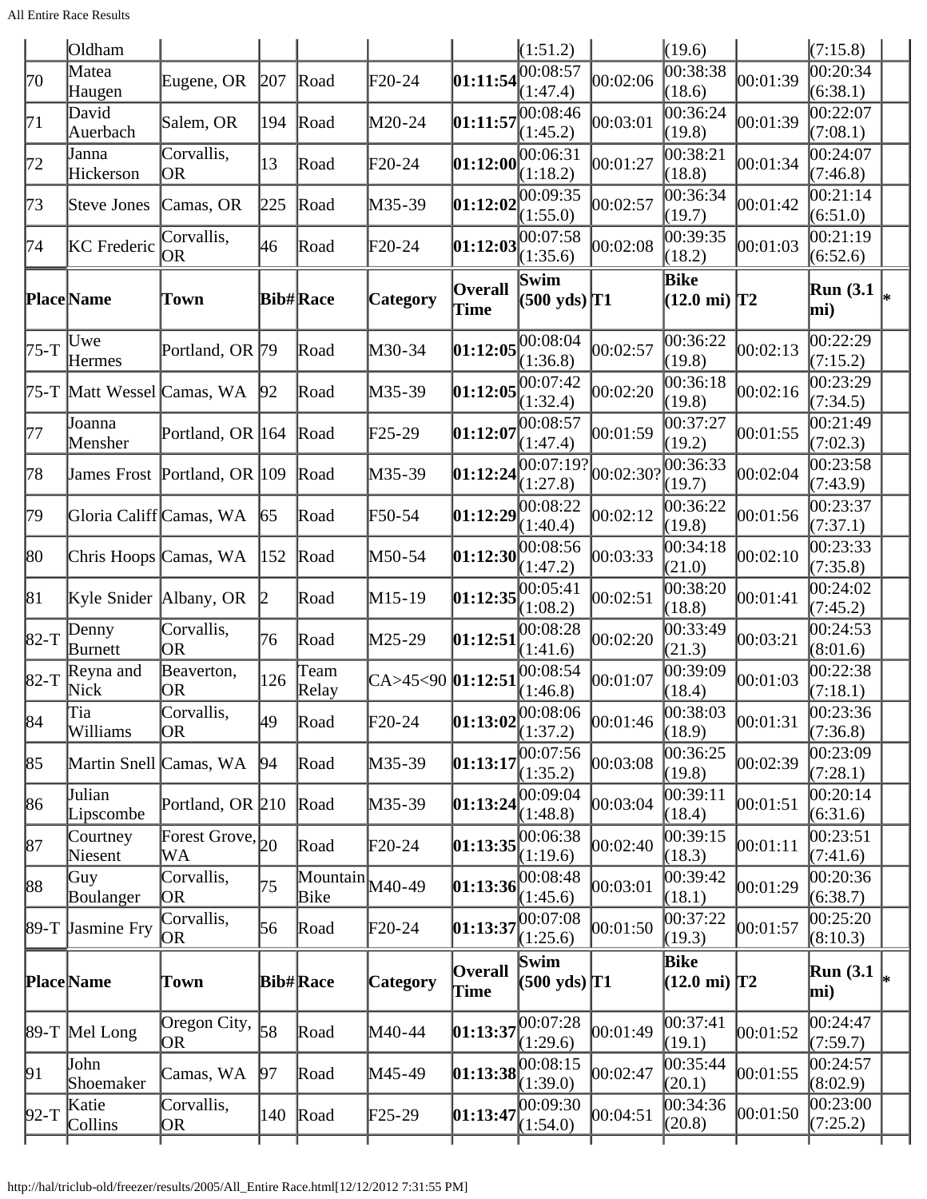| Place | Name | Town | Bib# | Race | Category | Overall Time | Swim (500 yds) | T1 | Bike (12.0 mi) | T2 | Run (3.1 mi) | * |
|---|---|---|---|---|---|---|---|---|---|---|---|---|
| | Oldham | | | | | | (1:51.2) | | (19.6) | | (7:15.8) | |
| 70 | Matea Haugen | Eugene, OR | 207 | Road | F20-24 | **01:11:54** | 00:08:57 (1:47.4) | 00:02:06 | 00:38:38 (18.6) | 00:01:39 | 00:20:34 (6:38.1) | |
| 71 | David Auerbach | Salem, OR | 194 | Road | M20-24 | **01:11:57** | 00:08:46 (1:45.2) | 00:03:01 | 00:36:24 (19.8) | 00:01:39 | 00:22:07 (7:08.1) | |
| 72 | Janna Hickerson | Corvallis, OR | 13 | Road | F20-24 | **01:12:00** | 00:06:31 (1:18.2) | 00:01:27 | 00:38:21 (18.8) | 00:01:34 | 00:24:07 (7:46.8) | |
| 73 | Steve Jones | Camas, OR | 225 | Road | M35-39 | **01:12:02** | 00:09:35 (1:55.0) | 00:02:57 | 00:36:34 (19.7) | 00:01:42 | 00:21:14 (6:51.0) | |
| 74 | KC Frederic | Corvallis, OR | 46 | Road | F20-24 | **01:12:03** | 00:07:58 (1:35.6) | 00:02:08 | 00:39:35 (18.2) | 00:01:03 | 00:21:19 (6:52.6) | |
| **Place** | **Name** | **Town** | **Bib#** | **Race** | **Category** | **Overall Time** | **Swim (500 yds)** | **T1** | **Bike (12.0 mi)** | **T2** | **Run (3.1 mi)** | ***** |
| 75-T | Uwe Hermes | Portland, OR | 79 | Road | M30-34 | **01:12:05** | 00:08:04 (1:36.8) | 00:02:57 | 00:36:22 (19.8) | 00:02:13 | 00:22:29 (7:15.2) | |
| 75-T | Matt Wessel | Camas, WA | 92 | Road | M35-39 | **01:12:05** | 00:07:42 (1:32.4) | 00:02:20 | 00:36:18 (19.8) | 00:02:16 | 00:23:29 (7:34.5) | |
| 77 | Joanna Mensher | Portland, OR | 164 | Road | F25-29 | **01:12:07** | 00:08:57 (1:47.4) | 00:01:59 | 00:37:27 (19.2) | 00:01:55 | 00:21:49 (7:02.3) | |
| 78 | James Frost | Portland, OR | 109 | Road | M35-39 | **01:12:24** | 00:07:19? (1:27.8) | 00:02:30? | 00:36:33 (19.7) | 00:02:04 | 00:23:58 (7:43.9) | |
| 79 | Gloria Califf | Camas, WA | 65 | Road | F50-54 | **01:12:29** | 00:08:22 (1:40.4) | 00:02:12 | 00:36:22 (19.8) | 00:01:56 | 00:23:37 (7:37.1) | |
| 80 | Chris Hoops | Camas, WA | 152 | Road | M50-54 | **01:12:30** | 00:08:56 (1:47.2) | 00:03:33 | 00:34:18 (21.0) | 00:02:10 | 00:23:33 (7:35.8) | |
| 81 | Kyle Snider | Albany, OR | 2 | Road | M15-19 | **01:12:35** | 00:05:41 (1:08.2) | 00:02:51 | 00:38:20 (18.8) | 00:01:41 | 00:24:02 (7:45.2) | |
| 82-T | Denny Burnett | Corvallis, OR | 76 | Road | M25-29 | **01:12:51** | 00:08:28 (1:41.6) | 00:02:20 | 00:33:49 (21.3) | 00:03:21 | 00:24:53 (8:01.6) | |
| 82-T | Reyna and Nick | Beaverton, OR | 126 | Team Relay | CA>45<90 | **01:12:51** | 00:08:54 (1:46.8) | 00:01:07 | 00:39:09 (18.4) | 00:01:03 | 00:22:38 (7:18.1) | |
| 84 | Tia Williams | Corvallis, OR | 49 | Road | F20-24 | **01:13:02** | 00:08:06 (1:37.2) | 00:01:46 | 00:38:03 (18.9) | 00:01:31 | 00:23:36 (7:36.8) | |
| 85 | Martin Snell | Camas, WA | 94 | Road | M35-39 | **01:13:17** | 00:07:56 (1:35.2) | 00:03:08 | 00:36:25 (19.8) | 00:02:39 | 00:23:09 (7:28.1) | |
| 86 | Julian Lipscombe | Portland, OR | 210 | Road | M35-39 | **01:13:24** | 00:09:04 (1:48.8) | 00:03:04 | 00:39:11 (18.4) | 00:01:51 | 00:20:14 (6:31.6) | |
| 87 | Courtney Niesent | Forest Grove, WA | 20 | Road | F20-24 | **01:13:35** | 00:06:38 (1:19.6) | 00:02:40 | 00:39:15 (18.3) | 00:01:11 | 00:23:51 (7:41.6) | |
| 88 | Guy Boulanger | Corvallis, OR | 75 | Mountain Bike | M40-49 | **01:13:36** | 00:08:48 (1:45.6) | 00:03:01 | 00:39:42 (18.1) | 00:01:29 | 00:20:36 (6:38.7) | |
| 89-T | Jasmine Fry | Corvallis, OR | 56 | Road | F20-24 | **01:13:37** | 00:07:08 (1:25.6) | 00:01:50 | 00:37:22 (19.3) | 00:01:57 | 00:25:20 (8:10.3) | |
| **Place** | **Name** | **Town** | **Bib#** | **Race** | **Category** | **Overall Time** | **Swim (500 yds)** | **T1** | **Bike (12.0 mi)** | **T2** | **Run (3.1 mi)** | ***** |
| 89-T | Mel Long | Oregon City, OR | 58 | Road | M40-44 | **01:13:37** | 00:07:28 (1:29.6) | 00:01:49 | 00:37:41 (19.1) | 00:01:52 | 00:24:47 (7:59.7) | |
| 91 | John Shoemaker | Camas, WA | 97 | Road | M45-49 | **01:13:38** | 00:08:15 (1:39.0) | 00:02:47 | 00:35:44 (20.1) | 00:01:55 | 00:24:57 (8:02.9) | |
| 92-T | Katie Collins | Corvallis, OR | 140 | Road | F25-29 | **01:13:47** | 00:09:30 (1:54.0) | 00:04:51 | 00:34:36 (20.8) | 00:01:50 | 00:23:00 (7:25.2) | |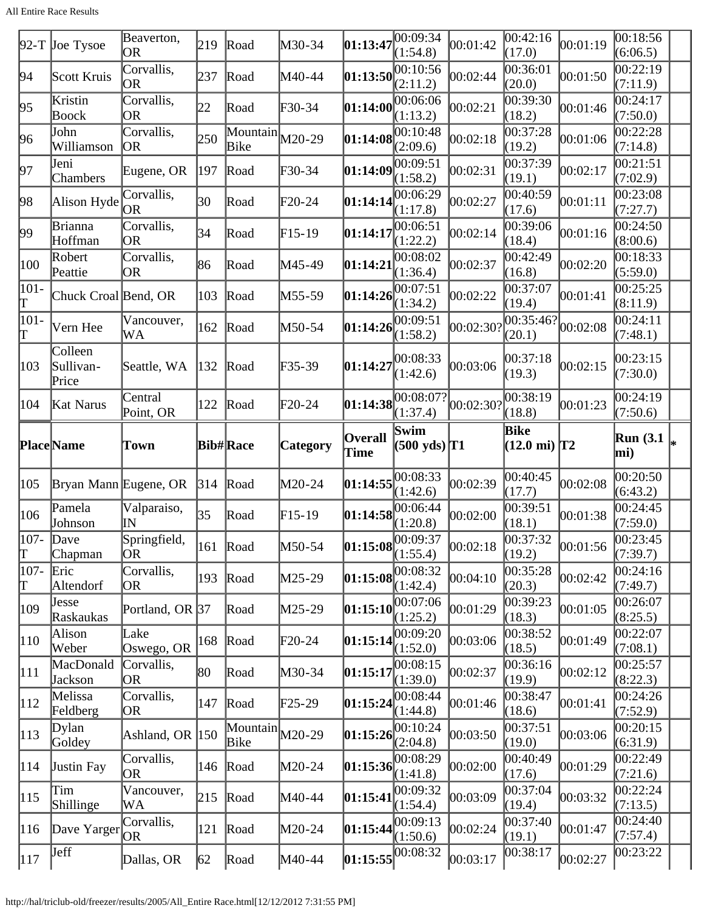| 92-T | Joe Tysoe | Beaverton, OR | 219 | Road | M30-34 | **01:13:47** | 00:09:34 (1:54.8) | 00:01:42 | 00:42:16 (17.0) | 00:01:19 | 00:18:56 (6:06.5) | |
|---|---|---|---|---|---|---|---|---|---|---|---|---|
| 94 | Scott Kruis | Corvallis, OR | 237 | Road | M40-44 | **01:13:50** | 00:10:56 (2:11.2) | 00:02:44 | 00:36:01 (20.0) | 00:01:50 | 00:22:19 (7:11.9) | |
| 95 | Kristin Boock | Corvallis, OR | 22 | Road | F30-34 | **01:14:00** | 00:06:06 (1:13.2) | 00:02:21 | 00:39:30 (18.2) | 00:01:46 | 00:24:17 (7:50.0) | |
| 96 | John Williamson | Corvallis, OR | 250 | Mountain Bike | M20-29 | **01:14:08** | 00:10:48 (2:09.6) | 00:02:18 | 00:37:28 (19.2) | 00:01:06 | 00:22:28 (7:14.8) | |
| 97 | Jeni Chambers | Eugene, OR | 197 | Road | F30-34 | **01:14:09** | 00:09:51 (1:58.2) | 00:02:31 | 00:37:39 (19.1) | 00:02:17 | 00:21:51 (7:02.9) | |
| 98 | Alison Hyde | Corvallis, OR | 30 | Road | F20-24 | **01:14:14** | 00:06:29 (1:17.8) | 00:02:27 | 00:40:59 (17.6) | 00:01:11 | 00:23:08 (7:27.7) | |
| 99 | Brianna Hoffman | Corvallis, OR | 34 | Road | F15-19 | **01:14:17** | 00:06:51 (1:22.2) | 00:02:14 | 00:39:06 (18.4) | 00:01:16 | 00:24:50 (8:00.6) | |
| 100 | Robert Peattie | Corvallis, OR | 86 | Road | M45-49 | **01:14:21** | 00:08:02 (1:36.4) | 00:02:37 | 00:42:49 (16.8) | 00:02:20 | 00:18:33 (5:59.0) | |
| 101-T | Chuck Croal | Bend, OR | 103 | Road | M55-59 | **01:14:26** | 00:07:51 (1:34.2) | 00:02:22 | 00:37:07 (19.4) | 00:01:41 | 00:25:25 (8:11.9) | |
| 101-T | Vern Hee | Vancouver, WA | 162 | Road | M50-54 | **01:14:26** | 00:09:51 (1:58.2) | 00:02:30? | 00:35:46? (20.1) | 00:02:08 | 00:24:11 (7:48.1) | |
| 103 | Colleen Sullivan-Price | Seattle, WA | 132 | Road | F35-39 | **01:14:27** | 00:08:33 (1:42.6) | 00:03:06 | 00:37:18 (19.3) | 00:02:15 | 00:23:15 (7:30.0) | |
| 104 | Kat Narus | Central Point, OR | 122 | Road | F20-24 | **01:14:38** | 00:08:07? (1:37.4) | 00:02:30? | 00:38:19 (18.8) | 00:01:23 | 00:24:19 (7:50.6) | |
| **Place** | **Name** | **Town** | **Bib#** | **Race** | **Category** | **Overall Time** | **Swim (500 yds)** | **T1** | **Bike (12.0 mi)** | **T2** | **Run (3.1 mi)** | ***** |
| 105 | Bryan Mann | Eugene, OR | 314 | Road | M20-24 | **01:14:55** | 00:08:33 (1:42.6) | 00:02:39 | 00:40:45 (17.7) | 00:02:08 | 00:20:50 (6:43.2) | |
| 106 | Pamela Johnson | Valparaiso, IN | 35 | Road | F15-19 | **01:14:58** | 00:06:44 (1:20.8) | 00:02:00 | 00:39:51 (18.1) | 00:01:38 | 00:24:45 (7:59.0) | |
| 107-T | Dave Chapman | Springfield, OR | 161 | Road | M50-54 | **01:15:08** | 00:09:37 (1:55.4) | 00:02:18 | 00:37:32 (19.2) | 00:01:56 | 00:23:45 (7:39.7) | |
| 107-T | Eric Altendorf | Corvallis, OR | 193 | Road | M25-29 | **01:15:08** | 00:08:32 (1:42.4) | 00:04:10 | 00:35:28 (20.3) | 00:02:42 | 00:24:16 (7:49.7) | |
| 109 | Jesse Raskaukas | Portland, OR | 37 | Road | M25-29 | **01:15:10** | 00:07:06 (1:25.2) | 00:01:29 | 00:39:23 (18.3) | 00:01:05 | 00:26:07 (8:25.5) | |
| 110 | Alison Weber | Lake Oswego, OR | 168 | Road | F20-24 | **01:15:14** | 00:09:20 (1:52.0) | 00:03:06 | 00:38:52 (18.5) | 00:01:49 | 00:22:07 (7:08.1) | |
| 111 | MacDonald Jackson | Corvallis, OR | 80 | Road | M30-34 | **01:15:17** | 00:08:15 (1:39.0) | 00:02:37 | 00:36:16 (19.9) | 00:02:12 | 00:25:57 (8:22.3) | |
| 112 | Melissa Feldberg | Corvallis, OR | 147 | Road | F25-29 | **01:15:24** | 00:08:44 (1:44.8) | 00:01:46 | 00:38:47 (18.6) | 00:01:41 | 00:24:26 (7:52.9) | |
| 113 | Dylan Goldey | Ashland, OR | 150 | Mountain Bike | M20-29 | **01:15:26** | 00:10:24 (2:04.8) | 00:03:50 | 00:37:51 (19.0) | 00:03:06 | 00:20:15 (6:31.9) | |
| 114 | Justin Fay | Corvallis, OR | 146 | Road | M20-24 | **01:15:36** | 00:08:29 (1:41.8) | 00:02:00 | 00:40:49 (17.6) | 00:01:29 | 00:22:49 (7:21.6) | |
| 115 | Tim Shillinge | Vancouver, WA | 215 | Road | M40-44 | **01:15:41** | 00:09:32 (1:54.4) | 00:03:09 | 00:37:04 (19.4) | 00:03:32 | 00:22:24 (7:13.5) | |
| 116 | Dave Yarger | Corvallis, OR | 121 | Road | M20-24 | **01:15:44** | 00:09:13 (1:50.6) | 00:02:24 | 00:37:40 (19.1) | 00:01:47 | 00:24:40 (7:57.4) | |
| 117 | Jeff | Dallas, OR | 62 | Road | M40-44 | **01:15:55** | 00:08:32 | 00:03:17 | 00:38:17 | 00:02:27 | 00:23:22 | |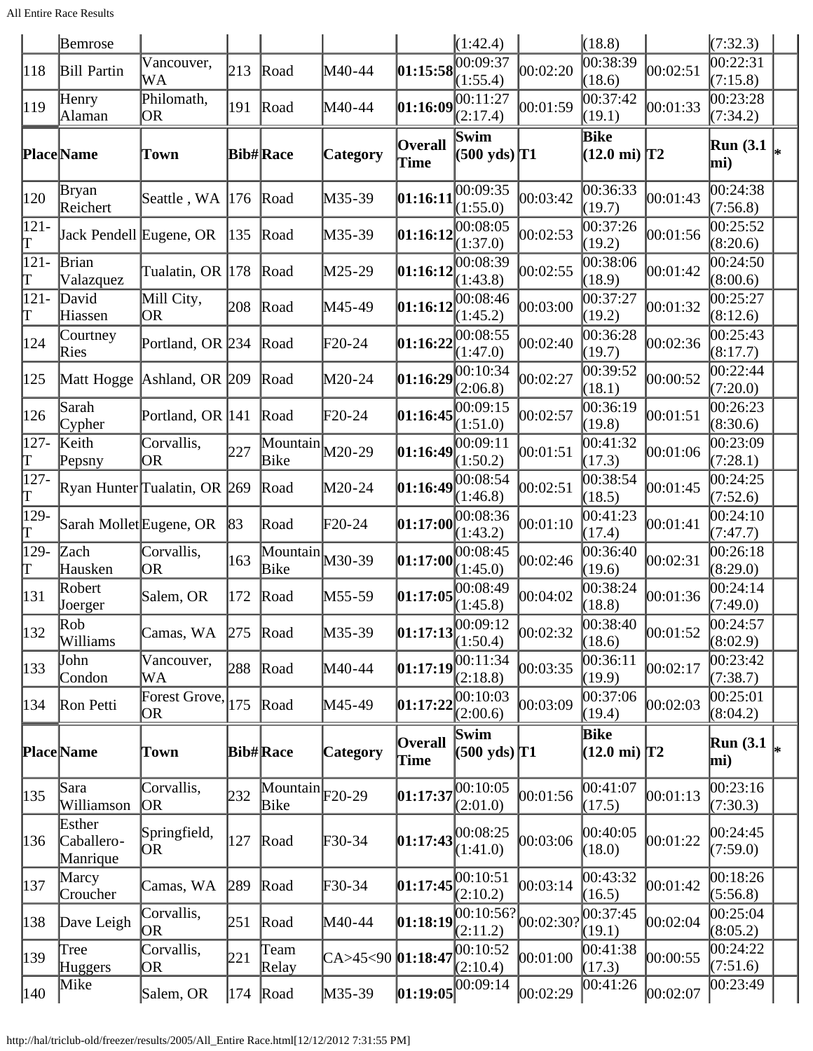| | Bemrose | | | | | | (1:42.4) | | (18.8) | | (7:32.3) | |
|---|---|---|---|---|---|---|---|---|---|---|---|---|
| 118 | Bill Partin | Vancouver, WA | 213 | Road | M40-44 | **01:15:58** | 00:09:37 (1:55.4) | 00:02:20 | 00:38:39 (18.6) | 00:02:51 | 00:22:31 (7:15.8) | |
| 119 | Henry Alaman | Philomath, OR | 191 | Road | M40-44 | **01:16:09** | 00:11:27 (2:17.4) | 00:01:59 | 00:37:42 (19.1) | 00:01:33 | 00:23:28 (7:34.2) | |
| **Place** | **Name** | **Town** | **Bib#** | **Race** | **Category** | **Overall Time** | **Swim (500 yds)** | **T1** | **Bike (12.0 mi)** | **T2** | **Run (3.1 mi)** | ***** |
| 120 | Bryan Reichert | Seattle , WA | 176 | Road | M35-39 | **01:16:11** | 00:09:35 (1:55.0) | 00:03:42 | 00:36:33 (19.7) | 00:01:43 | 00:24:38 (7:56.8) | |
| 121-T | Jack Pendell | Eugene, OR | 135 | Road | M35-39 | **01:16:12** | 00:08:05 (1:37.0) | 00:02:53 | 00:37:26 (19.2) | 00:01:56 | 00:25:52 (8:20.6) | |
| 121-T | Brian Valazquez | Tualatin, OR | 178 | Road | M25-29 | **01:16:12** | 00:08:39 (1:43.8) | 00:02:55 | 00:38:06 (18.9) | 00:01:42 | 00:24:50 (8:00.6) | |
| 121-T | David Hiassen | Mill City, OR | 208 | Road | M45-49 | **01:16:12** | 00:08:46 (1:45.2) | 00:03:00 | 00:37:27 (19.2) | 00:01:32 | 00:25:27 (8:12.6) | |
| 124 | Courtney Ries | Portland, OR | 234 | Road | F20-24 | **01:16:22** | 00:08:55 (1:47.0) | 00:02:40 | 00:36:28 (19.7) | 00:02:36 | 00:25:43 (8:17.7) | |
| 125 | Matt Hogge | Ashland, OR | 209 | Road | M20-24 | **01:16:29** | 00:10:34 (2:06.8) | 00:02:27 | 00:39:52 (18.1) | 00:00:52 | 00:22:44 (7:20.0) | |
| 126 | Sarah Cypher | Portland, OR | 141 | Road | F20-24 | **01:16:45** | 00:09:15 (1:51.0) | 00:02:57 | 00:36:19 (19.8) | 00:01:51 | 00:26:23 (8:30.6) | |
| 127-T | Keith Pepsny | Corvallis, OR | 227 | Mountain Bike | M20-29 | **01:16:49** | 00:09:11 (1:50.2) | 00:01:51 | 00:41:32 (17.3) | 00:01:06 | 00:23:09 (7:28.1) | |
| 127-T | Ryan Hunter | Tualatin, OR | 269 | Road | M20-24 | **01:16:49** | 00:08:54 (1:46.8) | 00:02:51 | 00:38:54 (18.5) | 00:01:45 | 00:24:25 (7:52.6) | |
| 129-T | Sarah Mollet | Eugene, OR | 83 | Road | F20-24 | **01:17:00** | 00:08:36 (1:43.2) | 00:01:10 | 00:41:23 (17.4) | 00:01:41 | 00:24:10 (7:47.7) | |
| 129-T | Zach Hausken | Corvallis, OR | 163 | Mountain Bike | M30-39 | **01:17:00** | 00:08:45 (1:45.0) | 00:02:46 | 00:36:40 (19.6) | 00:02:31 | 00:26:18 (8:29.0) | |
| 131 | Robert Joerger | Salem, OR | 172 | Road | M55-59 | **01:17:05** | 00:08:49 (1:45.8) | 00:04:02 | 00:38:24 (18.8) | 00:01:36 | 00:24:14 (7:49.0) | |
| 132 | Rob Williams | Camas, WA | 275 | Road | M35-39 | **01:17:13** | 00:09:12 (1:50.4) | 00:02:32 | 00:38:40 (18.6) | 00:01:52 | 00:24:57 (8:02.9) | |
| 133 | John Condon | Vancouver, WA | 288 | Road | M40-44 | **01:17:19** | 00:11:34 (2:18.8) | 00:03:35 | 00:36:11 (19.9) | 00:02:17 | 00:23:42 (7:38.7) | |
| 134 | Ron Petti | Forest Grove, OR | 175 | Road | M45-49 | **01:17:22** | 00:10:03 (2:00.6) | 00:03:09 | 00:37:06 (19.4) | 00:02:03 | 00:25:01 (8:04.2) | |
| **Place** | **Name** | **Town** | **Bib#** | **Race** | **Category** | **Overall Time** | **Swim (500 yds)** | **T1** | **Bike (12.0 mi)** | **T2** | **Run (3.1 mi)** | ***** |
| 135 | Sara Williamson | Corvallis, OR | 232 | Mountain Bike | F20-29 | **01:17:37** | 00:10:05 (2:01.0) | 00:01:56 | 00:41:07 (17.5) | 00:01:13 | 00:23:16 (7:30.3) | |
| 136 | Esther Caballero-Manrique | Springfield, OR | 127 | Road | F30-34 | **01:17:43** | 00:08:25 (1:41.0) | 00:03:06 | 00:40:05 (18.0) | 00:01:22 | 00:24:45 (7:59.0) | |
| 137 | Marcy Croucher | Camas, WA | 289 | Road | F30-34 | **01:17:45** | 00:10:51 (2:10.2) | 00:03:14 | 00:43:32 (16.5) | 00:01:42 | 00:18:26 (5:56.8) | |
| 138 | Dave Leigh | Corvallis, OR | 251 | Road | M40-44 | **01:18:19** | 00:10:56? (2:11.2) | 00:02:30? | 00:37:45 (19.1) | 00:02:04 | 00:25:04 (8:05.2) | |
| 139 | Tree Huggers | Corvallis, OR | 221 | Team Relay | CA>45<90 | **01:18:47** | 00:10:52 (2:10.4) | 00:01:00 | 00:41:38 (17.3) | 00:00:55 | 00:24:22 (7:51.6) | |
| 140 | Mike | Salem, OR | 174 | Road | M35-39 | **01:19:05** | 00:09:14 | 00:02:29 | 00:41:26 | 00:02:07 | 00:23:49 | |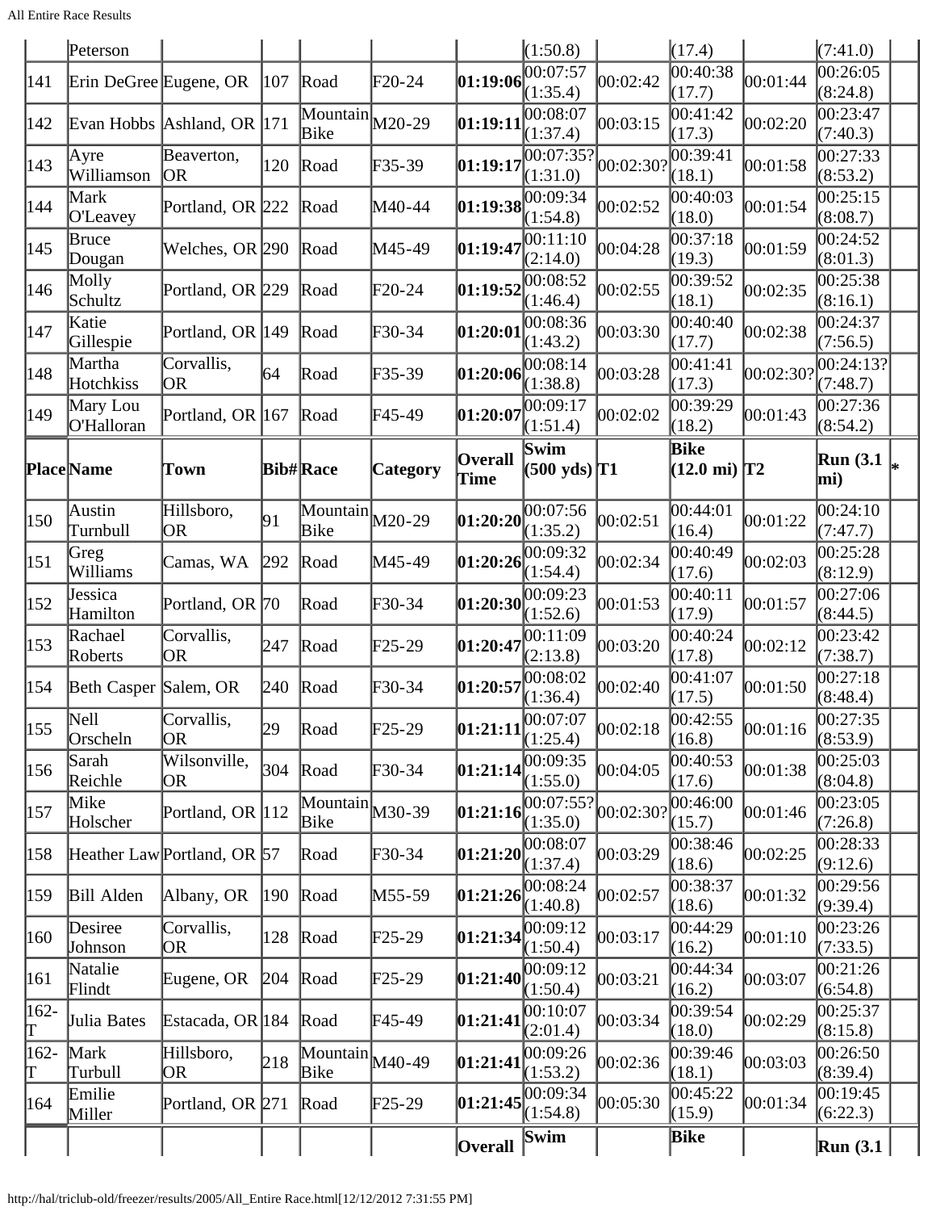| Place | Name | Town | Bib# | Race | Category | Overall Time | Swim (500 yds) | T1 | Bike (12.0 mi) | T2 | Run (3.1 mi) | * |
|---|---|---|---|---|---|---|---|---|---|---|---|---|
| | Peterson | | | | | | (1:50.8) | | (17.4) | | (7:41.0) | |
| 141 | Erin DeGree | Eugene, OR | 107 | Road | F20-24 | **01:19:06** | 00:07:57 (1:35.4) | 00:02:42 | 00:40:38 (17.7) | 00:01:44 | 00:26:05 (8:24.8) | |
| 142 | Evan Hobbs | Ashland, OR | 171 | Mountain Bike | M20-29 | **01:19:11** | 00:08:07 (1:37.4) | 00:03:15 | 00:41:42 (17.3) | 00:02:20 | 00:23:47 (7:40.3) | |
| 143 | Ayre Williamson | Beaverton, OR | 120 | Road | F35-39 | **01:19:17** | 00:07:35? (1:31.0) | 00:02:30? | 00:39:41 (18.1) | 00:01:58 | 00:27:33 (8:53.2) | |
| 144 | Mark O'Leavey | Portland, OR | 222 | Road | M40-44 | **01:19:38** | 00:09:34 (1:54.8) | 00:02:52 | 00:40:03 (18.0) | 00:01:54 | 00:25:15 (8:08.7) | |
| 145 | Bruce Dougan | Welches, OR | 290 | Road | M45-49 | **01:19:47** | 00:11:10 (2:14.0) | 00:04:28 | 00:37:18 (19.3) | 00:01:59 | 00:24:52 (8:01.3) | |
| 146 | Molly Schultz | Portland, OR | 229 | Road | F20-24 | **01:19:52** | 00:08:52 (1:46.4) | 00:02:55 | 00:39:52 (18.1) | 00:02:35 | 00:25:38 (8:16.1) | |
| 147 | Katie Gillespie | Portland, OR | 149 | Road | F30-34 | **01:20:01** | 00:08:36 (1:43.2) | 00:03:30 | 00:40:40 (17.7) | 00:02:38 | 00:24:37 (7:56.5) | |
| 148 | Martha Hotchkiss | Corvallis, OR | 64 | Road | F35-39 | **01:20:06** | 00:08:14 (1:38.8) | 00:03:28 | 00:41:41 (17.3) | 00:02:30? | 00:24:13? (7:48.7) | |
| 149 | Mary Lou O'Halloran | Portland, OR | 167 | Road | F45-49 | **01:20:07** | 00:09:17 (1:51.4) | 00:02:02 | 00:39:29 (18.2) | 00:01:43 | 00:27:36 (8:54.2) | |
| **Place** | **Name** | **Town** | **Bib#** | **Race** | **Category** | **Overall Time** | **Swim (500 yds)** | **T1** | **Bike (12.0 mi)** | **T2** | **Run (3.1 mi)** | ***** |
| 150 | Austin Turnbull | Hillsboro, OR | 91 | Mountain Bike | M20-29 | **01:20:20** | 00:07:56 (1:35.2) | 00:02:51 | 00:44:01 (16.4) | 00:01:22 | 00:24:10 (7:47.7) | |
| 151 | Greg Williams | Camas, WA | 292 | Road | M45-49 | **01:20:26** | 00:09:32 (1:54.4) | 00:02:34 | 00:40:49 (17.6) | 00:02:03 | 00:25:28 (8:12.9) | |
| 152 | Jessica Hamilton | Portland, OR | 70 | Road | F30-34 | **01:20:30** | 00:09:23 (1:52.6) | 00:01:53 | 00:40:11 (17.9) | 00:01:57 | 00:27:06 (8:44.5) | |
| 153 | Rachael Roberts | Corvallis, OR | 247 | Road | F25-29 | **01:20:47** | 00:11:09 (2:13.8) | 00:03:20 | 00:40:24 (17.8) | 00:02:12 | 00:23:42 (7:38.7) | |
| 154 | Beth Casper | Salem, OR | 240 | Road | F30-34 | **01:20:57** | 00:08:02 (1:36.4) | 00:02:40 | 00:41:07 (17.5) | 00:01:50 | 00:27:18 (8:48.4) | |
| 155 | Nell Orscheln | Corvallis, OR | 29 | Road | F25-29 | **01:21:11** | 00:07:07 (1:25.4) | 00:02:18 | 00:42:55 (16.8) | 00:01:16 | 00:27:35 (8:53.9) | |
| 156 | Sarah Reichle | Wilsonville, OR | 304 | Road | F30-34 | **01:21:14** | 00:09:35 (1:55.0) | 00:04:05 | 00:40:53 (17.6) | 00:01:38 | 00:25:03 (8:04.8) | |
| 157 | Mike Holscher | Portland, OR | 112 | Mountain Bike | M30-39 | **01:21:16** | 00:07:55? (1:35.0) | 00:02:30? | 00:46:00 (15.7) | 00:01:46 | 00:23:05 (7:26.8) | |
| 158 | Heather Law | Portland, OR | 57 | Road | F30-34 | **01:21:20** | 00:08:07 (1:37.4) | 00:03:29 | 00:38:46 (18.6) | 00:02:25 | 00:28:33 (9:12.6) | |
| 159 | Bill Alden | Albany, OR | 190 | Road | M55-59 | **01:21:26** | 00:08:24 (1:40.8) | 00:02:57 | 00:38:37 (18.6) | 00:01:32 | 00:29:56 (9:39.4) | |
| 160 | Desiree Johnson | Corvallis, OR | 128 | Road | F25-29 | **01:21:34** | 00:09:12 (1:50.4) | 00:03:17 | 00:44:29 (16.2) | 00:01:10 | 00:23:26 (7:33.5) | |
| 161 | Natalie Flindt | Eugene, OR | 204 | Road | F25-29 | **01:21:40** | 00:09:12 (1:50.4) | 00:03:21 | 00:44:34 (16.2) | 00:03:07 | 00:21:26 (6:54.8) | |
| 162-T | Julia Bates | Estacada, OR | 184 | Road | F45-49 | **01:21:41** | 00:10:07 (2:01.4) | 00:03:34 | 00:39:54 (18.0) | 00:02:29 | 00:25:37 (8:15.8) | |
| 162-T | Mark Turbull | Hillsboro, OR | 218 | Mountain Bike | M40-49 | **01:21:41** | 00:09:26 (1:53.2) | 00:02:36 | 00:39:46 (18.1) | 00:03:03 | 00:26:50 (8:39.4) | |
| 164 | Emilie Miller | Portland, OR | 271 | Road | F25-29 | **01:21:45** | 00:09:34 (1:54.8) | 00:05:30 | 00:45:22 (15.9) | 00:01:34 | 00:19:45 (6:22.3) | |
| | | | | | | **Overall** | **Swim** | | **Bike** | | **Run (3.1** | |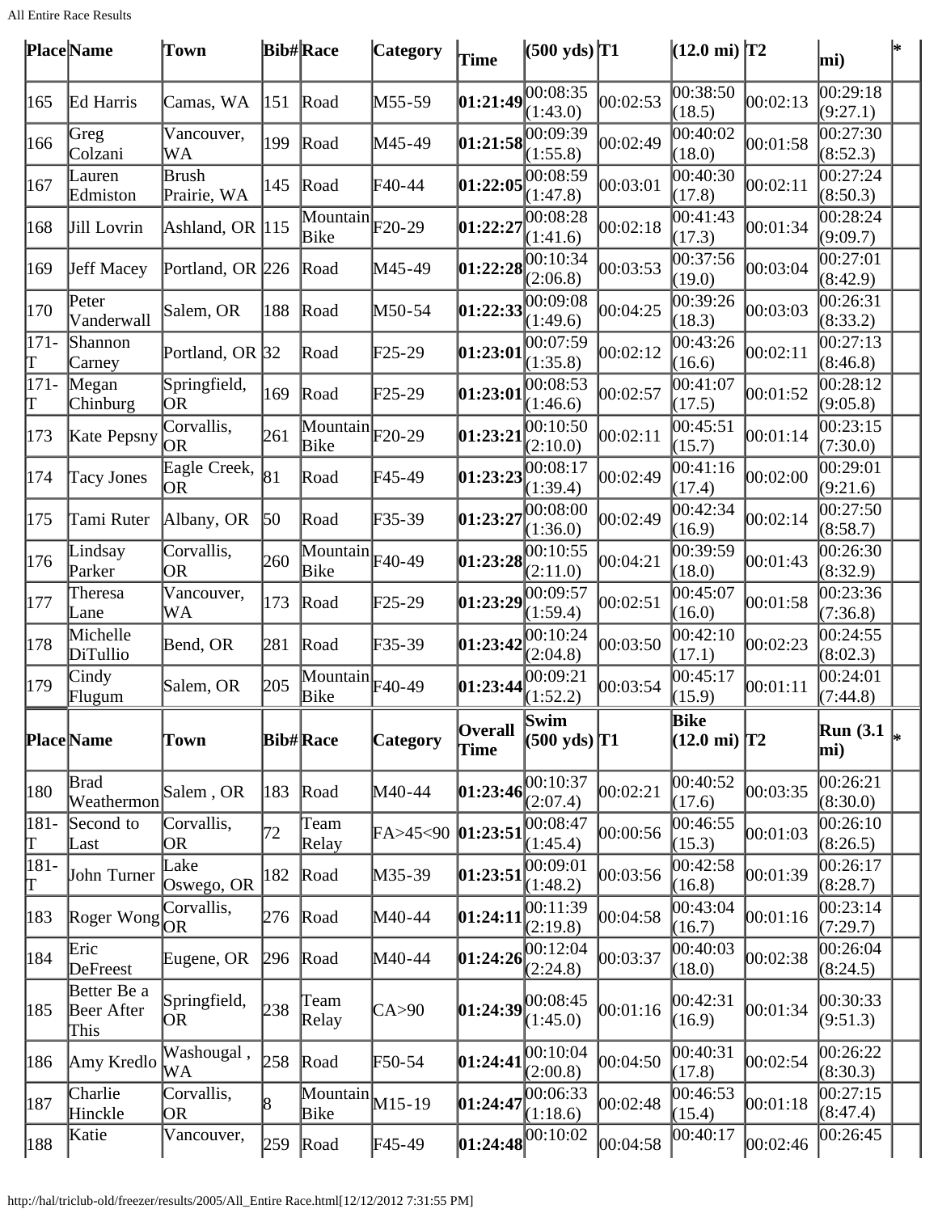| Place | Name | Town | Bib# | Race | Category | Time | (500 yds) | T1 | (12.0 mi) | T2 | mi) | * |
|---|---|---|---|---|---|---|---|---|---|---|---|---|
| 165 | Ed Harris | Camas, WA | 151 | Road | M55-59 | **01:21:49** | 00:08:35 (1:43.0) | 00:02:53 | 00:38:50 (18.5) | 00:02:13 | 00:29:18 (9:27.1) | |
| 166 | Greg Colzani | Vancouver, WA | 199 | Road | M45-49 | **01:21:58** | 00:09:39 (1:55.8) | 00:02:49 | 00:40:02 (18.0) | 00:01:58 | 00:27:30 (8:52.3) | |
| 167 | Lauren Edmiston | Brush Prairie, WA | 145 | Road | F40-44 | **01:22:05** | 00:08:59 (1:47.8) | 00:03:01 | 00:40:30 (17.8) | 00:02:11 | 00:27:24 (8:50.3) | |
| 168 | Jill Lovrin | Ashland, OR | 115 | Mountain Bike | F20-29 | **01:22:27** | 00:08:28 (1:41.6) | 00:02:18 | 00:41:43 (17.3) | 00:01:34 | 00:28:24 (9:09.7) | |
| 169 | Jeff Macey | Portland, OR | 226 | Road | M45-49 | **01:22:28** | 00:10:34 (2:06.8) | 00:03:53 | 00:37:56 (19.0) | 00:03:04 | 00:27:01 (8:42.9) | |
| 170 | Peter Vanderwall | Salem, OR | 188 | Road | M50-54 | **01:22:33** | 00:09:08 (1:49.6) | 00:04:25 | 00:39:26 (18.3) | 00:03:03 | 00:26:31 (8:33.2) | |
| 171-T | Shannon Carney | Portland, OR | 32 | Road | F25-29 | **01:23:01** | 00:07:59 (1:35.8) | 00:02:12 | 00:43:26 (16.6) | 00:02:11 | 00:27:13 (8:46.8) | |
| 171-T | Megan Chinburg | Springfield, OR | 169 | Road | F25-29 | **01:23:01** | 00:08:53 (1:46.6) | 00:02:57 | 00:41:07 (17.5) | 00:01:52 | 00:28:12 (9:05.8) | |
| 173 | Kate Pepsny | Corvallis, OR | 261 | Mountain Bike | F20-29 | **01:23:21** | 00:10:50 (2:10.0) | 00:02:11 | 00:45:51 (15.7) | 00:01:14 | 00:23:15 (7:30.0) | |
| 174 | Tacy Jones | Eagle Creek, OR | 81 | Road | F45-49 | **01:23:23** | 00:08:17 (1:39.4) | 00:02:49 | 00:41:16 (17.4) | 00:02:00 | 00:29:01 (9:21.6) | |
| 175 | Tami Ruter | Albany, OR | 50 | Road | F35-39 | **01:23:27** | 00:08:00 (1:36.0) | 00:02:49 | 00:42:34 (16.9) | 00:02:14 | 00:27:50 (8:58.7) | |
| 176 | Lindsay Parker | Corvallis, OR | 260 | Mountain Bike | F40-49 | **01:23:28** | 00:10:55 (2:11.0) | 00:04:21 | 00:39:59 (18.0) | 00:01:43 | 00:26:30 (8:32.9) | |
| 177 | Theresa Lane | Vancouver, WA | 173 | Road | F25-29 | **01:23:29** | 00:09:57 (1:59.4) | 00:02:51 | 00:45:07 (16.0) | 00:01:58 | 00:23:36 (7:36.8) | |
| 178 | Michelle DiTullio | Bend, OR | 281 | Road | F35-39 | **01:23:42** | 00:10:24 (2:04.8) | 00:03:50 | 00:42:10 (17.1) | 00:02:23 | 00:24:55 (8:02.3) | |
| 179 | Cindy Flugum | Salem, OR | 205 | Mountain Bike | F40-49 | **01:23:44** | 00:09:21 (1:52.2) | 00:03:54 | 00:45:17 (15.9) | 00:01:11 | 00:24:01 (7:44.8) | |
| **Place** | **Name** | **Town** | **Bib#** | **Race** | **Category** | **Overall Time** | **Swim (500 yds)** | **T1** | **Bike (12.0 mi)** | **T2** | **Run (3.1 mi)** | * |
| 180 | Brad Weathermon | Salem , OR | 183 | Road | M40-44 | **01:23:46** | 00:10:37 (2:07.4) | 00:02:21 | 00:40:52 (17.6) | 00:03:35 | 00:26:21 (8:30.0) | |
| 181-T | Second to Last | Corvallis, OR | 72 | Team Relay | FA>45<90 | **01:23:51** | 00:08:47 (1:45.4) | 00:00:56 | 00:46:55 (15.3) | 00:01:03 | 00:26:10 (8:26.5) | |
| 181-T | John Turner | Lake Oswego, OR | 182 | Road | M35-39 | **01:23:51** | 00:09:01 (1:48.2) | 00:03:56 | 00:42:58 (16.8) | 00:01:39 | 00:26:17 (8:28.7) | |
| 183 | Roger Wong | Corvallis, OR | 276 | Road | M40-44 | **01:24:11** | 00:11:39 (2:19.8) | 00:04:58 | 00:43:04 (16.7) | 00:01:16 | 00:23:14 (7:29.7) | |
| 184 | Eric DeFreest | Eugene, OR | 296 | Road | M40-44 | **01:24:26** | 00:12:04 (2:24.8) | 00:03:37 | 00:40:03 (18.0) | 00:02:38 | 00:26:04 (8:24.5) | |
| 185 | Better Be a Beer After This | Springfield, OR | 238 | Team Relay | CA>90 | **01:24:39** | 00:08:45 (1:45.0) | 00:01:16 | 00:42:31 (16.9) | 00:01:34 | 00:30:33 (9:51.3) | |
| 186 | Amy Kredlo | Washougal , WA | 258 | Road | F50-54 | **01:24:41** | 00:10:04 (2:00.8) | 00:04:50 | 00:40:31 (17.8) | 00:02:54 | 00:26:22 (8:30.3) | |
| 187 | Charlie Hinckle | Corvallis, OR | 8 | Mountain Bike | M15-19 | **01:24:47** | 00:06:33 (1:18.6) | 00:02:48 | 00:46:53 (15.4) | 00:01:18 | 00:27:15 (8:47.4) | |
| 188 | Katie | Vancouver, | 259 | Road | F45-49 | **01:24:48** | 00:10:02 | 00:04:58 | 00:40:17 | 00:02:46 | 00:26:45 | |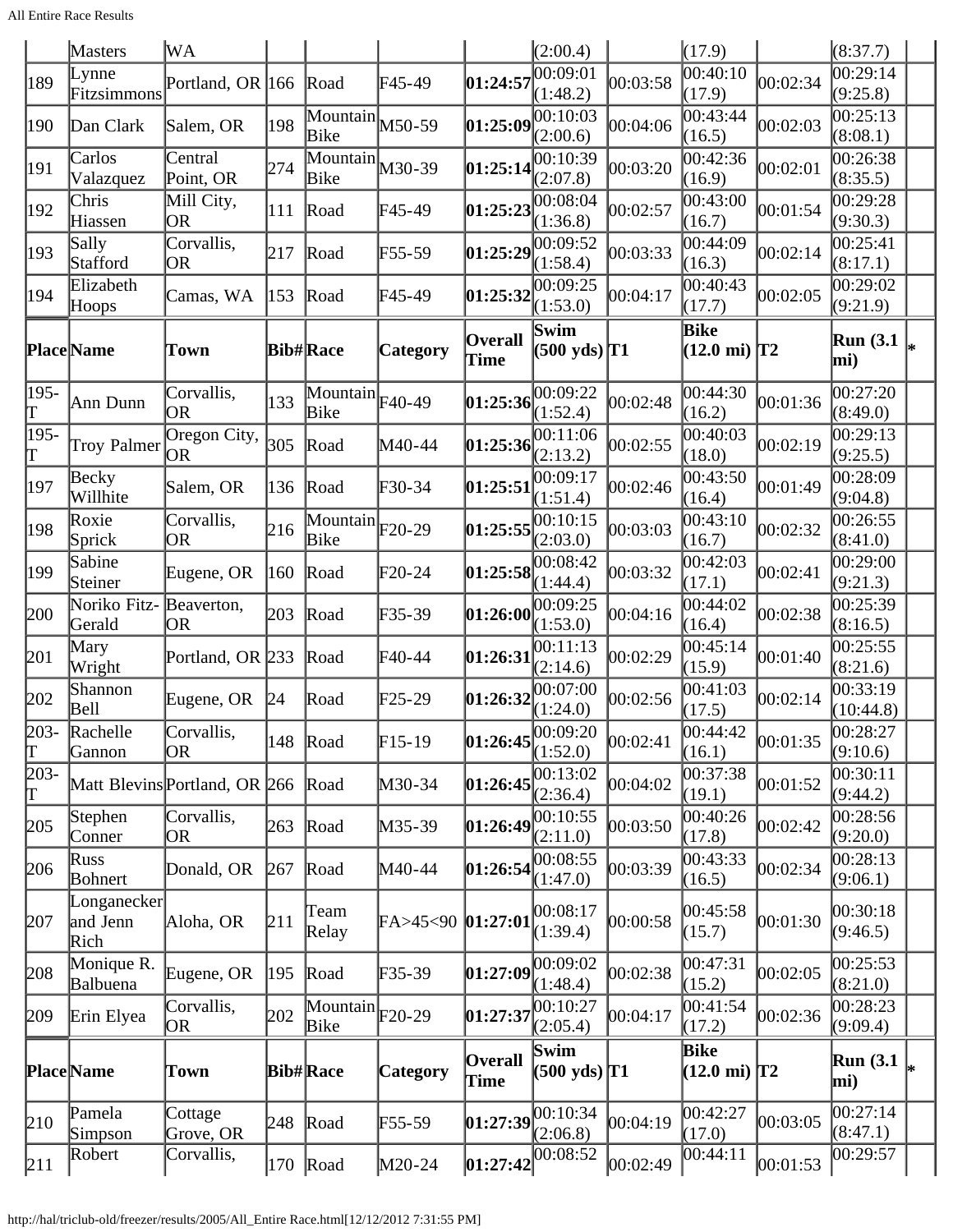| Place | Name | Town | Bib# | Race | Category | Overall Time | Swim (500 yds) | T1 | Bike (12.0 mi) | T2 | Run (3.1 mi) | * |
|---|---|---|---|---|---|---|---|---|---|---|---|---|
| | Masters | WA | | | | | (2:00.4) | | (17.9) | | (8:37.7) | |
| 189 | Lynne Fitzsimmons | Portland, OR | 166 | Road | F45-49 | **01:24:57** | 00:09:01 (1:48.2) | 00:03:58 | 00:40:10 (17.9) | 00:02:34 | 00:29:14 (9:25.8) | |
| 190 | Dan Clark | Salem, OR | 198 | Mountain Bike | M50-59 | **01:25:09** | 00:10:03 (2:00.6) | 00:04:06 | 00:43:44 (16.5) | 00:02:03 | 00:25:13 (8:08.1) | |
| 191 | Carlos Valazquez | Central Point, OR | 274 | Mountain Bike | M30-39 | **01:25:14** | 00:10:39 (2:07.8) | 00:03:20 | 00:42:36 (16.9) | 00:02:01 | 00:26:38 (8:35.5) | |
| 192 | Chris Hiassen | Mill City, OR | 111 | Road | F45-49 | **01:25:23** | 00:08:04 (1:36.8) | 00:02:57 | 00:43:00 (16.7) | 00:01:54 | 00:29:28 (9:30.3) | |
| 193 | Sally Stafford | Corvallis, OR | 217 | Road | F55-59 | **01:25:29** | 00:09:52 (1:58.4) | 00:03:33 | 00:44:09 (16.3) | 00:02:14 | 00:25:41 (8:17.1) | |
| 194 | Elizabeth Hoops | Camas, WA | 153 | Road | F45-49 | **01:25:32** | 00:09:25 (1:53.0) | 00:04:17 | 00:40:43 (17.7) | 00:02:05 | 00:29:02 (9:21.9) | |
| **Place** | **Name** | **Town** | **Bib#** | **Race** | **Category** | **Overall Time** | **Swim (500 yds)** | **T1** | **Bike (12.0 mi)** | **T2** | **Run (3.1 mi)** | * |
| 195-T | Ann Dunn | Corvallis, OR | 133 | Mountain Bike | F40-49 | **01:25:36** | 00:09:22 (1:52.4) | 00:02:48 | 00:44:30 (16.2) | 00:01:36 | 00:27:20 (8:49.0) | |
| 195-T | Troy Palmer | Oregon City, OR | 305 | Road | M40-44 | **01:25:36** | 00:11:06 (2:13.2) | 00:02:55 | 00:40:03 (18.0) | 00:02:19 | 00:29:13 (9:25.5) | |
| 197 | Becky Willhite | Salem, OR | 136 | Road | F30-34 | **01:25:51** | 00:09:17 (1:51.4) | 00:02:46 | 00:43:50 (16.4) | 00:01:49 | 00:28:09 (9:04.8) | |
| 198 | Roxie Sprick | Corvallis, OR | 216 | Mountain Bike | F20-29 | **01:25:55** | 00:10:15 (2:03.0) | 00:03:03 | 00:43:10 (16.7) | 00:02:32 | 00:26:55 (8:41.0) | |
| 199 | Sabine Steiner | Eugene, OR | 160 | Road | F20-24 | **01:25:58** | 00:08:42 (1:44.4) | 00:03:32 | 00:42:03 (17.1) | 00:02:41 | 00:29:00 (9:21.3) | |
| 200 | Noriko Fitz-Gerald | Beaverton, OR | 203 | Road | F35-39 | **01:26:00** | 00:09:25 (1:53.0) | 00:04:16 | 00:44:02 (16.4) | 00:02:38 | 00:25:39 (8:16.5) | |
| 201 | Mary Wright | Portland, OR | 233 | Road | F40-44 | **01:26:31** | 00:11:13 (2:14.6) | 00:02:29 | 00:45:14 (15.9) | 00:01:40 | 00:25:55 (8:21.6) | |
| 202 | Shannon Bell | Eugene, OR | 24 | Road | F25-29 | **01:26:32** | 00:07:00 (1:24.0) | 00:02:56 | 00:41:03 (17.5) | 00:02:14 | 00:33:19 (10:44.8) | |
| 203-T | Rachelle Gannon | Corvallis, OR | 148 | Road | F15-19 | **01:26:45** | 00:09:20 (1:52.0) | 00:02:41 | 00:44:42 (16.1) | 00:01:35 | 00:28:27 (9:10.6) | |
| 203-T | Matt Blevins | Portland, OR | 266 | Road | M30-34 | **01:26:45** | 00:13:02 (2:36.4) | 00:04:02 | 00:37:38 (19.1) | 00:01:52 | 00:30:11 (9:44.2) | |
| 205 | Stephen Conner | Corvallis, OR | 263 | Road | M35-39 | **01:26:49** | 00:10:55 (2:11.0) | 00:03:50 | 00:40:26 (17.8) | 00:02:42 | 00:28:56 (9:20.0) | |
| 206 | Russ Bohnert | Donald, OR | 267 | Road | M40-44 | **01:26:54** | 00:08:55 (1:47.0) | 00:03:39 | 00:43:33 (16.5) | 00:02:34 | 00:28:13 (9:06.1) | |
| 207 | Longanecker and Jenn Rich | Aloha, OR | 211 | Team Relay | FA>45<90 | **01:27:01** | 00:08:17 (1:39.4) | 00:00:58 | 00:45:58 (15.7) | 00:01:30 | 00:30:18 (9:46.5) | |
| 208 | Monique R. Balbuena | Eugene, OR | 195 | Road | F35-39 | **01:27:09** | 00:09:02 (1:48.4) | 00:02:38 | 00:47:31 (15.2) | 00:02:05 | 00:25:53 (8:21.0) | |
| 209 | Erin Elyea | Corvallis, OR | 202 | Mountain Bike | F20-29 | **01:27:37** | 00:10:27 (2:05.4) | 00:04:17 | 00:41:54 (17.2) | 00:02:36 | 00:28:23 (9:09.4) | |
| **Place** | **Name** | **Town** | **Bib#** | **Race** | **Category** | **Overall Time** | **Swim (500 yds)** | **T1** | **Bike (12.0 mi)** | **T2** | **Run (3.1 mi)** | * |
| 210 | Pamela Simpson | Cottage Grove, OR | 248 | Road | F55-59 | **01:27:39** | 00:10:34 (2:06.8) | 00:04:19 | 00:42:27 (17.0) | 00:03:05 | 00:27:14 (8:47.1) | |
| 211 | Robert | Corvallis, | 170 | Road | M20-24 | **01:27:42** | 00:08:52 | 00:02:49 | 00:44:11 | 00:01:53 | 00:29:57 | |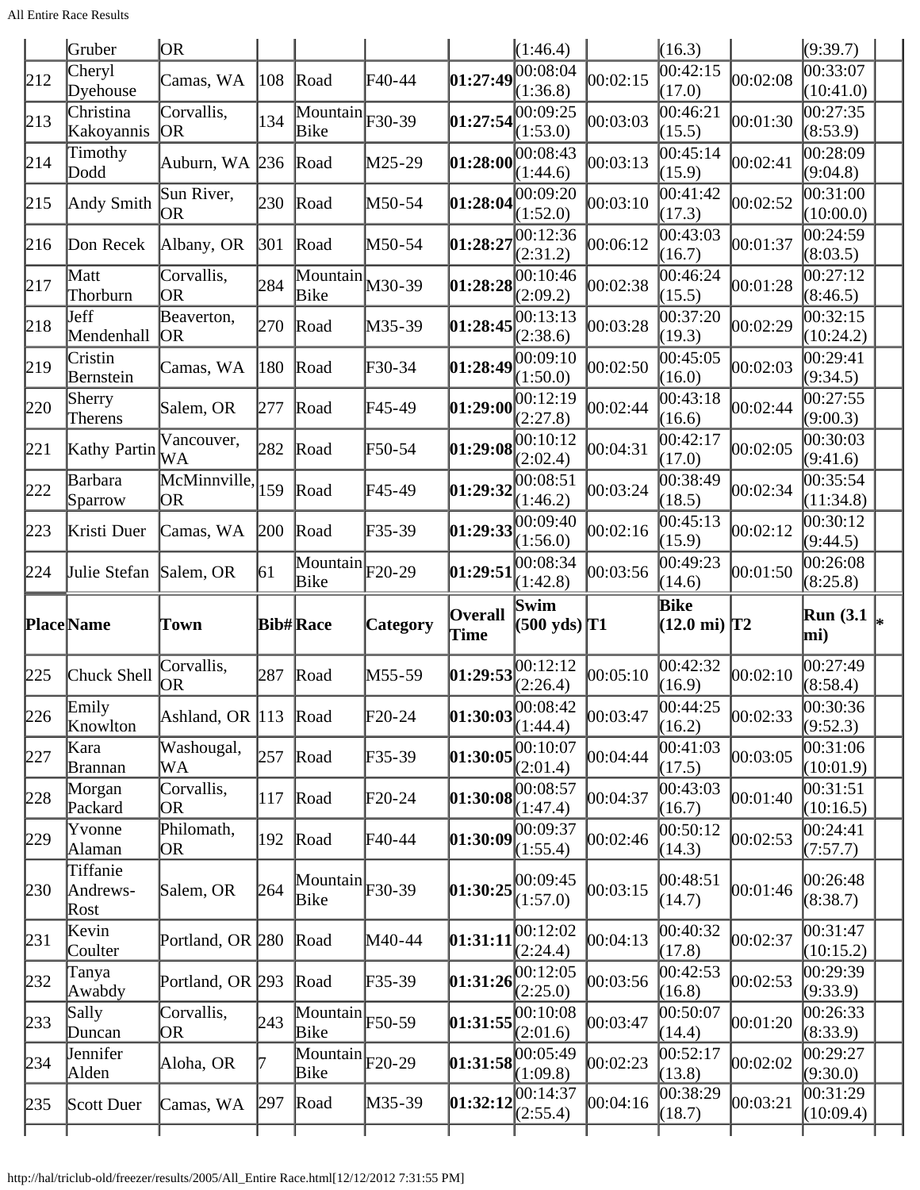| Place | Name | Town | Bib# | Race | Category | Overall Time | Swim (500 yds) | T1 | Bike (12.0 mi) | T2 | Run (3.1 mi) | * |
|---|---|---|---|---|---|---|---|---|---|---|---|---|
| | Gruber | OR | | | | | (1:46.4) | | (16.3) | | (9:39.7) | |
| 212 | Cheryl Dyehouse | Camas, WA | 108 | Road | F40-44 | **01:27:49** | 00:08:04 (1:36.8) | 00:02:15 | 00:42:15 (17.0) | 00:02:08 | 00:33:07 (10:41.0) | |
| 213 | Christina Kakoyannis | Corvallis, OR | 134 | Mountain Bike | F30-39 | **01:27:54** | 00:09:25 (1:53.0) | 00:03:03 | 00:46:21 (15.5) | 00:01:30 | 00:27:35 (8:53.9) | |
| 214 | Timothy Dodd | Auburn, WA | 236 | Road | M25-29 | **01:28:00** | 00:08:43 (1:44.6) | 00:03:13 | 00:45:14 (15.9) | 00:02:41 | 00:28:09 (9:04.8) | |
| 215 | Andy Smith | Sun River, OR | 230 | Road | M50-54 | **01:28:04** | 00:09:20 (1:52.0) | 00:03:10 | 00:41:42 (17.3) | 00:02:52 | 00:31:00 (10:00.0) | |
| 216 | Don Recek | Albany, OR | 301 | Road | M50-54 | **01:28:27** | 00:12:36 (2:31.2) | 00:06:12 | 00:43:03 (16.7) | 00:01:37 | 00:24:59 (8:03.5) | |
| 217 | Matt Thorburn | Corvallis, OR | 284 | Mountain Bike | M30-39 | **01:28:28** | 00:10:46 (2:09.2) | 00:02:38 | 00:46:24 (15.5) | 00:01:28 | 00:27:12 (8:46.5) | |
| 218 | Jeff Mendenhall | Beaverton, OR | 270 | Road | M35-39 | **01:28:45** | 00:13:13 (2:38.6) | 00:03:28 | 00:37:20 (19.3) | 00:02:29 | 00:32:15 (10:24.2) | |
| 219 | Cristin Bernstein | Camas, WA | 180 | Road | F30-34 | **01:28:49** | 00:09:10 (1:50.0) | 00:02:50 | 00:45:05 (16.0) | 00:02:03 | 00:29:41 (9:34.5) | |
| 220 | Sherry Therens | Salem, OR | 277 | Road | F45-49 | **01:29:00** | 00:12:19 (2:27.8) | 00:02:44 | 00:43:18 (16.6) | 00:02:44 | 00:27:55 (9:00.3) | |
| 221 | Kathy Partin | Vancouver, WA | 282 | Road | F50-54 | **01:29:08** | 00:10:12 (2:02.4) | 00:04:31 | 00:42:17 (17.0) | 00:02:05 | 00:30:03 (9:41.6) | |
| 222 | Barbara Sparrow | McMinnville, OR | 159 | Road | F45-49 | **01:29:32** | 00:08:51 (1:46.2) | 00:03:24 | 00:38:49 (18.5) | 00:02:34 | 00:35:54 (11:34.8) | |
| 223 | Kristi Duer | Camas, WA | 200 | Road | F35-39 | **01:29:33** | 00:09:40 (1:56.0) | 00:02:16 | 00:45:13 (15.9) | 00:02:12 | 00:30:12 (9:44.5) | |
| 224 | Julie Stefan | Salem, OR | 61 | Mountain Bike | F20-29 | **01:29:51** | 00:08:34 (1:42.8) | 00:03:56 | 00:49:23 (14.6) | 00:01:50 | 00:26:08 (8:25.8) | |
| **Place** | **Name** | **Town** | **Bib#** | **Race** | **Category** | **Overall Time** | **Swim (500 yds)** | **T1** | **Bike (12.0 mi)** | **T2** | **Run (3.1 mi)** | ***** |
| 225 | Chuck Shell | Corvallis, OR | 287 | Road | M55-59 | **01:29:53** | 00:12:12 (2:26.4) | 00:05:10 | 00:42:32 (16.9) | 00:02:10 | 00:27:49 (8:58.4) | |
| 226 | Emily Knowlton | Ashland, OR | 113 | Road | F20-24 | **01:30:03** | 00:08:42 (1:44.4) | 00:03:47 | 00:44:25 (16.2) | 00:02:33 | 00:30:36 (9:52.3) | |
| 227 | Kara Brannan | Washougal, WA | 257 | Road | F35-39 | **01:30:05** | 00:10:07 (2:01.4) | 00:04:44 | 00:41:03 (17.5) | 00:03:05 | 00:31:06 (10:01.9) | |
| 228 | Morgan Packard | Corvallis, OR | 117 | Road | F20-24 | **01:30:08** | 00:08:57 (1:47.4) | 00:04:37 | 00:43:03 (16.7) | 00:01:40 | 00:31:51 (10:16.5) | |
| 229 | Yvonne Alaman | Philomath, OR | 192 | Road | F40-44 | **01:30:09** | 00:09:37 (1:55.4) | 00:02:46 | 00:50:12 (14.3) | 00:02:53 | 00:24:41 (7:57.7) | |
| 230 | Tiffanie Andrews-Rost | Salem, OR | 264 | Mountain Bike | F30-39 | **01:30:25** | 00:09:45 (1:57.0) | 00:03:15 | 00:48:51 (14.7) | 00:01:46 | 00:26:48 (8:38.7) | |
| 231 | Kevin Coulter | Portland, OR | 280 | Road | M40-44 | **01:31:11** | 00:12:02 (2:24.4) | 00:04:13 | 00:40:32 (17.8) | 00:02:37 | 00:31:47 (10:15.2) | |
| 232 | Tanya Awabdy | Portland, OR | 293 | Road | F35-39 | **01:31:26** | 00:12:05 (2:25.0) | 00:03:56 | 00:42:53 (16.8) | 00:02:53 | 00:29:39 (9:33.9) | |
| 233 | Sally Duncan | Corvallis, OR | 243 | Mountain Bike | F50-59 | **01:31:55** | 00:10:08 (2:01.6) | 00:03:47 | 00:50:07 (14.4) | 00:01:20 | 00:26:33 (8:33.9) | |
| 234 | Jennifer Alden | Aloha, OR | 7 | Mountain Bike | F20-29 | **01:31:58** | 00:05:49 (1:09.8) | 00:02:23 | 00:52:17 (13.8) | 00:02:02 | 00:29:27 (9:30.0) | |
| 235 | Scott Duer | Camas, WA | 297 | Road | M35-39 | **01:32:12** | 00:14:37 (2:55.4) | 00:04:16 | 00:38:29 (18.7) | 00:03:21 | 00:31:29 (10:09.4) | |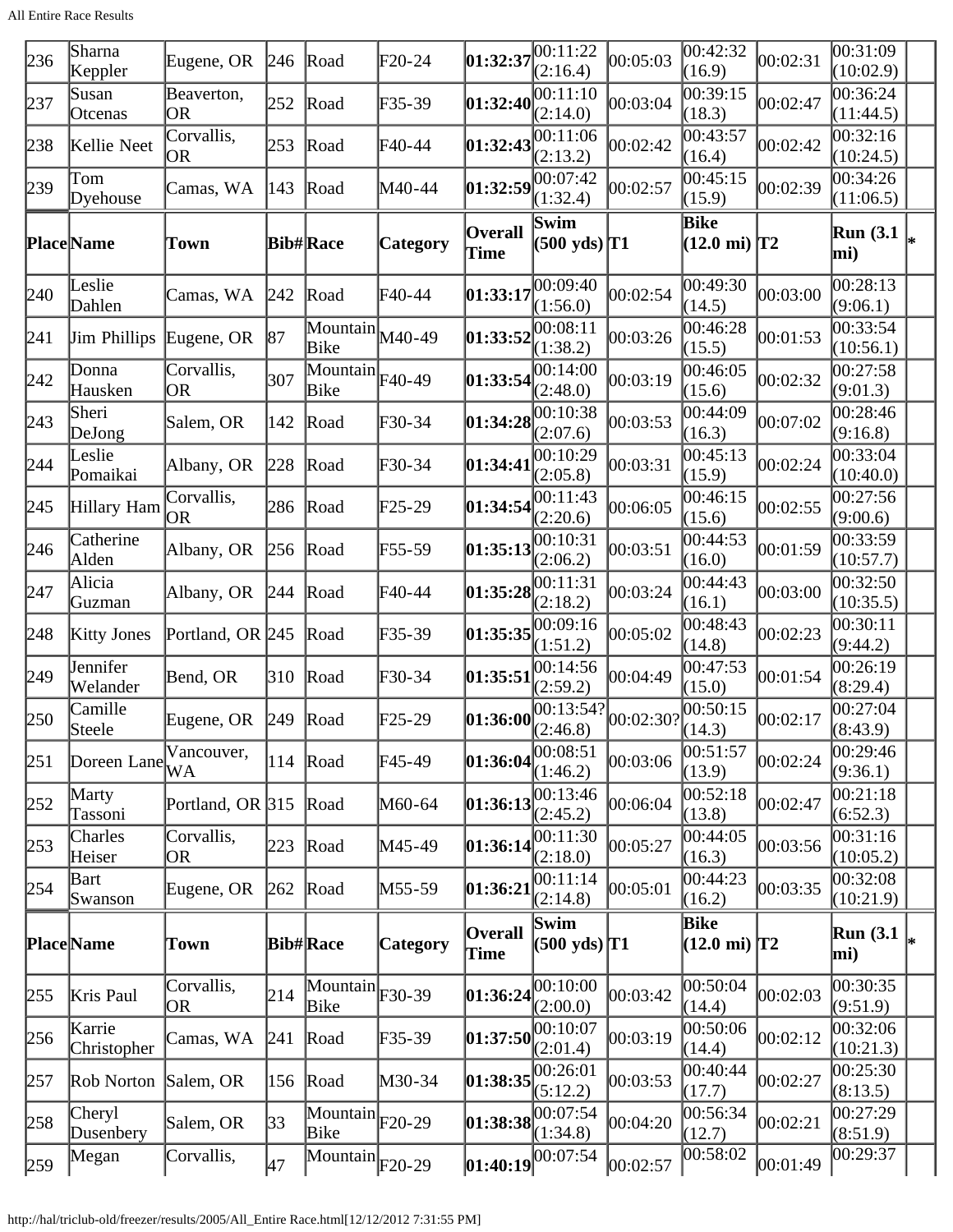| Place | Name | Town | Bib# | Race | Category | Overall Time | Swim (500 yds) | T1 | Bike (12.0 mi) | T2 | Run (3.1 mi) | * |
|---|---|---|---|---|---|---|---|---|---|---|---|---|
| 236 | Sharna Keppler | Eugene, OR | 246 | Road | F20-24 | **01:32:37** | 00:11:22 (2:16.4) | 00:05:03 | 00:42:32 (16.9) | 00:02:31 | 00:31:09 (10:02.9) | |
| 237 | Susan Otcenas | Beaverton, OR | 252 | Road | F35-39 | **01:32:40** | 00:11:10 (2:14.0) | 00:03:04 | 00:39:15 (18.3) | 00:02:47 | 00:36:24 (11:44.5) | |
| 238 | Kellie Neet | Corvallis, OR | 253 | Road | F40-44 | **01:32:43** | 00:11:06 (2:13.2) | 00:02:42 | 00:43:57 (16.4) | 00:02:42 | 00:32:16 (10:24.5) | |
| 239 | Tom Dyehouse | Camas, WA | 143 | Road | M40-44 | **01:32:59** | 00:07:42 (1:32.4) | 00:02:57 | 00:45:15 (15.9) | 00:02:39 | 00:34:26 (11:06.5) | |
| 240 | Leslie Dahlen | Camas, WA | 242 | Road | F40-44 | **01:33:17** | 00:09:40 (1:56.0) | 00:02:54 | 00:49:30 (14.5) | 00:03:00 | 00:28:13 (9:06.1) | |
| 241 | Jim Phillips | Eugene, OR | 87 | Mountain Bike | M40-49 | **01:33:52** | 00:08:11 (1:38.2) | 00:03:26 | 00:46:28 (15.5) | 00:01:53 | 00:33:54 (10:56.1) | |
| 242 | Donna Hausken | Corvallis, OR | 307 | Mountain Bike | F40-49 | **01:33:54** | 00:14:00 (2:48.0) | 00:03:19 | 00:46:05 (15.6) | 00:02:32 | 00:27:58 (9:01.3) | |
| 243 | Sheri DeJong | Salem, OR | 142 | Road | F30-34 | **01:34:28** | 00:10:38 (2:07.6) | 00:03:53 | 00:44:09 (16.3) | 00:07:02 | 00:28:46 (9:16.8) | |
| 244 | Leslie Pomaikai | Albany, OR | 228 | Road | F30-34 | **01:34:41** | 00:10:29 (2:05.8) | 00:03:31 | 00:45:13 (15.9) | 00:02:24 | 00:33:04 (10:40.0) | |
| 245 | Hillary Ham | Corvallis, OR | 286 | Road | F25-29 | **01:34:54** | 00:11:43 (2:20.6) | 00:06:05 | 00:46:15 (15.6) | 00:02:55 | 00:27:56 (9:00.6) | |
| 246 | Catherine Alden | Albany, OR | 256 | Road | F55-59 | **01:35:13** | 00:10:31 (2:06.2) | 00:03:51 | 00:44:53 (16.0) | 00:01:59 | 00:33:59 (10:57.7) | |
| 247 | Alicia Guzman | Albany, OR | 244 | Road | F40-44 | **01:35:28** | 00:11:31 (2:18.2) | 00:03:24 | 00:44:43 (16.1) | 00:03:00 | 00:32:50 (10:35.5) | |
| 248 | Kitty Jones | Portland, OR | 245 | Road | F35-39 | **01:35:35** | 00:09:16 (1:51.2) | 00:05:02 | 00:48:43 (14.8) | 00:02:23 | 00:30:11 (9:44.2) | |
| 249 | Jennifer Welander | Bend, OR | 310 | Road | F30-34 | **01:35:51** | 00:14:56 (2:59.2) | 00:04:49 | 00:47:53 (15.0) | 00:01:54 | 00:26:19 (8:29.4) | |
| 250 | Camille Steele | Eugene, OR | 249 | Road | F25-29 | **01:36:00** | 00:13:54? (2:46.8) | 00:02:30? | 00:50:15 (14.3) | 00:02:17 | 00:27:04 (8:43.9) | |
| 251 | Doreen Lane | Vancouver, WA | 114 | Road | F45-49 | **01:36:04** | 00:08:51 (1:46.2) | 00:03:06 | 00:51:57 (13.9) | 00:02:24 | 00:29:46 (9:36.1) | |
| 252 | Marty Tassoni | Portland, OR | 315 | Road | M60-64 | **01:36:13** | 00:13:46 (2:45.2) | 00:06:04 | 00:52:18 (13.8) | 00:02:47 | 00:21:18 (6:52.3) | |
| 253 | Charles Heiser | Corvallis, OR | 223 | Road | M45-49 | **01:36:14** | 00:11:30 (2:18.0) | 00:05:27 | 00:44:05 (16.3) | 00:03:56 | 00:31:16 (10:05.2) | |
| 254 | Bart Swanson | Eugene, OR | 262 | Road | M55-59 | **01:36:21** | 00:11:14 (2:14.8) | 00:05:01 | 00:44:23 (16.2) | 00:03:35 | 00:32:08 (10:21.9) | |
| 255 | Kris Paul | Corvallis, OR | 214 | Mountain Bike | F30-39 | **01:36:24** | 00:10:00 (2:00.0) | 00:03:42 | 00:50:04 (14.4) | 00:02:03 | 00:30:35 (9:51.9) | |
| 256 | Karrie Christopher | Camas, WA | 241 | Road | F35-39 | **01:37:50** | 00:10:07 (2:01.4) | 00:03:19 | 00:50:06 (14.4) | 00:02:12 | 00:32:06 (10:21.3) | |
| 257 | Rob Norton | Salem, OR | 156 | Road | M30-34 | **01:38:35** | 00:26:01 (5:12.2) | 00:03:53 | 00:40:44 (17.7) | 00:02:27 | 00:25:30 (8:13.5) | |
| 258 | Cheryl Dusenbery | Salem, OR | 33 | Mountain Bike | F20-29 | **01:38:38** | 00:07:54 (1:34.8) | 00:04:20 | 00:56:34 (12.7) | 00:02:21 | 00:27:29 (8:51.9) | |
| 259 | Megan | Corvallis, | 47 | Mountain | F20-29 | **01:40:19** | 00:07:54 | 00:02:57 | 00:58:02 | 00:01:49 | 00:29:37 | |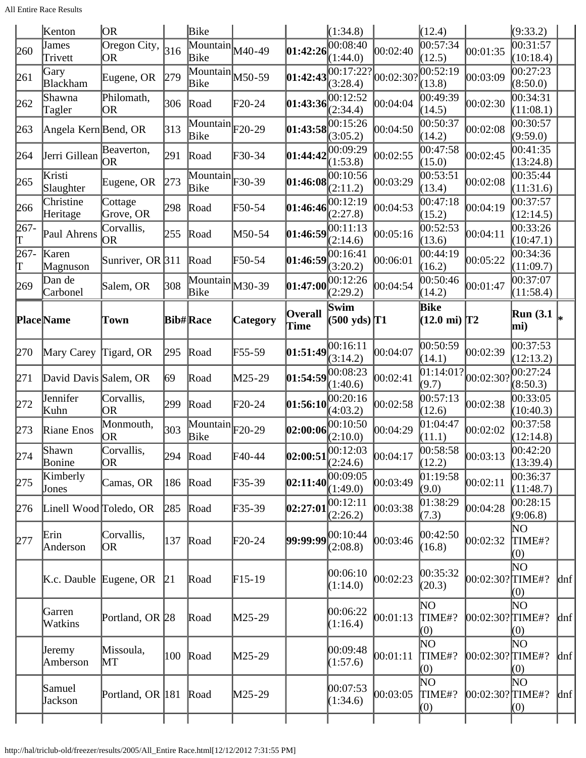| | Kenton | OR | | Bike | | | (1:34.8) | | (12.4) | | (9:33.2) | |
|---|---|---|---|---|---|---|---|---|---|---|---|---|
| 260 | James Trivett | Oregon City, OR | 316 | Mountain Bike | M40-49 | **01:42:26** | 00:08:40 (1:44.0) | 00:02:40 | 00:57:34 (12.5) | 00:01:35 | 00:31:57 (10:18.4) | |
| 261 | Gary Blackham | Eugene, OR | 279 | Mountain Bike | M50-59 | **01:42:43** | 00:17:22? (3:28.4) | 00:02:30? | 00:52:19 (13.8) | 00:03:09 | 00:27:23 (8:50.0) | |
| 262 | Shawna Tagler | Philomath, OR | 306 | Road | F20-24 | **01:43:36** | 00:12:52 (2:34.4) | 00:04:04 | 00:49:39 (14.5) | 00:02:30 | 00:34:31 (11:08.1) | |
| 263 | Angela Kern | Bend, OR | 313 | Mountain Bike | F20-29 | **01:43:58** | 00:15:26 (3:05.2) | 00:04:50 | 00:50:37 (14.2) | 00:02:08 | 00:30:57 (9:59.0) | |
| 264 | Jerri Gillean | Beaverton, OR | 291 | Road | F30-34 | **01:44:42** | 00:09:29 (1:53.8) | 00:02:55 | 00:47:58 (15.0) | 00:02:45 | 00:41:35 (13:24.8) | |
| 265 | Kristi Slaughter | Eugene, OR | 273 | Mountain Bike | F30-39 | **01:46:08** | 00:10:56 (2:11.2) | 00:03:29 | 00:53:51 (13.4) | 00:02:08 | 00:35:44 (11:31.6) | |
| 266 | Christine Heritage | Cottage Grove, OR | 298 | Road | F50-54 | **01:46:46** | 00:12:19 (2:27.8) | 00:04:53 | 00:47:18 (15.2) | 00:04:19 | 00:37:57 (12:14.5) | |
| 267-T | Paul Ahrens | Corvallis, OR | 255 | Road | M50-54 | **01:46:59** | 00:11:13 (2:14.6) | 00:05:16 | 00:52:53 (13.6) | 00:04:11 | 00:33:26 (10:47.1) | |
| 267-T | Karen Magnuson | Sunriver, OR | 311 | Road | F50-54 | **01:46:59** | 00:16:41 (3:20.2) | 00:06:01 | 00:44:19 (16.2) | 00:05:22 | 00:34:36 (11:09.7) | |
| 269 | Dan de Carbonel | Salem, OR | 308 | Mountain Bike | M30-39 | **01:47:00** | 00:12:26 (2:29.2) | 00:04:54 | 00:50:46 (14.2) | 00:01:47 | 00:37:07 (11:58.4) | |
| **Place** | **Name** | **Town** | **Bib#** | **Race** | **Category** | **Overall Time** | **Swim (500 yds)** | **T1** | **Bike (12.0 mi)** | **T2** | **Run (3.1 mi)** | ***** |
| 270 | Mary Carey | Tigard, OR | 295 | Road | F55-59 | **01:51:49** | 00:16:11 (3:14.2) | 00:04:07 | 00:50:59 (14.1) | 00:02:39 | 00:37:53 (12:13.2) | |
| 271 | David Davis | Salem, OR | 69 | Road | M25-29 | **01:54:59** | 00:08:23 (1:40.6) | 00:02:41 | 01:14:01? (9.7) | 00:02:30? | 00:27:24 (8:50.3) | |
| 272 | Jennifer Kuhn | Corvallis, OR | 299 | Road | F20-24 | **01:56:10** | 00:20:16 (4:03.2) | 00:02:58 | 00:57:13 (12.6) | 00:02:38 | 00:33:05 (10:40.3) | |
| 273 | Riane Enos | Monmouth, OR | 303 | Mountain Bike | F20-29 | **02:00:06** | 00:10:50 (2:10.0) | 00:04:29 | 01:04:47 (11.1) | 00:02:02 | 00:37:58 (12:14.8) | |
| 274 | Shawn Bonine | Corvallis, OR | 294 | Road | F40-44 | **02:00:51** | 00:12:03 (2:24.6) | 00:04:17 | 00:58:58 (12.2) | 00:03:13 | 00:42:20 (13:39.4) | |
| 275 | Kimberly Jones | Camas, OR | 186 | Road | F35-39 | **02:11:40** | 00:09:05 (1:49.0) | 00:03:49 | 01:19:58 (9.0) | 00:02:11 | 00:36:37 (11:48.7) | |
| 276 | Linell Wood | Toledo, OR | 285 | Road | F35-39 | **02:27:01** | 00:12:11 (2:26.2) | 00:03:38 | 01:38:29 (7.3) | 00:04:28 | 00:28:15 (9:06.8) | |
| 277 | Erin Anderson | Corvallis, OR | 137 | Road | F20-24 | **99:99:99** | 00:10:44 (2:08.8) | 00:03:46 | 00:42:50 (16.8) | 00:02:32 | NO TIME#? (0) | |
| | K.c. Dauble | Eugene, OR | 21 | Road | F15-19 | | 00:06:10 (1:14.0) | 00:02:23 | 00:35:32 (20.3) | 00:02:30? | NO TIME#? (0) | dnf |
| | Garren Watkins | Portland, OR | 28 | Road | M25-29 | | 00:06:22 (1:16.4) | 00:01:13 | NO TIME#? (0) | 00:02:30? | NO TIME#? (0) | dnf |
| | Jeremy Amberson | Missoula, MT | 100 | Road | M25-29 | | 00:09:48 (1:57.6) | 00:01:11 | NO TIME#? (0) | 00:02:30? | NO TIME#? (0) | dnf |
| | Samuel Jackson | Portland, OR | 181 | Road | M25-29 | | 00:07:53 (1:34.6) | 00:03:05 | NO TIME#? (0) | 00:02:30? | NO TIME#? (0) | dnf |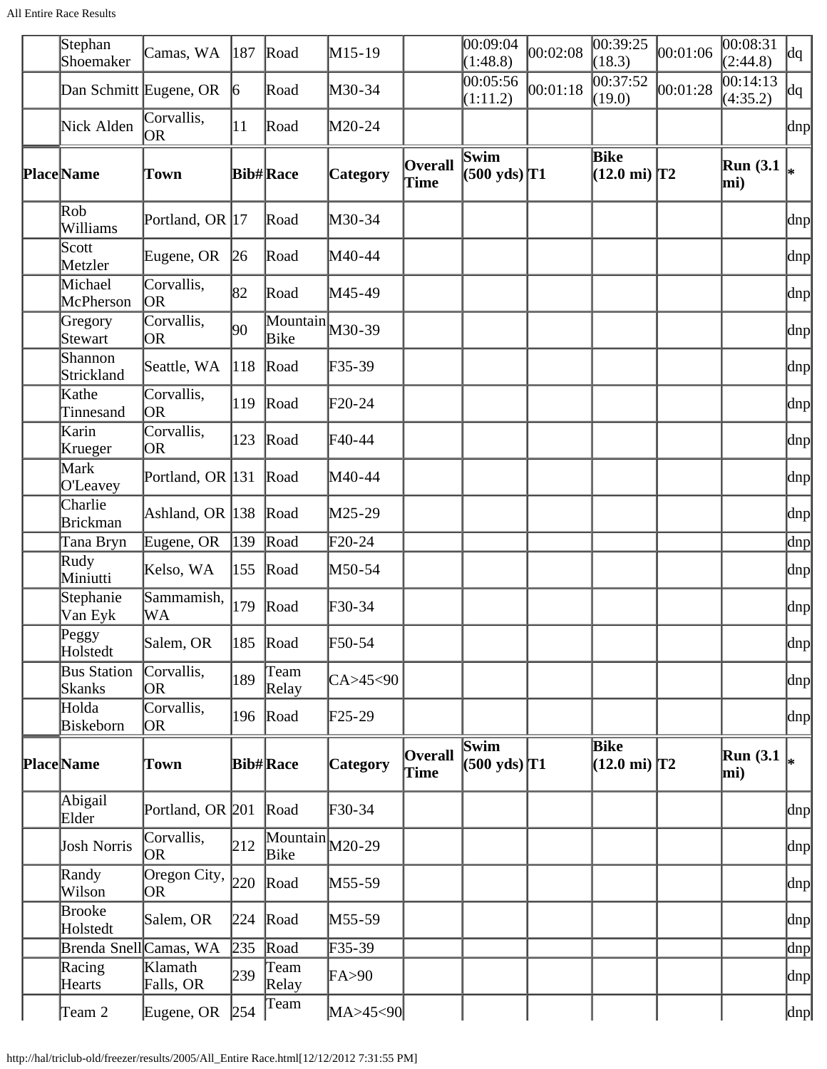| Place | Name | Town | Bib# | Race | Category | Overall Time | Swim (500 yds) | T1 | Bike (12.0 mi) | T2 | Run (3.1 mi) | * |
|---|---|---|---|---|---|---|---|---|---|---|---|---|
| | Stephan Shoemaker | Camas, WA | 187 | Road | M15-19 | | 00:09:04 (1:48.8) | 00:02:08 | 00:39:25 (18.3) | 00:01:06 | 00:08:31 (2:44.8) | dq |
| | Dan Schmitt | Eugene, OR | 6 | Road | M30-34 | | 00:05:56 (1:11.2) | 00:01:18 | 00:37:52 (19.0) | 00:01:28 | 00:14:13 (4:35.2) | dq |
| | Nick Alden | Corvallis, OR | 11 | Road | M20-24 | | | | | | | dnp |
| **Place** | **Name** | **Town** | **Bib#** | **Race** | **Category** | **Overall Time** | **Swim (500 yds)** | **T1** | **Bike (12.0 mi)** | **T2** | **Run (3.1 mi)** | ***** |
| | Rob Williams | Portland, OR | 17 | Road | M30-34 | | | | | | | dnp |
| | Scott Metzler | Eugene, OR | 26 | Road | M40-44 | | | | | | | dnp |
| | Michael McPherson | Corvallis, OR | 82 | Road | M45-49 | | | | | | | dnp |
| | Gregory Stewart | Corvallis, OR | 90 | Mountain Bike | M30-39 | | | | | | | dnp |
| | Shannon Strickland | Seattle, WA | 118 | Road | F35-39 | | | | | | | dnp |
| | Kathe Tinnesand | Corvallis, OR | 119 | Road | F20-24 | | | | | | | dnp |
| | Karin Krueger | Corvallis, OR | 123 | Road | F40-44 | | | | | | | dnp |
| | Mark O'Leavey | Portland, OR | 131 | Road | M40-44 | | | | | | | dnp |
| | Charlie Brickman | Ashland, OR | 138 | Road | M25-29 | | | | | | | dnp |
| | Tana Bryn | Eugene, OR | 139 | Road | F20-24 | | | | | | | dnp |
| | Rudy Miniutti | Kelso, WA | 155 | Road | M50-54 | | | | | | | dnp |
| | Stephanie Van Eyk | Sammamish, WA | 179 | Road | F30-34 | | | | | | | dnp |
| | Peggy Holstedt | Salem, OR | 185 | Road | F50-54 | | | | | | | dnp |
| | Bus Station Skanks | Corvallis, OR | 189 | Team Relay | CA>45<90 | | | | | | | dnp |
| | Holda Biskeborn | Corvallis, OR | 196 | Road | F25-29 | | | | | | | dnp |
| **Place** | **Name** | **Town** | **Bib#** | **Race** | **Category** | **Overall Time** | **Swim (500 yds)** | **T1** | **Bike (12.0 mi)** | **T2** | **Run (3.1 mi)** | ***** |
| | Abigail Elder | Portland, OR | 201 | Road | F30-34 | | | | | | | dnp |
| | Josh Norris | Corvallis, OR | 212 | Mountain Bike | M20-29 | | | | | | | dnp |
| | Randy Wilson | Oregon City, OR | 220 | Road | M55-59 | | | | | | | dnp |
| | Brooke Holstedt | Salem, OR | 224 | Road | M55-59 | | | | | | | dnp |
| | Brenda Snell | Camas, WA | 235 | Road | F35-39 | | | | | | | dnp |
| | Racing Hearts | Klamath Falls, OR | 239 | Team Relay | FA>90 | | | | | | | dnp |
| | Team 2 | Eugene, OR | 254 | Team | MA>45<90 | | | | | | | dnp |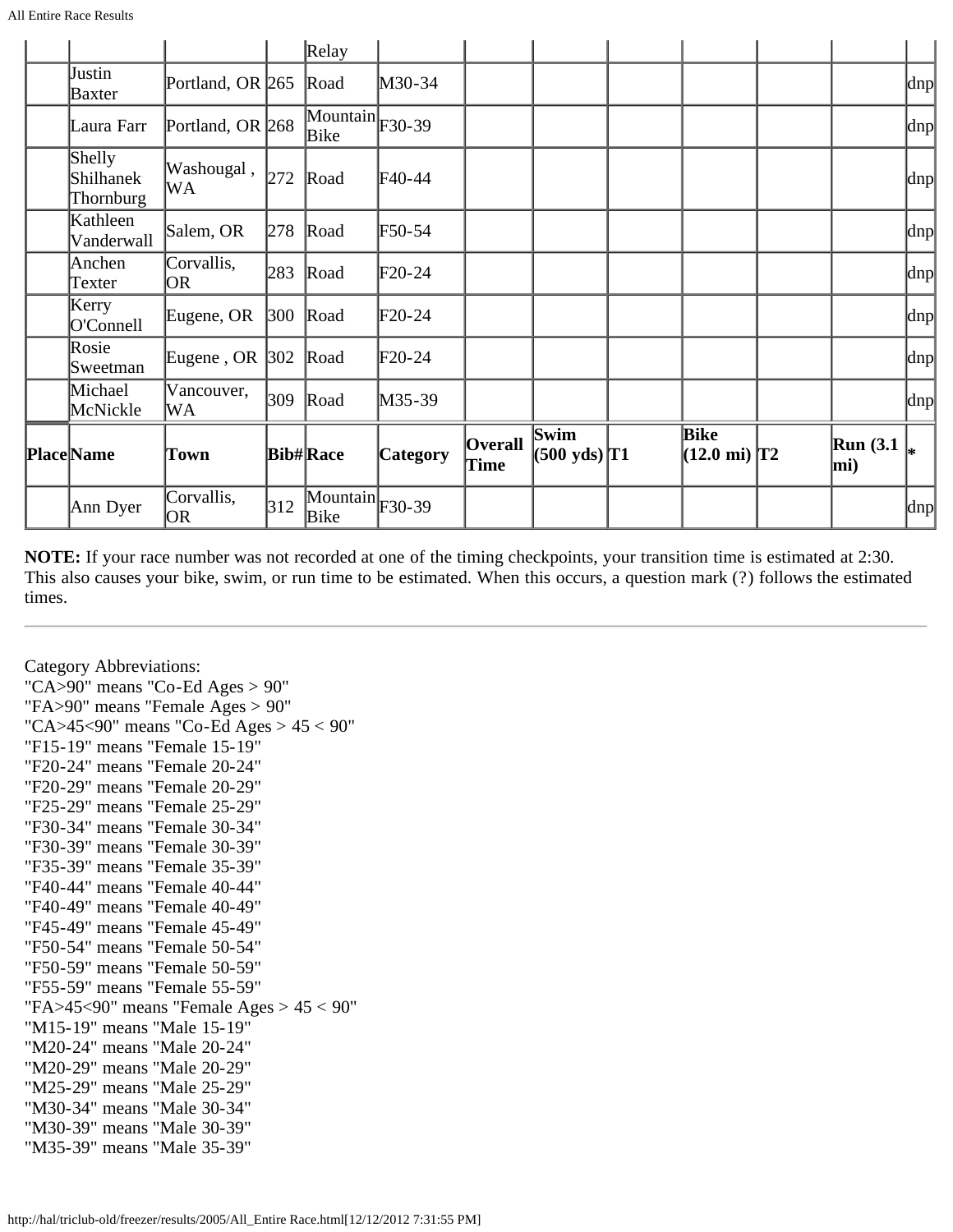| | | | | Relay | | | | | | | | |
|---|---|---|---|---|---|---|---|---|---|---|---|---|
| | Justin Baxter | Portland, OR | 265 | Road | M30-34 | | | | | | | dnp |
| | Laura Farr | Portland, OR | 268 | Mountain Bike | F30-39 | | | | | | | dnp |
| | Shelly Shilhanek Thornburg | Washougal , WA | 272 | Road | F40-44 | | | | | | | dnp |
| | Kathleen Vanderwall | Salem, OR | 278 | Road | F50-54 | | | | | | | dnp |
| | Anchen Texter | Corvallis, OR | 283 | Road | F20-24 | | | | | | | dnp |
| | Kerry O'Connell | Eugene, OR | 300 | Road | F20-24 | | | | | | | dnp |
| | Rosie Sweetman | Eugene , OR | 302 | Road | F20-24 | | | | | | | dnp |
| | Michael McNickle | Vancouver, WA | 309 | Road | M35-39 | | | | | | | dnp |
| **Place** | **Name** | **Town** | **Bib#** | **Race** | **Category** | **Overall Time** | **Swim (500 yds)** | **T1** | **Bike (12.0 mi)** | **T2** | **Run (3.1 mi)** | * |
| | Ann Dyer | Corvallis, OR | 312 | Mountain Bike | F30-39 | | | | | | | dnp |

**NOTE:** If your race number was not recorded at one of the timing checkpoints, your transition time is estimated at 2:30. This also causes your bike, swim, or run time to be estimated. When this occurs, a question mark (?) follows the estimated times.

---

Category Abbreviations:
"CA>90" means "Co-Ed Ages > 90"
"FA>90" means "Female Ages > 90"
"CA>45<90" means "Co-Ed Ages > 45 < 90"
"F15-19" means "Female 15-19"
"F20-24" means "Female 20-24"
"F20-29" means "Female 20-29"
"F25-29" means "Female 25-29"
"F30-34" means "Female 30-34"
"F30-39" means "Female 30-39"
"F35-39" means "Female 35-39"
"F40-44" means "Female 40-44"
"F40-49" means "Female 40-49"
"F45-49" means "Female 45-49"
"F50-54" means "Female 50-54"
"F50-59" means "Female 50-59"
"F55-59" means "Female 55-59"
"FA>45<90" means "Female Ages > 45 < 90"
"M15-19" means "Male 15-19"
"M20-24" means "Male 20-24"
"M20-29" means "Male 20-29"
"M25-29" means "Male 25-29"
"M30-34" means "Male 30-34"
"M30-39" means "Male 30-39"
"M35-39" means "Male 35-39"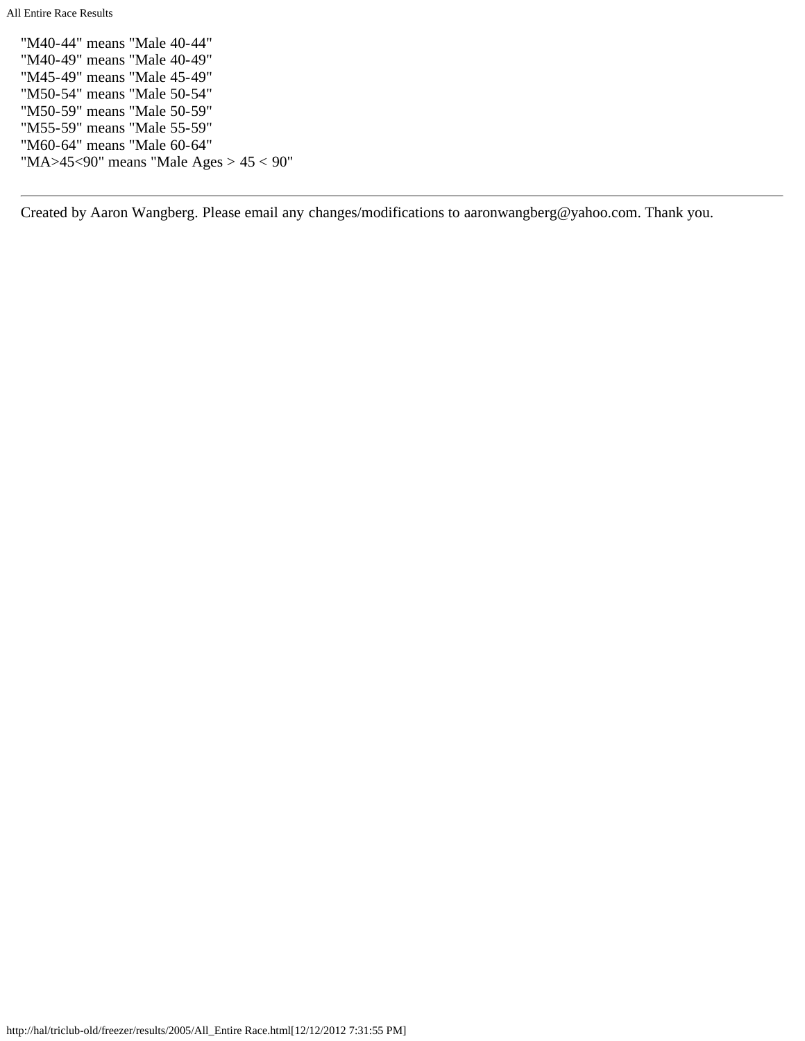"M40-44" means "Male 40-44"
"M40-49" means "Male 40-49"
"M45-49" means "Male 45-49"
"M50-54" means "Male 50-54"
"M50-59" means "Male 50-59"
"M55-59" means "Male 55-59"
"M60-64" means "Male 60-64"
"MA>45<90" means "Male Ages > 45 < 90"

---

Created by Aaron Wangberg. Please email any changes/modifications to aaronwangberg@yahoo.com. Thank you.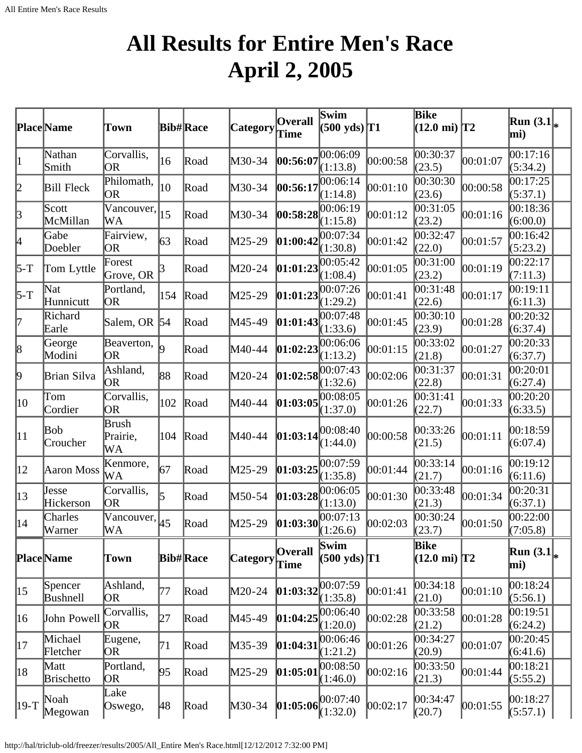# All Results for Entire Men's Race April 2, 2005

| Place | Name | Town | Bib# | Race | Category | Overall Time | Swim (500 yds) | T1 | Bike (12.0 mi) | T2 | Run (3.1 mi) | * |
|---|---|---|---|---|---|---|---|---|---|---|---|---|
| 1 | Nathan Smith | Corvallis, OR | 16 | Road | M30-34 | **00:56:07** | 00:06:09 (1:13.8) | 00:00:58 | 00:30:37 (23.5) | 00:01:07 | 00:17:16 (5:34.2) | |
| 2 | Bill Fleck | Philomath, OR | 10 | Road | M30-34 | **00:56:17** | 00:06:14 (1:14.8) | 00:01:10 | 00:30:30 (23.6) | 00:00:58 | 00:17:25 (5:37.1) | |
| 3 | Scott McMillan | Vancouver, WA | 15 | Road | M30-34 | **00:58:28** | 00:06:19 (1:15.8) | 00:01:12 | 00:31:05 (23.2) | 00:01:16 | 00:18:36 (6:00.0) | |
| 4 | Gabe Doebler | Fairview, OR | 63 | Road | M25-29 | **01:00:42** | 00:07:34 (1:30.8) | 00:01:42 | 00:32:47 (22.0) | 00:01:57 | 00:16:42 (5:23.2) | |
| 5-T | Tom Lyttle | Forest Grove, OR | 3 | Road | M20-24 | **01:01:23** | 00:05:42 (1:08.4) | 00:01:05 | 00:31:00 (23.2) | 00:01:19 | 00:22:17 (7:11.3) | |
| 5-T | Nat Hunnicutt | Portland, OR | 154 | Road | M25-29 | **01:01:23** | 00:07:26 (1:29.2) | 00:01:41 | 00:31:48 (22.6) | 00:01:17 | 00:19:11 (6:11.3) | |
| 7 | Richard Earle | Salem, OR | 54 | Road | M45-49 | **01:01:43** | 00:07:48 (1:33.6) | 00:01:45 | 00:30:10 (23.9) | 00:01:28 | 00:20:32 (6:37.4) | |
| 8 | George Modini | Beaverton, OR | 9 | Road | M40-44 | **01:02:23** | 00:06:06 (1:13.2) | 00:01:15 | 00:33:02 (21.8) | 00:01:27 | 00:20:33 (6:37.7) | |
| 9 | Brian Silva | Ashland, OR | 88 | Road | M20-24 | **01:02:58** | 00:07:43 (1:32.6) | 00:02:06 | 00:31:37 (22.8) | 00:01:31 | 00:20:01 (6:27.4) | |
| 10 | Tom Cordier | Corvallis, OR | 102 | Road | M40-44 | **01:03:05** | 00:08:05 (1:37.0) | 00:01:26 | 00:31:41 (22.7) | 00:01:33 | 00:20:20 (6:33.5) | |
| 11 | Bob Croucher | Brush Prairie, WA | 104 | Road | M40-44 | **01:03:14** | 00:08:40 (1:44.0) | 00:00:58 | 00:33:26 (21.5) | 00:01:11 | 00:18:59 (6:07.4) | |
| 12 | Aaron Moss | Kenmore, WA | 67 | Road | M25-29 | **01:03:25** | 00:07:59 (1:35.8) | 00:01:44 | 00:33:14 (21.7) | 00:01:16 | 00:19:12 (6:11.6) | |
| 13 | Jesse Hickerson | Corvallis, OR | 5 | Road | M50-54 | **01:03:28** | 00:06:05 (1:13.0) | 00:01:30 | 00:33:48 (21.3) | 00:01:34 | 00:20:31 (6:37.1) | |
| 14 | Charles Warner | Vancouver, WA | 45 | Road | M25-29 | **01:03:30** | 00:07:13 (1:26.6) | 00:02:03 | 00:30:24 (23.7) | 00:01:50 | 00:22:00 (7:05.8) | |
| 15 | Spencer Bushnell | Ashland, OR | 77 | Road | M20-24 | **01:03:32** | 00:07:59 (1:35.8) | 00:01:41 | 00:34:18 (21.0) | 00:01:10 | 00:18:24 (5:56.1) | |
| 16 | John Powell | Corvallis, OR | 27 | Road | M45-49 | **01:04:25** | 00:06:40 (1:20.0) | 00:02:28 | 00:33:58 (21.2) | 00:01:28 | 00:19:51 (6:24.2) | |
| 17 | Michael Fletcher | Eugene, OR | 71 | Road | M35-39 | **01:04:31** | 00:06:46 (1:21.2) | 00:01:26 | 00:34:27 (20.9) | 00:01:07 | 00:20:45 (6:41.6) | |
| 18 | Matt Brischetto | Portland, OR | 95 | Road | M25-29 | **01:05:01** | 00:08:50 (1:46.0) | 00:02:16 | 00:33:50 (21.3) | 00:01:44 | 00:18:21 (5:55.2) | |
| 19-T | Noah Megowan | Lake Oswego, | 48 | Road | M30-34 | **01:05:06** | 00:07:40 (1:32.0) | 00:02:17 | 00:34:47 (20.7) | 00:01:55 | 00:18:27 (5:57.1) | |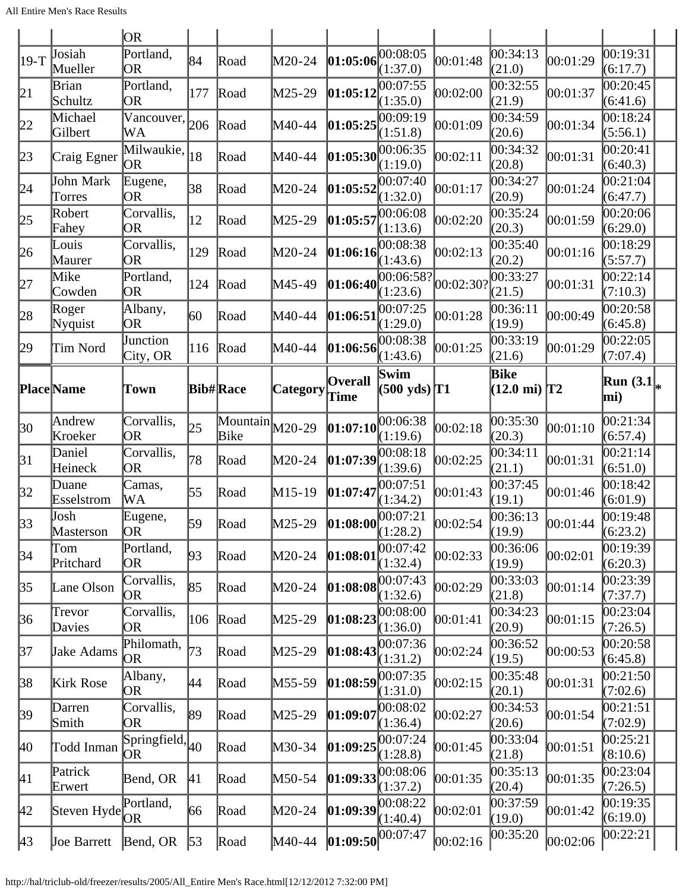| Place | Name | Town | Bib# | Race | Category | Overall Time | Swim (500 yds) | T1 | Bike (12.0 mi) | T2 | Run (3.1 mi) | * |
|---|---|---|---|---|---|---|---|---|---|---|---|---|
| | | OR | | | | | | | | | | |
| 19-T | Josiah Mueller | Portland, OR | 84 | Road | M20-24 | **01:05:06** | 00:08:05 (1:37.0) | 00:01:48 | 00:34:13 (21.0) | 00:01:29 | 00:19:31 (6:17.7) | |
| 21 | Brian Schultz | Portland, OR | 177 | Road | M25-29 | **01:05:12** | 00:07:55 (1:35.0) | 00:02:00 | 00:32:55 (21.9) | 00:01:37 | 00:20:45 (6:41.6) | |
| 22 | Michael Gilbert | Vancouver, WA | 206 | Road | M40-44 | **01:05:25** | 00:09:19 (1:51.8) | 00:01:09 | 00:34:59 (20.6) | 00:01:34 | 00:18:24 (5:56.1) | |
| 23 | Craig Egner | Milwaukie, OR | 18 | Road | M40-44 | **01:05:30** | 00:06:35 (1:19.0) | 00:02:11 | 00:34:32 (20.8) | 00:01:31 | 00:20:41 (6:40.3) | |
| 24 | John Mark Torres | Eugene, OR | 38 | Road | M20-24 | **01:05:52** | 00:07:40 (1:32.0) | 00:01:17 | 00:34:27 (20.9) | 00:01:24 | 00:21:04 (6:47.7) | |
| 25 | Robert Fahey | Corvallis, OR | 12 | Road | M25-29 | **01:05:57** | 00:06:08 (1:13.6) | 00:02:20 | 00:35:24 (20.3) | 00:01:59 | 00:20:06 (6:29.0) | |
| 26 | Louis Maurer | Corvallis, OR | 129 | Road | M20-24 | **01:06:16** | 00:08:38 (1:43.6) | 00:02:13 | 00:35:40 (20.2) | 00:01:16 | 00:18:29 (5:57.7) | |
| 27 | Mike Cowden | Portland, OR | 124 | Road | M45-49 | **01:06:40** | 00:06:58? (1:23.6) | 00:02:30? | 00:33:27 (21.5) | 00:01:31 | 00:22:14 (7:10.3) | |
| 28 | Roger Nyquist | Albany, OR | 60 | Road | M40-44 | **01:06:51** | 00:07:25 (1:29.0) | 00:01:28 | 00:36:11 (19.9) | 00:00:49 | 00:20:58 (6:45.8) | |
| 29 | Tim Nord | Junction City, OR | 116 | Road | M40-44 | **01:06:56** | 00:08:38 (1:43.6) | 00:01:25 | 00:33:19 (21.6) | 00:01:29 | 00:22:05 (7:07.4) | |
| **Place** | **Name** | **Town** | **Bib#** | **Race** | **Category** | **Overall Time** | **Swim (500 yds)** | **T1** | **Bike (12.0 mi)** | **T2** | **Run (3.1 mi)** | ***** |
| 30 | Andrew Kroeker | Corvallis, OR | 25 | Mountain Bike | M20-29 | **01:07:10** | 00:06:38 (1:19.6) | 00:02:18 | 00:35:30 (20.3) | 00:01:10 | 00:21:34 (6:57.4) | |
| 31 | Daniel Heineck | Corvallis, OR | 78 | Road | M20-24 | **01:07:39** | 00:08:18 (1:39.6) | 00:02:25 | 00:34:11 (21.1) | 00:01:31 | 00:21:14 (6:51.0) | |
| 32 | Duane Esselstrom | Camas, WA | 55 | Road | M15-19 | **01:07:47** | 00:07:51 (1:34.2) | 00:01:43 | 00:37:45 (19.1) | 00:01:46 | 00:18:42 (6:01.9) | |
| 33 | Josh Masterson | Eugene, OR | 59 | Road | M25-29 | **01:08:00** | 00:07:21 (1:28.2) | 00:02:54 | 00:36:13 (19.9) | 00:01:44 | 00:19:48 (6:23.2) | |
| 34 | Tom Pritchard | Portland, OR | 93 | Road | M20-24 | **01:08:01** | 00:07:42 (1:32.4) | 00:02:33 | 00:36:06 (19.9) | 00:02:01 | 00:19:39 (6:20.3) | |
| 35 | Lane Olson | Corvallis, OR | 85 | Road | M20-24 | **01:08:08** | 00:07:43 (1:32.6) | 00:02:29 | 00:33:03 (21.8) | 00:01:14 | 00:23:39 (7:37.7) | |
| 36 | Trevor Davies | Corvallis, OR | 106 | Road | M25-29 | **01:08:23** | 00:08:00 (1:36.0) | 00:01:41 | 00:34:23 (20.9) | 00:01:15 | 00:23:04 (7:26.5) | |
| 37 | Jake Adams | Philomath, OR | 73 | Road | M25-29 | **01:08:43** | 00:07:36 (1:31.2) | 00:02:24 | 00:36:52 (19.5) | 00:00:53 | 00:20:58 (6:45.8) | |
| 38 | Kirk Rose | Albany, OR | 44 | Road | M55-59 | **01:08:59** | 00:07:35 (1:31.0) | 00:02:15 | 00:35:48 (20.1) | 00:01:31 | 00:21:50 (7:02.6) | |
| 39 | Darren Smith | Corvallis, OR | 89 | Road | M25-29 | **01:09:07** | 00:08:02 (1:36.4) | 00:02:27 | 00:34:53 (20.6) | 00:01:54 | 00:21:51 (7:02.9) | |
| 40 | Todd Inman | Springfield, OR | 40 | Road | M30-34 | **01:09:25** | 00:07:24 (1:28.8) | 00:01:45 | 00:33:04 (21.8) | 00:01:51 | 00:25:21 (8:10.6) | |
| 41 | Patrick Erwert | Bend, OR | 41 | Road | M50-54 | **01:09:33** | 00:08:06 (1:37.2) | 00:01:35 | 00:35:13 (20.4) | 00:01:35 | 00:23:04 (7:26.5) | |
| 42 | Steven Hyde | Portland, OR | 66 | Road | M20-24 | **01:09:39** | 00:08:22 (1:40.4) | 00:02:01 | 00:37:59 (19.0) | 00:01:42 | 00:19:35 (6:19.0) | |
| 43 | Joe Barrett | Bend, OR | 53 | Road | M40-44 | **01:09:50** | 00:07:47 | 00:02:16 | 00:35:20 | 00:02:06 | 00:22:21 | |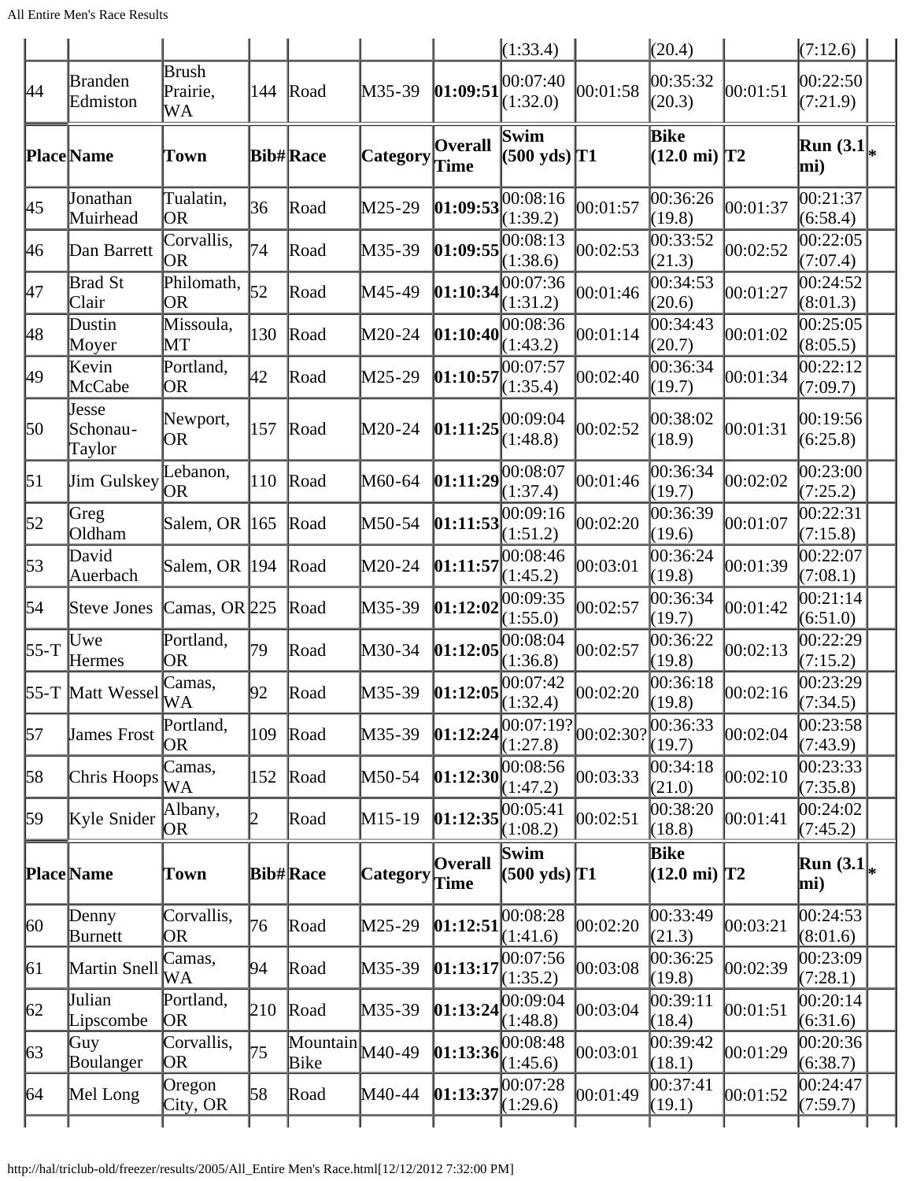| | | | | | | | (1:33.4) | | (20.4) | | (7:12.6) | |
|---|---|---|---|---|---|---|---|---|---|---|---|---|
| 44 | Branden Edmiston | Brush Prairie, WA | 144 | Road | M35-39 | **01:09:51** | 00:07:40 (1:32.0) | 00:01:58 | 00:35:32 (20.3) | 00:01:51 | 00:22:50 (7:21.9) | |
| **Place** | **Name** | **Town** | **Bib#** | **Race** | **Category** | **Overall Time** | **Swim (500 yds)** | **T1** | **Bike (12.0 mi)** | **T2** | **Run (3.1 mi)** | **\*** |
| 45 | Jonathan Muirhead | Tualatin, OR | 36 | Road | M25-29 | **01:09:53** | 00:08:16 (1:39.2) | 00:01:57 | 00:36:26 (19.8) | 00:01:37 | 00:21:37 (6:58.4) | |
| 46 | Dan Barrett | Corvallis, OR | 74 | Road | M35-39 | **01:09:55** | 00:08:13 (1:38.6) | 00:02:53 | 00:33:52 (21.3) | 00:02:52 | 00:22:05 (7:07.4) | |
| 47 | Brad St Clair | Philomath, OR | 52 | Road | M45-49 | **01:10:34** | 00:07:36 (1:31.2) | 00:01:46 | 00:34:53 (20.6) | 00:01:27 | 00:24:52 (8:01.3) | |
| 48 | Dustin Moyer | Missoula, MT | 130 | Road | M20-24 | **01:10:40** | 00:08:36 (1:43.2) | 00:01:14 | 00:34:43 (20.7) | 00:01:02 | 00:25:05 (8:05.5) | |
| 49 | Kevin McCabe | Portland, OR | 42 | Road | M25-29 | **01:10:57** | 00:07:57 (1:35.4) | 00:02:40 | 00:36:34 (19.7) | 00:01:34 | 00:22:12 (7:09.7) | |
| 50 | Jesse Schonau-Taylor | Newport, OR | 157 | Road | M20-24 | **01:11:25** | 00:09:04 (1:48.8) | 00:02:52 | 00:38:02 (18.9) | 00:01:31 | 00:19:56 (6:25.8) | |
| 51 | Jim Gulskey | Lebanon, OR | 110 | Road | M60-64 | **01:11:29** | 00:08:07 (1:37.4) | 00:01:46 | 00:36:34 (19.7) | 00:02:02 | 00:23:00 (7:25.2) | |
| 52 | Greg Oldham | Salem, OR | 165 | Road | M50-54 | **01:11:53** | 00:09:16 (1:51.2) | 00:02:20 | 00:36:39 (19.6) | 00:01:07 | 00:22:31 (7:15.8) | |
| 53 | David Auerbach | Salem, OR | 194 | Road | M20-24 | **01:11:57** | 00:08:46 (1:45.2) | 00:03:01 | 00:36:24 (19.8) | 00:01:39 | 00:22:07 (7:08.1) | |
| 54 | Steve Jones | Camas, OR | 225 | Road | M35-39 | **01:12:02** | 00:09:35 (1:55.0) | 00:02:57 | 00:36:34 (19.7) | 00:01:42 | 00:21:14 (6:51.0) | |
| 55-T | Uwe Hermes | Portland, OR | 79 | Road | M30-34 | **01:12:05** | 00:08:04 (1:36.8) | 00:02:57 | 00:36:22 (19.8) | 00:02:13 | 00:22:29 (7:15.2) | |
| 55-T | Matt Wessel | Camas, WA | 92 | Road | M35-39 | **01:12:05** | 00:07:42 (1:32.4) | 00:02:20 | 00:36:18 (19.8) | 00:02:16 | 00:23:29 (7:34.5) | |
| 57 | James Frost | Portland, OR | 109 | Road | M35-39 | **01:12:24** | 00:07:19? (1:27.8) | 00:02:30? | 00:36:33 (19.7) | 00:02:04 | 00:23:58 (7:43.9) | |
| 58 | Chris Hoops | Camas, WA | 152 | Road | M50-54 | **01:12:30** | 00:08:56 (1:47.2) | 00:03:33 | 00:34:18 (21.0) | 00:02:10 | 00:23:33 (7:35.8) | |
| 59 | Kyle Snider | Albany, OR | 2 | Road | M15-19 | **01:12:35** | 00:05:41 (1:08.2) | 00:02:51 | 00:38:20 (18.8) | 00:01:41 | 00:24:02 (7:45.2) | |
| **Place** | **Name** | **Town** | **Bib#** | **Race** | **Category** | **Overall Time** | **Swim (500 yds)** | **T1** | **Bike (12.0 mi)** | **T2** | **Run (3.1 mi)** | **\*** |
| 60 | Denny Burnett | Corvallis, OR | 76 | Road | M25-29 | **01:12:51** | 00:08:28 (1:41.6) | 00:02:20 | 00:33:49 (21.3) | 00:03:21 | 00:24:53 (8:01.6) | |
| 61 | Martin Snell | Camas, WA | 94 | Road | M35-39 | **01:13:17** | 00:07:56 (1:35.2) | 00:03:08 | 00:36:25 (19.8) | 00:02:39 | 00:23:09 (7:28.1) | |
| 62 | Julian Lipscombe | Portland, OR | 210 | Road | M35-39 | **01:13:24** | 00:09:04 (1:48.8) | 00:03:04 | 00:39:11 (18.4) | 00:01:51 | 00:20:14 (6:31.6) | |
| 63 | Guy Boulanger | Corvallis, OR | 75 | Mountain Bike | M40-49 | **01:13:36** | 00:08:48 (1:45.6) | 00:03:01 | 00:39:42 (18.1) | 00:01:29 | 00:20:36 (6:38.7) | |
| 64 | Mel Long | Oregon City, OR | 58 | Road | M40-44 | **01:13:37** | 00:07:28 (1:29.6) | 00:01:49 | 00:37:41 (19.1) | 00:01:52 | 00:24:47 (7:59.7) | |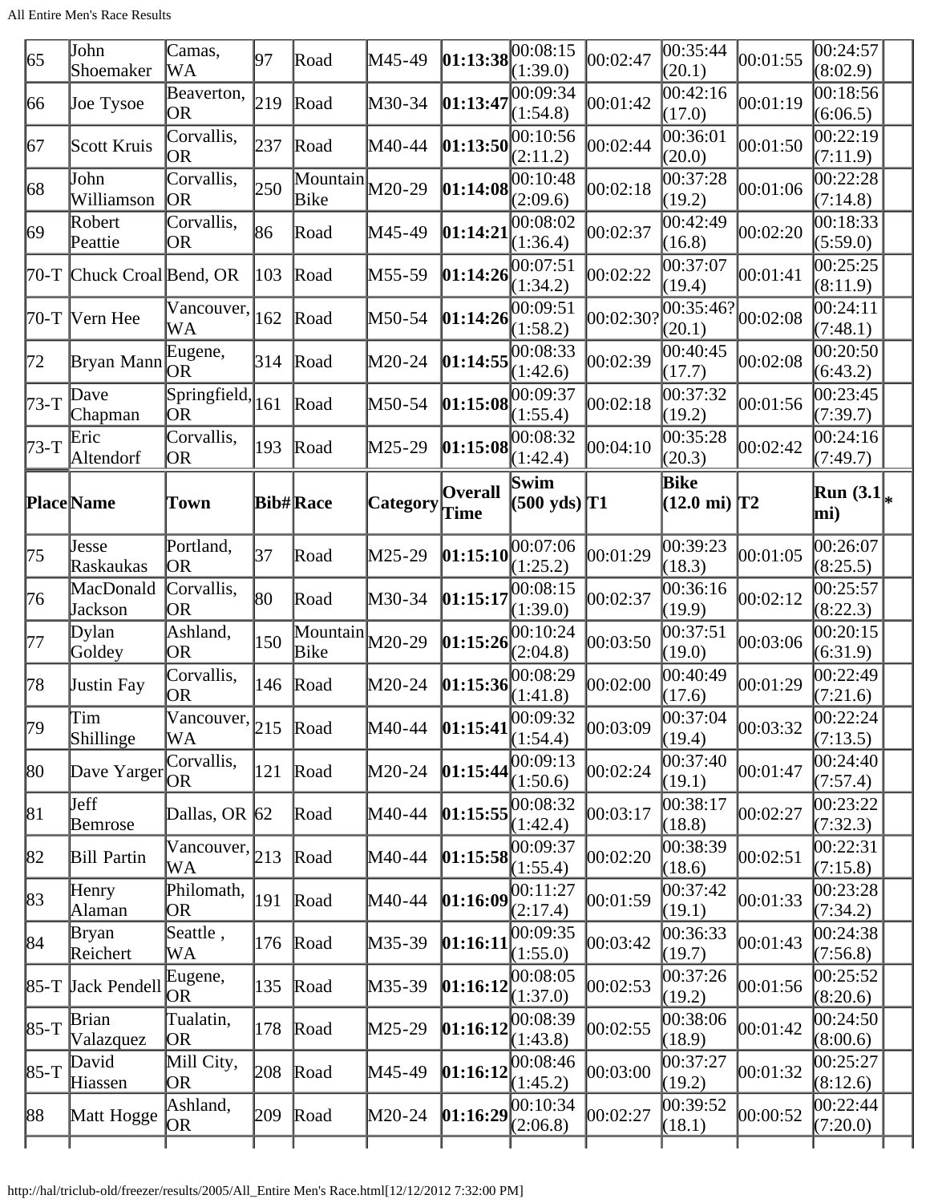| Place | Name | Town | Bib# | Race | Category | Overall Time | Swim (500 yds) | T1 | Bike (12.0 mi) | T2 | Run (3.1 mi) | * |
|---|---|---|---|---|---|---|---|---|---|---|---|---|
| 65 | John Shoemaker | Camas, WA | 97 | Road | M45-49 | **01:13:38** | 00:08:15 (1:39.0) | 00:02:47 | 00:35:44 (20.1) | 00:01:55 | 00:24:57 (8:02.9) | |
| 66 | Joe Tysoe | Beaverton, OR | 219 | Road | M30-34 | **01:13:47** | 00:09:34 (1:54.8) | 00:01:42 | 00:42:16 (17.0) | 00:01:19 | 00:18:56 (6:06.5) | |
| 67 | Scott Kruis | Corvallis, OR | 237 | Road | M40-44 | **01:13:50** | 00:10:56 (2:11.2) | 00:02:44 | 00:36:01 (20.0) | 00:01:50 | 00:22:19 (7:11.9) | |
| 68 | John Williamson | Corvallis, OR | 250 | Mountain Bike | M20-29 | **01:14:08** | 00:10:48 (2:09.6) | 00:02:18 | 00:37:28 (19.2) | 00:01:06 | 00:22:28 (7:14.8) | |
| 69 | Robert Peattie | Corvallis, OR | 86 | Road | M45-49 | **01:14:21** | 00:08:02 (1:36.4) | 00:02:37 | 00:42:49 (16.8) | 00:02:20 | 00:18:33 (5:59.0) | |
| 70-T | Chuck Croal | Bend, OR | 103 | Road | M55-59 | **01:14:26** | 00:07:51 (1:34.2) | 00:02:22 | 00:37:07 (19.4) | 00:01:41 | 00:25:25 (8:11.9) | |
| 70-T | Vern Hee | Vancouver, WA | 162 | Road | M50-54 | **01:14:26** | 00:09:51 (1:58.2) | 00:02:30? | 00:35:46? (20.1) | 00:02:08 | 00:24:11 (7:48.1) | |
| 72 | Bryan Mann | Eugene, OR | 314 | Road | M20-24 | **01:14:55** | 00:08:33 (1:42.6) | 00:02:39 | 00:40:45 (17.7) | 00:02:08 | 00:20:50 (6:43.2) | |
| 73-T | Dave Chapman | Springfield, OR | 161 | Road | M50-54 | **01:15:08** | 00:09:37 (1:55.4) | 00:02:18 | 00:37:32 (19.2) | 00:01:56 | 00:23:45 (7:39.7) | |
| 73-T | Eric Altendorf | Corvallis, OR | 193 | Road | M25-29 | **01:15:08** | 00:08:32 (1:42.4) | 00:04:10 | 00:35:28 (20.3) | 00:02:42 | 00:24:16 (7:49.7) | |
| **Place** | **Name** | **Town** | **Bib#** | **Race** | **Category** | **Overall Time** | **Swim (500 yds)** | **T1** | **Bike (12.0 mi)** | **T2** | **Run (3.1 mi)** | ***** |
| 75 | Jesse Raskaukas | Portland, OR | 37 | Road | M25-29 | **01:15:10** | 00:07:06 (1:25.2) | 00:01:29 | 00:39:23 (18.3) | 00:01:05 | 00:26:07 (8:25.5) | |
| 76 | MacDonald Jackson | Corvallis, OR | 80 | Road | M30-34 | **01:15:17** | 00:08:15 (1:39.0) | 00:02:37 | 00:36:16 (19.9) | 00:02:12 | 00:25:57 (8:22.3) | |
| 77 | Dylan Goldey | Ashland, OR | 150 | Mountain Bike | M20-29 | **01:15:26** | 00:10:24 (2:04.8) | 00:03:50 | 00:37:51 (19.0) | 00:03:06 | 00:20:15 (6:31.9) | |
| 78 | Justin Fay | Corvallis, OR | 146 | Road | M20-24 | **01:15:36** | 00:08:29 (1:41.8) | 00:02:00 | 00:40:49 (17.6) | 00:01:29 | 00:22:49 (7:21.6) | |
| 79 | Tim Shillinge | Vancouver, WA | 215 | Road | M40-44 | **01:15:41** | 00:09:32 (1:54.4) | 00:03:09 | 00:37:04 (19.4) | 00:03:32 | 00:22:24 (7:13.5) | |
| 80 | Dave Yarger | Corvallis, OR | 121 | Road | M20-24 | **01:15:44** | 00:09:13 (1:50.6) | 00:02:24 | 00:37:40 (19.1) | 00:01:47 | 00:24:40 (7:57.4) | |
| 81 | Jeff Bemrose | Dallas, OR | 62 | Road | M40-44 | **01:15:55** | 00:08:32 (1:42.4) | 00:03:17 | 00:38:17 (18.8) | 00:02:27 | 00:23:22 (7:32.3) | |
| 82 | Bill Partin | Vancouver, WA | 213 | Road | M40-44 | **01:15:58** | 00:09:37 (1:55.4) | 00:02:20 | 00:38:39 (18.6) | 00:02:51 | 00:22:31 (7:15.8) | |
| 83 | Henry Alaman | Philomath, OR | 191 | Road | M40-44 | **01:16:09** | 00:11:27 (2:17.4) | 00:01:59 | 00:37:42 (19.1) | 00:01:33 | 00:23:28 (7:34.2) | |
| 84 | Bryan Reichert | Seattle , WA | 176 | Road | M35-39 | **01:16:11** | 00:09:35 (1:55.0) | 00:03:42 | 00:36:33 (19.7) | 00:01:43 | 00:24:38 (7:56.8) | |
| 85-T | Jack Pendell | Eugene, OR | 135 | Road | M35-39 | **01:16:12** | 00:08:05 (1:37.0) | 00:02:53 | 00:37:26 (19.2) | 00:01:56 | 00:25:52 (8:20.6) | |
| 85-T | Brian Valazquez | Tualatin, OR | 178 | Road | M25-29 | **01:16:12** | 00:08:39 (1:43.8) | 00:02:55 | 00:38:06 (18.9) | 00:01:42 | 00:24:50 (8:00.6) | |
| 85-T | David Hiassen | Mill City, OR | 208 | Road | M45-49 | **01:16:12** | 00:08:46 (1:45.2) | 00:03:00 | 00:37:27 (19.2) | 00:01:32 | 00:25:27 (8:12.6) | |
| 88 | Matt Hogge | Ashland, OR | 209 | Road | M20-24 | **01:16:29** | 00:10:34 (2:06.8) | 00:02:27 | 00:39:52 (18.1) | 00:00:52 | 00:22:44 (7:20.0) | |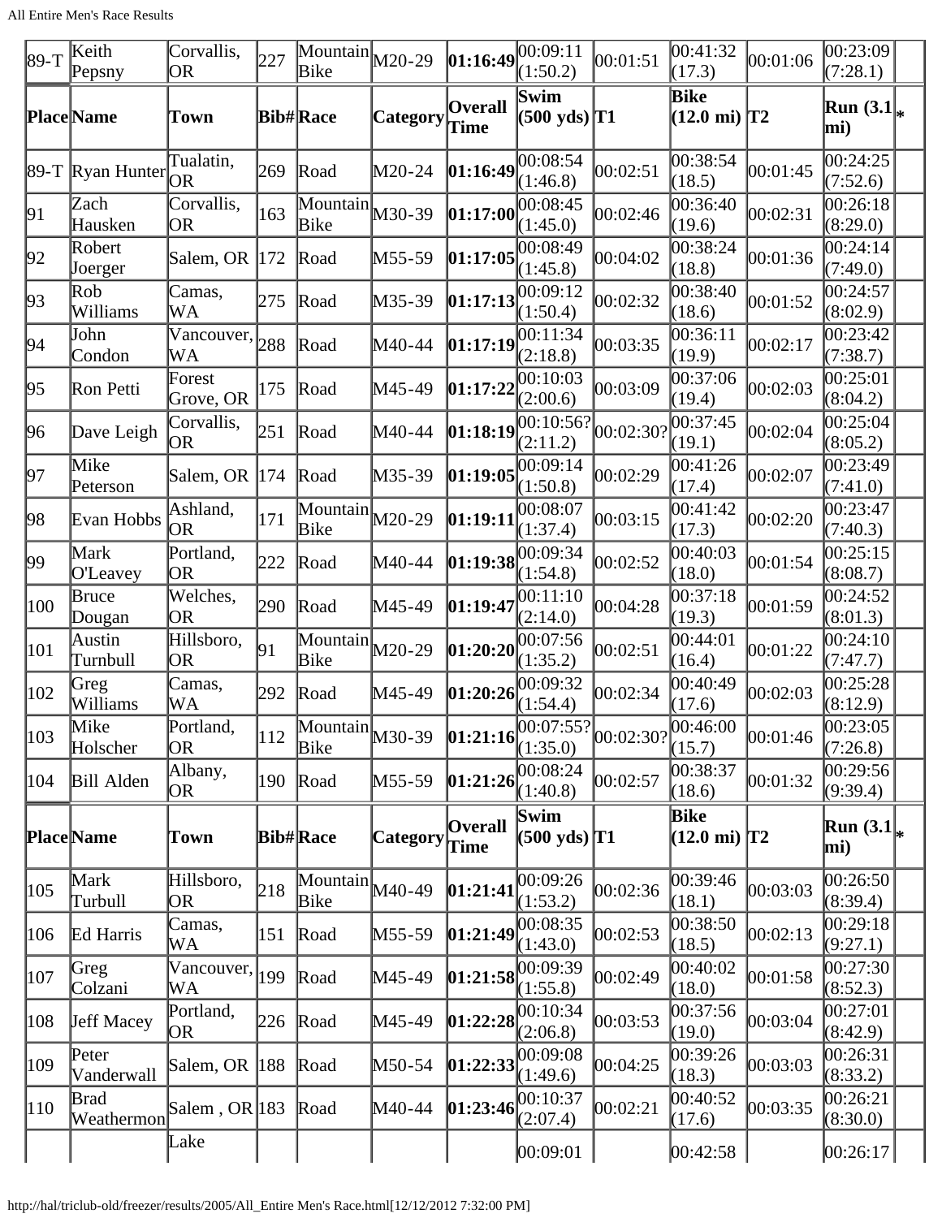All Entire Men's Race Results

| Place | Name | Town | Bib# | Race | Category | Overall Time | Swim (500 yds) | T1 | Bike (12.0 mi) | T2 | Run (3.1 mi) | * |
|---|---|---|---|---|---|---|---|---|---|---|---|---|
| 89-T | Keith Pepsny | Corvallis, OR | 227 | Mountain Bike | M20-29 | **01:16:49** | 00:09:11 (1:50.2) | 00:01:51 | 00:41:32 (17.3) | 00:01:06 | 00:23:09 (7:28.1) | |
| 89-T | Ryan Hunter | Tualatin, OR | 269 | Road | M20-24 | **01:16:49** | 00:08:54 (1:46.8) | 00:02:51 | 00:38:54 (18.5) | 00:01:45 | 00:24:25 (7:52.6) | |
| 91 | Zach Hausken | Corvallis, OR | 163 | Mountain Bike | M30-39 | **01:17:00** | 00:08:45 (1:45.0) | 00:02:46 | 00:36:40 (19.6) | 00:02:31 | 00:26:18 (8:29.0) | |
| 92 | Robert Joerger | Salem, OR | 172 | Road | M55-59 | **01:17:05** | 00:08:49 (1:45.8) | 00:04:02 | 00:38:24 (18.8) | 00:01:36 | 00:24:14 (7:49.0) | |
| 93 | Rob Williams | Camas, WA | 275 | Road | M35-39 | **01:17:13** | 00:09:12 (1:50.4) | 00:02:32 | 00:38:40 (18.6) | 00:01:52 | 00:24:57 (8:02.9) | |
| 94 | John Condon | Vancouver, WA | 288 | Road | M40-44 | **01:17:19** | 00:11:34 (2:18.8) | 00:03:35 | 00:36:11 (19.9) | 00:02:17 | 00:23:42 (7:38.7) | |
| 95 | Ron Petti | Forest Grove, OR | 175 | Road | M45-49 | **01:17:22** | 00:10:03 (2:00.6) | 00:03:09 | 00:37:06 (19.4) | 00:02:03 | 00:25:01 (8:04.2) | |
| 96 | Dave Leigh | Corvallis, OR | 251 | Road | M40-44 | **01:18:19** | 00:10:56? (2:11.2) | 00:02:30? | 00:37:45 (19.1) | 00:02:04 | 00:25:04 (8:05.2) | |
| 97 | Mike Peterson | Salem, OR | 174 | Road | M35-39 | **01:19:05** | 00:09:14 (1:50.8) | 00:02:29 | 00:41:26 (17.4) | 00:02:07 | 00:23:49 (7:41.0) | |
| 98 | Evan Hobbs | Ashland, OR | 171 | Mountain Bike | M20-29 | **01:19:11** | 00:08:07 (1:37.4) | 00:03:15 | 00:41:42 (17.3) | 00:02:20 | 00:23:47 (7:40.3) | |
| 99 | Mark O'Leavey | Portland, OR | 222 | Road | M40-44 | **01:19:38** | 00:09:34 (1:54.8) | 00:02:52 | 00:40:03 (18.0) | 00:01:54 | 00:25:15 (8:08.7) | |
| 100 | Bruce Dougan | Welches, OR | 290 | Road | M45-49 | **01:19:47** | 00:11:10 (2:14.0) | 00:04:28 | 00:37:18 (19.3) | 00:01:59 | 00:24:52 (8:01.3) | |
| 101 | Austin Turnbull | Hillsboro, OR | 91 | Mountain Bike | M20-29 | **01:20:20** | 00:07:56 (1:35.2) | 00:02:51 | 00:44:01 (16.4) | 00:01:22 | 00:24:10 (7:47.7) | |
| 102 | Greg Williams | Camas, WA | 292 | Road | M45-49 | **01:20:26** | 00:09:32 (1:54.4) | 00:02:34 | 00:40:49 (17.6) | 00:02:03 | 00:25:28 (8:12.9) | |
| 103 | Mike Holscher | Portland, OR | 112 | Mountain Bike | M30-39 | **01:21:16** | 00:07:55? (1:35.0) | 00:02:30? | 00:46:00 (15.7) | 00:01:46 | 00:23:05 (7:26.8) | |
| 104 | Bill Alden | Albany, OR | 190 | Road | M55-59 | **01:21:26** | 00:08:24 (1:40.8) | 00:02:57 | 00:38:37 (18.6) | 00:01:32 | 00:29:56 (9:39.4) | |
| **Place** | **Name** | **Town** | **Bib#** | **Race** | **Category** | **Overall Time** | **Swim (500 yds)** | **T1** | **Bike (12.0 mi)** | **T2** | **Run (3.1 mi)** | * |
| 105 | Mark Turbull | Hillsboro, OR | 218 | Mountain Bike | M40-49 | **01:21:41** | 00:09:26 (1:53.2) | 00:02:36 | 00:39:46 (18.1) | 00:03:03 | 00:26:50 (8:39.4) | |
| 106 | Ed Harris | Camas, WA | 151 | Road | M55-59 | **01:21:49** | 00:08:35 (1:43.0) | 00:02:53 | 00:38:50 (18.5) | 00:02:13 | 00:29:18 (9:27.1) | |
| 107 | Greg Colzani | Vancouver, WA | 199 | Road | M45-49 | **01:21:58** | 00:09:39 (1:55.8) | 00:02:49 | 00:40:02 (18.0) | 00:01:58 | 00:27:30 (8:52.3) | |
| 108 | Jeff Macey | Portland, OR | 226 | Road | M45-49 | **01:22:28** | 00:10:34 (2:06.8) | 00:03:53 | 00:37:56 (19.0) | 00:03:04 | 00:27:01 (8:42.9) | |
| 109 | Peter Vanderwall | Salem, OR | 188 | Road | M50-54 | **01:22:33** | 00:09:08 (1:49.6) | 00:04:25 | 00:39:26 (18.3) | 00:03:03 | 00:26:31 (8:33.2) | |
| 110 | Brad Weathermon | Salem , OR | 183 | Road | M40-44 | **01:23:46** | 00:10:37 (2:07.4) | 00:02:21 | 00:40:52 (17.6) | 00:03:35 | 00:26:21 (8:30.0) | |
| | | Lake | | | | | 00:09:01 | | 00:42:58 | | 00:26:17 | |

http://hal/triclub-old/freezer/results/2005/All_Entire Men's Race.html[12/12/2012 7:32:00 PM]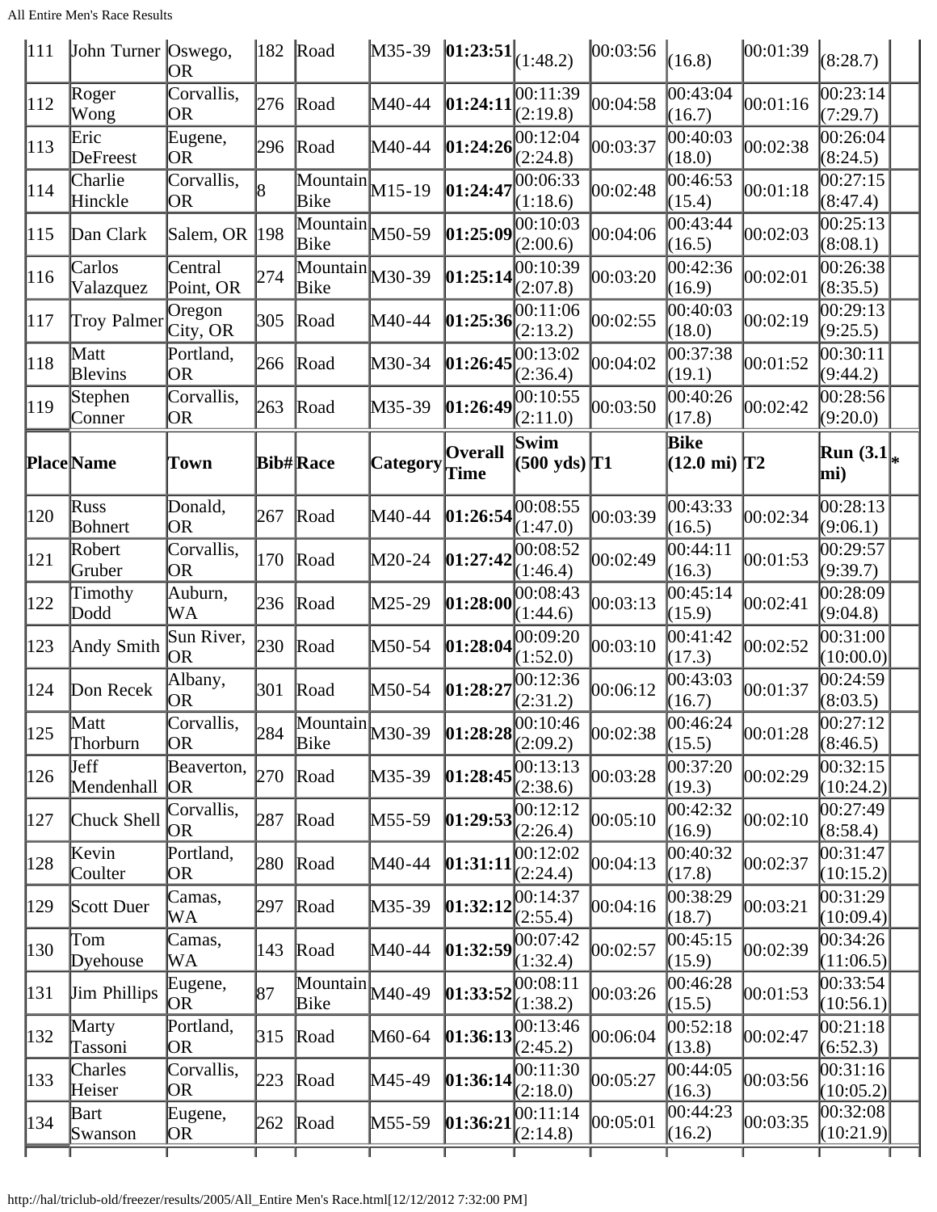| 111 | John Turner | Oswego, OR | 182 | Road | M35-39 | **01:23:51** | (1:48.2) | 00:03:56 | (16.8) | 00:01:39 | (8:28.7) | |
|---|---|---|---|---|---|---|---|---|---|---|---|---|
| 112 | Roger Wong | Corvallis, OR | 276 | Road | M40-44 | **01:24:11** | 00:11:39 (2:19.8) | 00:04:58 | 00:43:04 (16.7) | 00:01:16 | 00:23:14 (7:29.7) | |
| 113 | Eric DeFreest | Eugene, OR | 296 | Road | M40-44 | **01:24:26** | 00:12:04 (2:24.8) | 00:03:37 | 00:40:03 (18.0) | 00:02:38 | 00:26:04 (8:24.5) | |
| 114 | Charlie Hinckle | Corvallis, OR | 8 | Mountain Bike | M15-19 | **01:24:47** | 00:06:33 (1:18.6) | 00:02:48 | 00:46:53 (15.4) | 00:01:18 | 00:27:15 (8:47.4) | |
| 115 | Dan Clark | Salem, OR | 198 | Mountain Bike | M50-59 | **01:25:09** | 00:10:03 (2:00.6) | 00:04:06 | 00:43:44 (16.5) | 00:02:03 | 00:25:13 (8:08.1) | |
| 116 | Carlos Valazquez | Central Point, OR | 274 | Mountain Bike | M30-39 | **01:25:14** | 00:10:39 (2:07.8) | 00:03:20 | 00:42:36 (16.9) | 00:02:01 | 00:26:38 (8:35.5) | |
| 117 | Troy Palmer | Oregon City, OR | 305 | Road | M40-44 | **01:25:36** | 00:11:06 (2:13.2) | 00:02:55 | 00:40:03 (18.0) | 00:02:19 | 00:29:13 (9:25.5) | |
| 118 | Matt Blevins | Portland, OR | 266 | Road | M30-34 | **01:26:45** | 00:13:02 (2:36.4) | 00:04:02 | 00:37:38 (19.1) | 00:01:52 | 00:30:11 (9:44.2) | |
| 119 | Stephen Conner | Corvallis, OR | 263 | Road | M35-39 | **01:26:49** | 00:10:55 (2:11.0) | 00:03:50 | 00:40:26 (17.8) | 00:02:42 | 00:28:56 (9:20.0) | |
| **Place** | **Name** | **Town** | **Bib#** | **Race** | **Category** | **Overall Time** | **Swim (500 yds)** | **T1** | **Bike (12.0 mi)** | **T2** | **Run (3.1 mi)** | ***** |
| 120 | Russ Bohnert | Donald, OR | 267 | Road | M40-44 | **01:26:54** | 00:08:55 (1:47.0) | 00:03:39 | 00:43:33 (16.5) | 00:02:34 | 00:28:13 (9:06.1) | |
| 121 | Robert Gruber | Corvallis, OR | 170 | Road | M20-24 | **01:27:42** | 00:08:52 (1:46.4) | 00:02:49 | 00:44:11 (16.3) | 00:01:53 | 00:29:57 (9:39.7) | |
| 122 | Timothy Dodd | Auburn, WA | 236 | Road | M25-29 | **01:28:00** | 00:08:43 (1:44.6) | 00:03:13 | 00:45:14 (15.9) | 00:02:41 | 00:28:09 (9:04.8) | |
| 123 | Andy Smith | Sun River, OR | 230 | Road | M50-54 | **01:28:04** | 00:09:20 (1:52.0) | 00:03:10 | 00:41:42 (17.3) | 00:02:52 | 00:31:00 (10:00.0) | |
| 124 | Don Recek | Albany, OR | 301 | Road | M50-54 | **01:28:27** | 00:12:36 (2:31.2) | 00:06:12 | 00:43:03 (16.7) | 00:01:37 | 00:24:59 (8:03.5) | |
| 125 | Matt Thorburn | Corvallis, OR | 284 | Mountain Bike | M30-39 | **01:28:28** | 00:10:46 (2:09.2) | 00:02:38 | 00:46:24 (15.5) | 00:01:28 | 00:27:12 (8:46.5) | |
| 126 | Jeff Mendenhall | Beaverton, OR | 270 | Road | M35-39 | **01:28:45** | 00:13:13 (2:38.6) | 00:03:28 | 00:37:20 (19.3) | 00:02:29 | 00:32:15 (10:24.2) | |
| 127 | Chuck Shell | Corvallis, OR | 287 | Road | M55-59 | **01:29:53** | 00:12:12 (2:26.4) | 00:05:10 | 00:42:32 (16.9) | 00:02:10 | 00:27:49 (8:58.4) | |
| 128 | Kevin Coulter | Portland, OR | 280 | Road | M40-44 | **01:31:11** | 00:12:02 (2:24.4) | 00:04:13 | 00:40:32 (17.8) | 00:02:37 | 00:31:47 (10:15.2) | |
| 129 | Scott Duer | Camas, WA | 297 | Road | M35-39 | **01:32:12** | 00:14:37 (2:55.4) | 00:04:16 | 00:38:29 (18.7) | 00:03:21 | 00:31:29 (10:09.4) | |
| 130 | Tom Dyehouse | Camas, WA | 143 | Road | M40-44 | **01:32:59** | 00:07:42 (1:32.4) | 00:02:57 | 00:45:15 (15.9) | 00:02:39 | 00:34:26 (11:06.5) | |
| 131 | Jim Phillips | Eugene, OR | 87 | Mountain Bike | M40-49 | **01:33:52** | 00:08:11 (1:38.2) | 00:03:26 | 00:46:28 (15.5) | 00:01:53 | 00:33:54 (10:56.1) | |
| 132 | Marty Tassoni | Portland, OR | 315 | Road | M60-64 | **01:36:13** | 00:13:46 (2:45.2) | 00:06:04 | 00:52:18 (13.8) | 00:02:47 | 00:21:18 (6:52.3) | |
| 133 | Charles Heiser | Corvallis, OR | 223 | Road | M45-49 | **01:36:14** | 00:11:30 (2:18.0) | 00:05:27 | 00:44:05 (16.3) | 00:03:56 | 00:31:16 (10:05.2) | |
| 134 | Bart Swanson | Eugene, OR | 262 | Road | M55-59 | **01:36:21** | 00:11:14 (2:14.8) | 00:05:01 | 00:44:23 (16.2) | 00:03:35 | 00:32:08 (10:21.9) | |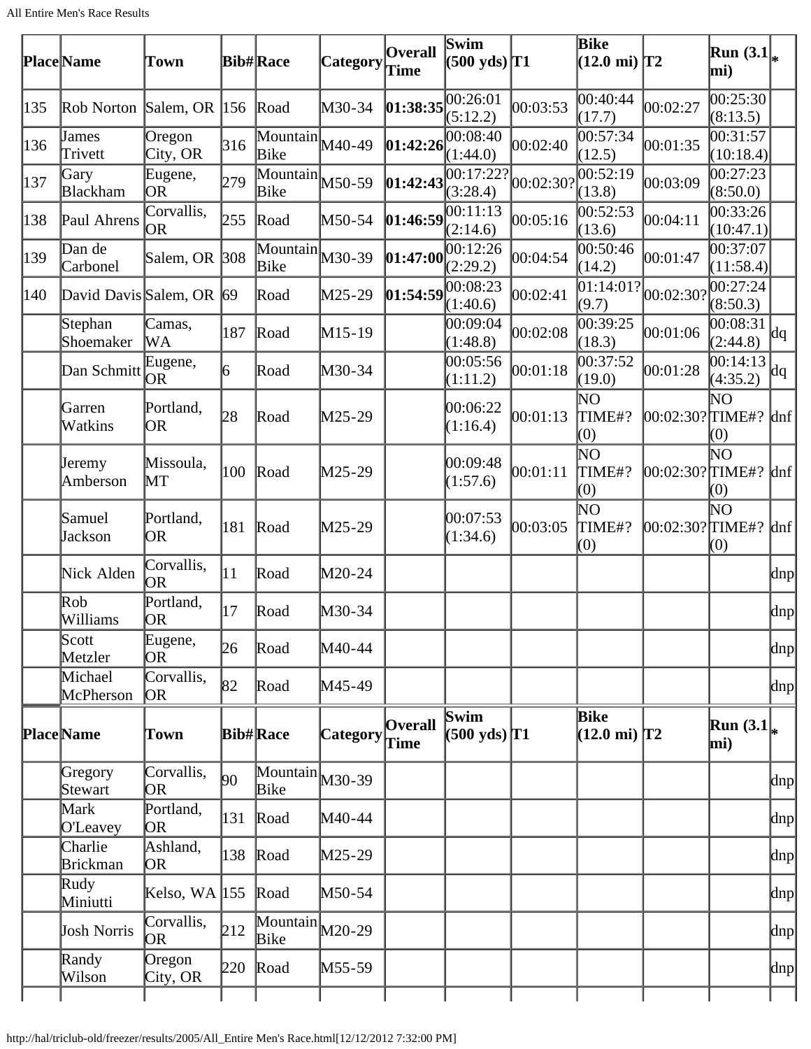| Place | Name | Town | Bib# | Race | Category | Overall Time | Swim (500 yds) | T1 | Bike (12.0 mi) | T2 | Run (3.1 mi) | * |
|---|---|---|---|---|---|---|---|---|---|---|---|---|
| 135 | Rob Norton | Salem, OR | 156 | Road | M30-34 | **01:38:35** | 00:26:01 (5:12.2) | 00:03:53 | 00:40:44 (17.7) | 00:02:27 | 00:25:30 (8:13.5) | |
| 136 | James Trivett | Oregon City, OR | 316 | Mountain Bike | M40-49 | **01:42:26** | 00:08:40 (1:44.0) | 00:02:40 | 00:57:34 (12.5) | 00:01:35 | 00:31:57 (10:18.4) | |
| 137 | Gary Blackham | Eugene, OR | 279 | Mountain Bike | M50-59 | **01:42:43** | 00:17:22? (3:28.4) | 00:02:30? | 00:52:19 (13.8) | 00:03:09 | 00:27:23 (8:50.0) | |
| 138 | Paul Ahrens | Corvallis, OR | 255 | Road | M50-54 | **01:46:59** | 00:11:13 (2:14.6) | 00:05:16 | 00:52:53 (13.6) | 00:04:11 | 00:33:26 (10:47.1) | |
| 139 | Dan de Carbonel | Salem, OR | 308 | Mountain Bike | M30-39 | **01:47:00** | 00:12:26 (2:29.2) | 00:04:54 | 00:50:46 (14.2) | 00:01:47 | 00:37:07 (11:58.4) | |
| 140 | David Davis | Salem, OR | 69 | Road | M25-29 | **01:54:59** | 00:08:23 (1:40.6) | 00:02:41 | 01:14:01? (9.7) | 00:02:30? | 00:27:24 (8:50.3) | |
| | Stephan Shoemaker | Camas, WA | 187 | Road | M15-19 | | 00:09:04 (1:48.8) | 00:02:08 | 00:39:25 (18.3) | 00:01:06 | 00:08:31 (2:44.8) | dq |
| | Dan Schmitt | Eugene, OR | 6 | Road | M30-34 | | 00:05:56 (1:11.2) | 00:01:18 | 00:37:52 (19.0) | 00:01:28 | 00:14:13 (4:35.2) | dq |
| | Garren Watkins | Portland, OR | 28 | Road | M25-29 | | 00:06:22 (1:16.4) | 00:01:13 | NO TIME#? (0) | 00:02:30? | NO TIME#? (0) | dnf |
| | Jeremy Amberson | Missoula, MT | 100 | Road | M25-29 | | 00:09:48 (1:57.6) | 00:01:11 | NO TIME#? (0) | 00:02:30? | NO TIME#? (0) | dnf |
| | Samuel Jackson | Portland, OR | 181 | Road | M25-29 | | 00:07:53 (1:34.6) | 00:03:05 | NO TIME#? (0) | 00:02:30? | NO TIME#? (0) | dnf |
| | Nick Alden | Corvallis, OR | 11 | Road | M20-24 | | | | | | | dnp |
| | Rob Williams | Portland, OR | 17 | Road | M30-34 | | | | | | | dnp |
| | Scott Metzler | Eugene, OR | 26 | Road | M40-44 | | | | | | | dnp |
| | Michael McPherson | Corvallis, OR | 82 | Road | M45-49 | | | | | | | dnp |
| | Gregory Stewart | Corvallis, OR | 90 | Mountain Bike | M30-39 | | | | | | | dnp |
| | Mark O'Leavey | Portland, OR | 131 | Road | M40-44 | | | | | | | dnp |
| | Charlie Brickman | Ashland, OR | 138 | Road | M25-29 | | | | | | | dnp |
| | Rudy Miniutti | Kelso, WA | 155 | Road | M50-54 | | | | | | | dnp |
| | Josh Norris | Corvallis, OR | 212 | Mountain Bike | M20-29 | | | | | | | dnp |
| | Randy Wilson | Oregon City, OR | 220 | Road | M55-59 | | | | | | | dnp |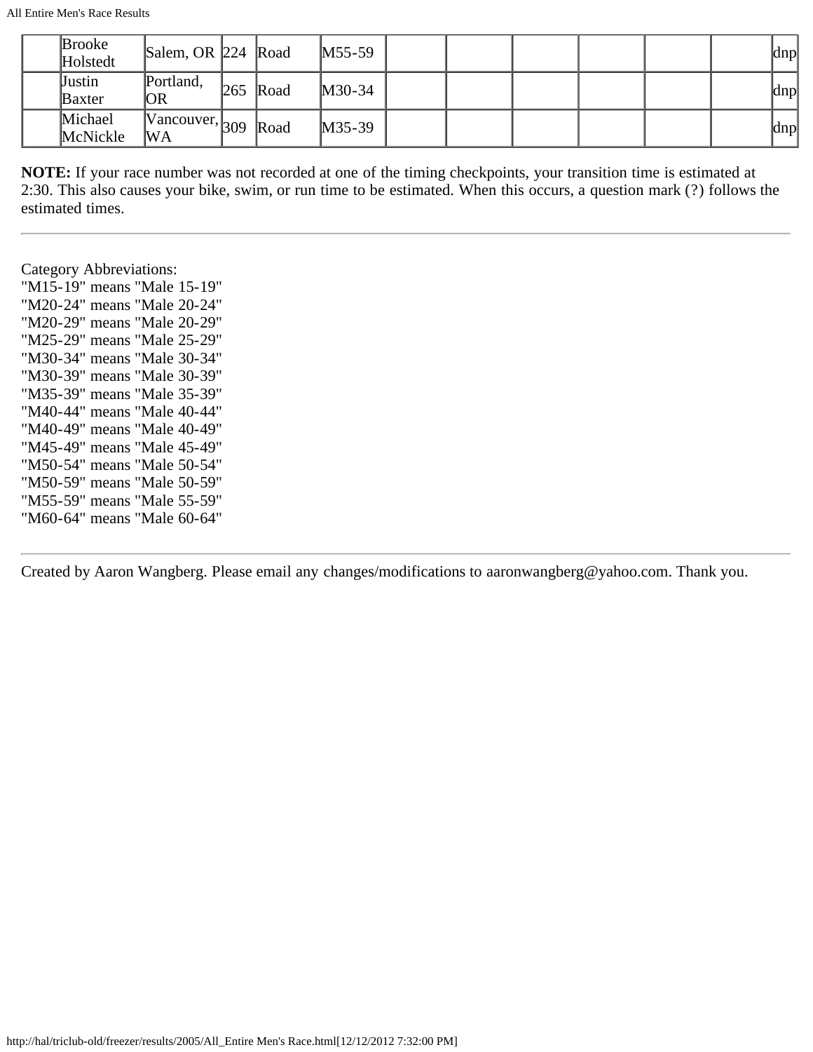| | | | | | | | | | | | | |
|---|---|---|---|---|---|---|---|---|---|---|---|---|
| | Brooke Holstedt | Salem, OR | 224 | Road | M55-59 | | | | | | | dnp |
| | Justin Baxter | Portland, OR | 265 | Road | M30-34 | | | | | | | dnp |
| | Michael McNickle | Vancouver, WA | 309 | Road | M35-39 | | | | | | | dnp |

**NOTE:** If your race number was not recorded at one of the timing checkpoints, your transition time is estimated at 2:30. This also causes your bike, swim, or run time to be estimated. When this occurs, a question mark (?) follows the estimated times.

---

Category Abbreviations:
"M15-19" means "Male 15-19"
"M20-24" means "Male 20-24"
"M20-29" means "Male 20-29"
"M25-29" means "Male 25-29"
"M30-34" means "Male 30-34"
"M30-39" means "Male 30-39"
"M35-39" means "Male 35-39"
"M40-44" means "Male 40-44"
"M40-49" means "Male 40-49"
"M45-49" means "Male 45-49"
"M50-54" means "Male 50-54"
"M50-59" means "Male 50-59"
"M55-59" means "Male 55-59"
"M60-64" means "Male 60-64"

---

Created by Aaron Wangberg. Please email any changes/modifications to aaronwangberg@yahoo.com. Thank you.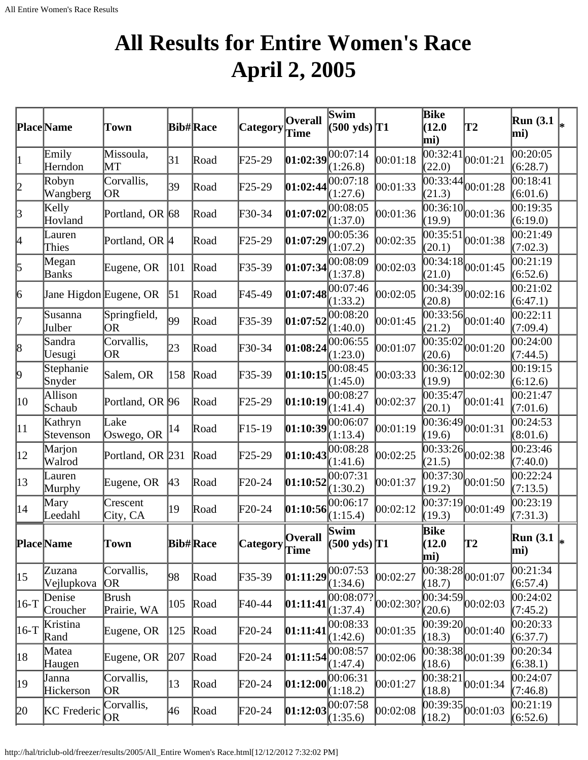# All Results for Entire Women's Race
# April 2, 2005

| Place | Name | Town | Bib# | Race | Category | Overall Time | Swim (500 yds) | T1 | Bike (12.0 mi) | T2 | Run (3.1 mi) | * |
|---|---|---|---|---|---|---|---|---|---|---|---|---|
| 1 | Emily Herndon | Missoula, MT | 31 | Road | F25-29 | **01:02:39** | 00:07:14 (1:26.8) | 00:01:18 | 00:32:41 (22.0) | 00:01:21 | 00:20:05 (6:28.7) | |
| 2 | Robyn Wangberg | Corvallis, OR | 39 | Road | F25-29 | **01:02:44** | 00:07:18 (1:27.6) | 00:01:33 | 00:33:44 (21.3) | 00:01:28 | 00:18:41 (6:01.6) | |
| 3 | Kelly Hovland | Portland, OR | 68 | Road | F30-34 | **01:07:02** | 00:08:05 (1:37.0) | 00:01:36 | 00:36:10 (19.9) | 00:01:36 | 00:19:35 (6:19.0) | |
| 4 | Lauren Thies | Portland, OR | 4 | Road | F25-29 | **01:07:29** | 00:05:36 (1:07.2) | 00:02:35 | 00:35:51 (20.1) | 00:01:38 | 00:21:49 (7:02.3) | |
| 5 | Megan Banks | Eugene, OR | 101 | Road | F35-39 | **01:07:34** | 00:08:09 (1:37.8) | 00:02:03 | 00:34:18 (21.0) | 00:01:45 | 00:21:19 (6:52.6) | |
| 6 | Jane Higdon | Eugene, OR | 51 | Road | F45-49 | **01:07:48** | 00:07:46 (1:33.2) | 00:02:05 | 00:34:39 (20.8) | 00:02:16 | 00:21:02 (6:47.1) | |
| 7 | Susanna Julber | Springfield, OR | 99 | Road | F35-39 | **01:07:52** | 00:08:20 (1:40.0) | 00:01:45 | 00:33:56 (21.2) | 00:01:40 | 00:22:11 (7:09.4) | |
| 8 | Sandra Uesugi | Corvallis, OR | 23 | Road | F30-34 | **01:08:24** | 00:06:55 (1:23.0) | 00:01:07 | 00:35:02 (20.6) | 00:01:20 | 00:24:00 (7:44.5) | |
| 9 | Stephanie Snyder | Salem, OR | 158 | Road | F35-39 | **01:10:15** | 00:08:45 (1:45.0) | 00:03:33 | 00:36:12 (19.9) | 00:02:30 | 00:19:15 (6:12.6) | |
| 10 | Allison Schaub | Portland, OR | 96 | Road | F25-29 | **01:10:19** | 00:08:27 (1:41.4) | 00:02:37 | 00:35:47 (20.1) | 00:01:41 | 00:21:47 (7:01.6) | |
| 11 | Kathryn Stevenson | Lake Oswego, OR | 14 | Road | F15-19 | **01:10:39** | 00:06:07 (1:13.4) | 00:01:19 | 00:36:49 (19.6) | 00:01:31 | 00:24:53 (8:01.6) | |
| 12 | Marjon Walrod | Portland, OR | 231 | Road | F25-29 | **01:10:43** | 00:08:28 (1:41.6) | 00:02:25 | 00:33:26 (21.5) | 00:02:38 | 00:23:46 (7:40.0) | |
| 13 | Lauren Murphy | Eugene, OR | 43 | Road | F20-24 | **01:10:52** | 00:07:31 (1:30.2) | 00:01:37 | 00:37:30 (19.2) | 00:01:50 | 00:22:24 (7:13.5) | |
| 14 | Mary Leedahl | Crescent City, CA | 19 | Road | F20-24 | **01:10:56** | 00:06:17 (1:15.4) | 00:02:12 | 00:37:19 (19.3) | 00:01:49 | 00:23:19 (7:31.3) | |
| 15 | Zuzana Vejlupkova | Corvallis, OR | 98 | Road | F35-39 | **01:11:29** | 00:07:53 (1:34.6) | 00:02:27 | 00:38:28 (18.7) | 00:01:07 | 00:21:34 (6:57.4) | |
| 16-T | Denise Croucher | Brush Prairie, WA | 105 | Road | F40-44 | **01:11:41** | 00:08:07? (1:37.4) | 00:02:30? | 00:34:59 (20.6) | 00:02:03 | 00:24:02 (7:45.2) | |
| 16-T | Kristina Rand | Eugene, OR | 125 | Road | F20-24 | **01:11:41** | 00:08:33 (1:42.6) | 00:01:35 | 00:39:20 (18.3) | 00:01:40 | 00:20:33 (6:37.7) | |
| 18 | Matea Haugen | Eugene, OR | 207 | Road | F20-24 | **01:11:54** | 00:08:57 (1:47.4) | 00:02:06 | 00:38:38 (18.6) | 00:01:39 | 00:20:34 (6:38.1) | |
| 19 | Janna Hickerson | Corvallis, OR | 13 | Road | F20-24 | **01:12:00** | 00:06:31 (1:18.2) | 00:01:27 | 00:38:21 (18.8) | 00:01:34 | 00:24:07 (7:46.8) | |
| 20 | KC Frederic | Corvallis, OR | 46 | Road | F20-24 | **01:12:03** | 00:07:58 (1:35.6) | 00:02:08 | 00:39:35 (18.2) | 00:01:03 | 00:21:19 (6:52.6) | |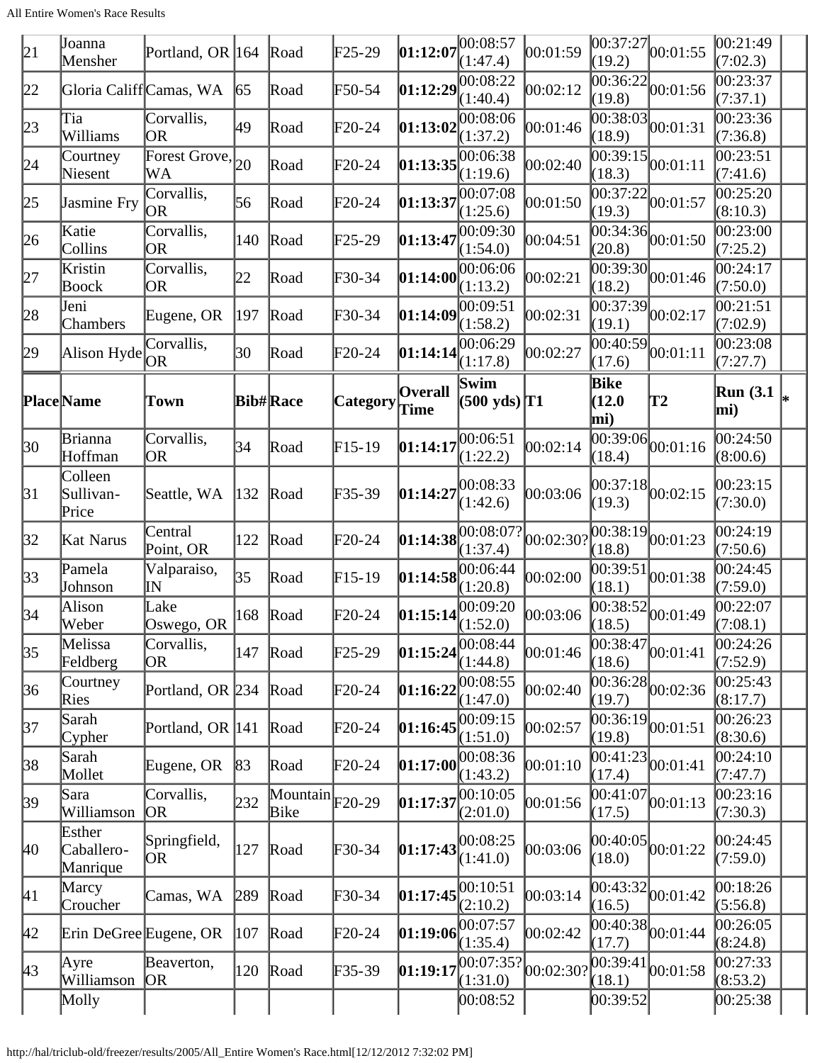| 21 | Joanna Mensher | Portland, OR | 164 | Road | F25-29 | **01:12:07** | 00:08:57 (1:47.4) | 00:01:59 | 00:37:27 (19.2) | 00:01:55 | 00:21:49 (7:02.3) | |
|---|---|---|---|---|---|---|---|---|---|---|---|---|
| 22 | Gloria Califf | Camas, WA | 65 | Road | F50-54 | **01:12:29** | 00:08:22 (1:40.4) | 00:02:12 | 00:36:22 (19.8) | 00:01:56 | 00:23:37 (7:37.1) | |
| 23 | Tia Williams | Corvallis, OR | 49 | Road | F20-24 | **01:13:02** | 00:08:06 (1:37.2) | 00:01:46 | 00:38:03 (18.9) | 00:01:31 | 00:23:36 (7:36.8) | |
| 24 | Courtney Niesent | Forest Grove, WA | 20 | Road | F20-24 | **01:13:35** | 00:06:38 (1:19.6) | 00:02:40 | 00:39:15 (18.3) | 00:01:11 | 00:23:51 (7:41.6) | |
| 25 | Jasmine Fry | Corvallis, OR | 56 | Road | F20-24 | **01:13:37** | 00:07:08 (1:25.6) | 00:01:50 | 00:37:22 (19.3) | 00:01:57 | 00:25:20 (8:10.3) | |
| 26 | Katie Collins | Corvallis, OR | 140 | Road | F25-29 | **01:13:47** | 00:09:30 (1:54.0) | 00:04:51 | 00:34:36 (20.8) | 00:01:50 | 00:23:00 (7:25.2) | |
| 27 | Kristin Boock | Corvallis, OR | 22 | Road | F30-34 | **01:14:00** | 00:06:06 (1:13.2) | 00:02:21 | 00:39:30 (18.2) | 00:01:46 | 00:24:17 (7:50.0) | |
| 28 | Jeni Chambers | Eugene, OR | 197 | Road | F30-34 | **01:14:09** | 00:09:51 (1:58.2) | 00:02:31 | 00:37:39 (19.1) | 00:02:17 | 00:21:51 (7:02.9) | |
| 29 | Alison Hyde | Corvallis, OR | 30 | Road | F20-24 | **01:14:14** | 00:06:29 (1:17.8) | 00:02:27 | 00:40:59 (17.6) | 00:01:11 | 00:23:08 (7:27.7) | |
| **Place** | **Name** | **Town** | **Bib#** | **Race** | **Category** | **Overall Time** | **Swim (500 yds)** | **T1** | **Bike (12.0 mi)** | **T2** | **Run (3.1 mi)** | * |
| 30 | Brianna Hoffman | Corvallis, OR | 34 | Road | F15-19 | **01:14:17** | 00:06:51 (1:22.2) | 00:02:14 | 00:39:06 (18.4) | 00:01:16 | 00:24:50 (8:00.6) | |
| 31 | Colleen Sullivan-Price | Seattle, WA | 132 | Road | F35-39 | **01:14:27** | 00:08:33 (1:42.6) | 00:03:06 | 00:37:18 (19.3) | 00:02:15 | 00:23:15 (7:30.0) | |
| 32 | Kat Narus | Central Point, OR | 122 | Road | F20-24 | **01:14:38** | 00:08:07? (1:37.4) | 00:02:30? | 00:38:19 (18.8) | 00:01:23 | 00:24:19 (7:50.6) | |
| 33 | Pamela Johnson | Valparaiso, IN | 35 | Road | F15-19 | **01:14:58** | 00:06:44 (1:20.8) | 00:02:00 | 00:39:51 (18.1) | 00:01:38 | 00:24:45 (7:59.0) | |
| 34 | Alison Weber | Lake Oswego, OR | 168 | Road | F20-24 | **01:15:14** | 00:09:20 (1:52.0) | 00:03:06 | 00:38:52 (18.5) | 00:01:49 | 00:22:07 (7:08.1) | |
| 35 | Melissa Feldberg | Corvallis, OR | 147 | Road | F25-29 | **01:15:24** | 00:08:44 (1:44.8) | 00:01:46 | 00:38:47 (18.6) | 00:01:41 | 00:24:26 (7:52.9) | |
| 36 | Courtney Ries | Portland, OR | 234 | Road | F20-24 | **01:16:22** | 00:08:55 (1:47.0) | 00:02:40 | 00:36:28 (19.7) | 00:02:36 | 00:25:43 (8:17.7) | |
| 37 | Sarah Cypher | Portland, OR | 141 | Road | F20-24 | **01:16:45** | 00:09:15 (1:51.0) | 00:02:57 | 00:36:19 (19.8) | 00:01:51 | 00:26:23 (8:30.6) | |
| 38 | Sarah Mollet | Eugene, OR | 83 | Road | F20-24 | **01:17:00** | 00:08:36 (1:43.2) | 00:01:10 | 00:41:23 (17.4) | 00:01:41 | 00:24:10 (7:47.7) | |
| 39 | Sara Williamson | Corvallis, OR | 232 | Mountain Bike | F20-29 | **01:17:37** | 00:10:05 (2:01.0) | 00:01:56 | 00:41:07 (17.5) | 00:01:13 | 00:23:16 (7:30.3) | |
| 40 | Esther Caballero-Manrique | Springfield, OR | 127 | Road | F30-34 | **01:17:43** | 00:08:25 (1:41.0) | 00:03:06 | 00:40:05 (18.0) | 00:01:22 | 00:24:45 (7:59.0) | |
| 41 | Marcy Croucher | Camas, WA | 289 | Road | F30-34 | **01:17:45** | 00:10:51 (2:10.2) | 00:03:14 | 00:43:32 (16.5) | 00:01:42 | 00:18:26 (5:56.8) | |
| 42 | Erin DeGree | Eugene, OR | 107 | Road | F20-24 | **01:19:06** | 00:07:57 (1:35.4) | 00:02:42 | 00:40:38 (17.7) | 00:01:44 | 00:26:05 (8:24.8) | |
| 43 | Ayre Williamson | Beaverton, OR | 120 | Road | F35-39 | **01:19:17** | 00:07:35? (1:31.0) | 00:02:30? | 00:39:41 (18.1) | 00:01:58 | 00:27:33 (8:53.2) | |
| | Molly | | | | | | 00:08:52 | | 00:39:52 | | 00:25:38 | |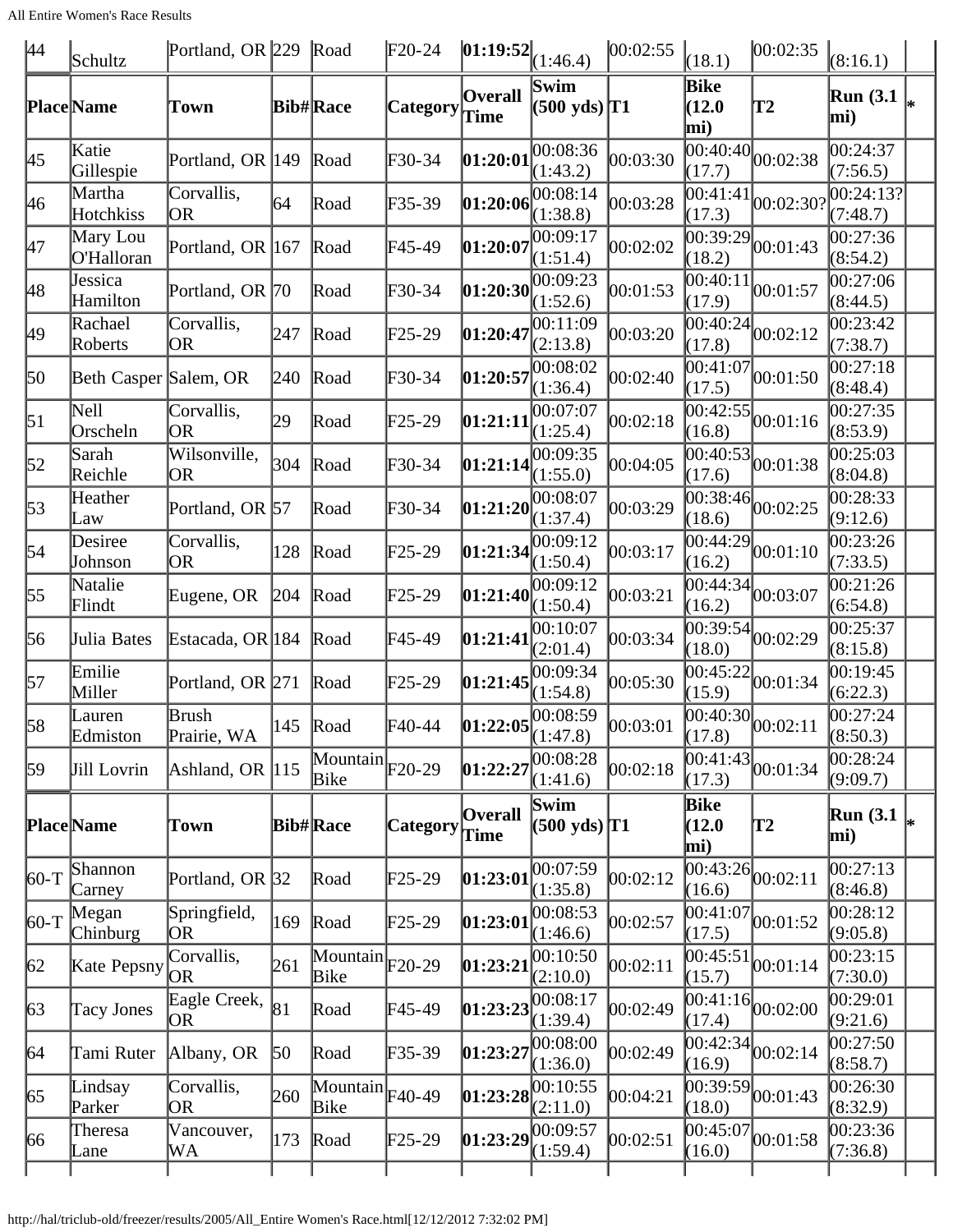| 44 | Schultz | Portland, OR | 229 | Road | F20-24 | **01:19:52** | (1:46.4) | 00:02:55 | (18.1) | 00:02:35 | (8:16.1) | |
|---|---|---|---|---|---|---|---|---|---|---|---|---|
| **Place** | **Name** | **Town** | **Bib#** | **Race** | **Category** | **Overall Time** | **Swim (500 yds)** | **T1** | **Bike (12.0 mi)** | **T2** | **Run (3.1 mi)** | * |
| 45 | Katie Gillespie | Portland, OR | 149 | Road | F30-34 | **01:20:01** | 00:08:36 (1:43.2) | 00:03:30 | 00:40:40 (17.7) | 00:02:38 | 00:24:37 (7:56.5) | |
| 46 | Martha Hotchkiss | Corvallis, OR | 64 | Road | F35-39 | **01:20:06** | 00:08:14 (1:38.8) | 00:03:28 | 00:41:41 (17.3) | 00:02:30? | 00:24:13? (7:48.7) | |
| 47 | Mary Lou O'Halloran | Portland, OR | 167 | Road | F45-49 | **01:20:07** | 00:09:17 (1:51.4) | 00:02:02 | 00:39:29 (18.2) | 00:01:43 | 00:27:36 (8:54.2) | |
| 48 | Jessica Hamilton | Portland, OR | 70 | Road | F30-34 | **01:20:30** | 00:09:23 (1:52.6) | 00:01:53 | 00:40:11 (17.9) | 00:01:57 | 00:27:06 (8:44.5) | |
| 49 | Rachael Roberts | Corvallis, OR | 247 | Road | F25-29 | **01:20:47** | 00:11:09 (2:13.8) | 00:03:20 | 00:40:24 (17.8) | 00:02:12 | 00:23:42 (7:38.7) | |
| 50 | Beth Casper | Salem, OR | 240 | Road | F30-34 | **01:20:57** | 00:08:02 (1:36.4) | 00:02:40 | 00:41:07 (17.5) | 00:01:50 | 00:27:18 (8:48.4) | |
| 51 | Nell Orscheln | Corvallis, OR | 29 | Road | F25-29 | **01:21:11** | 00:07:07 (1:25.4) | 00:02:18 | 00:42:55 (16.8) | 00:01:16 | 00:27:35 (8:53.9) | |
| 52 | Sarah Reichle | Wilsonville, OR | 304 | Road | F30-34 | **01:21:14** | 00:09:35 (1:55.0) | 00:04:05 | 00:40:53 (17.6) | 00:01:38 | 00:25:03 (8:04.8) | |
| 53 | Heather Law | Portland, OR | 57 | Road | F30-34 | **01:21:20** | 00:08:07 (1:37.4) | 00:03:29 | 00:38:46 (18.6) | 00:02:25 | 00:28:33 (9:12.6) | |
| 54 | Desiree Johnson | Corvallis, OR | 128 | Road | F25-29 | **01:21:34** | 00:09:12 (1:50.4) | 00:03:17 | 00:44:29 (16.2) | 00:01:10 | 00:23:26 (7:33.5) | |
| 55 | Natalie Flindt | Eugene, OR | 204 | Road | F25-29 | **01:21:40** | 00:09:12 (1:50.4) | 00:03:21 | 00:44:34 (16.2) | 00:03:07 | 00:21:26 (6:54.8) | |
| 56 | Julia Bates | Estacada, OR | 184 | Road | F45-49 | **01:21:41** | 00:10:07 (2:01.4) | 00:03:34 | 00:39:54 (18.0) | 00:02:29 | 00:25:37 (8:15.8) | |
| 57 | Emilie Miller | Portland, OR | 271 | Road | F25-29 | **01:21:45** | 00:09:34 (1:54.8) | 00:05:30 | 00:45:22 (15.9) | 00:01:34 | 00:19:45 (6:22.3) | |
| 58 | Lauren Edmiston | Brush Prairie, WA | 145 | Road | F40-44 | **01:22:05** | 00:08:59 (1:47.8) | 00:03:01 | 00:40:30 (17.8) | 00:02:11 | 00:27:24 (8:50.3) | |
| 59 | Jill Lovrin | Ashland, OR | 115 | Mountain Bike | F20-29 | **01:22:27** | 00:08:28 (1:41.6) | 00:02:18 | 00:41:43 (17.3) | 00:01:34 | 00:28:24 (9:09.7) | |
| **Place** | **Name** | **Town** | **Bib#** | **Race** | **Category** | **Overall Time** | **Swim (500 yds)** | **T1** | **Bike (12.0 mi)** | **T2** | **Run (3.1 mi)** | * |
| 60-T | Shannon Carney | Portland, OR | 32 | Road | F25-29 | **01:23:01** | 00:07:59 (1:35.8) | 00:02:12 | 00:43:26 (16.6) | 00:02:11 | 00:27:13 (8:46.8) | |
| 60-T | Megan Chinburg | Springfield, OR | 169 | Road | F25-29 | **01:23:01** | 00:08:53 (1:46.6) | 00:02:57 | 00:41:07 (17.5) | 00:01:52 | 00:28:12 (9:05.8) | |
| 62 | Kate Pepsny | Corvallis, OR | 261 | Mountain Bike | F20-29 | **01:23:21** | 00:10:50 (2:10.0) | 00:02:11 | 00:45:51 (15.7) | 00:01:14 | 00:23:15 (7:30.0) | |
| 63 | Tacy Jones | Eagle Creek, OR | 81 | Road | F45-49 | **01:23:23** | 00:08:17 (1:39.4) | 00:02:49 | 00:41:16 (17.4) | 00:02:00 | 00:29:01 (9:21.6) | |
| 64 | Tami Ruter | Albany, OR | 50 | Road | F35-39 | **01:23:27** | 00:08:00 (1:36.0) | 00:02:49 | 00:42:34 (16.9) | 00:02:14 | 00:27:50 (8:58.7) | |
| 65 | Lindsay Parker | Corvallis, OR | 260 | Mountain Bike | F40-49 | **01:23:28** | 00:10:55 (2:11.0) | 00:04:21 | 00:39:59 (18.0) | 00:01:43 | 00:26:30 (8:32.9) | |
| 66 | Theresa Lane | Vancouver, WA | 173 | Road | F25-29 | **01:23:29** | 00:09:57 (1:59.4) | 00:02:51 | 00:45:07 (16.0) | 00:01:58 | 00:23:36 (7:36.8) | |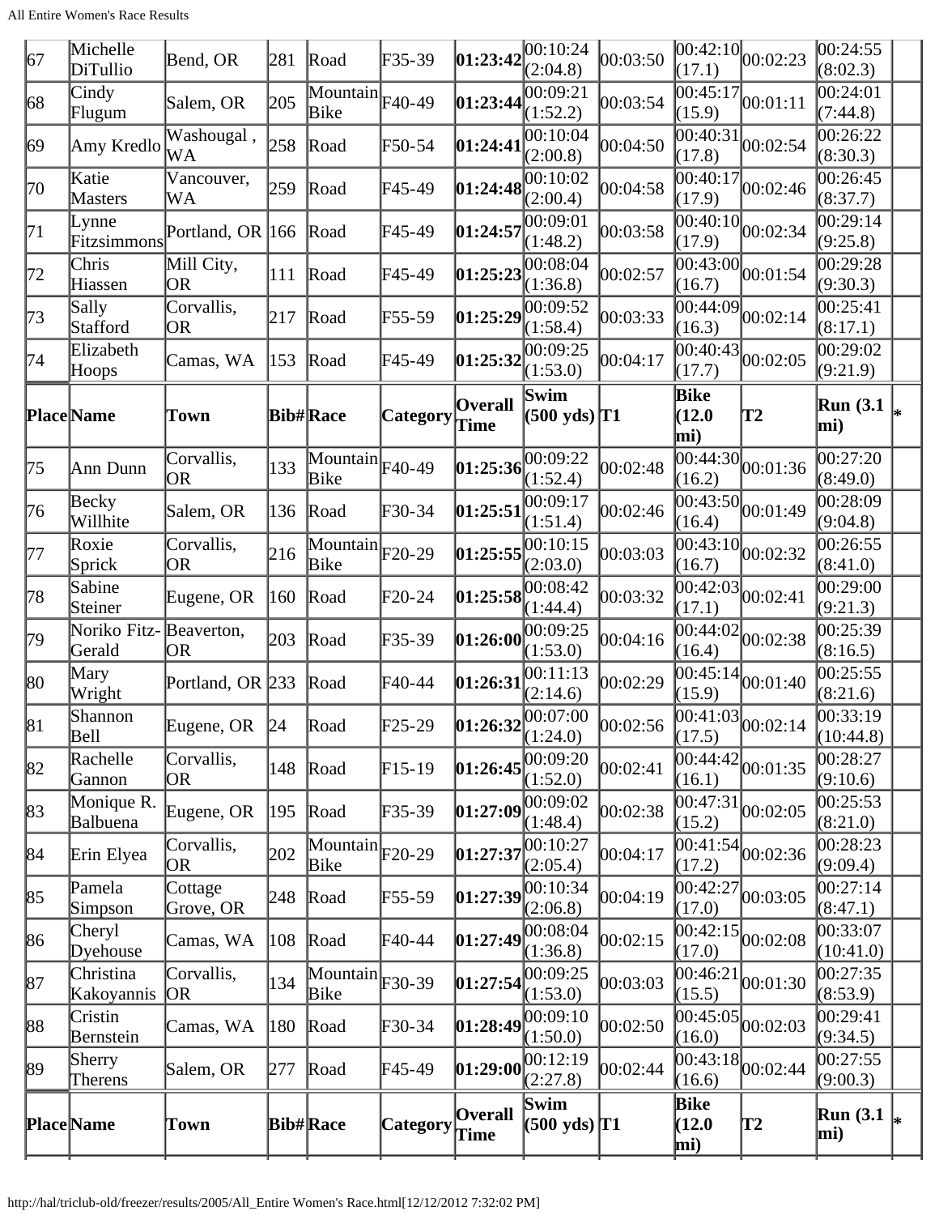| 67 | Michelle DiTullio | Bend, OR | 281 | Road | F35-39 | **01:23:42** | 00:10:24 (2:04.8) | 00:03:50 | 00:42:10 (17.1) | 00:02:23 | 00:24:55 (8:02.3) | |
|---|---|---|---|---|---|---|---|---|---|---|---|---|
| 68 | Cindy Flugum | Salem, OR | 205 | Mountain Bike | F40-49 | **01:23:44** | 00:09:21 (1:52.2) | 00:03:54 | 00:45:17 (15.9) | 00:01:11 | 00:24:01 (7:44.8) | |
| 69 | Amy Kredlo | Washougal , WA | 258 | Road | F50-54 | **01:24:41** | 00:10:04 (2:00.8) | 00:04:50 | 00:40:31 (17.8) | 00:02:54 | 00:26:22 (8:30.3) | |
| 70 | Katie Masters | Vancouver, WA | 259 | Road | F45-49 | **01:24:48** | 00:10:02 (2:00.4) | 00:04:58 | 00:40:17 (17.9) | 00:02:46 | 00:26:45 (8:37.7) | |
| 71 | Lynne Fitzsimmons | Portland, OR | 166 | Road | F45-49 | **01:24:57** | 00:09:01 (1:48.2) | 00:03:58 | 00:40:10 (17.9) | 00:02:34 | 00:29:14 (9:25.8) | |
| 72 | Chris Hiassen | Mill City, OR | 111 | Road | F45-49 | **01:25:23** | 00:08:04 (1:36.8) | 00:02:57 | 00:43:00 (16.7) | 00:01:54 | 00:29:28 (9:30.3) | |
| 73 | Sally Stafford | Corvallis, OR | 217 | Road | F55-59 | **01:25:29** | 00:09:52 (1:58.4) | 00:03:33 | 00:44:09 (16.3) | 00:02:14 | 00:25:41 (8:17.1) | |
| 74 | Elizabeth Hoops | Camas, WA | 153 | Road | F45-49 | **01:25:32** | 00:09:25 (1:53.0) | 00:04:17 | 00:40:43 (17.7) | 00:02:05 | 00:29:02 (9:21.9) | |
| **Place** | **Name** | **Town** | **Bib#** | **Race** | **Category** | **Overall Time** | **Swim (500 yds)** | **T1** | **Bike (12.0 mi)** | **T2** | **Run (3.1 mi)** | **\*** |
| 75 | Ann Dunn | Corvallis, OR | 133 | Mountain Bike | F40-49 | **01:25:36** | 00:09:22 (1:52.4) | 00:02:48 | 00:44:30 (16.2) | 00:01:36 | 00:27:20 (8:49.0) | |
| 76 | Becky Willhite | Salem, OR | 136 | Road | F30-34 | **01:25:51** | 00:09:17 (1:51.4) | 00:02:46 | 00:43:50 (16.4) | 00:01:49 | 00:28:09 (9:04.8) | |
| 77 | Roxie Sprick | Corvallis, OR | 216 | Mountain Bike | F20-29 | **01:25:55** | 00:10:15 (2:03.0) | 00:03:03 | 00:43:10 (16.7) | 00:02:32 | 00:26:55 (8:41.0) | |
| 78 | Sabine Steiner | Eugene, OR | 160 | Road | F20-24 | **01:25:58** | 00:08:42 (1:44.4) | 00:03:32 | 00:42:03 (17.1) | 00:02:41 | 00:29:00 (9:21.3) | |
| 79 | Noriko Fitz-Gerald | Beaverton, OR | 203 | Road | F35-39 | **01:26:00** | 00:09:25 (1:53.0) | 00:04:16 | 00:44:02 (16.4) | 00:02:38 | 00:25:39 (8:16.5) | |
| 80 | Mary Wright | Portland, OR | 233 | Road | F40-44 | **01:26:31** | 00:11:13 (2:14.6) | 00:02:29 | 00:45:14 (15.9) | 00:01:40 | 00:25:55 (8:21.6) | |
| 81 | Shannon Bell | Eugene, OR | 24 | Road | F25-29 | **01:26:32** | 00:07:00 (1:24.0) | 00:02:56 | 00:41:03 (17.5) | 00:02:14 | 00:33:19 (10:44.8) | |
| 82 | Rachelle Gannon | Corvallis, OR | 148 | Road | F15-19 | **01:26:45** | 00:09:20 (1:52.0) | 00:02:41 | 00:44:42 (16.1) | 00:01:35 | 00:28:27 (9:10.6) | |
| 83 | Monique R. Balbuena | Eugene, OR | 195 | Road | F35-39 | **01:27:09** | 00:09:02 (1:48.4) | 00:02:38 | 00:47:31 (15.2) | 00:02:05 | 00:25:53 (8:21.0) | |
| 84 | Erin Elyea | Corvallis, OR | 202 | Mountain Bike | F20-29 | **01:27:37** | 00:10:27 (2:05.4) | 00:04:17 | 00:41:54 (17.2) | 00:02:36 | 00:28:23 (9:09.4) | |
| 85 | Pamela Simpson | Cottage Grove, OR | 248 | Road | F55-59 | **01:27:39** | 00:10:34 (2:06.8) | 00:04:19 | 00:42:27 (17.0) | 00:03:05 | 00:27:14 (8:47.1) | |
| 86 | Cheryl Dyehouse | Camas, WA | 108 | Road | F40-44 | **01:27:49** | 00:08:04 (1:36.8) | 00:02:15 | 00:42:15 (17.0) | 00:02:08 | 00:33:07 (10:41.0) | |
| 87 | Christina Kakoyannis | Corvallis, OR | 134 | Mountain Bike | F30-39 | **01:27:54** | 00:09:25 (1:53.0) | 00:03:03 | 00:46:21 (15.5) | 00:01:30 | 00:27:35 (8:53.9) | |
| 88 | Cristin Bernstein | Camas, WA | 180 | Road | F30-34 | **01:28:49** | 00:09:10 (1:50.0) | 00:02:50 | 00:45:05 (16.0) | 00:02:03 | 00:29:41 (9:34.5) | |
| 89 | Sherry Therens | Salem, OR | 277 | Road | F45-49 | **01:29:00** | 00:12:19 (2:27.8) | 00:02:44 | 00:43:18 (16.6) | 00:02:44 | 00:27:55 (9:00.3) | |
| **Place** | **Name** | **Town** | **Bib#** | **Race** | **Category** | **Overall Time** | **Swim (500 yds)** | **T1** | **Bike (12.0 mi)** | **T2** | **Run (3.1 mi)** | **\*** |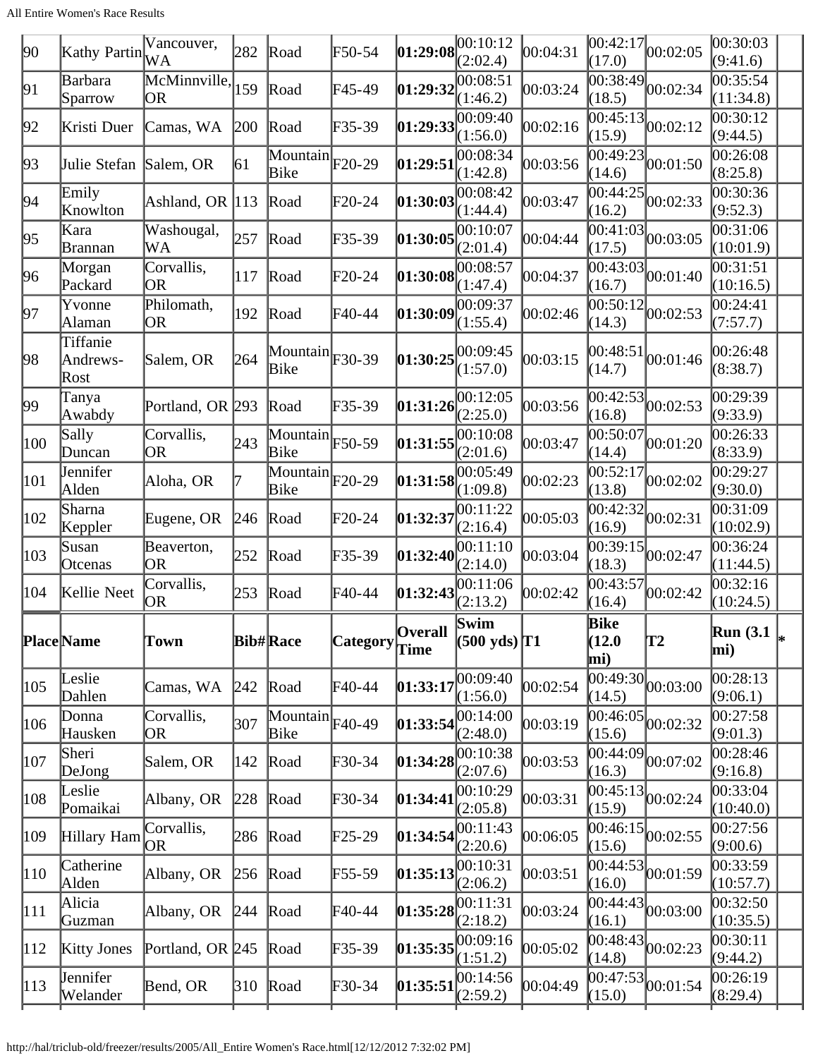| Place | Name | Town | Bib# | Race | Category | Overall Time | Swim (500 yds) | T1 | Bike (12.0 mi) | T2 | Run (3.1 mi) | * |
|---|---|---|---|---|---|---|---|---|---|---|---|---|
| 90 | Kathy Partin | Vancouver, WA | 282 | Road | F50-54 | **01:29:08** | 00:10:12 (2:02.4) | 00:04:31 | 00:42:17 (17.0) | 00:02:05 | 00:30:03 (9:41.6) | |
| 91 | Barbara Sparrow | McMinnville, OR | 159 | Road | F45-49 | **01:29:32** | 00:08:51 (1:46.2) | 00:03:24 | 00:38:49 (18.5) | 00:02:34 | 00:35:54 (11:34.8) | |
| 92 | Kristi Duer | Camas, WA | 200 | Road | F35-39 | **01:29:33** | 00:09:40 (1:56.0) | 00:02:16 | 00:45:13 (15.9) | 00:02:12 | 00:30:12 (9:44.5) | |
| 93 | Julie Stefan | Salem, OR | 61 | Mountain Bike | F20-29 | **01:29:51** | 00:08:34 (1:42.8) | 00:03:56 | 00:49:23 (14.6) | 00:01:50 | 00:26:08 (8:25.8) | |
| 94 | Emily Knowlton | Ashland, OR | 113 | Road | F20-24 | **01:30:03** | 00:08:42 (1:44.4) | 00:03:47 | 00:44:25 (16.2) | 00:02:33 | 00:30:36 (9:52.3) | |
| 95 | Kara Brannan | Washougal, WA | 257 | Road | F35-39 | **01:30:05** | 00:10:07 (2:01.4) | 00:04:44 | 00:41:03 (17.5) | 00:03:05 | 00:31:06 (10:01.9) | |
| 96 | Morgan Packard | Corvallis, OR | 117 | Road | F20-24 | **01:30:08** | 00:08:57 (1:47.4) | 00:04:37 | 00:43:03 (16.7) | 00:01:40 | 00:31:51 (10:16.5) | |
| 97 | Yvonne Alaman | Philomath, OR | 192 | Road | F40-44 | **01:30:09** | 00:09:37 (1:55.4) | 00:02:46 | 00:50:12 (14.3) | 00:02:53 | 00:24:41 (7:57.7) | |
| 98 | Tiffanie Andrews-Rost | Salem, OR | 264 | Mountain Bike | F30-39 | **01:30:25** | 00:09:45 (1:57.0) | 00:03:15 | 00:48:51 (14.7) | 00:01:46 | 00:26:48 (8:38.7) | |
| 99 | Tanya Awabdy | Portland, OR | 293 | Road | F35-39 | **01:31:26** | 00:12:05 (2:25.0) | 00:03:56 | 00:42:53 (16.8) | 00:02:53 | 00:29:39 (9:33.9) | |
| 100 | Sally Duncan | Corvallis, OR | 243 | Mountain Bike | F50-59 | **01:31:55** | 00:10:08 (2:01.6) | 00:03:47 | 00:50:07 (14.4) | 00:01:20 | 00:26:33 (8:33.9) | |
| 101 | Jennifer Alden | Aloha, OR | 7 | Mountain Bike | F20-29 | **01:31:58** | 00:05:49 (1:09.8) | 00:02:23 | 00:52:17 (13.8) | 00:02:02 | 00:29:27 (9:30.0) | |
| 102 | Sharna Keppler | Eugene, OR | 246 | Road | F20-24 | **01:32:37** | 00:11:22 (2:16.4) | 00:05:03 | 00:42:32 (16.9) | 00:02:31 | 00:31:09 (10:02.9) | |
| 103 | Susan Otcenas | Beaverton, OR | 252 | Road | F35-39 | **01:32:40** | 00:11:10 (2:14.0) | 00:03:04 | 00:39:15 (18.3) | 00:02:47 | 00:36:24 (11:44.5) | |
| 104 | Kellie Neet | Corvallis, OR | 253 | Road | F40-44 | **01:32:43** | 00:11:06 (2:13.2) | 00:02:42 | 00:43:57 (16.4) | 00:02:42 | 00:32:16 (10:24.5) | |
| **Place** | **Name** | **Town** | **Bib#** | **Race** | **Category** | **Overall Time** | **Swim (500 yds)** | **T1** | **Bike (12.0 mi)** | **T2** | **Run (3.1 mi)** | * |
| 105 | Leslie Dahlen | Camas, WA | 242 | Road | F40-44 | **01:33:17** | 00:09:40 (1:56.0) | 00:02:54 | 00:49:30 (14.5) | 00:03:00 | 00:28:13 (9:06.1) | |
| 106 | Donna Hausken | Corvallis, OR | 307 | Mountain Bike | F40-49 | **01:33:54** | 00:14:00 (2:48.0) | 00:03:19 | 00:46:05 (15.6) | 00:02:32 | 00:27:58 (9:01.3) | |
| 107 | Sheri DeJong | Salem, OR | 142 | Road | F30-34 | **01:34:28** | 00:10:38 (2:07.6) | 00:03:53 | 00:44:09 (16.3) | 00:07:02 | 00:28:46 (9:16.8) | |
| 108 | Leslie Pomaikai | Albany, OR | 228 | Road | F30-34 | **01:34:41** | 00:10:29 (2:05.8) | 00:03:31 | 00:45:13 (15.9) | 00:02:24 | 00:33:04 (10:40.0) | |
| 109 | Hillary Ham | Corvallis, OR | 286 | Road | F25-29 | **01:34:54** | 00:11:43 (2:20.6) | 00:06:05 | 00:46:15 (15.6) | 00:02:55 | 00:27:56 (9:00.6) | |
| 110 | Catherine Alden | Albany, OR | 256 | Road | F55-59 | **01:35:13** | 00:10:31 (2:06.2) | 00:03:51 | 00:44:53 (16.0) | 00:01:59 | 00:33:59 (10:57.7) | |
| 111 | Alicia Guzman | Albany, OR | 244 | Road | F40-44 | **01:35:28** | 00:11:31 (2:18.2) | 00:03:24 | 00:44:43 (16.1) | 00:03:00 | 00:32:50 (10:35.5) | |
| 112 | Kitty Jones | Portland, OR | 245 | Road | F35-39 | **01:35:35** | 00:09:16 (1:51.2) | 00:05:02 | 00:48:43 (14.8) | 00:02:23 | 00:30:11 (9:44.2) | |
| 113 | Jennifer Welander | Bend, OR | 310 | Road | F30-34 | **01:35:51** | 00:14:56 (2:59.2) | 00:04:49 | 00:47:53 (15.0) | 00:01:54 | 00:26:19 (8:29.4) | |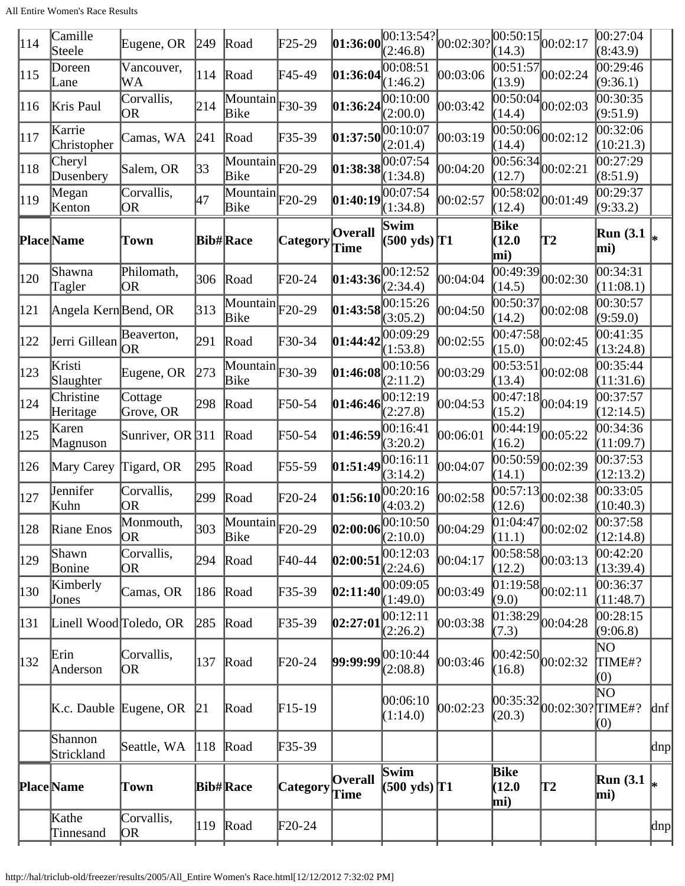| Place | Name | Town | Bib# | Race | Category | Overall Time | Swim (500 yds) | T1 | Bike (12.0 mi) | T2 | Run (3.1 mi) | * |
|---|---|---|---|---|---|---|---|---|---|---|---|---|
| 114 | Camille Steele | Eugene, OR | 249 | Road | F25-29 | **01:36:00** | 00:13:54? (2:46.8) | 00:02:30? | 00:50:15 (14.3) | 00:02:17 | 00:27:04 (8:43.9) | |
| 115 | Doreen Lane | Vancouver, WA | 114 | Road | F45-49 | **01:36:04** | 00:08:51 (1:46.2) | 00:03:06 | 00:51:57 (13.9) | 00:02:24 | 00:29:46 (9:36.1) | |
| 116 | Kris Paul | Corvallis, OR | 214 | Mountain Bike | F30-39 | **01:36:24** | 00:10:00 (2:00.0) | 00:03:42 | 00:50:04 (14.4) | 00:02:03 | 00:30:35 (9:51.9) | |
| 117 | Karrie Christopher | Camas, WA | 241 | Road | F35-39 | **01:37:50** | 00:10:07 (2:01.4) | 00:03:19 | 00:50:06 (14.4) | 00:02:12 | 00:32:06 (10:21.3) | |
| 118 | Cheryl Dusenbery | Salem, OR | 33 | Mountain Bike | F20-29 | **01:38:38** | 00:07:54 (1:34.8) | 00:04:20 | 00:56:34 (12.7) | 00:02:21 | 00:27:29 (8:51.9) | |
| 119 | Megan Kenton | Corvallis, OR | 47 | Mountain Bike | F20-29 | **01:40:19** | 00:07:54 (1:34.8) | 00:02:57 | 00:58:02 (12.4) | 00:01:49 | 00:29:37 (9:33.2) | |
| **Place** | **Name** | **Town** | **Bib#** | **Race** | **Category** | **Overall Time** | **Swim (500 yds)** | **T1** | **Bike (12.0 mi)** | **T2** | **Run (3.1 mi)** | ***** |
| 120 | Shawna Tagler | Philomath, OR | 306 | Road | F20-24 | **01:43:36** | 00:12:52 (2:34.4) | 00:04:04 | 00:49:39 (14.5) | 00:02:30 | 00:34:31 (11:08.1) | |
| 121 | Angela Kern | Bend, OR | 313 | Mountain Bike | F20-29 | **01:43:58** | 00:15:26 (3:05.2) | 00:04:50 | 00:50:37 (14.2) | 00:02:08 | 00:30:57 (9:59.0) | |
| 122 | Jerri Gillean | Beaverton, OR | 291 | Road | F30-34 | **01:44:42** | 00:09:29 (1:53.8) | 00:02:55 | 00:47:58 (15.0) | 00:02:45 | 00:41:35 (13:24.8) | |
| 123 | Kristi Slaughter | Eugene, OR | 273 | Mountain Bike | F30-39 | **01:46:08** | 00:10:56 (2:11.2) | 00:03:29 | 00:53:51 (13.4) | 00:02:08 | 00:35:44 (11:31.6) | |
| 124 | Christine Heritage | Cottage Grove, OR | 298 | Road | F50-54 | **01:46:46** | 00:12:19 (2:27.8) | 00:04:53 | 00:47:18 (15.2) | 00:04:19 | 00:37:57 (12:14.5) | |
| 125 | Karen Magnuson | Sunriver, OR | 311 | Road | F50-54 | **01:46:59** | 00:16:41 (3:20.2) | 00:06:01 | 00:44:19 (16.2) | 00:05:22 | 00:34:36 (11:09.7) | |
| 126 | Mary Carey | Tigard, OR | 295 | Road | F55-59 | **01:51:49** | 00:16:11 (3:14.2) | 00:04:07 | 00:50:59 (14.1) | 00:02:39 | 00:37:53 (12:13.2) | |
| 127 | Jennifer Kuhn | Corvallis, OR | 299 | Road | F20-24 | **01:56:10** | 00:20:16 (4:03.2) | 00:02:58 | 00:57:13 (12.6) | 00:02:38 | 00:33:05 (10:40.3) | |
| 128 | Riane Enos | Monmouth, OR | 303 | Mountain Bike | F20-29 | **02:00:06** | 00:10:50 (2:10.0) | 00:04:29 | 01:04:47 (11.1) | 00:02:02 | 00:37:58 (12:14.8) | |
| 129 | Shawn Bonine | Corvallis, OR | 294 | Road | F40-44 | **02:00:51** | 00:12:03 (2:24.6) | 00:04:17 | 00:58:58 (12.2) | 00:03:13 | 00:42:20 (13:39.4) | |
| 130 | Kimberly Jones | Camas, OR | 186 | Road | F35-39 | **02:11:40** | 00:09:05 (1:49.0) | 00:03:49 | 01:19:58 (9.0) | 00:02:11 | 00:36:37 (11:48.7) | |
| 131 | Linell Wood | Toledo, OR | 285 | Road | F35-39 | **02:27:01** | 00:12:11 (2:26.2) | 00:03:38 | 01:38:29 (7.3) | 00:04:28 | 00:28:15 (9:06.8) | |
| 132 | Erin Anderson | Corvallis, OR | 137 | Road | F20-24 | **99:99:99** | 00:10:44 (2:08.8) | 00:03:46 | 00:42:50 (16.8) | 00:02:32 | NO TIME#? (0) | |
| | K.c. Dauble | Eugene, OR | 21 | Road | F15-19 | | 00:06:10 (1:14.0) | 00:02:23 | 00:35:32 (20.3) | 00:02:30? | NO TIME#? (0) | dnf |
| | Shannon Strickland | Seattle, WA | 118 | Road | F35-39 | | | | | | | dnp |
| **Place** | **Name** | **Town** | **Bib#** | **Race** | **Category** | **Overall Time** | **Swim (500 yds)** | **T1** | **Bike (12.0 mi)** | **T2** | **Run (3.1 mi)** | ***** |
| | Kathe Tinnesand | Corvallis, OR | 119 | Road | F20-24 | | | | | | | dnp |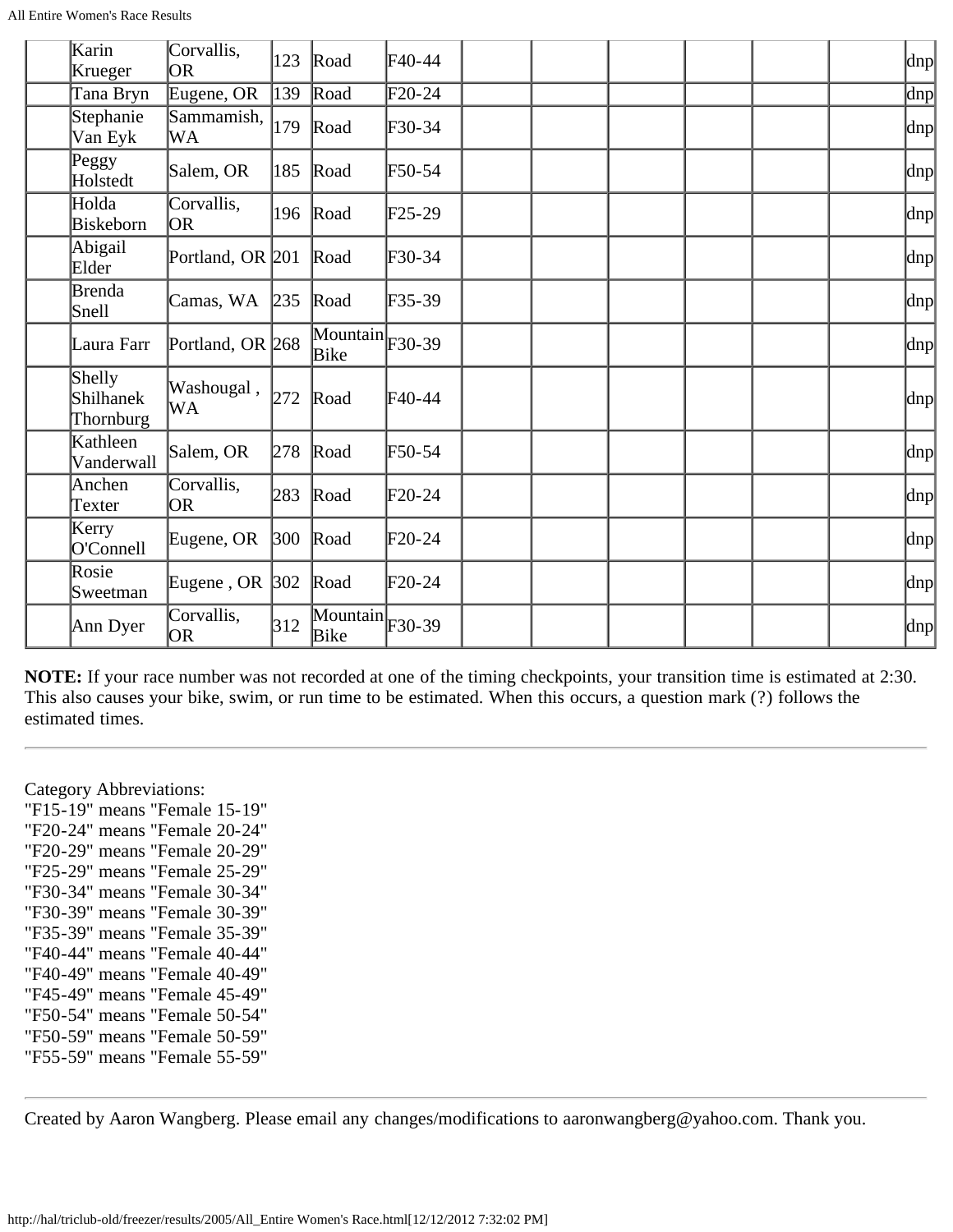|  | Karin Krueger | Corvallis, OR | 123 | Road | F40-44 |  |  |  |  |  |  | dnp |
|---|---|---|---|---|---|---|---|---|---|---|---|---|
|  | Tana Bryn | Eugene, OR | 139 | Road | F20-24 |  |  |  |  |  |  | dnp |
|  | Stephanie Van Eyk | Sammamish, WA | 179 | Road | F30-34 |  |  |  |  |  |  | dnp |
|  | Peggy Holstedt | Salem, OR | 185 | Road | F50-54 |  |  |  |  |  |  | dnp |
|  | Holda Biskeborn | Corvallis, OR | 196 | Road | F25-29 |  |  |  |  |  |  | dnp |
|  | Abigail Elder | Portland, OR | 201 | Road | F30-34 |  |  |  |  |  |  | dnp |
|  | Brenda Snell | Camas, WA | 235 | Road | F35-39 |  |  |  |  |  |  | dnp |
|  | Laura Farr | Portland, OR | 268 | Mountain Bike | F30-39 |  |  |  |  |  |  | dnp |
|  | Shelly Shilhanek Thornburg | Washougal , WA | 272 | Road | F40-44 |  |  |  |  |  |  | dnp |
|  | Kathleen Vanderwall | Salem, OR | 278 | Road | F50-54 |  |  |  |  |  |  | dnp |
|  | Anchen Texter | Corvallis, OR | 283 | Road | F20-24 |  |  |  |  |  |  | dnp |
|  | Kerry O'Connell | Eugene, OR | 300 | Road | F20-24 |  |  |  |  |  |  | dnp |
|  | Rosie Sweetman | Eugene , OR | 302 | Road | F20-24 |  |  |  |  |  |  | dnp |
|  | Ann Dyer | Corvallis, OR | 312 | Mountain Bike | F30-39 |  |  |  |  |  |  | dnp |

**NOTE:** If your race number was not recorded at one of the timing checkpoints, your transition time is estimated at 2:30. This also causes your bike, swim, or run time to be estimated. When this occurs, a question mark (?) follows the estimated times.

---

Category Abbreviations:
"F15-19" means "Female 15-19"
"F20-24" means "Female 20-24"
"F20-29" means "Female 20-29"
"F25-29" means "Female 25-29"
"F30-34" means "Female 30-34"
"F30-39" means "Female 30-39"
"F35-39" means "Female 35-39"
"F40-44" means "Female 40-44"
"F40-49" means "Female 40-49"
"F45-49" means "Female 45-49"
"F50-54" means "Female 50-54"
"F50-59" means "Female 50-59"
"F55-59" means "Female 55-59"

---

Created by Aaron Wangberg. Please email any changes/modifications to aaronwangberg@yahoo.com. Thank you.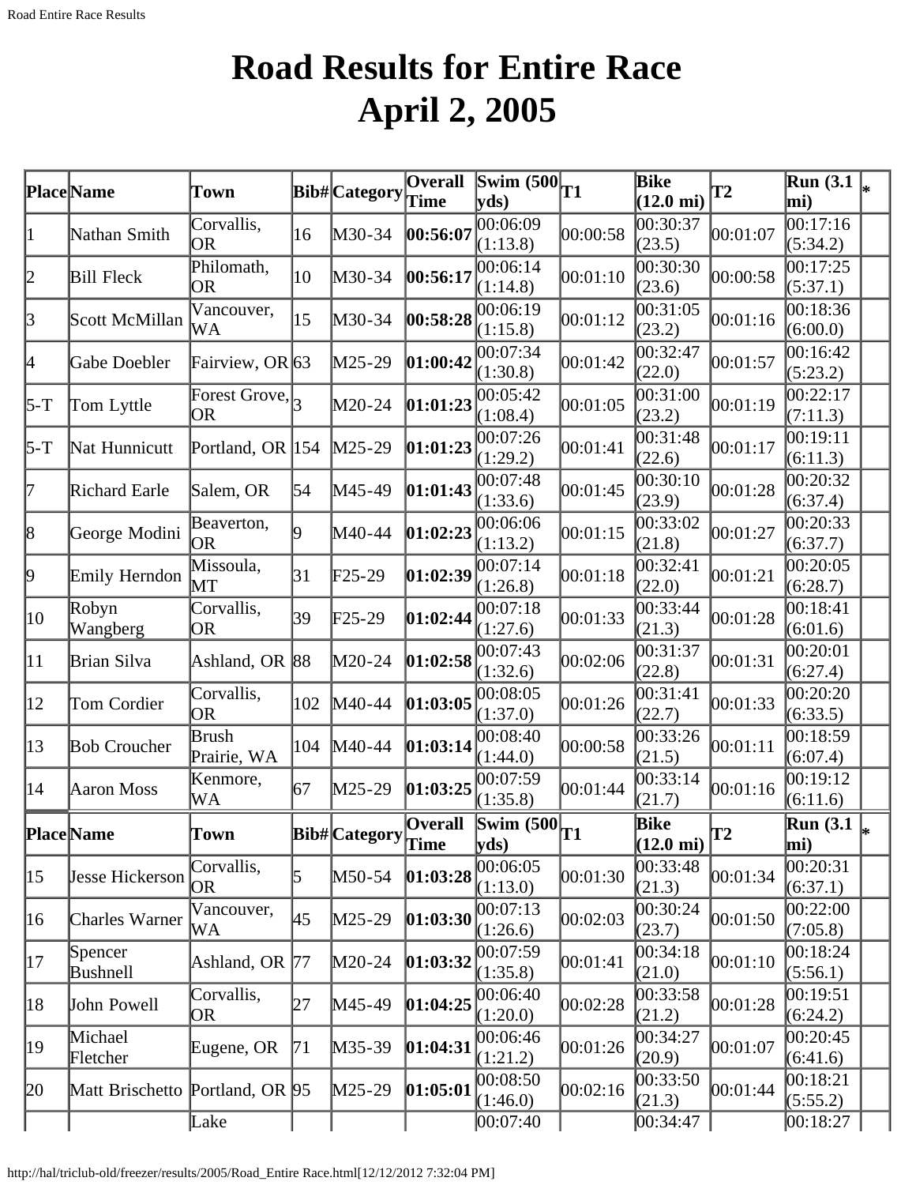# Road Results for Entire Race April 2, 2005

| Place | Name | Town | Bib# | Category | Overall Time | Swim (500 yds) | T1 | Bike (12.0 mi) | T2 | Run (3.1 mi) | * |
|---|---|---|---|---|---|---|---|---|---|---|---|
| 1 | Nathan Smith | Corvallis, OR | 16 | M30-34 | **00:56:07** | 00:06:09 (1:13.8) | 00:00:58 | 00:30:37 (23.5) | 00:01:07 | 00:17:16 (5:34.2) | |
| 2 | Bill Fleck | Philomath, OR | 10 | M30-34 | **00:56:17** | 00:06:14 (1:14.8) | 00:01:10 | 00:30:30 (23.6) | 00:00:58 | 00:17:25 (5:37.1) | |
| 3 | Scott McMillan | Vancouver, WA | 15 | M30-34 | **00:58:28** | 00:06:19 (1:15.8) | 00:01:12 | 00:31:05 (23.2) | 00:01:16 | 00:18:36 (6:00.0) | |
| 4 | Gabe Doebler | Fairview, OR | 63 | M25-29 | **01:00:42** | 00:07:34 (1:30.8) | 00:01:42 | 00:32:47 (22.0) | 00:01:57 | 00:16:42 (5:23.2) | |
| 5-T | Tom Lyttle | Forest Grove, OR | 3 | M20-24 | **01:01:23** | 00:05:42 (1:08.4) | 00:01:05 | 00:31:00 (23.2) | 00:01:19 | 00:22:17 (7:11.3) | |
| 5-T | Nat Hunnicutt | Portland, OR | 154 | M25-29 | **01:01:23** | 00:07:26 (1:29.2) | 00:01:41 | 00:31:48 (22.6) | 00:01:17 | 00:19:11 (6:11.3) | |
| 7 | Richard Earle | Salem, OR | 54 | M45-49 | **01:01:43** | 00:07:48 (1:33.6) | 00:01:45 | 00:30:10 (23.9) | 00:01:28 | 00:20:32 (6:37.4) | |
| 8 | George Modini | Beaverton, OR | 9 | M40-44 | **01:02:23** | 00:06:06 (1:13.2) | 00:01:15 | 00:33:02 (21.8) | 00:01:27 | 00:20:33 (6:37.7) | |
| 9 | Emily Herndon | Missoula, MT | 31 | F25-29 | **01:02:39** | 00:07:14 (1:26.8) | 00:01:18 | 00:32:41 (22.0) | 00:01:21 | 00:20:05 (6:28.7) | |
| 10 | Robyn Wangberg | Corvallis, OR | 39 | F25-29 | **01:02:44** | 00:07:18 (1:27.6) | 00:01:33 | 00:33:44 (21.3) | 00:01:28 | 00:18:41 (6:01.6) | |
| 11 | Brian Silva | Ashland, OR | 88 | M20-24 | **01:02:58** | 00:07:43 (1:32.6) | 00:02:06 | 00:31:37 (22.8) | 00:01:31 | 00:20:01 (6:27.4) | |
| 12 | Tom Cordier | Corvallis, OR | 102 | M40-44 | **01:03:05** | 00:08:05 (1:37.0) | 00:01:26 | 00:31:41 (22.7) | 00:01:33 | 00:20:20 (6:33.5) | |
| 13 | Bob Croucher | Brush Prairie, WA | 104 | M40-44 | **01:03:14** | 00:08:40 (1:44.0) | 00:00:58 | 00:33:26 (21.5) | 00:01:11 | 00:18:59 (6:07.4) | |
| 14 | Aaron Moss | Kenmore, WA | 67 | M25-29 | **01:03:25** | 00:07:59 (1:35.8) | 00:01:44 | 00:33:14 (21.7) | 00:01:16 | 00:19:12 (6:11.6) | |
| **Place** | **Name** | **Town** | **Bib#** | **Category** | **Overall Time** | **Swim (500 yds)** | **T1** | **Bike (12.0 mi)** | **T2** | **Run (3.1 mi)** | * |
| 15 | Jesse Hickerson | Corvallis, OR | 5 | M50-54 | **01:03:28** | 00:06:05 (1:13.0) | 00:01:30 | 00:33:48 (21.3) | 00:01:34 | 00:20:31 (6:37.1) | |
| 16 | Charles Warner | Vancouver, WA | 45 | M25-29 | **01:03:30** | 00:07:13 (1:26.6) | 00:02:03 | 00:30:24 (23.7) | 00:01:50 | 00:22:00 (7:05.8) | |
| 17 | Spencer Bushnell | Ashland, OR | 77 | M20-24 | **01:03:32** | 00:07:59 (1:35.8) | 00:01:41 | 00:34:18 (21.0) | 00:01:10 | 00:18:24 (5:56.1) | |
| 18 | John Powell | Corvallis, OR | 27 | M45-49 | **01:04:25** | 00:06:40 (1:20.0) | 00:02:28 | 00:33:58 (21.2) | 00:01:28 | 00:19:51 (6:24.2) | |
| 19 | Michael Fletcher | Eugene, OR | 71 | M35-39 | **01:04:31** | 00:06:46 (1:21.2) | 00:01:26 | 00:34:27 (20.9) | 00:01:07 | 00:20:45 (6:41.6) | |
| 20 | Matt Brischetto | Portland, OR | 95 | M25-29 | **01:05:01** | 00:08:50 (1:46.0) | 00:02:16 | 00:33:50 (21.3) | 00:01:44 | 00:18:21 (5:55.2) | |
| | | Lake | | | | 00:07:40 | | 00:34:47 | | 00:18:27 | |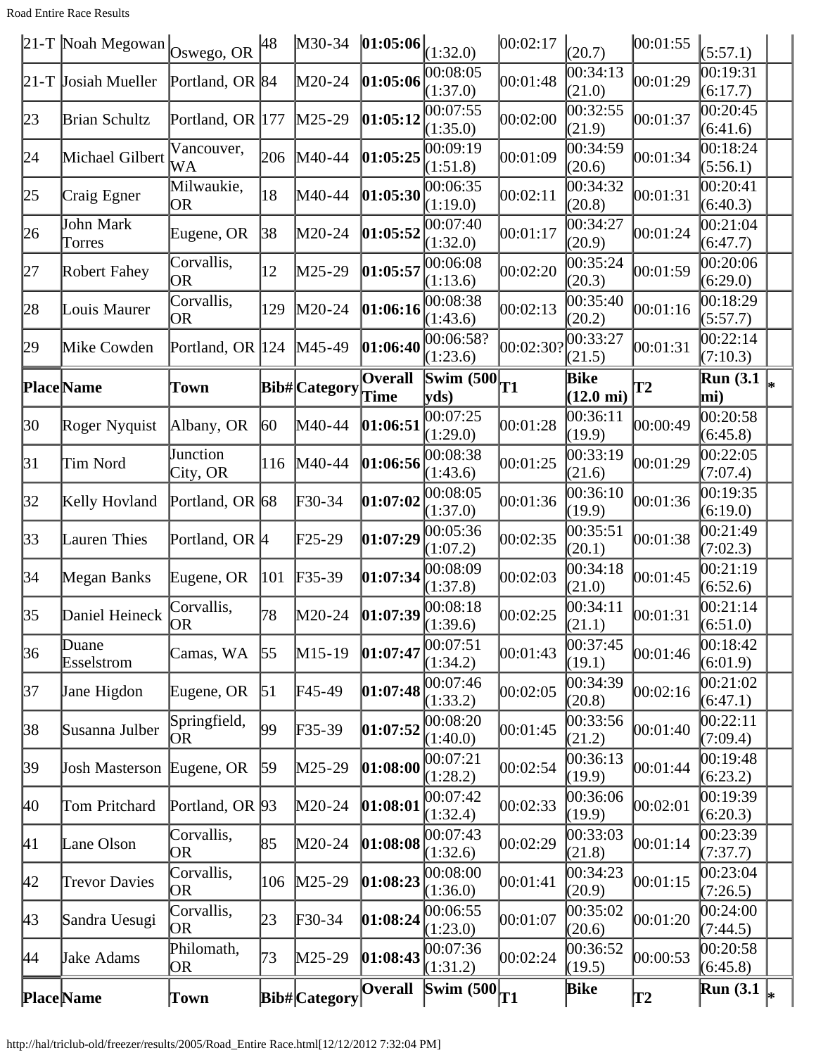| Place | Name | Town | Bib# | Category | Overall Time | Swim (500 yds) | T1 | Bike (12.0 mi) | T2 | Run (3.1 mi) | * |
|---|---|---|---|---|---|---|---|---|---|---|---|
| 21-T | Noah Megowan | Oswego, OR | 48 | M30-34 | **01:05:06** | (1:32.0) | 00:02:17 | (20.7) | 00:01:55 | (5:57.1) | |
| 21-T | Josiah Mueller | Portland, OR | 84 | M20-24 | **01:05:06** | 00:08:05 (1:37.0) | 00:01:48 | 00:34:13 (21.0) | 00:01:29 | 00:19:31 (6:17.7) | |
| 23 | Brian Schultz | Portland, OR | 177 | M25-29 | **01:05:12** | 00:07:55 (1:35.0) | 00:02:00 | 00:32:55 (21.9) | 00:01:37 | 00:20:45 (6:41.6) | |
| 24 | Michael Gilbert | Vancouver, WA | 206 | M40-44 | **01:05:25** | 00:09:19 (1:51.8) | 00:01:09 | 00:34:59 (20.6) | 00:01:34 | 00:18:24 (5:56.1) | |
| 25 | Craig Egner | Milwaukie, OR | 18 | M40-44 | **01:05:30** | 00:06:35 (1:19.0) | 00:02:11 | 00:34:32 (20.8) | 00:01:31 | 00:20:41 (6:40.3) | |
| 26 | John Mark Torres | Eugene, OR | 38 | M20-24 | **01:05:52** | 00:07:40 (1:32.0) | 00:01:17 | 00:34:27 (20.9) | 00:01:24 | 00:21:04 (6:47.7) | |
| 27 | Robert Fahey | Corvallis, OR | 12 | M25-29 | **01:05:57** | 00:06:08 (1:13.6) | 00:02:20 | 00:35:24 (20.3) | 00:01:59 | 00:20:06 (6:29.0) | |
| 28 | Louis Maurer | Corvallis, OR | 129 | M20-24 | **01:06:16** | 00:08:38 (1:43.6) | 00:02:13 | 00:35:40 (20.2) | 00:01:16 | 00:18:29 (5:57.7) | |
| 29 | Mike Cowden | Portland, OR | 124 | M45-49 | **01:06:40** | 00:06:58? (1:23.6) | 00:02:30? | 00:33:27 (21.5) | 00:01:31 | 00:22:14 (7:10.3) | |
| **Place** | **Name** | **Town** | **Bib#** | **Category** | **Overall Time** | **Swim (500 yds)** | **T1** | **Bike (12.0 mi)** | **T2** | **Run (3.1 mi)** | * |
| 30 | Roger Nyquist | Albany, OR | 60 | M40-44 | **01:06:51** | 00:07:25 (1:29.0) | 00:01:28 | 00:36:11 (19.9) | 00:00:49 | 00:20:58 (6:45.8) | |
| 31 | Tim Nord | Junction City, OR | 116 | M40-44 | **01:06:56** | 00:08:38 (1:43.6) | 00:01:25 | 00:33:19 (21.6) | 00:01:29 | 00:22:05 (7:07.4) | |
| 32 | Kelly Hovland | Portland, OR | 68 | F30-34 | **01:07:02** | 00:08:05 (1:37.0) | 00:01:36 | 00:36:10 (19.9) | 00:01:36 | 00:19:35 (6:19.0) | |
| 33 | Lauren Thies | Portland, OR | 4 | F25-29 | **01:07:29** | 00:05:36 (1:07.2) | 00:02:35 | 00:35:51 (20.1) | 00:01:38 | 00:21:49 (7:02.3) | |
| 34 | Megan Banks | Eugene, OR | 101 | F35-39 | **01:07:34** | 00:08:09 (1:37.8) | 00:02:03 | 00:34:18 (21.0) | 00:01:45 | 00:21:19 (6:52.6) | |
| 35 | Daniel Heineck | Corvallis, OR | 78 | M20-24 | **01:07:39** | 00:08:18 (1:39.6) | 00:02:25 | 00:34:11 (21.1) | 00:01:31 | 00:21:14 (6:51.0) | |
| 36 | Duane Esselstrom | Camas, WA | 55 | M15-19 | **01:07:47** | 00:07:51 (1:34.2) | 00:01:43 | 00:37:45 (19.1) | 00:01:46 | 00:18:42 (6:01.9) | |
| 37 | Jane Higdon | Eugene, OR | 51 | F45-49 | **01:07:48** | 00:07:46 (1:33.2) | 00:02:05 | 00:34:39 (20.8) | 00:02:16 | 00:21:02 (6:47.1) | |
| 38 | Susanna Julber | Springfield, OR | 99 | F35-39 | **01:07:52** | 00:08:20 (1:40.0) | 00:01:45 | 00:33:56 (21.2) | 00:01:40 | 00:22:11 (7:09.4) | |
| 39 | Josh Masterson | Eugene, OR | 59 | M25-29 | **01:08:00** | 00:07:21 (1:28.2) | 00:02:54 | 00:36:13 (19.9) | 00:01:44 | 00:19:48 (6:23.2) | |
| 40 | Tom Pritchard | Portland, OR | 93 | M20-24 | **01:08:01** | 00:07:42 (1:32.4) | 00:02:33 | 00:36:06 (19.9) | 00:02:01 | 00:19:39 (6:20.3) | |
| 41 | Lane Olson | Corvallis, OR | 85 | M20-24 | **01:08:08** | 00:07:43 (1:32.6) | 00:02:29 | 00:33:03 (21.8) | 00:01:14 | 00:23:39 (7:37.7) | |
| 42 | Trevor Davies | Corvallis, OR | 106 | M25-29 | **01:08:23** | 00:08:00 (1:36.0) | 00:01:41 | 00:34:23 (20.9) | 00:01:15 | 00:23:04 (7:26.5) | |
| 43 | Sandra Uesugi | Corvallis, OR | 23 | F30-34 | **01:08:24** | 00:06:55 (1:23.0) | 00:01:07 | 00:35:02 (20.6) | 00:01:20 | 00:24:00 (7:44.5) | |
| 44 | Jake Adams | Philomath, OR | 73 | M25-29 | **01:08:43** | 00:07:36 (1:31.2) | 00:02:24 | 00:36:52 (19.5) | 00:00:53 | 00:20:58 (6:45.8) | |
| **Place** | **Name** | **Town** | **Bib#** | **Category** | **Overall** | **Swim (500** | **T1** | **Bike** | **T2** | **Run (3.1** | * |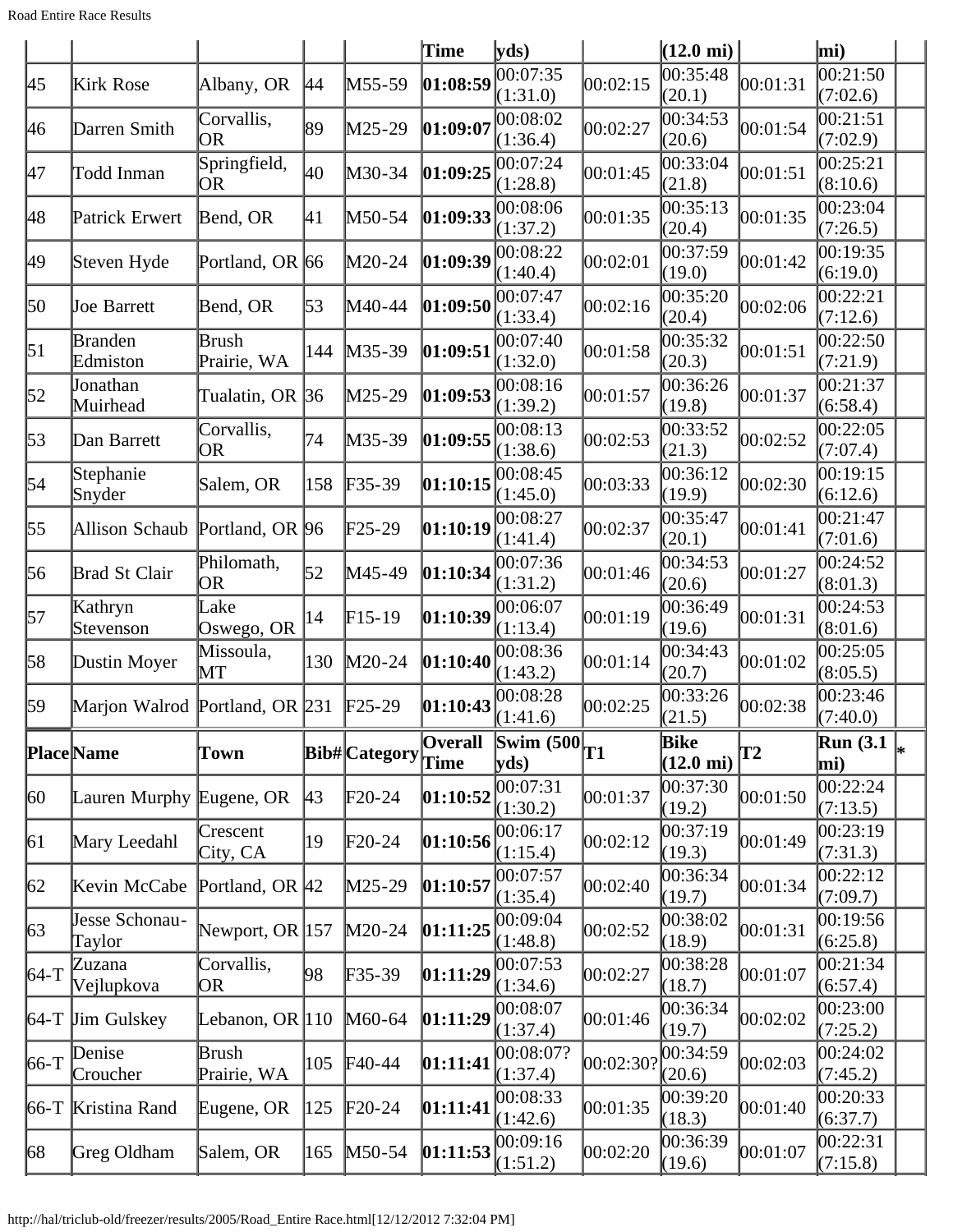| Place | Name | Town | Bib# | Category | Overall Time | Swim (500 yds) | T1 | Bike (12.0 mi) | T2 | Run (3.1 mi) | * |
|---|---|---|---|---|---|---|---|---|---|---|---|
| 45 | Kirk Rose | Albany, OR | 44 | M55-59 | **01:08:59** | 00:07:35 (1:31.0) | 00:02:15 | 00:35:48 (20.1) | 00:01:31 | 00:21:50 (7:02.6) | |
| 46 | Darren Smith | Corvallis, OR | 89 | M25-29 | **01:09:07** | 00:08:02 (1:36.4) | 00:02:27 | 00:34:53 (20.6) | 00:01:54 | 00:21:51 (7:02.9) | |
| 47 | Todd Inman | Springfield, OR | 40 | M30-34 | **01:09:25** | 00:07:24 (1:28.8) | 00:01:45 | 00:33:04 (21.8) | 00:01:51 | 00:25:21 (8:10.6) | |
| 48 | Patrick Erwert | Bend, OR | 41 | M50-54 | **01:09:33** | 00:08:06 (1:37.2) | 00:01:35 | 00:35:13 (20.4) | 00:01:35 | 00:23:04 (7:26.5) | |
| 49 | Steven Hyde | Portland, OR | 66 | M20-24 | **01:09:39** | 00:08:22 (1:40.4) | 00:02:01 | 00:37:59 (19.0) | 00:01:42 | 00:19:35 (6:19.0) | |
| 50 | Joe Barrett | Bend, OR | 53 | M40-44 | **01:09:50** | 00:07:47 (1:33.4) | 00:02:16 | 00:35:20 (20.4) | 00:02:06 | 00:22:21 (7:12.6) | |
| 51 | Branden Edmiston | Brush Prairie, WA | 144 | M35-39 | **01:09:51** | 00:07:40 (1:32.0) | 00:01:58 | 00:35:32 (20.3) | 00:01:51 | 00:22:50 (7:21.9) | |
| 52 | Jonathan Muirhead | Tualatin, OR | 36 | M25-29 | **01:09:53** | 00:08:16 (1:39.2) | 00:01:57 | 00:36:26 (19.8) | 00:01:37 | 00:21:37 (6:58.4) | |
| 53 | Dan Barrett | Corvallis, OR | 74 | M35-39 | **01:09:55** | 00:08:13 (1:38.6) | 00:02:53 | 00:33:52 (21.3) | 00:02:52 | 00:22:05 (7:07.4) | |
| 54 | Stephanie Snyder | Salem, OR | 158 | F35-39 | **01:10:15** | 00:08:45 (1:45.0) | 00:03:33 | 00:36:12 (19.9) | 00:02:30 | 00:19:15 (6:12.6) | |
| 55 | Allison Schaub | Portland, OR | 96 | F25-29 | **01:10:19** | 00:08:27 (1:41.4) | 00:02:37 | 00:35:47 (20.1) | 00:01:41 | 00:21:47 (7:01.6) | |
| 56 | Brad St Clair | Philomath, OR | 52 | M45-49 | **01:10:34** | 00:07:36 (1:31.2) | 00:01:46 | 00:34:53 (20.6) | 00:01:27 | 00:24:52 (8:01.3) | |
| 57 | Kathryn Stevenson | Lake Oswego, OR | 14 | F15-19 | **01:10:39** | 00:06:07 (1:13.4) | 00:01:19 | 00:36:49 (19.6) | 00:01:31 | 00:24:53 (8:01.6) | |
| 58 | Dustin Moyer | Missoula, MT | 130 | M20-24 | **01:10:40** | 00:08:36 (1:43.2) | 00:01:14 | 00:34:43 (20.7) | 00:01:02 | 00:25:05 (8:05.5) | |
| 59 | Marjon Walrod | Portland, OR | 231 | F25-29 | **01:10:43** | 00:08:28 (1:41.6) | 00:02:25 | 00:33:26 (21.5) | 00:02:38 | 00:23:46 (7:40.0) | |
| **Place** | **Name** | **Town** | **Bib#** | **Category** | **Overall Time** | **Swim (500 yds)** | **T1** | **Bike (12.0 mi)** | **T2** | **Run (3.1 mi)** | * |
| 60 | Lauren Murphy | Eugene, OR | 43 | F20-24 | **01:10:52** | 00:07:31 (1:30.2) | 00:01:37 | 00:37:30 (19.2) | 00:01:50 | 00:22:24 (7:13.5) | |
| 61 | Mary Leedahl | Crescent City, CA | 19 | F20-24 | **01:10:56** | 00:06:17 (1:15.4) | 00:02:12 | 00:37:19 (19.3) | 00:01:49 | 00:23:19 (7:31.3) | |
| 62 | Kevin McCabe | Portland, OR | 42 | M25-29 | **01:10:57** | 00:07:57 (1:35.4) | 00:02:40 | 00:36:34 (19.7) | 00:01:34 | 00:22:12 (7:09.7) | |
| 63 | Jesse Schonau-Taylor | Newport, OR | 157 | M20-24 | **01:11:25** | 00:09:04 (1:48.8) | 00:02:52 | 00:38:02 (18.9) | 00:01:31 | 00:19:56 (6:25.8) | |
| 64-T | Zuzana Vejlupkova | Corvallis, OR | 98 | F35-39 | **01:11:29** | 00:07:53 (1:34.6) | 00:02:27 | 00:38:28 (18.7) | 00:01:07 | 00:21:34 (6:57.4) | |
| 64-T | Jim Gulskey | Lebanon, OR | 110 | M60-64 | **01:11:29** | 00:08:07 (1:37.4) | 00:01:46 | 00:36:34 (19.7) | 00:02:02 | 00:23:00 (7:25.2) | |
| 66-T | Denise Croucher | Brush Prairie, WA | 105 | F40-44 | **01:11:41** | 00:08:07? (1:37.4) | 00:02:30? | 00:34:59 (20.6) | 00:02:03 | 00:24:02 (7:45.2) | |
| 66-T | Kristina Rand | Eugene, OR | 125 | F20-24 | **01:11:41** | 00:08:33 (1:42.6) | 00:01:35 | 00:39:20 (18.3) | 00:01:40 | 00:20:33 (6:37.7) | |
| 68 | Greg Oldham | Salem, OR | 165 | M50-54 | **01:11:53** | 00:09:16 (1:51.2) | 00:02:20 | 00:36:39 (19.6) | 00:01:07 | 00:22:31 (7:15.8) | |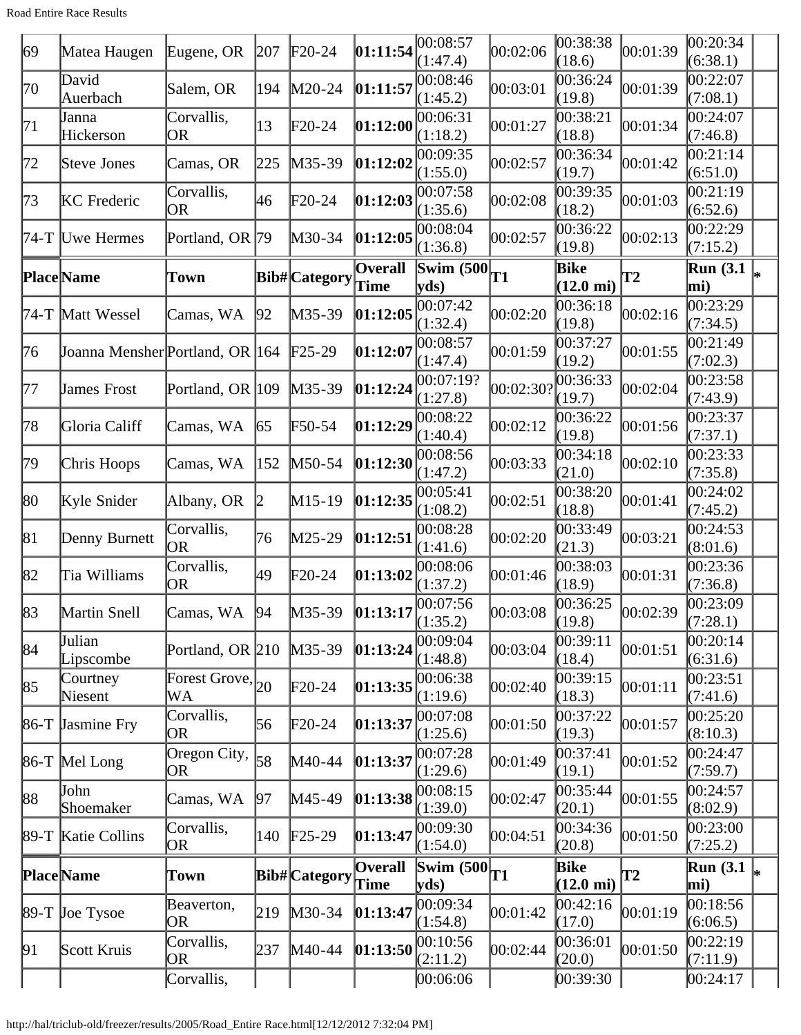| 69 | Matea Haugen | Eugene, OR | 207 | F20-24 | **01:11:54** | 00:08:57 (1:47.4) | 00:02:06 | 00:38:38 (18.6) | 00:01:39 | 00:20:34 (6:38.1) | |
|---|---|---|---|---|---|---|---|---|---|---|---|
| 70 | David Auerbach | Salem, OR | 194 | M20-24 | **01:11:57** | 00:08:46 (1:45.2) | 00:03:01 | 00:36:24 (19.8) | 00:01:39 | 00:22:07 (7:08.1) | |
| 71 | Janna Hickerson | Corvallis, OR | 13 | F20-24 | **01:12:00** | 00:06:31 (1:18.2) | 00:01:27 | 00:38:21 (18.8) | 00:01:34 | 00:24:07 (7:46.8) | |
| 72 | Steve Jones | Camas, OR | 225 | M35-39 | **01:12:02** | 00:09:35 (1:55.0) | 00:02:57 | 00:36:34 (19.7) | 00:01:42 | 00:21:14 (6:51.0) | |
| 73 | KC Frederic | Corvallis, OR | 46 | F20-24 | **01:12:03** | 00:07:58 (1:35.6) | 00:02:08 | 00:39:35 (18.2) | 00:01:03 | 00:21:19 (6:52.6) | |
| 74-T | Uwe Hermes | Portland, OR | 79 | M30-34 | **01:12:05** | 00:08:04 (1:36.8) | 00:02:57 | 00:36:22 (19.8) | 00:02:13 | 00:22:29 (7:15.2) | |
| **Place** | **Name** | **Town** | **Bib#** | **Category** | **Overall Time** | **Swim (500 yds)** | **T1** | **Bike (12.0 mi)** | **T2** | **Run (3.1 mi)** | * |
| 74-T | Matt Wessel | Camas, WA | 92 | M35-39 | **01:12:05** | 00:07:42 (1:32.4) | 00:02:20 | 00:36:18 (19.8) | 00:02:16 | 00:23:29 (7:34.5) | |
| 76 | Joanna Mensher | Portland, OR | 164 | F25-29 | **01:12:07** | 00:08:57 (1:47.4) | 00:01:59 | 00:37:27 (19.2) | 00:01:55 | 00:21:49 (7:02.3) | |
| 77 | James Frost | Portland, OR | 109 | M35-39 | **01:12:24** | 00:07:19? (1:27.8) | 00:02:30? | 00:36:33 (19.7) | 00:02:04 | 00:23:58 (7:43.9) | |
| 78 | Gloria Califf | Camas, WA | 65 | F50-54 | **01:12:29** | 00:08:22 (1:40.4) | 00:02:12 | 00:36:22 (19.8) | 00:01:56 | 00:23:37 (7:37.1) | |
| 79 | Chris Hoops | Camas, WA | 152 | M50-54 | **01:12:30** | 00:08:56 (1:47.2) | 00:03:33 | 00:34:18 (21.0) | 00:02:10 | 00:23:33 (7:35.8) | |
| 80 | Kyle Snider | Albany, OR | 2 | M15-19 | **01:12:35** | 00:05:41 (1:08.2) | 00:02:51 | 00:38:20 (18.8) | 00:01:41 | 00:24:02 (7:45.2) | |
| 81 | Denny Burnett | Corvallis, OR | 76 | M25-29 | **01:12:51** | 00:08:28 (1:41.6) | 00:02:20 | 00:33:49 (21.3) | 00:03:21 | 00:24:53 (8:01.6) | |
| 82 | Tia Williams | Corvallis, OR | 49 | F20-24 | **01:13:02** | 00:08:06 (1:37.2) | 00:01:46 | 00:38:03 (18.9) | 00:01:31 | 00:23:36 (7:36.8) | |
| 83 | Martin Snell | Camas, WA | 94 | M35-39 | **01:13:17** | 00:07:56 (1:35.2) | 00:03:08 | 00:36:25 (19.8) | 00:02:39 | 00:23:09 (7:28.1) | |
| 84 | Julian Lipscombe | Portland, OR | 210 | M35-39 | **01:13:24** | 00:09:04 (1:48.8) | 00:03:04 | 00:39:11 (18.4) | 00:01:51 | 00:20:14 (6:31.6) | |
| 85 | Courtney Niesent | Forest Grove, WA | 20 | F20-24 | **01:13:35** | 00:06:38 (1:19.6) | 00:02:40 | 00:39:15 (18.3) | 00:01:11 | 00:23:51 (7:41.6) | |
| 86-T | Jasmine Fry | Corvallis, OR | 56 | F20-24 | **01:13:37** | 00:07:08 (1:25.6) | 00:01:50 | 00:37:22 (19.3) | 00:01:57 | 00:25:20 (8:10.3) | |
| 86-T | Mel Long | Oregon City, OR | 58 | M40-44 | **01:13:37** | 00:07:28 (1:29.6) | 00:01:49 | 00:37:41 (19.1) | 00:01:52 | 00:24:47 (7:59.7) | |
| 88 | John Shoemaker | Camas, WA | 97 | M45-49 | **01:13:38** | 00:08:15 (1:39.0) | 00:02:47 | 00:35:44 (20.1) | 00:01:55 | 00:24:57 (8:02.9) | |
| 89-T | Katie Collins | Corvallis, OR | 140 | F25-29 | **01:13:47** | 00:09:30 (1:54.0) | 00:04:51 | 00:34:36 (20.8) | 00:01:50 | 00:23:00 (7:25.2) | |
| **Place** | **Name** | **Town** | **Bib#** | **Category** | **Overall Time** | **Swim (500 yds)** | **T1** | **Bike (12.0 mi)** | **T2** | **Run (3.1 mi)** | * |
| 89-T | Joe Tysoe | Beaverton, OR | 219 | M30-34 | **01:13:47** | 00:09:34 (1:54.8) | 00:01:42 | 00:42:16 (17.0) | 00:01:19 | 00:18:56 (6:06.5) | |
| 91 | Scott Kruis | Corvallis, OR | 237 | M40-44 | **01:13:50** | 00:10:56 (2:11.2) | 00:02:44 | 00:36:01 (20.0) | 00:01:50 | 00:22:19 (7:11.9) | |
| | | Corvallis, | | | | 00:06:06 | | 00:39:30 | | 00:24:17 | |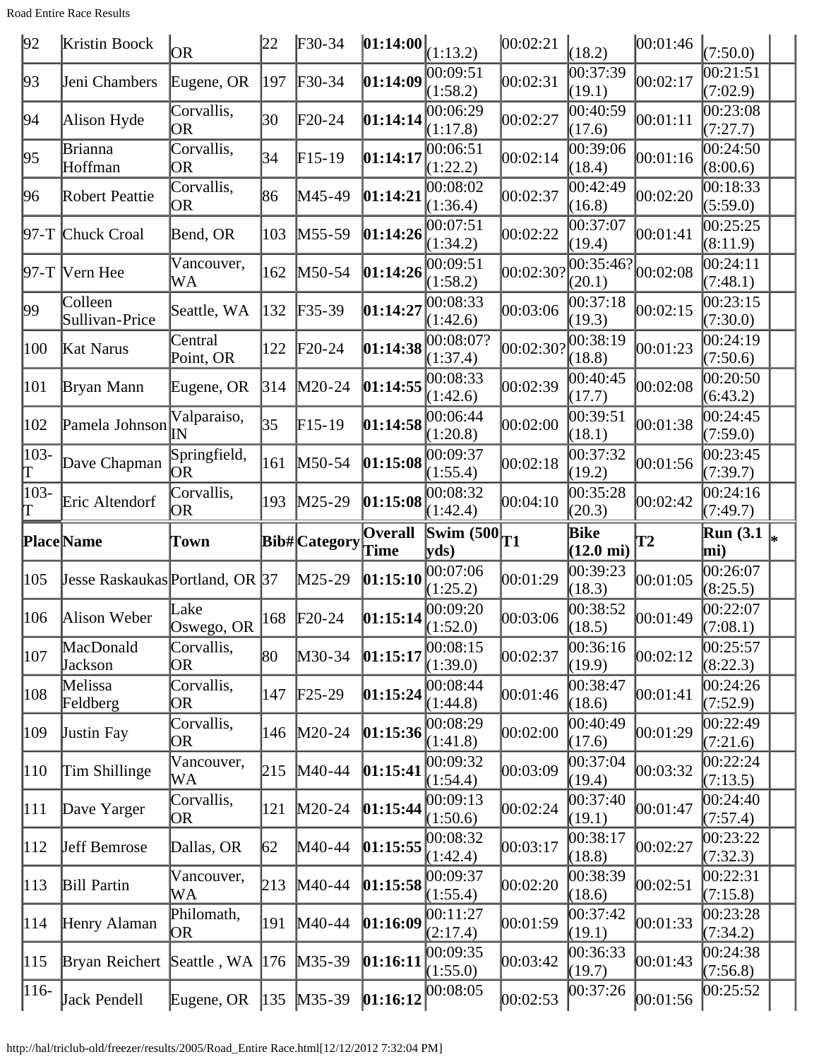| 92 | Kristin Boock | OR | 22 | F30-34 | **01:14:00** | (1:13.2) | 00:02:21 | (18.2) | 00:01:46 | (7:50.0) | |
|---|---|---|---|---|---|---|---|---|---|---|---|
| 93 | Jeni Chambers | Eugene, OR | 197 | F30-34 | **01:14:09** | 00:09:51 (1:58.2) | 00:02:31 | 00:37:39 (19.1) | 00:02:17 | 00:21:51 (7:02.9) | |
| 94 | Alison Hyde | Corvallis, OR | 30 | F20-24 | **01:14:14** | 00:06:29 (1:17.8) | 00:02:27 | 00:40:59 (17.6) | 00:01:11 | 00:23:08 (7:27.7) | |
| 95 | Brianna Hoffman | Corvallis, OR | 34 | F15-19 | **01:14:17** | 00:06:51 (1:22.2) | 00:02:14 | 00:39:06 (18.4) | 00:01:16 | 00:24:50 (8:00.6) | |
| 96 | Robert Peattie | Corvallis, OR | 86 | M45-49 | **01:14:21** | 00:08:02 (1:36.4) | 00:02:37 | 00:42:49 (16.8) | 00:02:20 | 00:18:33 (5:59.0) | |
| 97-T | Chuck Croal | Bend, OR | 103 | M55-59 | **01:14:26** | 00:07:51 (1:34.2) | 00:02:22 | 00:37:07 (19.4) | 00:01:41 | 00:25:25 (8:11.9) | |
| 97-T | Vern Hee | Vancouver, WA | 162 | M50-54 | **01:14:26** | 00:09:51 (1:58.2) | 00:02:30? | 00:35:46? (20.1) | 00:02:08 | 00:24:11 (7:48.1) | |
| 99 | Colleen Sullivan-Price | Seattle, WA | 132 | F35-39 | **01:14:27** | 00:08:33 (1:42.6) | 00:03:06 | 00:37:18 (19.3) | 00:02:15 | 00:23:15 (7:30.0) | |
| 100 | Kat Narus | Central Point, OR | 122 | F20-24 | **01:14:38** | 00:08:07? (1:37.4) | 00:02:30? | 00:38:19 (18.8) | 00:01:23 | 00:24:19 (7:50.6) | |
| 101 | Bryan Mann | Eugene, OR | 314 | M20-24 | **01:14:55** | 00:08:33 (1:42.6) | 00:02:39 | 00:40:45 (17.7) | 00:02:08 | 00:20:50 (6:43.2) | |
| 102 | Pamela Johnson | Valparaiso, IN | 35 | F15-19 | **01:14:58** | 00:06:44 (1:20.8) | 00:02:00 | 00:39:51 (18.1) | 00:01:38 | 00:24:45 (7:59.0) | |
| 103-T | Dave Chapman | Springfield, OR | 161 | M50-54 | **01:15:08** | 00:09:37 (1:55.4) | 00:02:18 | 00:37:32 (19.2) | 00:01:56 | 00:23:45 (7:39.7) | |
| 103-T | Eric Altendorf | Corvallis, OR | 193 | M25-29 | **01:15:08** | 00:08:32 (1:42.4) | 00:04:10 | 00:35:28 (20.3) | 00:02:42 | 00:24:16 (7:49.7) | |
| **Place** | **Name** | **Town** | **Bib#** | **Category** | **Overall Time** | **Swim (500 yds)** | **T1** | **Bike (12.0 mi)** | **T2** | **Run (3.1 mi)** | * |
| 105 | Jesse Raskaukas | Portland, OR | 37 | M25-29 | **01:15:10** | 00:07:06 (1:25.2) | 00:01:29 | 00:39:23 (18.3) | 00:01:05 | 00:26:07 (8:25.5) | |
| 106 | Alison Weber | Lake Oswego, OR | 168 | F20-24 | **01:15:14** | 00:09:20 (1:52.0) | 00:03:06 | 00:38:52 (18.5) | 00:01:49 | 00:22:07 (7:08.1) | |
| 107 | MacDonald Jackson | Corvallis, OR | 80 | M30-34 | **01:15:17** | 00:08:15 (1:39.0) | 00:02:37 | 00:36:16 (19.9) | 00:02:12 | 00:25:57 (8:22.3) | |
| 108 | Melissa Feldberg | Corvallis, OR | 147 | F25-29 | **01:15:24** | 00:08:44 (1:44.8) | 00:01:46 | 00:38:47 (18.6) | 00:01:41 | 00:24:26 (7:52.9) | |
| 109 | Justin Fay | Corvallis, OR | 146 | M20-24 | **01:15:36** | 00:08:29 (1:41.8) | 00:02:00 | 00:40:49 (17.6) | 00:01:29 | 00:22:49 (7:21.6) | |
| 110 | Tim Shillinge | Vancouver, WA | 215 | M40-44 | **01:15:41** | 00:09:32 (1:54.4) | 00:03:09 | 00:37:04 (19.4) | 00:03:32 | 00:22:24 (7:13.5) | |
| 111 | Dave Yarger | Corvallis, OR | 121 | M20-24 | **01:15:44** | 00:09:13 (1:50.6) | 00:02:24 | 00:37:40 (19.1) | 00:01:47 | 00:24:40 (7:57.4) | |
| 112 | Jeff Bemrose | Dallas, OR | 62 | M40-44 | **01:15:55** | 00:08:32 (1:42.4) | 00:03:17 | 00:38:17 (18.8) | 00:02:27 | 00:23:22 (7:32.3) | |
| 113 | Bill Partin | Vancouver, WA | 213 | M40-44 | **01:15:58** | 00:09:37 (1:55.4) | 00:02:20 | 00:38:39 (18.6) | 00:02:51 | 00:22:31 (7:15.8) | |
| 114 | Henry Alaman | Philomath, OR | 191 | M40-44 | **01:16:09** | 00:11:27 (2:17.4) | 00:01:59 | 00:37:42 (19.1) | 00:01:33 | 00:23:28 (7:34.2) | |
| 115 | Bryan Reichert | Seattle , WA | 176 | M35-39 | **01:16:11** | 00:09:35 (1:55.0) | 00:03:42 | 00:36:33 (19.7) | 00:01:43 | 00:24:38 (7:56.8) | |
| 116- | Jack Pendell | Eugene, OR | 135 | M35-39 | **01:16:12** | 00:08:05 | 00:02:53 | 00:37:26 | 00:01:56 | 00:25:52 | |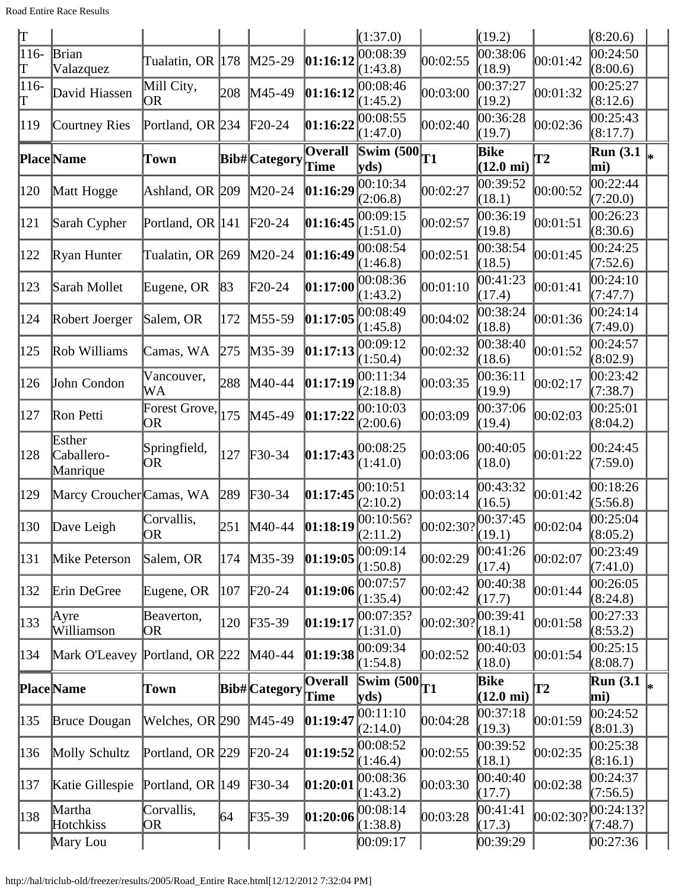| Place | Name | Town | Bib# | Category | Overall Time | Swim (500 yds) | T1 | Bike (12.0 mi) | T2 | Run (3.1 mi) | * |
|---|---|---|---|---|---|---|---|---|---|---|---|
| T | | | | | | (1:37.0) | | (19.2) | | (8:20.6) | |
| 116-T | Brian Valazquez | Tualatin, OR | 178 | M25-29 | **01:16:12** | 00:08:39 (1:43.8) | 00:02:55 | 00:38:06 (18.9) | 00:01:42 | 00:24:50 (8:00.6) | |
| 116-T | David Hiassen | Mill City, OR | 208 | M45-49 | **01:16:12** | 00:08:46 (1:45.2) | 00:03:00 | 00:37:27 (19.2) | 00:01:32 | 00:25:27 (8:12.6) | |
| 119 | Courtney Ries | Portland, OR | 234 | F20-24 | **01:16:22** | 00:08:55 (1:47.0) | 00:02:40 | 00:36:28 (19.7) | 00:02:36 | 00:25:43 (8:17.7) | |
| **Place** | **Name** | **Town** | **Bib#** | **Category** | **Overall Time** | **Swim (500 yds)** | **T1** | **Bike (12.0 mi)** | **T2** | **Run (3.1 mi)** | ***** |
| 120 | Matt Hogge | Ashland, OR | 209 | M20-24 | **01:16:29** | 00:10:34 (2:06.8) | 00:02:27 | 00:39:52 (18.1) | 00:00:52 | 00:22:44 (7:20.0) | |
| 121 | Sarah Cypher | Portland, OR | 141 | F20-24 | **01:16:45** | 00:09:15 (1:51.0) | 00:02:57 | 00:36:19 (19.8) | 00:01:51 | 00:26:23 (8:30.6) | |
| 122 | Ryan Hunter | Tualatin, OR | 269 | M20-24 | **01:16:49** | 00:08:54 (1:46.8) | 00:02:51 | 00:38:54 (18.5) | 00:01:45 | 00:24:25 (7:52.6) | |
| 123 | Sarah Mollet | Eugene, OR | 83 | F20-24 | **01:17:00** | 00:08:36 (1:43.2) | 00:01:10 | 00:41:23 (17.4) | 00:01:41 | 00:24:10 (7:47.7) | |
| 124 | Robert Joerger | Salem, OR | 172 | M55-59 | **01:17:05** | 00:08:49 (1:45.8) | 00:04:02 | 00:38:24 (18.8) | 00:01:36 | 00:24:14 (7:49.0) | |
| 125 | Rob Williams | Camas, WA | 275 | M35-39 | **01:17:13** | 00:09:12 (1:50.4) | 00:02:32 | 00:38:40 (18.6) | 00:01:52 | 00:24:57 (8:02.9) | |
| 126 | John Condon | Vancouver, WA | 288 | M40-44 | **01:17:19** | 00:11:34 (2:18.8) | 00:03:35 | 00:36:11 (19.9) | 00:02:17 | 00:23:42 (7:38.7) | |
| 127 | Ron Petti | Forest Grove, OR | 175 | M45-49 | **01:17:22** | 00:10:03 (2:00.6) | 00:03:09 | 00:37:06 (19.4) | 00:02:03 | 00:25:01 (8:04.2) | |
| 128 | Esther Caballero-Manrique | Springfield, OR | 127 | F30-34 | **01:17:43** | 00:08:25 (1:41.0) | 00:03:06 | 00:40:05 (18.0) | 00:01:22 | 00:24:45 (7:59.0) | |
| 129 | Marcy Croucher | Camas, WA | 289 | F30-34 | **01:17:45** | 00:10:51 (2:10.2) | 00:03:14 | 00:43:32 (16.5) | 00:01:42 | 00:18:26 (5:56.8) | |
| 130 | Dave Leigh | Corvallis, OR | 251 | M40-44 | **01:18:19** | 00:10:56? (2:11.2) | 00:02:30? | 00:37:45 (19.1) | 00:02:04 | 00:25:04 (8:05.2) | |
| 131 | Mike Peterson | Salem, OR | 174 | M35-39 | **01:19:05** | 00:09:14 (1:50.8) | 00:02:29 | 00:41:26 (17.4) | 00:02:07 | 00:23:49 (7:41.0) | |
| 132 | Erin DeGree | Eugene, OR | 107 | F20-24 | **01:19:06** | 00:07:57 (1:35.4) | 00:02:42 | 00:40:38 (17.7) | 00:01:44 | 00:26:05 (8:24.8) | |
| 133 | Ayre Williamson | Beaverton, OR | 120 | F35-39 | **01:19:17** | 00:07:35? (1:31.0) | 00:02:30? | 00:39:41 (18.1) | 00:01:58 | 00:27:33 (8:53.2) | |
| 134 | Mark O'Leavey | Portland, OR | 222 | M40-44 | **01:19:38** | 00:09:34 (1:54.8) | 00:02:52 | 00:40:03 (18.0) | 00:01:54 | 00:25:15 (8:08.7) | |
| **Place** | **Name** | **Town** | **Bib#** | **Category** | **Overall Time** | **Swim (500 yds)** | **T1** | **Bike (12.0 mi)** | **T2** | **Run (3.1 mi)** | ***** |
| 135 | Bruce Dougan | Welches, OR | 290 | M45-49 | **01:19:47** | 00:11:10 (2:14.0) | 00:04:28 | 00:37:18 (19.3) | 00:01:59 | 00:24:52 (8:01.3) | |
| 136 | Molly Schultz | Portland, OR | 229 | F20-24 | **01:19:52** | 00:08:52 (1:46.4) | 00:02:55 | 00:39:52 (18.1) | 00:02:35 | 00:25:38 (8:16.1) | |
| 137 | Katie Gillespie | Portland, OR | 149 | F30-34 | **01:20:01** | 00:08:36 (1:43.2) | 00:03:30 | 00:40:40 (17.7) | 00:02:38 | 00:24:37 (7:56.5) | |
| 138 | Martha Hotchkiss | Corvallis, OR | 64 | F35-39 | **01:20:06** | 00:08:14 (1:38.8) | 00:03:28 | 00:41:41 (17.3) | 00:02:30? | 00:24:13? (7:48.7) | |
| | Mary Lou | | | | | 00:09:17 | | 00:39:29 | | 00:27:36 | |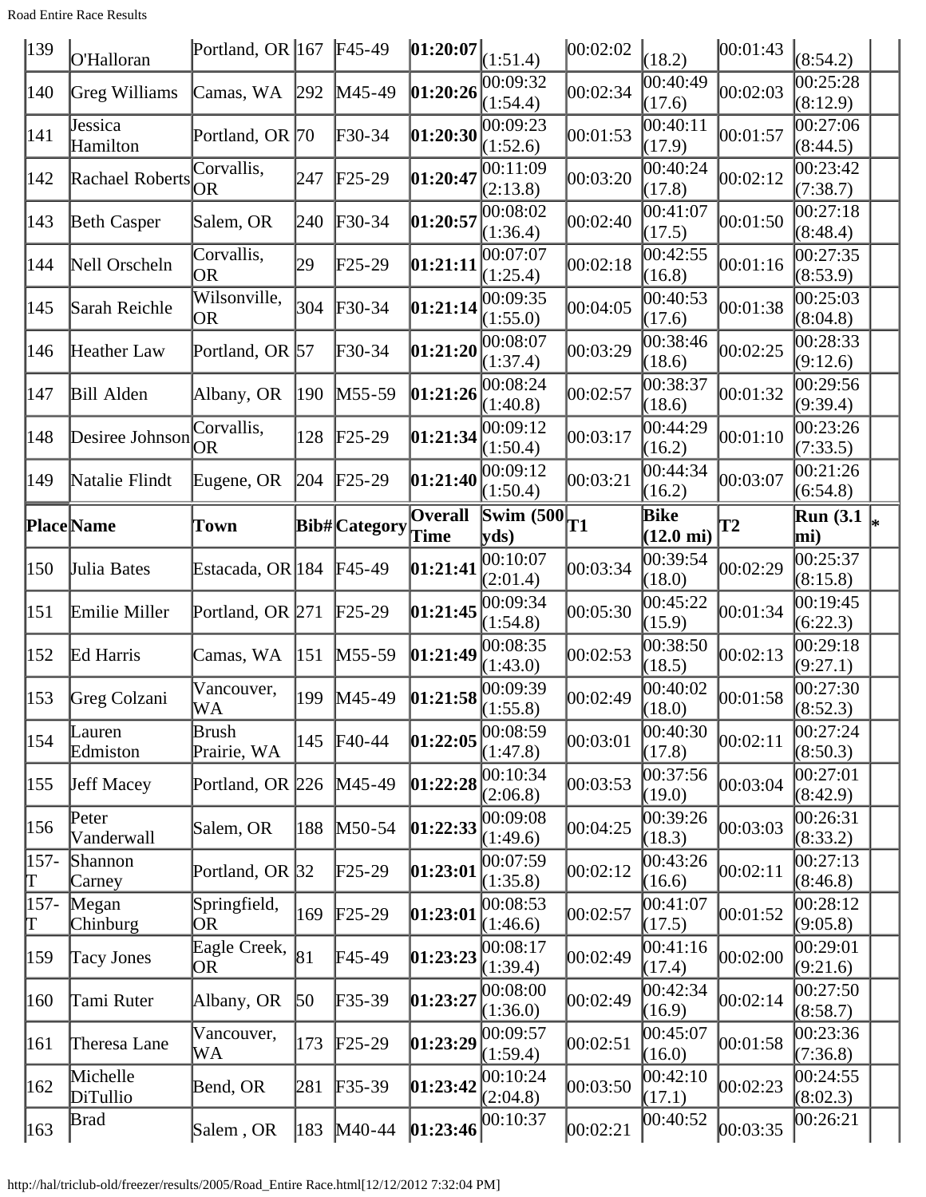| 139 | O'Halloran | Portland, OR | 167 | F45-49 | **01:20:07** | (1:51.4) | 00:02:02 | (18.2) | 00:01:43 | (8:54.2) | |
|---|---|---|---|---|---|---|---|---|---|---|---|
| 140 | Greg Williams | Camas, WA | 292 | M45-49 | **01:20:26** | 00:09:32 (1:54.4) | 00:02:34 | 00:40:49 (17.6) | 00:02:03 | 00:25:28 (8:12.9) | |
| 141 | Jessica Hamilton | Portland, OR | 70 | F30-34 | **01:20:30** | 00:09:23 (1:52.6) | 00:01:53 | 00:40:11 (17.9) | 00:01:57 | 00:27:06 (8:44.5) | |
| 142 | Rachael Roberts | Corvallis, OR | 247 | F25-29 | **01:20:47** | 00:11:09 (2:13.8) | 00:03:20 | 00:40:24 (17.8) | 00:02:12 | 00:23:42 (7:38.7) | |
| 143 | Beth Casper | Salem, OR | 240 | F30-34 | **01:20:57** | 00:08:02 (1:36.4) | 00:02:40 | 00:41:07 (17.5) | 00:01:50 | 00:27:18 (8:48.4) | |
| 144 | Nell Orscheln | Corvallis, OR | 29 | F25-29 | **01:21:11** | 00:07:07 (1:25.4) | 00:02:18 | 00:42:55 (16.8) | 00:01:16 | 00:27:35 (8:53.9) | |
| 145 | Sarah Reichle | Wilsonville, OR | 304 | F30-34 | **01:21:14** | 00:09:35 (1:55.0) | 00:04:05 | 00:40:53 (17.6) | 00:01:38 | 00:25:03 (8:04.8) | |
| 146 | Heather Law | Portland, OR | 57 | F30-34 | **01:21:20** | 00:08:07 (1:37.4) | 00:03:29 | 00:38:46 (18.6) | 00:02:25 | 00:28:33 (9:12.6) | |
| 147 | Bill Alden | Albany, OR | 190 | M55-59 | **01:21:26** | 00:08:24 (1:40.8) | 00:02:57 | 00:38:37 (18.6) | 00:01:32 | 00:29:56 (9:39.4) | |
| 148 | Desiree Johnson | Corvallis, OR | 128 | F25-29 | **01:21:34** | 00:09:12 (1:50.4) | 00:03:17 | 00:44:29 (16.2) | 00:01:10 | 00:23:26 (7:33.5) | |
| 149 | Natalie Flindt | Eugene, OR | 204 | F25-29 | **01:21:40** | 00:09:12 (1:50.4) | 00:03:21 | 00:44:34 (16.2) | 00:03:07 | 00:21:26 (6:54.8) | |
| **Place** | **Name** | **Town** | **Bib#** | **Category** | **Overall Time** | **Swim (500 yds)** | **T1** | **Bike (12.0 mi)** | **T2** | **Run (3.1 mi)** | ***** |
| 150 | Julia Bates | Estacada, OR | 184 | F45-49 | **01:21:41** | 00:10:07 (2:01.4) | 00:03:34 | 00:39:54 (18.0) | 00:02:29 | 00:25:37 (8:15.8) | |
| 151 | Emilie Miller | Portland, OR | 271 | F25-29 | **01:21:45** | 00:09:34 (1:54.8) | 00:05:30 | 00:45:22 (15.9) | 00:01:34 | 00:19:45 (6:22.3) | |
| 152 | Ed Harris | Camas, WA | 151 | M55-59 | **01:21:49** | 00:08:35 (1:43.0) | 00:02:53 | 00:38:50 (18.5) | 00:02:13 | 00:29:18 (9:27.1) | |
| 153 | Greg Colzani | Vancouver, WA | 199 | M45-49 | **01:21:58** | 00:09:39 (1:55.8) | 00:02:49 | 00:40:02 (18.0) | 00:01:58 | 00:27:30 (8:52.3) | |
| 154 | Lauren Edmiston | Brush Prairie, WA | 145 | F40-44 | **01:22:05** | 00:08:59 (1:47.8) | 00:03:01 | 00:40:30 (17.8) | 00:02:11 | 00:27:24 (8:50.3) | |
| 155 | Jeff Macey | Portland, OR | 226 | M45-49 | **01:22:28** | 00:10:34 (2:06.8) | 00:03:53 | 00:37:56 (19.0) | 00:03:04 | 00:27:01 (8:42.9) | |
| 156 | Peter Vanderwall | Salem, OR | 188 | M50-54 | **01:22:33** | 00:09:08 (1:49.6) | 00:04:25 | 00:39:26 (18.3) | 00:03:03 | 00:26:31 (8:33.2) | |
| 157-T | Shannon Carney | Portland, OR | 32 | F25-29 | **01:23:01** | 00:07:59 (1:35.8) | 00:02:12 | 00:43:26 (16.6) | 00:02:11 | 00:27:13 (8:46.8) | |
| 157-T | Megan Chinburg | Springfield, OR | 169 | F25-29 | **01:23:01** | 00:08:53 (1:46.6) | 00:02:57 | 00:41:07 (17.5) | 00:01:52 | 00:28:12 (9:05.8) | |
| 159 | Tacy Jones | Eagle Creek, OR | 81 | F45-49 | **01:23:23** | 00:08:17 (1:39.4) | 00:02:49 | 00:41:16 (17.4) | 00:02:00 | 00:29:01 (9:21.6) | |
| 160 | Tami Ruter | Albany, OR | 50 | F35-39 | **01:23:27** | 00:08:00 (1:36.0) | 00:02:49 | 00:42:34 (16.9) | 00:02:14 | 00:27:50 (8:58.7) | |
| 161 | Theresa Lane | Vancouver, WA | 173 | F25-29 | **01:23:29** | 00:09:57 (1:59.4) | 00:02:51 | 00:45:07 (16.0) | 00:01:58 | 00:23:36 (7:36.8) | |
| 162 | Michelle DiTullio | Bend, OR | 281 | F35-39 | **01:23:42** | 00:10:24 (2:04.8) | 00:03:50 | 00:42:10 (17.1) | 00:02:23 | 00:24:55 (8:02.3) | |
| 163 | Brad | Salem , OR | 183 | M40-44 | **01:23:46** | 00:10:37 | 00:02:21 | 00:40:52 | 00:03:35 | 00:26:21 | |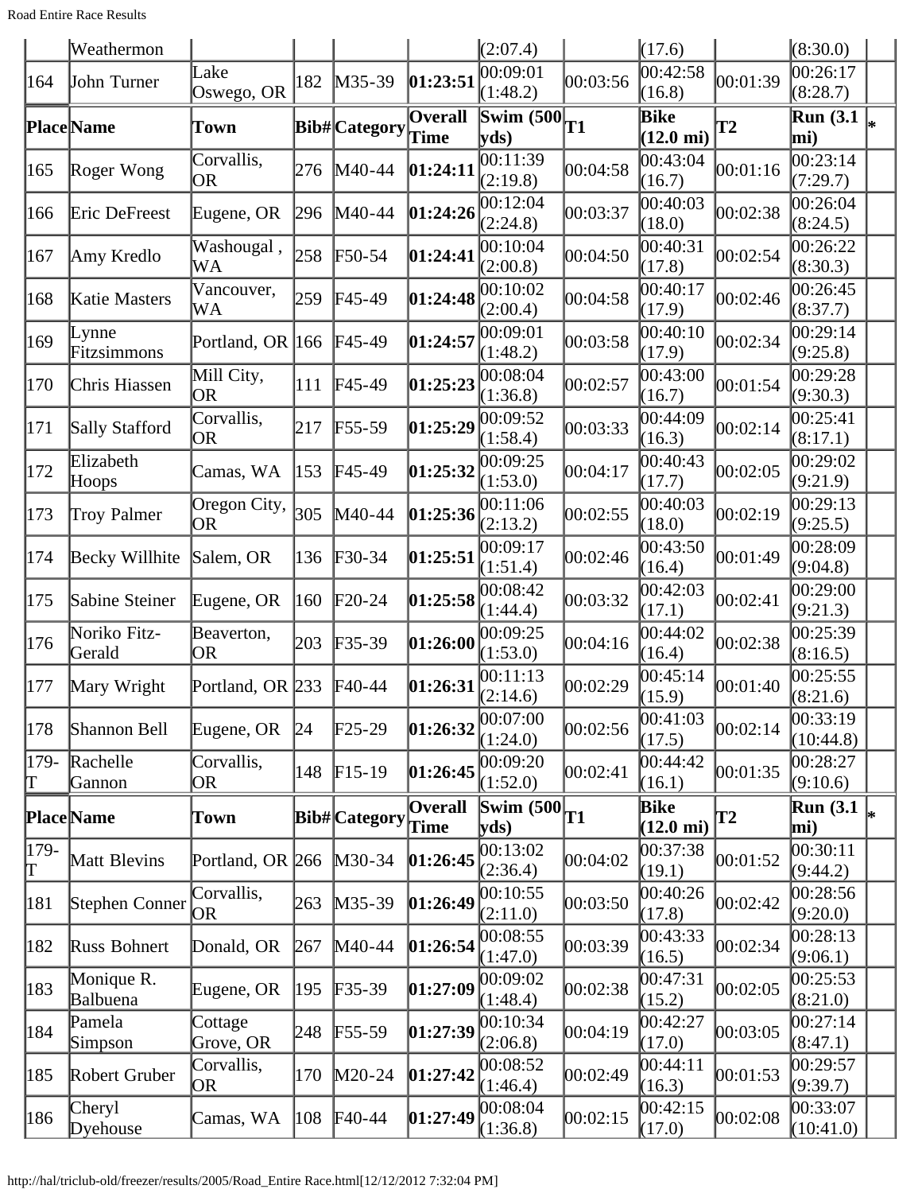| Place | Name | Town | Bib# | Category | Overall Time | Swim (500 yds) | T1 | Bike (12.0 mi) | T2 | Run (3.1 mi) | * |
|---|---|---|---|---|---|---|---|---|---|---|---|
| | Weathermon | | | | | (2:07.4) | | (17.6) | | (8:30.0) | |
| 164 | John Turner | Lake Oswego, OR | 182 | M35-39 | **01:23:51** | 00:09:01 (1:48.2) | 00:03:56 | 00:42:58 (16.8) | 00:01:39 | 00:26:17 (8:28.7) | |
| 165 | Roger Wong | Corvallis, OR | 276 | M40-44 | **01:24:11** | 00:11:39 (2:19.8) | 00:04:58 | 00:43:04 (16.7) | 00:01:16 | 00:23:14 (7:29.7) | |
| 166 | Eric DeFreest | Eugene, OR | 296 | M40-44 | **01:24:26** | 00:12:04 (2:24.8) | 00:03:37 | 00:40:03 (18.0) | 00:02:38 | 00:26:04 (8:24.5) | |
| 167 | Amy Kredlo | Washougal , WA | 258 | F50-54 | **01:24:41** | 00:10:04 (2:00.8) | 00:04:50 | 00:40:31 (17.8) | 00:02:54 | 00:26:22 (8:30.3) | |
| 168 | Katie Masters | Vancouver, WA | 259 | F45-49 | **01:24:48** | 00:10:02 (2:00.4) | 00:04:58 | 00:40:17 (17.9) | 00:02:46 | 00:26:45 (8:37.7) | |
| 169 | Lynne Fitzsimmons | Portland, OR | 166 | F45-49 | **01:24:57** | 00:09:01 (1:48.2) | 00:03:58 | 00:40:10 (17.9) | 00:02:34 | 00:29:14 (9:25.8) | |
| 170 | Chris Hiassen | Mill City, OR | 111 | F45-49 | **01:25:23** | 00:08:04 (1:36.8) | 00:02:57 | 00:43:00 (16.7) | 00:01:54 | 00:29:28 (9:30.3) | |
| 171 | Sally Stafford | Corvallis, OR | 217 | F55-59 | **01:25:29** | 00:09:52 (1:58.4) | 00:03:33 | 00:44:09 (16.3) | 00:02:14 | 00:25:41 (8:17.1) | |
| 172 | Elizabeth Hoops | Camas, WA | 153 | F45-49 | **01:25:32** | 00:09:25 (1:53.0) | 00:04:17 | 00:40:43 (17.7) | 00:02:05 | 00:29:02 (9:21.9) | |
| 173 | Troy Palmer | Oregon City, OR | 305 | M40-44 | **01:25:36** | 00:11:06 (2:13.2) | 00:02:55 | 00:40:03 (18.0) | 00:02:19 | 00:29:13 (9:25.5) | |
| 174 | Becky Willhite | Salem, OR | 136 | F30-34 | **01:25:51** | 00:09:17 (1:51.4) | 00:02:46 | 00:43:50 (16.4) | 00:01:49 | 00:28:09 (9:04.8) | |
| 175 | Sabine Steiner | Eugene, OR | 160 | F20-24 | **01:25:58** | 00:08:42 (1:44.4) | 00:03:32 | 00:42:03 (17.1) | 00:02:41 | 00:29:00 (9:21.3) | |
| 176 | Noriko Fitz-Gerald | Beaverton, OR | 203 | F35-39 | **01:26:00** | 00:09:25 (1:53.0) | 00:04:16 | 00:44:02 (16.4) | 00:02:38 | 00:25:39 (8:16.5) | |
| 177 | Mary Wright | Portland, OR | 233 | F40-44 | **01:26:31** | 00:11:13 (2:14.6) | 00:02:29 | 00:45:14 (15.9) | 00:01:40 | 00:25:55 (8:21.6) | |
| 178 | Shannon Bell | Eugene, OR | 24 | F25-29 | **01:26:32** | 00:07:00 (1:24.0) | 00:02:56 | 00:41:03 (17.5) | 00:02:14 | 00:33:19 (10:44.8) | |
| 179-T | Rachelle Gannon | Corvallis, OR | 148 | F15-19 | **01:26:45** | 00:09:20 (1:52.0) | 00:02:41 | 00:44:42 (16.1) | 00:01:35 | 00:28:27 (9:10.6) | |
| 179-T | Matt Blevins | Portland, OR | 266 | M30-34 | **01:26:45** | 00:13:02 (2:36.4) | 00:04:02 | 00:37:38 (19.1) | 00:01:52 | 00:30:11 (9:44.2) | |
| 181 | Stephen Conner | Corvallis, OR | 263 | M35-39 | **01:26:49** | 00:10:55 (2:11.0) | 00:03:50 | 00:40:26 (17.8) | 00:02:42 | 00:28:56 (9:20.0) | |
| 182 | Russ Bohnert | Donald, OR | 267 | M40-44 | **01:26:54** | 00:08:55 (1:47.0) | 00:03:39 | 00:43:33 (16.5) | 00:02:34 | 00:28:13 (9:06.1) | |
| 183 | Monique R. Balbuena | Eugene, OR | 195 | F35-39 | **01:27:09** | 00:09:02 (1:48.4) | 00:02:38 | 00:47:31 (15.2) | 00:02:05 | 00:25:53 (8:21.0) | |
| 184 | Pamela Simpson | Cottage Grove, OR | 248 | F55-59 | **01:27:39** | 00:10:34 (2:06.8) | 00:04:19 | 00:42:27 (17.0) | 00:03:05 | 00:27:14 (8:47.1) | |
| 185 | Robert Gruber | Corvallis, OR | 170 | M20-24 | **01:27:42** | 00:08:52 (1:46.4) | 00:02:49 | 00:44:11 (16.3) | 00:01:53 | 00:29:57 (9:39.7) | |
| 186 | Cheryl Dyehouse | Camas, WA | 108 | F40-44 | **01:27:49** | 00:08:04 (1:36.8) | 00:02:15 | 00:42:15 (17.0) | 00:02:08 | 00:33:07 (10:41.0) | |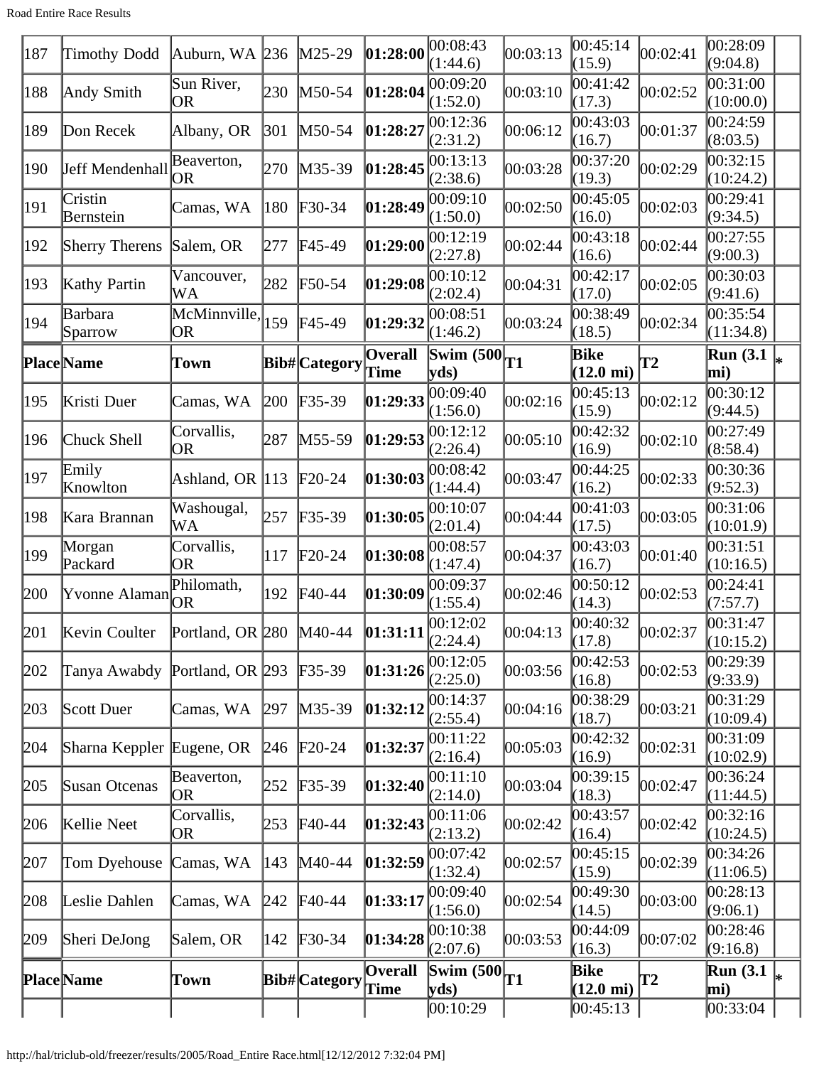| Place | Name | Town | Bib# | Category | Overall Time | Swim (500 yds) | T1 | Bike (12.0 mi) | T2 | Run (3.1 mi) | * |
|---|---|---|---|---|---|---|---|---|---|---|---|
| 187 | Timothy Dodd | Auburn, WA | 236 | M25-29 | **01:28:00** | 00:08:43 (1:44.6) | 00:03:13 | 00:45:14 (15.9) | 00:02:41 | 00:28:09 (9:04.8) | |
| 188 | Andy Smith | Sun River, OR | 230 | M50-54 | **01:28:04** | 00:09:20 (1:52.0) | 00:03:10 | 00:41:42 (17.3) | 00:02:52 | 00:31:00 (10:00.0) | |
| 189 | Don Recek | Albany, OR | 301 | M50-54 | **01:28:27** | 00:12:36 (2:31.2) | 00:06:12 | 00:43:03 (16.7) | 00:01:37 | 00:24:59 (8:03.5) | |
| 190 | Jeff Mendenhall | Beaverton, OR | 270 | M35-39 | **01:28:45** | 00:13:13 (2:38.6) | 00:03:28 | 00:37:20 (19.3) | 00:02:29 | 00:32:15 (10:24.2) | |
| 191 | Cristin Bernstein | Camas, WA | 180 | F30-34 | **01:28:49** | 00:09:10 (1:50.0) | 00:02:50 | 00:45:05 (16.0) | 00:02:03 | 00:29:41 (9:34.5) | |
| 192 | Sherry Therens | Salem, OR | 277 | F45-49 | **01:29:00** | 00:12:19 (2:27.8) | 00:02:44 | 00:43:18 (16.6) | 00:02:44 | 00:27:55 (9:00.3) | |
| 193 | Kathy Partin | Vancouver, WA | 282 | F50-54 | **01:29:08** | 00:10:12 (2:02.4) | 00:04:31 | 00:42:17 (17.0) | 00:02:05 | 00:30:03 (9:41.6) | |
| 194 | Barbara Sparrow | McMinnville, OR | 159 | F45-49 | **01:29:32** | 00:08:51 (1:46.2) | 00:03:24 | 00:38:49 (18.5) | 00:02:34 | 00:35:54 (11:34.8) | |
| **Place** | **Name** | **Town** | **Bib#** | **Category** | **Overall Time** | **Swim (500 yds)** | **T1** | **Bike (12.0 mi)** | **T2** | **Run (3.1 mi)** | **\*** |
| 195 | Kristi Duer | Camas, WA | 200 | F35-39 | **01:29:33** | 00:09:40 (1:56.0) | 00:02:16 | 00:45:13 (15.9) | 00:02:12 | 00:30:12 (9:44.5) | |
| 196 | Chuck Shell | Corvallis, OR | 287 | M55-59 | **01:29:53** | 00:12:12 (2:26.4) | 00:05:10 | 00:42:32 (16.9) | 00:02:10 | 00:27:49 (8:58.4) | |
| 197 | Emily Knowlton | Ashland, OR | 113 | F20-24 | **01:30:03** | 00:08:42 (1:44.4) | 00:03:47 | 00:44:25 (16.2) | 00:02:33 | 00:30:36 (9:52.3) | |
| 198 | Kara Brannan | Washougal, WA | 257 | F35-39 | **01:30:05** | 00:10:07 (2:01.4) | 00:04:44 | 00:41:03 (17.5) | 00:03:05 | 00:31:06 (10:01.9) | |
| 199 | Morgan Packard | Corvallis, OR | 117 | F20-24 | **01:30:08** | 00:08:57 (1:47.4) | 00:04:37 | 00:43:03 (16.7) | 00:01:40 | 00:31:51 (10:16.5) | |
| 200 | Yvonne Alaman | Philomath, OR | 192 | F40-44 | **01:30:09** | 00:09:37 (1:55.4) | 00:02:46 | 00:50:12 (14.3) | 00:02:53 | 00:24:41 (7:57.7) | |
| 201 | Kevin Coulter | Portland, OR | 280 | M40-44 | **01:31:11** | 00:12:02 (2:24.4) | 00:04:13 | 00:40:32 (17.8) | 00:02:37 | 00:31:47 (10:15.2) | |
| 202 | Tanya Awabdy | Portland, OR | 293 | F35-39 | **01:31:26** | 00:12:05 (2:25.0) | 00:03:56 | 00:42:53 (16.8) | 00:02:53 | 00:29:39 (9:33.9) | |
| 203 | Scott Duer | Camas, WA | 297 | M35-39 | **01:32:12** | 00:14:37 (2:55.4) | 00:04:16 | 00:38:29 (18.7) | 00:03:21 | 00:31:29 (10:09.4) | |
| 204 | Sharna Keppler | Eugene, OR | 246 | F20-24 | **01:32:37** | 00:11:22 (2:16.4) | 00:05:03 | 00:42:32 (16.9) | 00:02:31 | 00:31:09 (10:02.9) | |
| 205 | Susan Otcenas | Beaverton, OR | 252 | F35-39 | **01:32:40** | 00:11:10 (2:14.0) | 00:03:04 | 00:39:15 (18.3) | 00:02:47 | 00:36:24 (11:44.5) | |
| 206 | Kellie Neet | Corvallis, OR | 253 | F40-44 | **01:32:43** | 00:11:06 (2:13.2) | 00:02:42 | 00:43:57 (16.4) | 00:02:42 | 00:32:16 (10:24.5) | |
| 207 | Tom Dyehouse | Camas, WA | 143 | M40-44 | **01:32:59** | 00:07:42 (1:32.4) | 00:02:57 | 00:45:15 (15.9) | 00:02:39 | 00:34:26 (11:06.5) | |
| 208 | Leslie Dahlen | Camas, WA | 242 | F40-44 | **01:33:17** | 00:09:40 (1:56.0) | 00:02:54 | 00:49:30 (14.5) | 00:03:00 | 00:28:13 (9:06.1) | |
| 209 | Sheri DeJong | Salem, OR | 142 | F30-34 | **01:34:28** | 00:10:38 (2:07.6) | 00:03:53 | 00:44:09 (16.3) | 00:07:02 | 00:28:46 (9:16.8) | |
| **Place** | **Name** | **Town** | **Bib#** | **Category** | **Overall Time** | **Swim (500 yds)** | **T1** | **Bike (12.0 mi)** | **T2** | **Run (3.1 mi)** | **\*** |
| | | | | | | 00:10:29 | | 00:45:13 | | 00:33:04 | |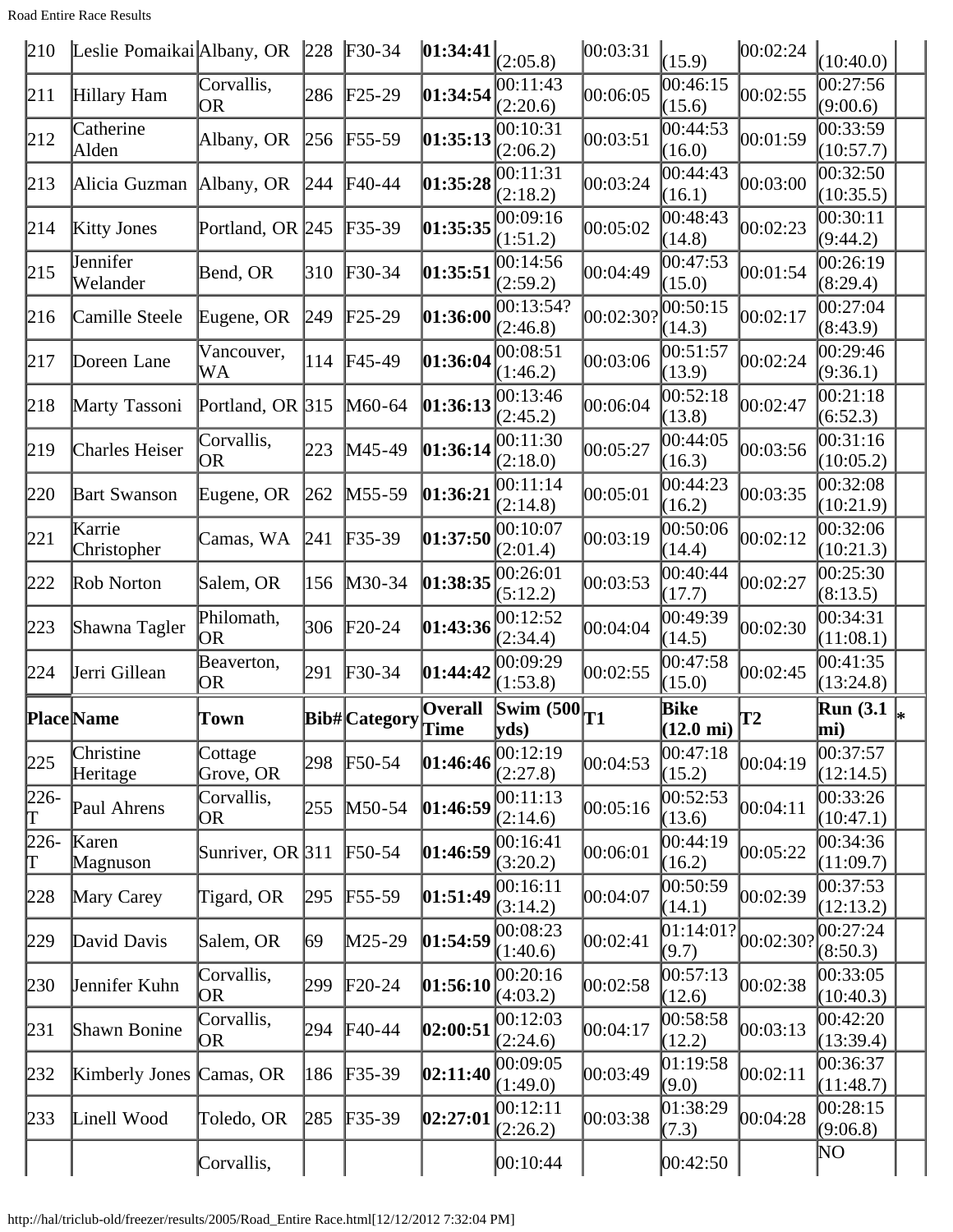| 210 | Leslie Pomaikai | Albany, OR | 228 | F30-34 | **01:34:41** | (2:05.8) | 00:03:31 | (15.9) | 00:02:24 | (10:40.0) | |
|---|---|---|---|---|---|---|---|---|---|---|---|
| 211 | Hillary Ham | Corvallis, OR | 286 | F25-29 | **01:34:54** | 00:11:43 (2:20.6) | 00:06:05 | 00:46:15 (15.6) | 00:02:55 | 00:27:56 (9:00.6) | |
| 212 | Catherine Alden | Albany, OR | 256 | F55-59 | **01:35:13** | 00:10:31 (2:06.2) | 00:03:51 | 00:44:53 (16.0) | 00:01:59 | 00:33:59 (10:57.7) | |
| 213 | Alicia Guzman | Albany, OR | 244 | F40-44 | **01:35:28** | 00:11:31 (2:18.2) | 00:03:24 | 00:44:43 (16.1) | 00:03:00 | 00:32:50 (10:35.5) | |
| 214 | Kitty Jones | Portland, OR | 245 | F35-39 | **01:35:35** | 00:09:16 (1:51.2) | 00:05:02 | 00:48:43 (14.8) | 00:02:23 | 00:30:11 (9:44.2) | |
| 215 | Jennifer Welander | Bend, OR | 310 | F30-34 | **01:35:51** | 00:14:56 (2:59.2) | 00:04:49 | 00:47:53 (15.0) | 00:01:54 | 00:26:19 (8:29.4) | |
| 216 | Camille Steele | Eugene, OR | 249 | F25-29 | **01:36:00** | 00:13:54? (2:46.8) | 00:02:30? | 00:50:15 (14.3) | 00:02:17 | 00:27:04 (8:43.9) | |
| 217 | Doreen Lane | Vancouver, WA | 114 | F45-49 | **01:36:04** | 00:08:51 (1:46.2) | 00:03:06 | 00:51:57 (13.9) | 00:02:24 | 00:29:46 (9:36.1) | |
| 218 | Marty Tassoni | Portland, OR | 315 | M60-64 | **01:36:13** | 00:13:46 (2:45.2) | 00:06:04 | 00:52:18 (13.8) | 00:02:47 | 00:21:18 (6:52.3) | |
| 219 | Charles Heiser | Corvallis, OR | 223 | M45-49 | **01:36:14** | 00:11:30 (2:18.0) | 00:05:27 | 00:44:05 (16.3) | 00:03:56 | 00:31:16 (10:05.2) | |
| 220 | Bart Swanson | Eugene, OR | 262 | M55-59 | **01:36:21** | 00:11:14 (2:14.8) | 00:05:01 | 00:44:23 (16.2) | 00:03:35 | 00:32:08 (10:21.9) | |
| 221 | Karrie Christopher | Camas, WA | 241 | F35-39 | **01:37:50** | 00:10:07 (2:01.4) | 00:03:19 | 00:50:06 (14.4) | 00:02:12 | 00:32:06 (10:21.3) | |
| 222 | Rob Norton | Salem, OR | 156 | M30-34 | **01:38:35** | 00:26:01 (5:12.2) | 00:03:53 | 00:40:44 (17.7) | 00:02:27 | 00:25:30 (8:13.5) | |
| 223 | Shawna Tagler | Philomath, OR | 306 | F20-24 | **01:43:36** | 00:12:52 (2:34.4) | 00:04:04 | 00:49:39 (14.5) | 00:02:30 | 00:34:31 (11:08.1) | |
| 224 | Jerri Gillean | Beaverton, OR | 291 | F30-34 | **01:44:42** | 00:09:29 (1:53.8) | 00:02:55 | 00:47:58 (15.0) | 00:02:45 | 00:41:35 (13:24.8) | |
| **Place** | **Name** | **Town** | **Bib#** | **Category** | **Overall Time** | **Swim (500 yds)** | **T1** | **Bike (12.0 mi)** | **T2** | **Run (3.1 mi)** | * |
| 225 | Christine Heritage | Cottage Grove, OR | 298 | F50-54 | **01:46:46** | 00:12:19 (2:27.8) | 00:04:53 | 00:47:18 (15.2) | 00:04:19 | 00:37:57 (12:14.5) | |
| 226-T | Paul Ahrens | Corvallis, OR | 255 | M50-54 | **01:46:59** | 00:11:13 (2:14.6) | 00:05:16 | 00:52:53 (13.6) | 00:04:11 | 00:33:26 (10:47.1) | |
| 226-T | Karen Magnuson | Sunriver, OR | 311 | F50-54 | **01:46:59** | 00:16:41 (3:20.2) | 00:06:01 | 00:44:19 (16.2) | 00:05:22 | 00:34:36 (11:09.7) | |
| 228 | Mary Carey | Tigard, OR | 295 | F55-59 | **01:51:49** | 00:16:11 (3:14.2) | 00:04:07 | 00:50:59 (14.1) | 00:02:39 | 00:37:53 (12:13.2) | |
| 229 | David Davis | Salem, OR | 69 | M25-29 | **01:54:59** | 00:08:23 (1:40.6) | 00:02:41 | 01:14:01? (9.7) | 00:02:30? | 00:27:24 (8:50.3) | |
| 230 | Jennifer Kuhn | Corvallis, OR | 299 | F20-24 | **01:56:10** | 00:20:16 (4:03.2) | 00:02:58 | 00:57:13 (12.6) | 00:02:38 | 00:33:05 (10:40.3) | |
| 231 | Shawn Bonine | Corvallis, OR | 294 | F40-44 | **02:00:51** | 00:12:03 (2:24.6) | 00:04:17 | 00:58:58 (12.2) | 00:03:13 | 00:42:20 (13:39.4) | |
| 232 | Kimberly Jones | Camas, OR | 186 | F35-39 | **02:11:40** | 00:09:05 (1:49.0) | 00:03:49 | 01:19:58 (9.0) | 00:02:11 | 00:36:37 (11:48.7) | |
| 233 | Linell Wood | Toledo, OR | 285 | F35-39 | **02:27:01** | 00:12:11 (2:26.2) | 00:03:38 | 01:38:29 (7.3) | 00:04:28 | 00:28:15 (9:06.8) | |
| | | Corvallis, | | | | 00:10:44 | | 00:42:50 | | NO | |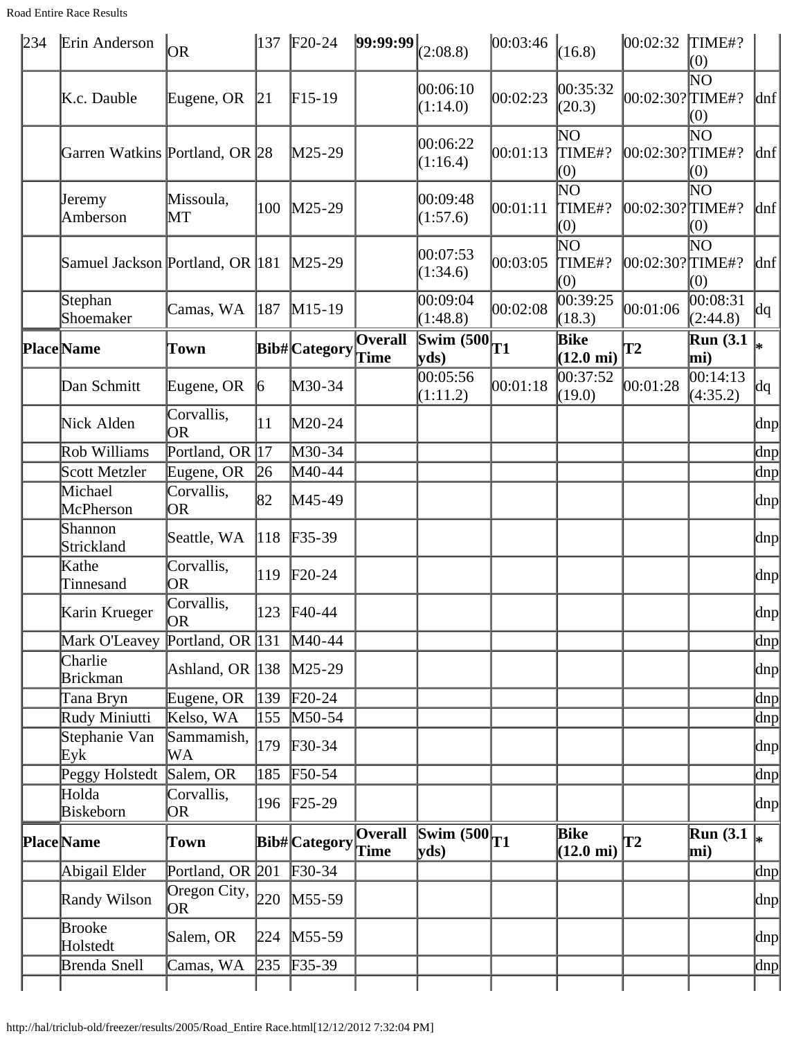| Place | Name | Town | Bib# | Category | Overall Time | Swim (500 yds) | T1 | Bike (12.0 mi) | T2 | Run (3.1 mi) | * |
|---|---|---|---|---|---|---|---|---|---|---|---|
| 234 | Erin Anderson | OR | 137 | F20-24 | **99:99:99** | (2:08.8) | 00:03:46 | (16.8) | 00:02:32 | TIME#? (0) | |
| | K.c. Dauble | Eugene, OR | 21 | F15-19 | | 00:06:10 (1:14.0) | 00:02:23 | 00:35:32 (20.3) | 00:02:30? | NO TIME#? (0) | dnf |
| | Garren Watkins | Portland, OR | 28 | M25-29 | | 00:06:22 (1:16.4) | 00:01:13 | NO TIME#? (0) | 00:02:30? | NO TIME#? (0) | dnf |
| | Jeremy Amberson | Missoula, MT | 100 | M25-29 | | 00:09:48 (1:57.6) | 00:01:11 | NO TIME#? (0) | 00:02:30? | NO TIME#? (0) | dnf |
| | Samuel Jackson | Portland, OR | 181 | M25-29 | | 00:07:53 (1:34.6) | 00:03:05 | NO TIME#? (0) | 00:02:30? | NO TIME#? (0) | dnf |
| | Stephan Shoemaker | Camas, WA | 187 | M15-19 | | 00:09:04 (1:48.8) | 00:02:08 | 00:39:25 (18.3) | 00:01:06 | 00:08:31 (2:44.8) | dq |
| **Place** | **Name** | **Town** | **Bib#** | **Category** | **Overall Time** | **Swim (500 yds)** | **T1** | **Bike (12.0 mi)** | **T2** | **Run (3.1 mi)** | ***** |
| | Dan Schmitt | Eugene, OR | 6 | M30-34 | | 00:05:56 (1:11.2) | 00:01:18 | 00:37:52 (19.0) | 00:01:28 | 00:14:13 (4:35.2) | dq |
| | Nick Alden | Corvallis, OR | 11 | M20-24 | | | | | | | dnp |
| | Rob Williams | Portland, OR | 17 | M30-34 | | | | | | | dnp |
| | Scott Metzler | Eugene, OR | 26 | M40-44 | | | | | | | dnp |
| | Michael McPherson | Corvallis, OR | 82 | M45-49 | | | | | | | dnp |
| | Shannon Strickland | Seattle, WA | 118 | F35-39 | | | | | | | dnp |
| | Kathe Tinnesand | Corvallis, OR | 119 | F20-24 | | | | | | | dnp |
| | Karin Krueger | Corvallis, OR | 123 | F40-44 | | | | | | | dnp |
| | Mark O'Leavey | Portland, OR | 131 | M40-44 | | | | | | | dnp |
| | Charlie Brickman | Ashland, OR | 138 | M25-29 | | | | | | | dnp |
| | Tana Bryn | Eugene, OR | 139 | F20-24 | | | | | | | dnp |
| | Rudy Miniutti | Kelso, WA | 155 | M50-54 | | | | | | | dnp |
| | Stephanie Van Eyk | Sammamish, WA | 179 | F30-34 | | | | | | | dnp |
| | Peggy Holstedt | Salem, OR | 185 | F50-54 | | | | | | | dnp |
| | Holda Biskeborn | Corvallis, OR | 196 | F25-29 | | | | | | | dnp |
| **Place** | **Name** | **Town** | **Bib#** | **Category** | **Overall Time** | **Swim (500 yds)** | **T1** | **Bike (12.0 mi)** | **T2** | **Run (3.1 mi)** | ***** |
| | Abigail Elder | Portland, OR | 201 | F30-34 | | | | | | | dnp |
| | Randy Wilson | Oregon City, OR | 220 | M55-59 | | | | | | | dnp |
| | Brooke Holstedt | Salem, OR | 224 | M55-59 | | | | | | | dnp |
| | Brenda Snell | Camas, WA | 235 | F35-39 | | | | | | | dnp |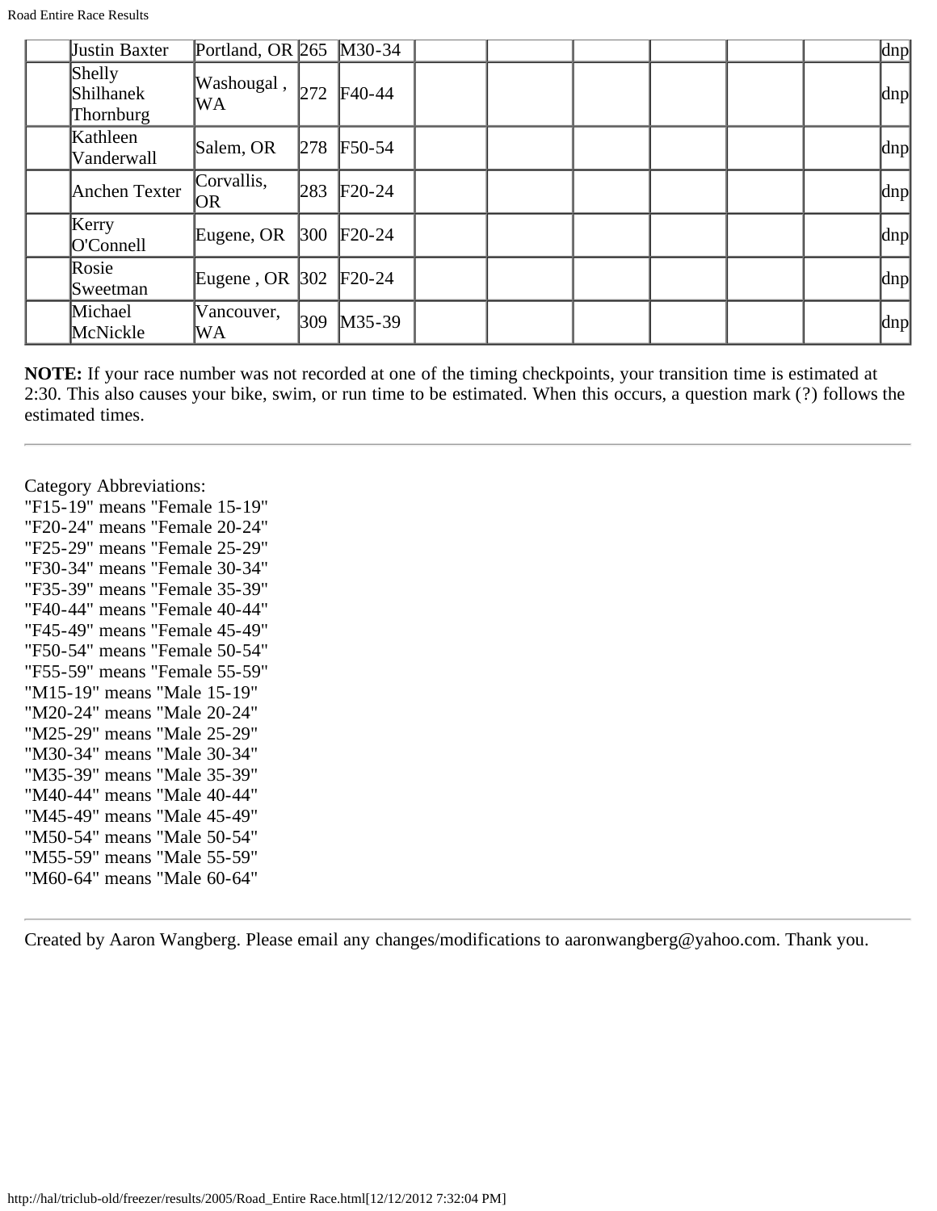| | | | | | | | | | | | |
|---|---|---|---|---|---|---|---|---|---|---|---|
| | Justin Baxter | Portland, OR | 265 | M30-34 | | | | | | | dnp |
| | Shelly Shilhanek Thornburg | Washougal , WA | 272 | F40-44 | | | | | | | dnp |
| | Kathleen Vanderwall | Salem, OR | 278 | F50-54 | | | | | | | dnp |
| | Anchen Texter | Corvallis, OR | 283 | F20-24 | | | | | | | dnp |
| | Kerry O'Connell | Eugene, OR | 300 | F20-24 | | | | | | | dnp |
| | Rosie Sweetman | Eugene , OR | 302 | F20-24 | | | | | | | dnp |
| | Michael McNickle | Vancouver, WA | 309 | M35-39 | | | | | | | dnp |

**NOTE:** If your race number was not recorded at one of the timing checkpoints, your transition time is estimated at 2:30. This also causes your bike, swim, or run time to be estimated. When this occurs, a question mark (?) follows the estimated times.

---

Category Abbreviations:
"F15-19" means "Female 15-19"
"F20-24" means "Female 20-24"
"F25-29" means "Female 25-29"
"F30-34" means "Female 30-34"
"F35-39" means "Female 35-39"
"F40-44" means "Female 40-44"
"F45-49" means "Female 45-49"
"F50-54" means "Female 50-54"
"F55-59" means "Female 55-59"
"M15-19" means "Male 15-19"
"M20-24" means "Male 20-24"
"M25-29" means "Male 25-29"
"M30-34" means "Male 30-34"
"M35-39" means "Male 35-39"
"M40-44" means "Male 40-44"
"M45-49" means "Male 45-49"
"M50-54" means "Male 50-54"
"M55-59" means "Male 55-59"
"M60-64" means "Male 60-64"

---

Created by Aaron Wangberg. Please email any changes/modifications to aaronwangberg@yahoo.com. Thank you.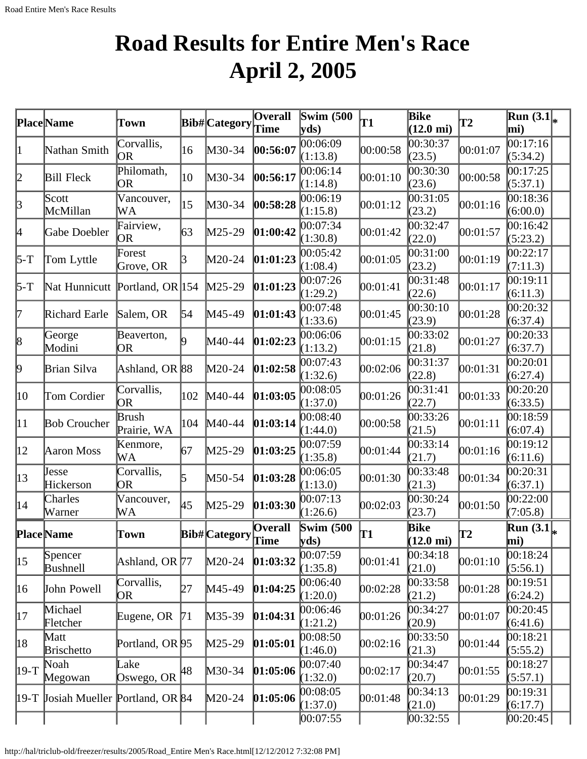# Road Results for Entire Men's Race April 2, 2005

| Place | Name | Town | Bib# | Category | Overall Time | Swim (500 yds) | T1 | Bike (12.0 mi) | T2 | Run (3.1 mi) | * |
|---|---|---|---|---|---|---|---|---|---|---|---|
| 1 | Nathan Smith | Corvallis, OR | 16 | M30-34 | **00:56:07** | 00:06:09 (1:13.8) | 00:00:58 | 00:30:37 (23.5) | 00:01:07 | 00:17:16 (5:34.2) | |
| 2 | Bill Fleck | Philomath, OR | 10 | M30-34 | **00:56:17** | 00:06:14 (1:14.8) | 00:01:10 | 00:30:30 (23.6) | 00:00:58 | 00:17:25 (5:37.1) | |
| 3 | Scott McMillan | Vancouver, WA | 15 | M30-34 | **00:58:28** | 00:06:19 (1:15.8) | 00:01:12 | 00:31:05 (23.2) | 00:01:16 | 00:18:36 (6:00.0) | |
| 4 | Gabe Doebler | Fairview, OR | 63 | M25-29 | **01:00:42** | 00:07:34 (1:30.8) | 00:01:42 | 00:32:47 (22.0) | 00:01:57 | 00:16:42 (5:23.2) | |
| 5-T | Tom Lyttle | Forest Grove, OR | 3 | M20-24 | **01:01:23** | 00:05:42 (1:08.4) | 00:01:05 | 00:31:00 (23.2) | 00:01:19 | 00:22:17 (7:11.3) | |
| 5-T | Nat Hunnicutt | Portland, OR | 154 | M25-29 | **01:01:23** | 00:07:26 (1:29.2) | 00:01:41 | 00:31:48 (22.6) | 00:01:17 | 00:19:11 (6:11.3) | |
| 7 | Richard Earle | Salem, OR | 54 | M45-49 | **01:01:43** | 00:07:48 (1:33.6) | 00:01:45 | 00:30:10 (23.9) | 00:01:28 | 00:20:32 (6:37.4) | |
| 8 | George Modini | Beaverton, OR | 9 | M40-44 | **01:02:23** | 00:06:06 (1:13.2) | 00:01:15 | 00:33:02 (21.8) | 00:01:27 | 00:20:33 (6:37.7) | |
| 9 | Brian Silva | Ashland, OR | 88 | M20-24 | **01:02:58** | 00:07:43 (1:32.6) | 00:02:06 | 00:31:37 (22.8) | 00:01:31 | 00:20:01 (6:27.4) | |
| 10 | Tom Cordier | Corvallis, OR | 102 | M40-44 | **01:03:05** | 00:08:05 (1:37.0) | 00:01:26 | 00:31:41 (22.7) | 00:01:33 | 00:20:20 (6:33.5) | |
| 11 | Bob Croucher | Brush Prairie, WA | 104 | M40-44 | **01:03:14** | 00:08:40 (1:44.0) | 00:00:58 | 00:33:26 (21.5) | 00:01:11 | 00:18:59 (6:07.4) | |
| 12 | Aaron Moss | Kenmore, WA | 67 | M25-29 | **01:03:25** | 00:07:59 (1:35.8) | 00:01:44 | 00:33:14 (21.7) | 00:01:16 | 00:19:12 (6:11.6) | |
| 13 | Jesse Hickerson | Corvallis, OR | 5 | M50-54 | **01:03:28** | 00:06:05 (1:13.0) | 00:01:30 | 00:33:48 (21.3) | 00:01:34 | 00:20:31 (6:37.1) | |
| 14 | Charles Warner | Vancouver, WA | 45 | M25-29 | **01:03:30** | 00:07:13 (1:26.6) | 00:02:03 | 00:30:24 (23.7) | 00:01:50 | 00:22:00 (7:05.8) | |
| 15 | Spencer Bushnell | Ashland, OR | 77 | M20-24 | **01:03:32** | 00:07:59 (1:35.8) | 00:01:41 | 00:34:18 (21.0) | 00:01:10 | 00:18:24 (5:56.1) | |
| 16 | John Powell | Corvallis, OR | 27 | M45-49 | **01:04:25** | 00:06:40 (1:20.0) | 00:02:28 | 00:33:58 (21.2) | 00:01:28 | 00:19:51 (6:24.2) | |
| 17 | Michael Fletcher | Eugene, OR | 71 | M35-39 | **01:04:31** | 00:06:46 (1:21.2) | 00:01:26 | 00:34:27 (20.9) | 00:01:07 | 00:20:45 (6:41.6) | |
| 18 | Matt Brischetto | Portland, OR | 95 | M25-29 | **01:05:01** | 00:08:50 (1:46.0) | 00:02:16 | 00:33:50 (21.3) | 00:01:44 | 00:18:21 (5:55.2) | |
| 19-T | Noah Megowan | Lake Oswego, OR | 48 | M30-34 | **01:05:06** | 00:07:40 (1:32.0) | 00:02:17 | 00:34:47 (20.7) | 00:01:55 | 00:18:27 (5:57.1) | |
| 19-T | Josiah Mueller | Portland, OR | 84 | M20-24 | **01:05:06** | 00:08:05 (1:37.0) | 00:01:48 | 00:34:13 (21.0) | 00:01:29 | 00:19:31 (6:17.7) | |
| | | | | | | 00:07:55 | | 00:32:55 | | 00:20:45 | |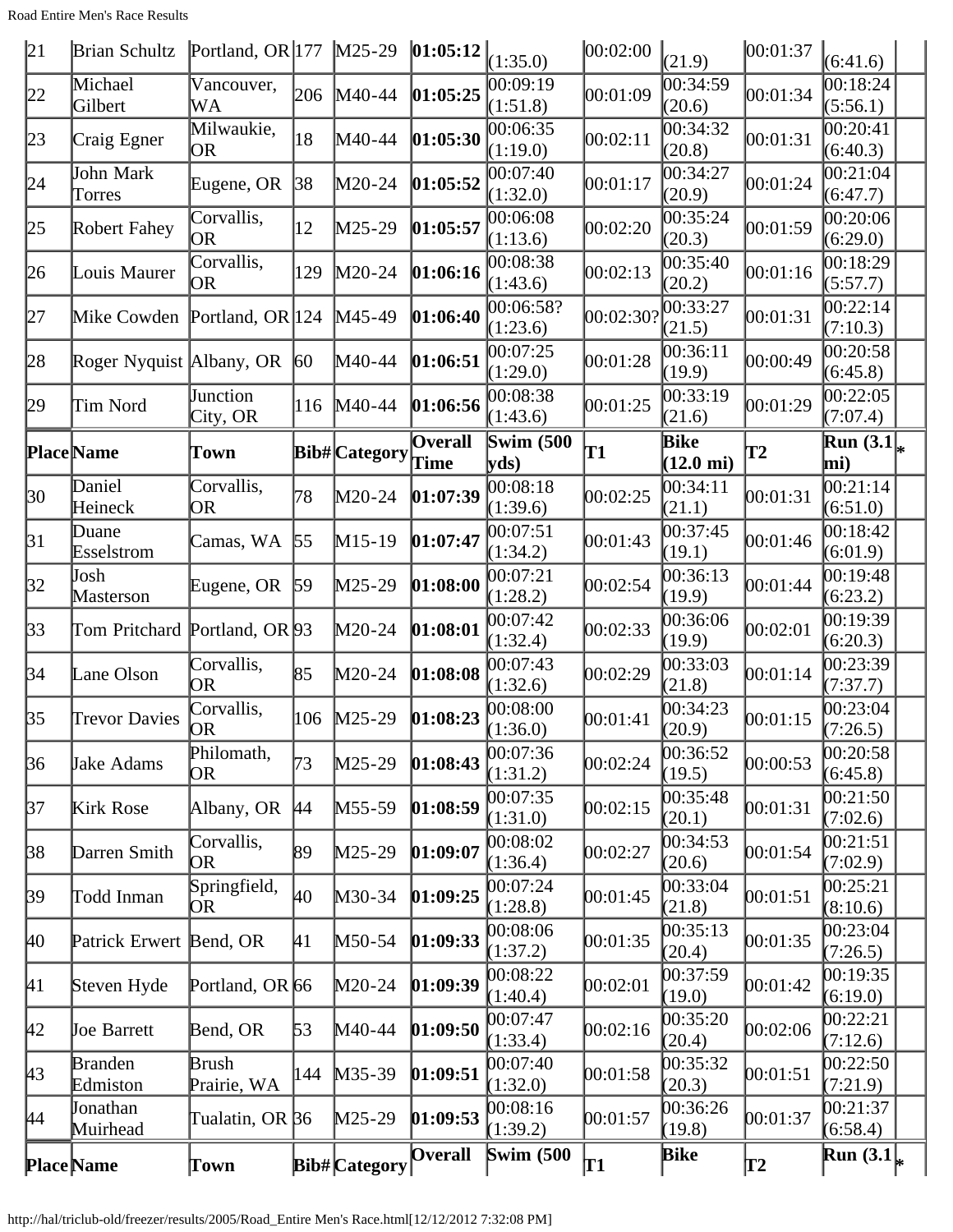| 21 | Brian Schultz | Portland, OR | 177 | M25-29 | **01:05:12** | (1:35.0) | 00:02:00 | (21.9) | 00:01:37 | (6:41.6) | |
|---|---|---|---|---|---|---|---|---|---|---|---|
| 22 | Michael Gilbert | Vancouver, WA | 206 | M40-44 | **01:05:25** | 00:09:19 (1:51.8) | 00:01:09 | 00:34:59 (20.6) | 00:01:34 | 00:18:24 (5:56.1) | |
| 23 | Craig Egner | Milwaukie, OR | 18 | M40-44 | **01:05:30** | 00:06:35 (1:19.0) | 00:02:11 | 00:34:32 (20.8) | 00:01:31 | 00:20:41 (6:40.3) | |
| 24 | John Mark Torres | Eugene, OR | 38 | M20-24 | **01:05:52** | 00:07:40 (1:32.0) | 00:01:17 | 00:34:27 (20.9) | 00:01:24 | 00:21:04 (6:47.7) | |
| 25 | Robert Fahey | Corvallis, OR | 12 | M25-29 | **01:05:57** | 00:06:08 (1:13.6) | 00:02:20 | 00:35:24 (20.3) | 00:01:59 | 00:20:06 (6:29.0) | |
| 26 | Louis Maurer | Corvallis, OR | 129 | M20-24 | **01:06:16** | 00:08:38 (1:43.6) | 00:02:13 | 00:35:40 (20.2) | 00:01:16 | 00:18:29 (5:57.7) | |
| 27 | Mike Cowden | Portland, OR | 124 | M45-49 | **01:06:40** | 00:06:58? (1:23.6) | 00:02:30? | 00:33:27 (21.5) | 00:01:31 | 00:22:14 (7:10.3) | |
| 28 | Roger Nyquist | Albany, OR | 60 | M40-44 | **01:06:51** | 00:07:25 (1:29.0) | 00:01:28 | 00:36:11 (19.9) | 00:00:49 | 00:20:58 (6:45.8) | |
| 29 | Tim Nord | Junction City, OR | 116 | M40-44 | **01:06:56** | 00:08:38 (1:43.6) | 00:01:25 | 00:33:19 (21.6) | 00:01:29 | 00:22:05 (7:07.4) | |
| **Place** | **Name** | **Town** | **Bib#** | **Category** | **Overall Time** | **Swim (500 yds)** | **T1** | **Bike (12.0 mi)** | **T2** | **Run (3.1 mi)** | * |
| 30 | Daniel Heineck | Corvallis, OR | 78 | M20-24 | **01:07:39** | 00:08:18 (1:39.6) | 00:02:25 | 00:34:11 (21.1) | 00:01:31 | 00:21:14 (6:51.0) | |
| 31 | Duane Esselstrom | Camas, WA | 55 | M15-19 | **01:07:47** | 00:07:51 (1:34.2) | 00:01:43 | 00:37:45 (19.1) | 00:01:46 | 00:18:42 (6:01.9) | |
| 32 | Josh Masterson | Eugene, OR | 59 | M25-29 | **01:08:00** | 00:07:21 (1:28.2) | 00:02:54 | 00:36:13 (19.9) | 00:01:44 | 00:19:48 (6:23.2) | |
| 33 | Tom Pritchard | Portland, OR | 93 | M20-24 | **01:08:01** | 00:07:42 (1:32.4) | 00:02:33 | 00:36:06 (19.9) | 00:02:01 | 00:19:39 (6:20.3) | |
| 34 | Lane Olson | Corvallis, OR | 85 | M20-24 | **01:08:08** | 00:07:43 (1:32.6) | 00:02:29 | 00:33:03 (21.8) | 00:01:14 | 00:23:39 (7:37.7) | |
| 35 | Trevor Davies | Corvallis, OR | 106 | M25-29 | **01:08:23** | 00:08:00 (1:36.0) | 00:01:41 | 00:34:23 (20.9) | 00:01:15 | 00:23:04 (7:26.5) | |
| 36 | Jake Adams | Philomath, OR | 73 | M25-29 | **01:08:43** | 00:07:36 (1:31.2) | 00:02:24 | 00:36:52 (19.5) | 00:00:53 | 00:20:58 (6:45.8) | |
| 37 | Kirk Rose | Albany, OR | 44 | M55-59 | **01:08:59** | 00:07:35 (1:31.0) | 00:02:15 | 00:35:48 (20.1) | 00:01:31 | 00:21:50 (7:02.6) | |
| 38 | Darren Smith | Corvallis, OR | 89 | M25-29 | **01:09:07** | 00:08:02 (1:36.4) | 00:02:27 | 00:34:53 (20.6) | 00:01:54 | 00:21:51 (7:02.9) | |
| 39 | Todd Inman | Springfield, OR | 40 | M30-34 | **01:09:25** | 00:07:24 (1:28.8) | 00:01:45 | 00:33:04 (21.8) | 00:01:51 | 00:25:21 (8:10.6) | |
| 40 | Patrick Erwert | Bend, OR | 41 | M50-54 | **01:09:33** | 00:08:06 (1:37.2) | 00:01:35 | 00:35:13 (20.4) | 00:01:35 | 00:23:04 (7:26.5) | |
| 41 | Steven Hyde | Portland, OR | 66 | M20-24 | **01:09:39** | 00:08:22 (1:40.4) | 00:02:01 | 00:37:59 (19.0) | 00:01:42 | 00:19:35 (6:19.0) | |
| 42 | Joe Barrett | Bend, OR | 53 | M40-44 | **01:09:50** | 00:07:47 (1:33.4) | 00:02:16 | 00:35:20 (20.4) | 00:02:06 | 00:22:21 (7:12.6) | |
| 43 | Branden Edmiston | Brush Prairie, WA | 144 | M35-39 | **01:09:51** | 00:07:40 (1:32.0) | 00:01:58 | 00:35:32 (20.3) | 00:01:51 | 00:22:50 (7:21.9) | |
| 44 | Jonathan Muirhead | Tualatin, OR | 36 | M25-29 | **01:09:53** | 00:08:16 (1:39.2) | 00:01:57 | 00:36:26 (19.8) | 00:01:37 | 00:21:37 (6:58.4) | |
| **Place** | **Name** | **Town** | **Bib#** | **Category** | **Overall** | **Swim (500** | **T1** | **Bike** | **T2** | **Run (3.1** | * |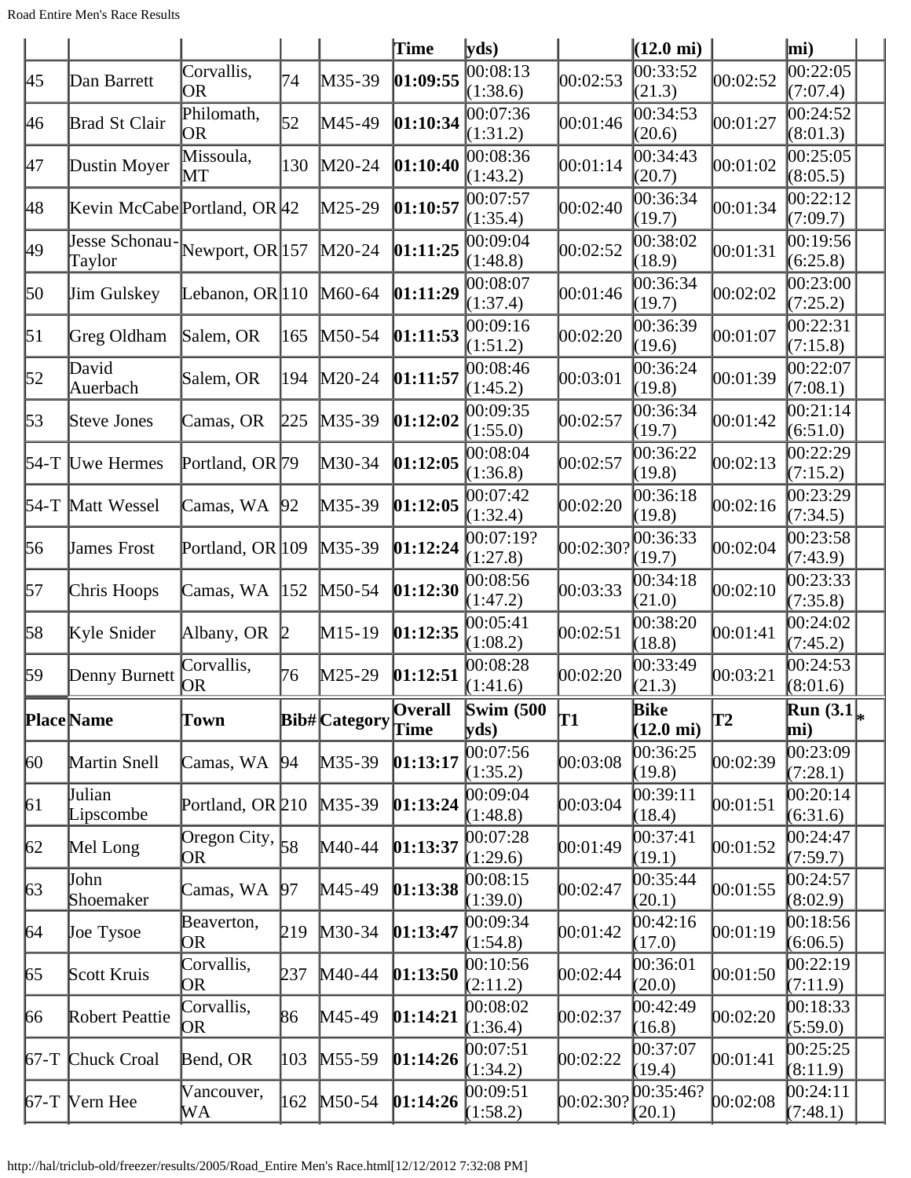| Place | Name | Town | Bib# | Category | Overall Time | Swim (500 yds) | T1 | Bike (12.0 mi) | T2 | Run (3.1 mi) | * |
|---|---|---|---|---|---|---|---|---|---|---|---|
| 45 | Dan Barrett | Corvallis, OR | 74 | M35-39 | **01:09:55** | 00:08:13 (1:38.6) | 00:02:53 | 00:33:52 (21.3) | 00:02:52 | 00:22:05 (7:07.4) | |
| 46 | Brad St Clair | Philomath, OR | 52 | M45-49 | **01:10:34** | 00:07:36 (1:31.2) | 00:01:46 | 00:34:53 (20.6) | 00:01:27 | 00:24:52 (8:01.3) | |
| 47 | Dustin Moyer | Missoula, MT | 130 | M20-24 | **01:10:40** | 00:08:36 (1:43.2) | 00:01:14 | 00:34:43 (20.7) | 00:01:02 | 00:25:05 (8:05.5) | |
| 48 | Kevin McCabe | Portland, OR | 42 | M25-29 | **01:10:57** | 00:07:57 (1:35.4) | 00:02:40 | 00:36:34 (19.7) | 00:01:34 | 00:22:12 (7:09.7) | |
| 49 | Jesse Schonau-Taylor | Newport, OR | 157 | M20-24 | **01:11:25** | 00:09:04 (1:48.8) | 00:02:52 | 00:38:02 (18.9) | 00:01:31 | 00:19:56 (6:25.8) | |
| 50 | Jim Gulskey | Lebanon, OR | 110 | M60-64 | **01:11:29** | 00:08:07 (1:37.4) | 00:01:46 | 00:36:34 (19.7) | 00:02:02 | 00:23:00 (7:25.2) | |
| 51 | Greg Oldham | Salem, OR | 165 | M50-54 | **01:11:53** | 00:09:16 (1:51.2) | 00:02:20 | 00:36:39 (19.6) | 00:01:07 | 00:22:31 (7:15.8) | |
| 52 | David Auerbach | Salem, OR | 194 | M20-24 | **01:11:57** | 00:08:46 (1:45.2) | 00:03:01 | 00:36:24 (19.8) | 00:01:39 | 00:22:07 (7:08.1) | |
| 53 | Steve Jones | Camas, OR | 225 | M35-39 | **01:12:02** | 00:09:35 (1:55.0) | 00:02:57 | 00:36:34 (19.7) | 00:01:42 | 00:21:14 (6:51.0) | |
| 54-T | Uwe Hermes | Portland, OR | 79 | M30-34 | **01:12:05** | 00:08:04 (1:36.8) | 00:02:57 | 00:36:22 (19.8) | 00:02:13 | 00:22:29 (7:15.2) | |
| 54-T | Matt Wessel | Camas, WA | 92 | M35-39 | **01:12:05** | 00:07:42 (1:32.4) | 00:02:20 | 00:36:18 (19.8) | 00:02:16 | 00:23:29 (7:34.5) | |
| 56 | James Frost | Portland, OR | 109 | M35-39 | **01:12:24** | 00:07:19? (1:27.8) | 00:02:30? | 00:36:33 (19.7) | 00:02:04 | 00:23:58 (7:43.9) | |
| 57 | Chris Hoops | Camas, WA | 152 | M50-54 | **01:12:30** | 00:08:56 (1:47.2) | 00:03:33 | 00:34:18 (21.0) | 00:02:10 | 00:23:33 (7:35.8) | |
| 58 | Kyle Snider | Albany, OR | 2 | M15-19 | **01:12:35** | 00:05:41 (1:08.2) | 00:02:51 | 00:38:20 (18.8) | 00:01:41 | 00:24:02 (7:45.2) | |
| 59 | Denny Burnett | Corvallis, OR | 76 | M25-29 | **01:12:51** | 00:08:28 (1:41.6) | 00:02:20 | 00:33:49 (21.3) | 00:03:21 | 00:24:53 (8:01.6) | |
| **Place** | **Name** | **Town** | **Bib#** | **Category** | **Overall Time** | **Swim (500 yds)** | **T1** | **Bike (12.0 mi)** | **T2** | **Run (3.1 mi)** | ***** |
| 60 | Martin Snell | Camas, WA | 94 | M35-39 | **01:13:17** | 00:07:56 (1:35.2) | 00:03:08 | 00:36:25 (19.8) | 00:02:39 | 00:23:09 (7:28.1) | |
| 61 | Julian Lipscombe | Portland, OR | 210 | M35-39 | **01:13:24** | 00:09:04 (1:48.8) | 00:03:04 | 00:39:11 (18.4) | 00:01:51 | 00:20:14 (6:31.6) | |
| 62 | Mel Long | Oregon City, OR | 58 | M40-44 | **01:13:37** | 00:07:28 (1:29.6) | 00:01:49 | 00:37:41 (19.1) | 00:01:52 | 00:24:47 (7:59.7) | |
| 63 | John Shoemaker | Camas, WA | 97 | M45-49 | **01:13:38** | 00:08:15 (1:39.0) | 00:02:47 | 00:35:44 (20.1) | 00:01:55 | 00:24:57 (8:02.9) | |
| 64 | Joe Tysoe | Beaverton, OR | 219 | M30-34 | **01:13:47** | 00:09:34 (1:54.8) | 00:01:42 | 00:42:16 (17.0) | 00:01:19 | 00:18:56 (6:06.5) | |
| 65 | Scott Kruis | Corvallis, OR | 237 | M40-44 | **01:13:50** | 00:10:56 (2:11.2) | 00:02:44 | 00:36:01 (20.0) | 00:01:50 | 00:22:19 (7:11.9) | |
| 66 | Robert Peattie | Corvallis, OR | 86 | M45-49 | **01:14:21** | 00:08:02 (1:36.4) | 00:02:37 | 00:42:49 (16.8) | 00:02:20 | 00:18:33 (5:59.0) | |
| 67-T | Chuck Croal | Bend, OR | 103 | M55-59 | **01:14:26** | 00:07:51 (1:34.2) | 00:02:22 | 00:37:07 (19.4) | 00:01:41 | 00:25:25 (8:11.9) | |
| 67-T | Vern Hee | Vancouver, WA | 162 | M50-54 | **01:14:26** | 00:09:51 (1:58.2) | 00:02:30? | 00:35:46? (20.1) | 00:02:08 | 00:24:11 (7:48.1) | |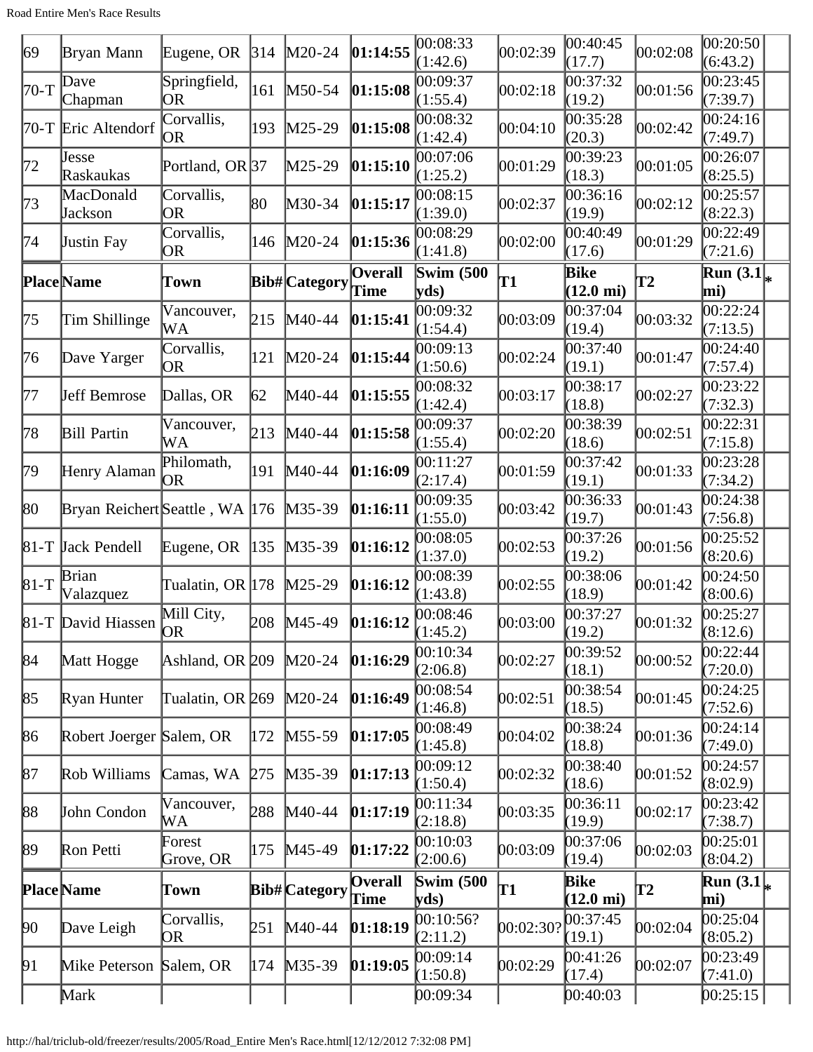| Place | Name | Town | Bib# | Category | Overall Time | Swim (500 yds) | T1 | Bike (12.0 mi) | T2 | Run (3.1 mi) | * |
|---|---|---|---|---|---|---|---|---|---|---|---|
| 69 | Bryan Mann | Eugene, OR | 314 | M20-24 | **01:14:55** | 00:08:33 (1:42.6) | 00:02:39 | 00:40:45 (17.7) | 00:02:08 | 00:20:50 (6:43.2) | |
| 70-T | Dave Chapman | Springfield, OR | 161 | M50-54 | **01:15:08** | 00:09:37 (1:55.4) | 00:02:18 | 00:37:32 (19.2) | 00:01:56 | 00:23:45 (7:39.7) | |
| 70-T | Eric Altendorf | Corvallis, OR | 193 | M25-29 | **01:15:08** | 00:08:32 (1:42.4) | 00:04:10 | 00:35:28 (20.3) | 00:02:42 | 00:24:16 (7:49.7) | |
| 72 | Jesse Raskaukas | Portland, OR | 37 | M25-29 | **01:15:10** | 00:07:06 (1:25.2) | 00:01:29 | 00:39:23 (18.3) | 00:01:05 | 00:26:07 (8:25.5) | |
| 73 | MacDonald Jackson | Corvallis, OR | 80 | M30-34 | **01:15:17** | 00:08:15 (1:39.0) | 00:02:37 | 00:36:16 (19.9) | 00:02:12 | 00:25:57 (8:22.3) | |
| 74 | Justin Fay | Corvallis, OR | 146 | M20-24 | **01:15:36** | 00:08:29 (1:41.8) | 00:02:00 | 00:40:49 (17.6) | 00:01:29 | 00:22:49 (7:21.6) | |
| **Place** | **Name** | **Town** | **Bib#** | **Category** | **Overall Time** | **Swim (500 yds)** | **T1** | **Bike (12.0 mi)** | **T2** | **Run (3.1 mi)** | * |
| 75 | Tim Shillinge | Vancouver, WA | 215 | M40-44 | **01:15:41** | 00:09:32 (1:54.4) | 00:03:09 | 00:37:04 (19.4) | 00:03:32 | 00:22:24 (7:13.5) | |
| 76 | Dave Yarger | Corvallis, OR | 121 | M20-24 | **01:15:44** | 00:09:13 (1:50.6) | 00:02:24 | 00:37:40 (19.1) | 00:01:47 | 00:24:40 (7:57.4) | |
| 77 | Jeff Bemrose | Dallas, OR | 62 | M40-44 | **01:15:55** | 00:08:32 (1:42.4) | 00:03:17 | 00:38:17 (18.8) | 00:02:27 | 00:23:22 (7:32.3) | |
| 78 | Bill Partin | Vancouver, WA | 213 | M40-44 | **01:15:58** | 00:09:37 (1:55.4) | 00:02:20 | 00:38:39 (18.6) | 00:02:51 | 00:22:31 (7:15.8) | |
| 79 | Henry Alaman | Philomath, OR | 191 | M40-44 | **01:16:09** | 00:11:27 (2:17.4) | 00:01:59 | 00:37:42 (19.1) | 00:01:33 | 00:23:28 (7:34.2) | |
| 80 | Bryan Reichert | Seattle , WA | 176 | M35-39 | **01:16:11** | 00:09:35 (1:55.0) | 00:03:42 | 00:36:33 (19.7) | 00:01:43 | 00:24:38 (7:56.8) | |
| 81-T | Jack Pendell | Eugene, OR | 135 | M35-39 | **01:16:12** | 00:08:05 (1:37.0) | 00:02:53 | 00:37:26 (19.2) | 00:01:56 | 00:25:52 (8:20.6) | |
| 81-T | Brian Valazquez | Tualatin, OR | 178 | M25-29 | **01:16:12** | 00:08:39 (1:43.8) | 00:02:55 | 00:38:06 (18.9) | 00:01:42 | 00:24:50 (8:00.6) | |
| 81-T | David Hiassen | Mill City, OR | 208 | M45-49 | **01:16:12** | 00:08:46 (1:45.2) | 00:03:00 | 00:37:27 (19.2) | 00:01:32 | 00:25:27 (8:12.6) | |
| 84 | Matt Hogge | Ashland, OR | 209 | M20-24 | **01:16:29** | 00:10:34 (2:06.8) | 00:02:27 | 00:39:52 (18.1) | 00:00:52 | 00:22:44 (7:20.0) | |
| 85 | Ryan Hunter | Tualatin, OR | 269 | M20-24 | **01:16:49** | 00:08:54 (1:46.8) | 00:02:51 | 00:38:54 (18.5) | 00:01:45 | 00:24:25 (7:52.6) | |
| 86 | Robert Joerger | Salem, OR | 172 | M55-59 | **01:17:05** | 00:08:49 (1:45.8) | 00:04:02 | 00:38:24 (18.8) | 00:01:36 | 00:24:14 (7:49.0) | |
| 87 | Rob Williams | Camas, WA | 275 | M35-39 | **01:17:13** | 00:09:12 (1:50.4) | 00:02:32 | 00:38:40 (18.6) | 00:01:52 | 00:24:57 (8:02.9) | |
| 88 | John Condon | Vancouver, WA | 288 | M40-44 | **01:17:19** | 00:11:34 (2:18.8) | 00:03:35 | 00:36:11 (19.9) | 00:02:17 | 00:23:42 (7:38.7) | |
| 89 | Ron Petti | Forest Grove, OR | 175 | M45-49 | **01:17:22** | 00:10:03 (2:00.6) | 00:03:09 | 00:37:06 (19.4) | 00:02:03 | 00:25:01 (8:04.2) | |
| **Place** | **Name** | **Town** | **Bib#** | **Category** | **Overall Time** | **Swim (500 yds)** | **T1** | **Bike (12.0 mi)** | **T2** | **Run (3.1 mi)** | * |
| 90 | Dave Leigh | Corvallis, OR | 251 | M40-44 | **01:18:19** | 00:10:56? (2:11.2) | 00:02:30? | 00:37:45 (19.1) | 00:02:04 | 00:25:04 (8:05.2) | |
| 91 | Mike Peterson | Salem, OR | 174 | M35-39 | **01:19:05** | 00:09:14 (1:50.8) | 00:02:29 | 00:41:26 (17.4) | 00:02:07 | 00:23:49 (7:41.0) | |
| | Mark | | | | | 00:09:34 | | 00:40:03 | | 00:25:15 | |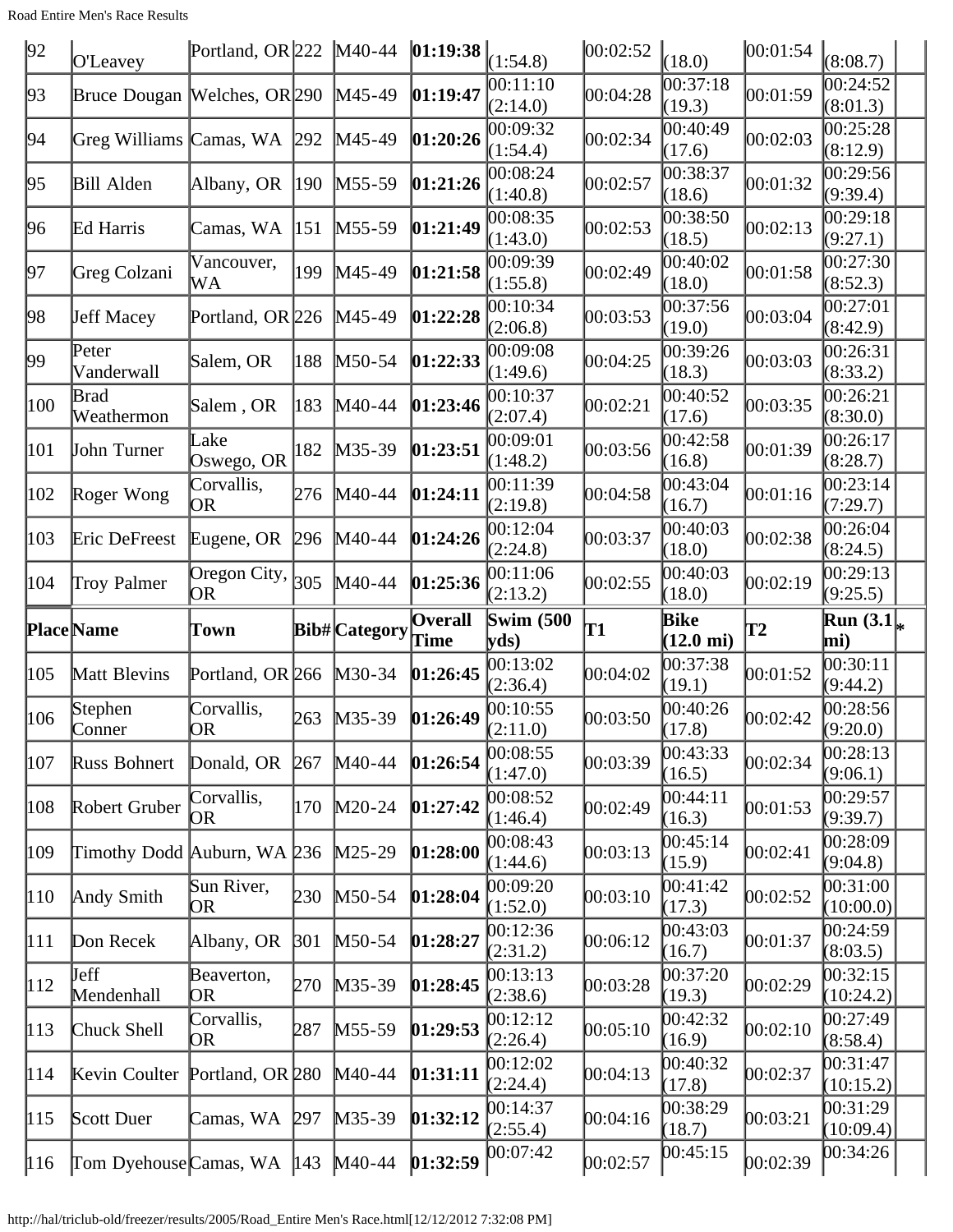| Place | Name | Town | Bib# | Category | Overall Time | Swim (500 yds) | T1 | Bike (12.0 mi) | T2 | Run (3.1 mi) | * |
|---|---|---|---|---|---|---|---|---|---|---|---|
| 92 | O'Leavey | Portland, OR | 222 | M40-44 | **01:19:38** | (1:54.8) | 00:02:52 | (18.0) | 00:01:54 | (8:08.7) | |
| 93 | Bruce Dougan | Welches, OR | 290 | M45-49 | **01:19:47** | 00:11:10 (2:14.0) | 00:04:28 | 00:37:18 (19.3) | 00:01:59 | 00:24:52 (8:01.3) | |
| 94 | Greg Williams | Camas, WA | 292 | M45-49 | **01:20:26** | 00:09:32 (1:54.4) | 00:02:34 | 00:40:49 (17.6) | 00:02:03 | 00:25:28 (8:12.9) | |
| 95 | Bill Alden | Albany, OR | 190 | M55-59 | **01:21:26** | 00:08:24 (1:40.8) | 00:02:57 | 00:38:37 (18.6) | 00:01:32 | 00:29:56 (9:39.4) | |
| 96 | Ed Harris | Camas, WA | 151 | M55-59 | **01:21:49** | 00:08:35 (1:43.0) | 00:02:53 | 00:38:50 (18.5) | 00:02:13 | 00:29:18 (9:27.1) | |
| 97 | Greg Colzani | Vancouver, WA | 199 | M45-49 | **01:21:58** | 00:09:39 (1:55.8) | 00:02:49 | 00:40:02 (18.0) | 00:01:58 | 00:27:30 (8:52.3) | |
| 98 | Jeff Macey | Portland, OR | 226 | M45-49 | **01:22:28** | 00:10:34 (2:06.8) | 00:03:53 | 00:37:56 (19.0) | 00:03:04 | 00:27:01 (8:42.9) | |
| 99 | Peter Vanderwall | Salem, OR | 188 | M50-54 | **01:22:33** | 00:09:08 (1:49.6) | 00:04:25 | 00:39:26 (18.3) | 00:03:03 | 00:26:31 (8:33.2) | |
| 100 | Brad Weathermon | Salem , OR | 183 | M40-44 | **01:23:46** | 00:10:37 (2:07.4) | 00:02:21 | 00:40:52 (17.6) | 00:03:35 | 00:26:21 (8:30.0) | |
| 101 | John Turner | Lake Oswego, OR | 182 | M35-39 | **01:23:51** | 00:09:01 (1:48.2) | 00:03:56 | 00:42:58 (16.8) | 00:01:39 | 00:26:17 (8:28.7) | |
| 102 | Roger Wong | Corvallis, OR | 276 | M40-44 | **01:24:11** | 00:11:39 (2:19.8) | 00:04:58 | 00:43:04 (16.7) | 00:01:16 | 00:23:14 (7:29.7) | |
| 103 | Eric DeFreest | Eugene, OR | 296 | M40-44 | **01:24:26** | 00:12:04 (2:24.8) | 00:03:37 | 00:40:03 (18.0) | 00:02:38 | 00:26:04 (8:24.5) | |
| 104 | Troy Palmer | Oregon City, OR | 305 | M40-44 | **01:25:36** | 00:11:06 (2:13.2) | 00:02:55 | 00:40:03 (18.0) | 00:02:19 | 00:29:13 (9:25.5) | |
| **Place** | **Name** | **Town** | **Bib#** | **Category** | **Overall Time** | **Swim (500 yds)** | **T1** | **Bike (12.0 mi)** | **T2** | **Run (3.1 mi)** | * |
| 105 | Matt Blevins | Portland, OR | 266 | M30-34 | **01:26:45** | 00:13:02 (2:36.4) | 00:04:02 | 00:37:38 (19.1) | 00:01:52 | 00:30:11 (9:44.2) | |
| 106 | Stephen Conner | Corvallis, OR | 263 | M35-39 | **01:26:49** | 00:10:55 (2:11.0) | 00:03:50 | 00:40:26 (17.8) | 00:02:42 | 00:28:56 (9:20.0) | |
| 107 | Russ Bohnert | Donald, OR | 267 | M40-44 | **01:26:54** | 00:08:55 (1:47.0) | 00:03:39 | 00:43:33 (16.5) | 00:02:34 | 00:28:13 (9:06.1) | |
| 108 | Robert Gruber | Corvallis, OR | 170 | M20-24 | **01:27:42** | 00:08:52 (1:46.4) | 00:02:49 | 00:44:11 (16.3) | 00:01:53 | 00:29:57 (9:39.7) | |
| 109 | Timothy Dodd | Auburn, WA | 236 | M25-29 | **01:28:00** | 00:08:43 (1:44.6) | 00:03:13 | 00:45:14 (15.9) | 00:02:41 | 00:28:09 (9:04.8) | |
| 110 | Andy Smith | Sun River, OR | 230 | M50-54 | **01:28:04** | 00:09:20 (1:52.0) | 00:03:10 | 00:41:42 (17.3) | 00:02:52 | 00:31:00 (10:00.0) | |
| 111 | Don Recek | Albany, OR | 301 | M50-54 | **01:28:27** | 00:12:36 (2:31.2) | 00:06:12 | 00:43:03 (16.7) | 00:01:37 | 00:24:59 (8:03.5) | |
| 112 | Jeff Mendenhall | Beaverton, OR | 270 | M35-39 | **01:28:45** | 00:13:13 (2:38.6) | 00:03:28 | 00:37:20 (19.3) | 00:02:29 | 00:32:15 (10:24.2) | |
| 113 | Chuck Shell | Corvallis, OR | 287 | M55-59 | **01:29:53** | 00:12:12 (2:26.4) | 00:05:10 | 00:42:32 (16.9) | 00:02:10 | 00:27:49 (8:58.4) | |
| 114 | Kevin Coulter | Portland, OR | 280 | M40-44 | **01:31:11** | 00:12:02 (2:24.4) | 00:04:13 | 00:40:32 (17.8) | 00:02:37 | 00:31:47 (10:15.2) | |
| 115 | Scott Duer | Camas, WA | 297 | M35-39 | **01:32:12** | 00:14:37 (2:55.4) | 00:04:16 | 00:38:29 (18.7) | 00:03:21 | 00:31:29 (10:09.4) | |
| 116 | Tom Dyehouse | Camas, WA | 143 | M40-44 | **01:32:59** | 00:07:42 | 00:02:57 | 00:45:15 | 00:02:39 | 00:34:26 | |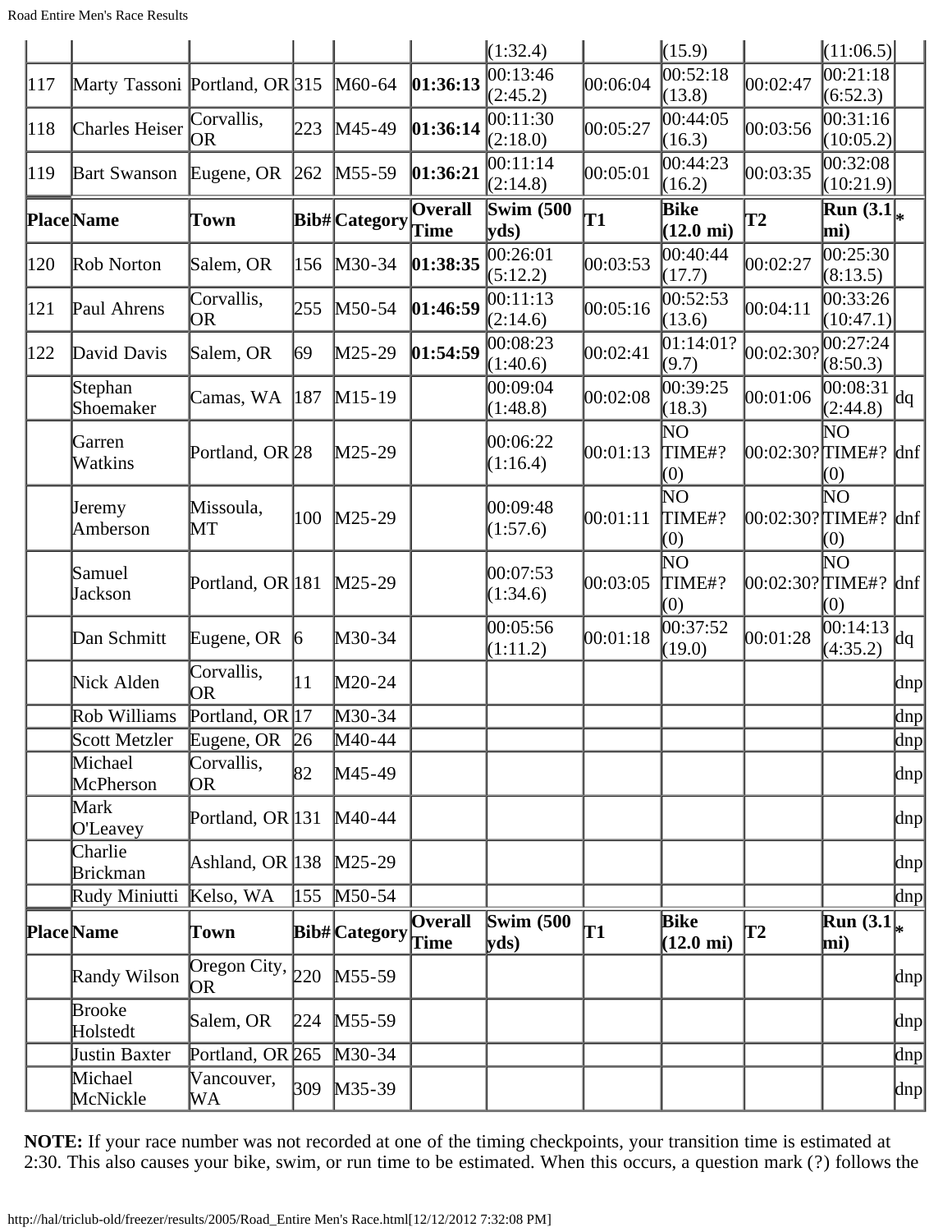| Place | Name | Town | Bib# | Category | Overall Time | Swim (500 yds) | T1 | Bike (12.0 mi) | T2 | Run (3.1 mi) | * |
|---|---|---|---|---|---|---|---|---|---|---|---|
| | | | | | | (1:32.4) | | (15.9) | | (11:06.5) | |
| 117 | Marty Tassoni | Portland, OR | 315 | M60-64 | **01:36:13** | 00:13:46 (2:45.2) | 00:06:04 | 00:52:18 (13.8) | 00:02:47 | 00:21:18 (6:52.3) | |
| 118 | Charles Heiser | Corvallis, OR | 223 | M45-49 | **01:36:14** | 00:11:30 (2:18.0) | 00:05:27 | 00:44:05 (16.3) | 00:03:56 | 00:31:16 (10:05.2) | |
| 119 | Bart Swanson | Eugene, OR | 262 | M55-59 | **01:36:21** | 00:11:14 (2:14.8) | 00:05:01 | 00:44:23 (16.2) | 00:03:35 | 00:32:08 (10:21.9) | |
| **Place** | **Name** | **Town** | **Bib#** | **Category** | **Overall Time** | **Swim (500 yds)** | **T1** | **Bike (12.0 mi)** | **T2** | **Run (3.1 mi)** | ***** |
| 120 | Rob Norton | Salem, OR | 156 | M30-34 | **01:38:35** | 00:26:01 (5:12.2) | 00:03:53 | 00:40:44 (17.7) | 00:02:27 | 00:25:30 (8:13.5) | |
| 121 | Paul Ahrens | Corvallis, OR | 255 | M50-54 | **01:46:59** | 00:11:13 (2:14.6) | 00:05:16 | 00:52:53 (13.6) | 00:04:11 | 00:33:26 (10:47.1) | |
| 122 | David Davis | Salem, OR | 69 | M25-29 | **01:54:59** | 00:08:23 (1:40.6) | 00:02:41 | 01:14:01? (9.7) | 00:02:30? | 00:27:24 (8:50.3) | |
| | Stephan Shoemaker | Camas, WA | 187 | M15-19 | | 00:09:04 (1:48.8) | 00:02:08 | 00:39:25 (18.3) | 00:01:06 | 00:08:31 (2:44.8) | dq |
| | Garren Watkins | Portland, OR | 28 | M25-29 | | 00:06:22 (1:16.4) | 00:01:13 | NO TIME#? (0) | 00:02:30? | NO TIME#? (0) | dnf |
| | Jeremy Amberson | Missoula, MT | 100 | M25-29 | | 00:09:48 (1:57.6) | 00:01:11 | NO TIME#? (0) | 00:02:30? | NO TIME#? (0) | dnf |
| | Samuel Jackson | Portland, OR | 181 | M25-29 | | 00:07:53 (1:34.6) | 00:03:05 | NO TIME#? (0) | 00:02:30? | NO TIME#? (0) | dnf |
| | Dan Schmitt | Eugene, OR | 6 | M30-34 | | 00:05:56 (1:11.2) | 00:01:18 | 00:37:52 (19.0) | 00:01:28 | 00:14:13 (4:35.2) | dq |
| | Nick Alden | Corvallis, OR | 11 | M20-24 | | | | | | | dnp |
| | Rob Williams | Portland, OR | 17 | M30-34 | | | | | | | dnp |
| | Scott Metzler | Eugene, OR | 26 | M40-44 | | | | | | | dnp |
| | Michael McPherson | Corvallis, OR | 82 | M45-49 | | | | | | | dnp |
| | Mark O'Leavey | Portland, OR | 131 | M40-44 | | | | | | | dnp |
| | Charlie Brickman | Ashland, OR | 138 | M25-29 | | | | | | | dnp |
| | Rudy Miniutti | Kelso, WA | 155 | M50-54 | | | | | | | dnp |
| **Place** | **Name** | **Town** | **Bib#** | **Category** | **Overall Time** | **Swim (500 yds)** | **T1** | **Bike (12.0 mi)** | **T2** | **Run (3.1 mi)** | ***** |
| | Randy Wilson | Oregon City, OR | 220 | M55-59 | | | | | | | dnp |
| | Brooke Holstedt | Salem, OR | 224 | M55-59 | | | | | | | dnp |
| | Justin Baxter | Portland, OR | 265 | M30-34 | | | | | | | dnp |
| | Michael McNickle | Vancouver, WA | 309 | M35-39 | | | | | | | dnp |

**NOTE:** If your race number was not recorded at one of the timing checkpoints, your transition time is estimated at 2:30. This also causes your bike, swim, or run time to be estimated. When this occurs, a question mark (?) follows the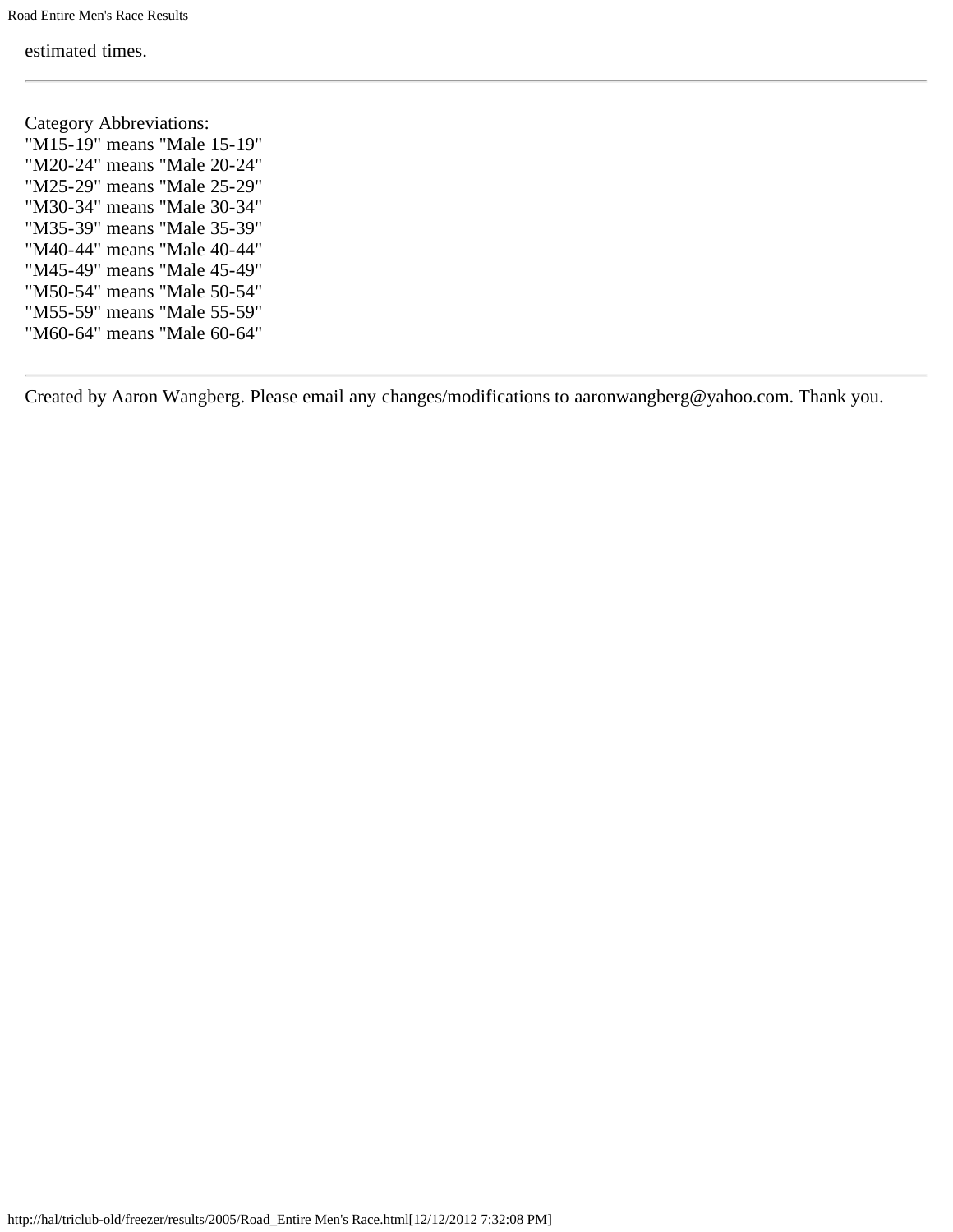estimated times.

---

Category Abbreviations:
"M15-19" means "Male 15-19"
"M20-24" means "Male 20-24"
"M25-29" means "Male 25-29"
"M30-34" means "Male 30-34"
"M35-39" means "Male 35-39"
"M40-44" means "Male 40-44"
"M45-49" means "Male 45-49"
"M50-54" means "Male 50-54"
"M55-59" means "Male 55-59"
"M60-64" means "Male 60-64"

---

Created by Aaron Wangberg. Please email any changes/modifications to aaronwangberg@yahoo.com. Thank you.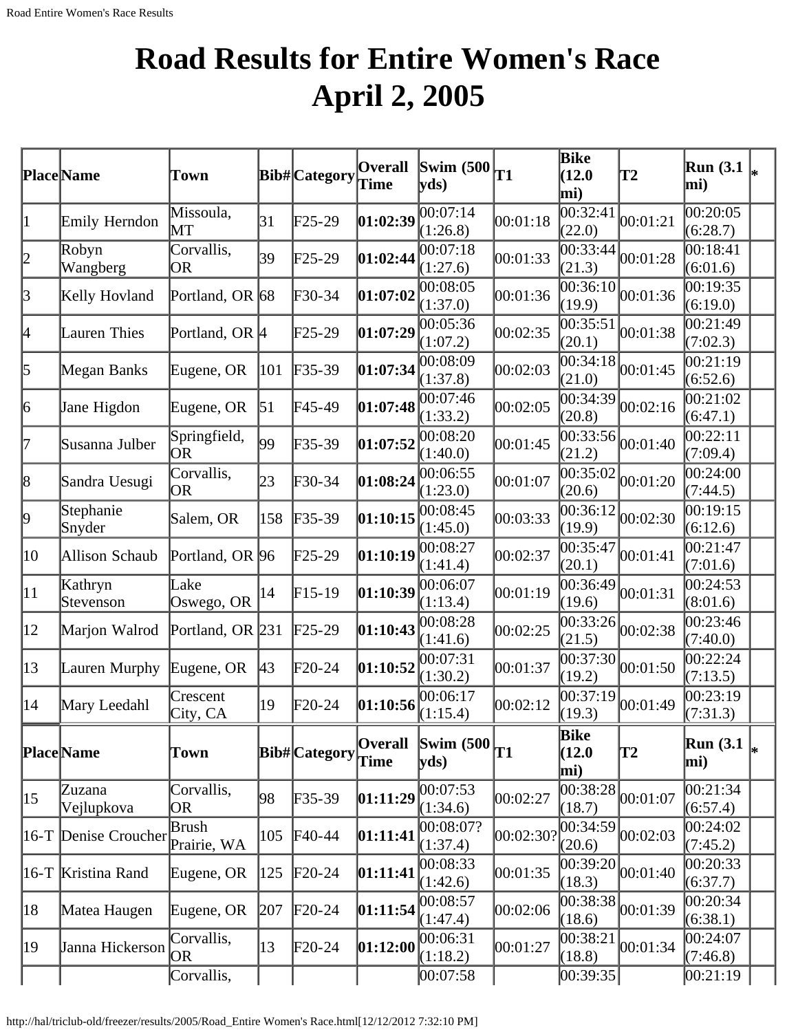# Road Results for Entire Women's Race April 2, 2005

| Place | Name | Town | Bib# | Category | Overall Time | Swim (500 yds) | T1 | Bike (12.0 mi) | T2 | Run (3.1 mi) | * |
|---|---|---|---|---|---|---|---|---|---|---|---|
| 1 | Emily Herndon | Missoula, MT | 31 | F25-29 | **01:02:39** | 00:07:14 (1:26.8) | 00:01:18 | 00:32:41 (22.0) | 00:01:21 | 00:20:05 (6:28.7) | |
| 2 | Robyn Wangberg | Corvallis, OR | 39 | F25-29 | **01:02:44** | 00:07:18 (1:27.6) | 00:01:33 | 00:33:44 (21.3) | 00:01:28 | 00:18:41 (6:01.6) | |
| 3 | Kelly Hovland | Portland, OR | 68 | F30-34 | **01:07:02** | 00:08:05 (1:37.0) | 00:01:36 | 00:36:10 (19.9) | 00:01:36 | 00:19:35 (6:19.0) | |
| 4 | Lauren Thies | Portland, OR | 4 | F25-29 | **01:07:29** | 00:05:36 (1:07.2) | 00:02:35 | 00:35:51 (20.1) | 00:01:38 | 00:21:49 (7:02.3) | |
| 5 | Megan Banks | Eugene, OR | 101 | F35-39 | **01:07:34** | 00:08:09 (1:37.8) | 00:02:03 | 00:34:18 (21.0) | 00:01:45 | 00:21:19 (6:52.6) | |
| 6 | Jane Higdon | Eugene, OR | 51 | F45-49 | **01:07:48** | 00:07:46 (1:33.2) | 00:02:05 | 00:34:39 (20.8) | 00:02:16 | 00:21:02 (6:47.1) | |
| 7 | Susanna Julber | Springfield, OR | 99 | F35-39 | **01:07:52** | 00:08:20 (1:40.0) | 00:01:45 | 00:33:56 (21.2) | 00:01:40 | 00:22:11 (7:09.4) | |
| 8 | Sandra Uesugi | Corvallis, OR | 23 | F30-34 | **01:08:24** | 00:06:55 (1:23.0) | 00:01:07 | 00:35:02 (20.6) | 00:01:20 | 00:24:00 (7:44.5) | |
| 9 | Stephanie Snyder | Salem, OR | 158 | F35-39 | **01:10:15** | 00:08:45 (1:45.0) | 00:03:33 | 00:36:12 (19.9) | 00:02:30 | 00:19:15 (6:12.6) | |
| 10 | Allison Schaub | Portland, OR | 96 | F25-29 | **01:10:19** | 00:08:27 (1:41.4) | 00:02:37 | 00:35:47 (20.1) | 00:01:41 | 00:21:47 (7:01.6) | |
| 11 | Kathryn Stevenson | Lake Oswego, OR | 14 | F15-19 | **01:10:39** | 00:06:07 (1:13.4) | 00:01:19 | 00:36:49 (19.6) | 00:01:31 | 00:24:53 (8:01.6) | |
| 12 | Marjon Walrod | Portland, OR | 231 | F25-29 | **01:10:43** | 00:08:28 (1:41.6) | 00:02:25 | 00:33:26 (21.5) | 00:02:38 | 00:23:46 (7:40.0) | |
| 13 | Lauren Murphy | Eugene, OR | 43 | F20-24 | **01:10:52** | 00:07:31 (1:30.2) | 00:01:37 | 00:37:30 (19.2) | 00:01:50 | 00:22:24 (7:13.5) | |
| 14 | Mary Leedahl | Crescent City, CA | 19 | F20-24 | **01:10:56** | 00:06:17 (1:15.4) | 00:02:12 | 00:37:19 (19.3) | 00:01:49 | 00:23:19 (7:31.3) | |
| **Place** | **Name** | **Town** | **Bib#** | **Category** | **Overall Time** | **Swim (500 yds)** | **T1** | **Bike (12.0 mi)** | **T2** | **Run (3.1 mi)** | ***** |
| 15 | Zuzana Vejlupkova | Corvallis, OR | 98 | F35-39 | **01:11:29** | 00:07:53 (1:34.6) | 00:02:27 | 00:38:28 (18.7) | 00:01:07 | 00:21:34 (6:57.4) | |
| 16-T | Denise Croucher | Brush Prairie, WA | 105 | F40-44 | **01:11:41** | 00:08:07? (1:37.4) | 00:02:30? | 00:34:59 (20.6) | 00:02:03 | 00:24:02 (7:45.2) | |
| 16-T | Kristina Rand | Eugene, OR | 125 | F20-24 | **01:11:41** | 00:08:33 (1:42.6) | 00:01:35 | 00:39:20 (18.3) | 00:01:40 | 00:20:33 (6:37.7) | |
| 18 | Matea Haugen | Eugene, OR | 207 | F20-24 | **01:11:54** | 00:08:57 (1:47.4) | 00:02:06 | 00:38:38 (18.6) | 00:01:39 | 00:20:34 (6:38.1) | |
| 19 | Janna Hickerson | Corvallis, OR | 13 | F20-24 | **01:12:00** | 00:06:31 (1:18.2) | 00:01:27 | 00:38:21 (18.8) | 00:01:34 | 00:24:07 (7:46.8) | |
| | | Corvallis, | | | | 00:07:58 | | 00:39:35 | | 00:21:19 | |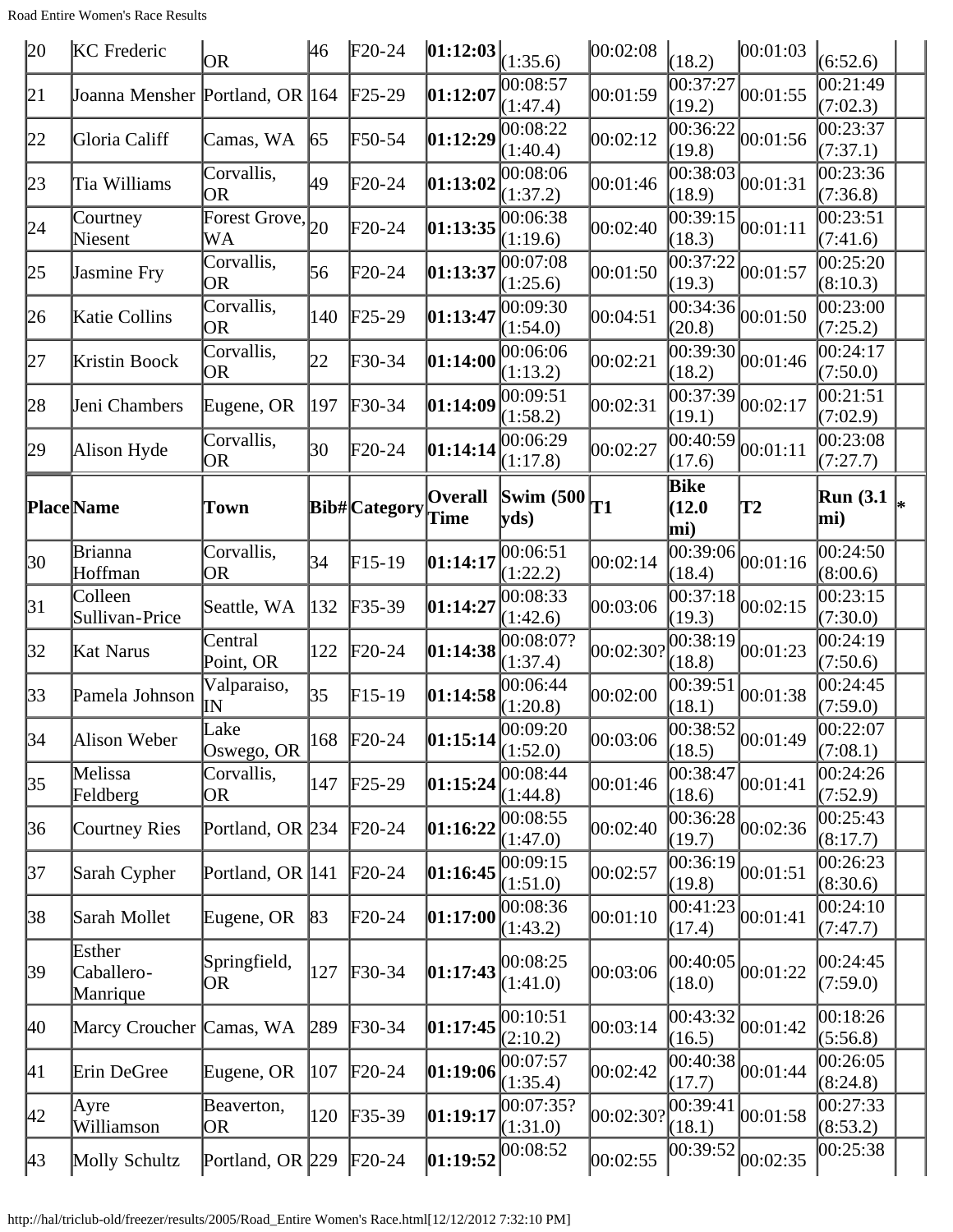| 20 | KC Frederic | OR | 46 | F20-24 | **01:12:03** | (1:35.6) | 00:02:08 | (18.2) | 00:01:03 | (6:52.6) | |
|---|---|---|---|---|---|---|---|---|---|---|---|
| 21 | Joanna Mensher | Portland, OR | 164 | F25-29 | **01:12:07** | 00:08:57 (1:47.4) | 00:01:59 | 00:37:27 (19.2) | 00:01:55 | 00:21:49 (7:02.3) | |
| 22 | Gloria Califf | Camas, WA | 65 | F50-54 | **01:12:29** | 00:08:22 (1:40.4) | 00:02:12 | 00:36:22 (19.8) | 00:01:56 | 00:23:37 (7:37.1) | |
| 23 | Tia Williams | Corvallis, OR | 49 | F20-24 | **01:13:02** | 00:08:06 (1:37.2) | 00:01:46 | 00:38:03 (18.9) | 00:01:31 | 00:23:36 (7:36.8) | |
| 24 | Courtney Niesent | Forest Grove, WA | 20 | F20-24 | **01:13:35** | 00:06:38 (1:19.6) | 00:02:40 | 00:39:15 (18.3) | 00:01:11 | 00:23:51 (7:41.6) | |
| 25 | Jasmine Fry | Corvallis, OR | 56 | F20-24 | **01:13:37** | 00:07:08 (1:25.6) | 00:01:50 | 00:37:22 (19.3) | 00:01:57 | 00:25:20 (8:10.3) | |
| 26 | Katie Collins | Corvallis, OR | 140 | F25-29 | **01:13:47** | 00:09:30 (1:54.0) | 00:04:51 | 00:34:36 (20.8) | 00:01:50 | 00:23:00 (7:25.2) | |
| 27 | Kristin Boock | Corvallis, OR | 22 | F30-34 | **01:14:00** | 00:06:06 (1:13.2) | 00:02:21 | 00:39:30 (18.2) | 00:01:46 | 00:24:17 (7:50.0) | |
| 28 | Jeni Chambers | Eugene, OR | 197 | F30-34 | **01:14:09** | 00:09:51 (1:58.2) | 00:02:31 | 00:37:39 (19.1) | 00:02:17 | 00:21:51 (7:02.9) | |
| 29 | Alison Hyde | Corvallis, OR | 30 | F20-24 | **01:14:14** | 00:06:29 (1:17.8) | 00:02:27 | 00:40:59 (17.6) | 00:01:11 | 00:23:08 (7:27.7) | |
| **Place** | **Name** | **Town** | **Bib#** | **Category** | **Overall Time** | **Swim (500 yds)** | **T1** | **Bike (12.0 mi)** | **T2** | **Run (3.1 mi)** | ***** |
| 30 | Brianna Hoffman | Corvallis, OR | 34 | F15-19 | **01:14:17** | 00:06:51 (1:22.2) | 00:02:14 | 00:39:06 (18.4) | 00:01:16 | 00:24:50 (8:00.6) | |
| 31 | Colleen Sullivan-Price | Seattle, WA | 132 | F35-39 | **01:14:27** | 00:08:33 (1:42.6) | 00:03:06 | 00:37:18 (19.3) | 00:02:15 | 00:23:15 (7:30.0) | |
| 32 | Kat Narus | Central Point, OR | 122 | F20-24 | **01:14:38** | 00:08:07? (1:37.4) | 00:02:30? | 00:38:19 (18.8) | 00:01:23 | 00:24:19 (7:50.6) | |
| 33 | Pamela Johnson | Valparaiso, IN | 35 | F15-19 | **01:14:58** | 00:06:44 (1:20.8) | 00:02:00 | 00:39:51 (18.1) | 00:01:38 | 00:24:45 (7:59.0) | |
| 34 | Alison Weber | Lake Oswego, OR | 168 | F20-24 | **01:15:14** | 00:09:20 (1:52.0) | 00:03:06 | 00:38:52 (18.5) | 00:01:49 | 00:22:07 (7:08.1) | |
| 35 | Melissa Feldberg | Corvallis, OR | 147 | F25-29 | **01:15:24** | 00:08:44 (1:44.8) | 00:01:46 | 00:38:47 (18.6) | 00:01:41 | 00:24:26 (7:52.9) | |
| 36 | Courtney Ries | Portland, OR | 234 | F20-24 | **01:16:22** | 00:08:55 (1:47.0) | 00:02:40 | 00:36:28 (19.7) | 00:02:36 | 00:25:43 (8:17.7) | |
| 37 | Sarah Cypher | Portland, OR | 141 | F20-24 | **01:16:45** | 00:09:15 (1:51.0) | 00:02:57 | 00:36:19 (19.8) | 00:01:51 | 00:26:23 (8:30.6) | |
| 38 | Sarah Mollet | Eugene, OR | 83 | F20-24 | **01:17:00** | 00:08:36 (1:43.2) | 00:01:10 | 00:41:23 (17.4) | 00:01:41 | 00:24:10 (7:47.7) | |
| 39 | Esther Caballero-Manrique | Springfield, OR | 127 | F30-34 | **01:17:43** | 00:08:25 (1:41.0) | 00:03:06 | 00:40:05 (18.0) | 00:01:22 | 00:24:45 (7:59.0) | |
| 40 | Marcy Croucher | Camas, WA | 289 | F30-34 | **01:17:45** | 00:10:51 (2:10.2) | 00:03:14 | 00:43:32 (16.5) | 00:01:42 | 00:18:26 (5:56.8) | |
| 41 | Erin DeGree | Eugene, OR | 107 | F20-24 | **01:19:06** | 00:07:57 (1:35.4) | 00:02:42 | 00:40:38 (17.7) | 00:01:44 | 00:26:05 (8:24.8) | |
| 42 | Ayre Williamson | Beaverton, OR | 120 | F35-39 | **01:19:17** | 00:07:35? (1:31.0) | 00:02:30? | 00:39:41 (18.1) | 00:01:58 | 00:27:33 (8:53.2) | |
| 43 | Molly Schultz | Portland, OR | 229 | F20-24 | **01:19:52** | 00:08:52 | 00:02:55 | 00:39:52 | 00:02:35 | 00:25:38 | |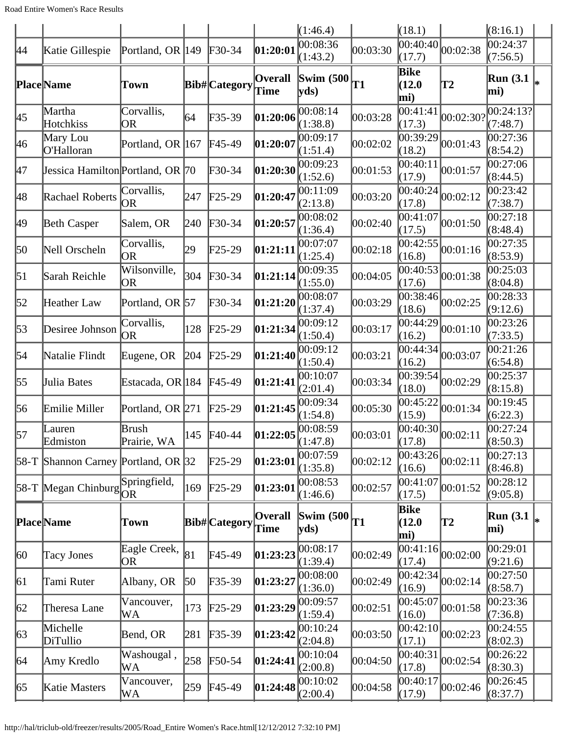| Place | Name | Town | Bib# | Category | Overall Time | Swim (500 yds) | T1 | Bike (12.0 mi) | T2 | Run (3.1 mi) | * |
|---|---|---|---|---|---|---|---|---|---|---|---|
| | | | | | | (1:46.4) | | (18.1) | | (8:16.1) | |
| 44 | Katie Gillespie | Portland, OR | 149 | F30-34 | **01:20:01** | 00:08:36 (1:43.2) | 00:03:30 | 00:40:40 (17.7) | 00:02:38 | 00:24:37 (7:56.5) | |
| 45 | Martha Hotchkiss | Corvallis, OR | 64 | F35-39 | **01:20:06** | 00:08:14 (1:38.8) | 00:03:28 | 00:41:41 (17.3) | 00:02:30? | 00:24:13? (7:48.7) | |
| 46 | Mary Lou O'Halloran | Portland, OR | 167 | F45-49 | **01:20:07** | 00:09:17 (1:51.4) | 00:02:02 | 00:39:29 (18.2) | 00:01:43 | 00:27:36 (8:54.2) | |
| 47 | Jessica Hamilton | Portland, OR | 70 | F30-34 | **01:20:30** | 00:09:23 (1:52.6) | 00:01:53 | 00:40:11 (17.9) | 00:01:57 | 00:27:06 (8:44.5) | |
| 48 | Rachael Roberts | Corvallis, OR | 247 | F25-29 | **01:20:47** | 00:11:09 (2:13.8) | 00:03:20 | 00:40:24 (17.8) | 00:02:12 | 00:23:42 (7:38.7) | |
| 49 | Beth Casper | Salem, OR | 240 | F30-34 | **01:20:57** | 00:08:02 (1:36.4) | 00:02:40 | 00:41:07 (17.5) | 00:01:50 | 00:27:18 (8:48.4) | |
| 50 | Nell Orscheln | Corvallis, OR | 29 | F25-29 | **01:21:11** | 00:07:07 (1:25.4) | 00:02:18 | 00:42:55 (16.8) | 00:01:16 | 00:27:35 (8:53.9) | |
| 51 | Sarah Reichle | Wilsonville, OR | 304 | F30-34 | **01:21:14** | 00:09:35 (1:55.0) | 00:04:05 | 00:40:53 (17.6) | 00:01:38 | 00:25:03 (8:04.8) | |
| 52 | Heather Law | Portland, OR | 57 | F30-34 | **01:21:20** | 00:08:07 (1:37.4) | 00:03:29 | 00:38:46 (18.6) | 00:02:25 | 00:28:33 (9:12.6) | |
| 53 | Desiree Johnson | Corvallis, OR | 128 | F25-29 | **01:21:34** | 00:09:12 (1:50.4) | 00:03:17 | 00:44:29 (16.2) | 00:01:10 | 00:23:26 (7:33.5) | |
| 54 | Natalie Flindt | Eugene, OR | 204 | F25-29 | **01:21:40** | 00:09:12 (1:50.4) | 00:03:21 | 00:44:34 (16.2) | 00:03:07 | 00:21:26 (6:54.8) | |
| 55 | Julia Bates | Estacada, OR | 184 | F45-49 | **01:21:41** | 00:10:07 (2:01.4) | 00:03:34 | 00:39:54 (18.0) | 00:02:29 | 00:25:37 (8:15.8) | |
| 56 | Emilie Miller | Portland, OR | 271 | F25-29 | **01:21:45** | 00:09:34 (1:54.8) | 00:05:30 | 00:45:22 (15.9) | 00:01:34 | 00:19:45 (6:22.3) | |
| 57 | Lauren Edmiston | Brush Prairie, WA | 145 | F40-44 | **01:22:05** | 00:08:59 (1:47.8) | 00:03:01 | 00:40:30 (17.8) | 00:02:11 | 00:27:24 (8:50.3) | |
| 58-T | Shannon Carney | Portland, OR | 32 | F25-29 | **01:23:01** | 00:07:59 (1:35.8) | 00:02:12 | 00:43:26 (16.6) | 00:02:11 | 00:27:13 (8:46.8) | |
| 58-T | Megan Chinburg | Springfield, OR | 169 | F25-29 | **01:23:01** | 00:08:53 (1:46.6) | 00:02:57 | 00:41:07 (17.5) | 00:01:52 | 00:28:12 (9:05.8) | |
| 60 | Tacy Jones | Eagle Creek, OR | 81 | F45-49 | **01:23:23** | 00:08:17 (1:39.4) | 00:02:49 | 00:41:16 (17.4) | 00:02:00 | 00:29:01 (9:21.6) | |
| 61 | Tami Ruter | Albany, OR | 50 | F35-39 | **01:23:27** | 00:08:00 (1:36.0) | 00:02:49 | 00:42:34 (16.9) | 00:02:14 | 00:27:50 (8:58.7) | |
| 62 | Theresa Lane | Vancouver, WA | 173 | F25-29 | **01:23:29** | 00:09:57 (1:59.4) | 00:02:51 | 00:45:07 (16.0) | 00:01:58 | 00:23:36 (7:36.8) | |
| 63 | Michelle DiTullio | Bend, OR | 281 | F35-39 | **01:23:42** | 00:10:24 (2:04.8) | 00:03:50 | 00:42:10 (17.1) | 00:02:23 | 00:24:55 (8:02.3) | |
| 64 | Amy Kredlo | Washougal , WA | 258 | F50-54 | **01:24:41** | 00:10:04 (2:00.8) | 00:04:50 | 00:40:31 (17.8) | 00:02:54 | 00:26:22 (8:30.3) | |
| 65 | Katie Masters | Vancouver, WA | 259 | F45-49 | **01:24:48** | 00:10:02 (2:00.4) | 00:04:58 | 00:40:17 (17.9) | 00:02:46 | 00:26:45 (8:37.7) | |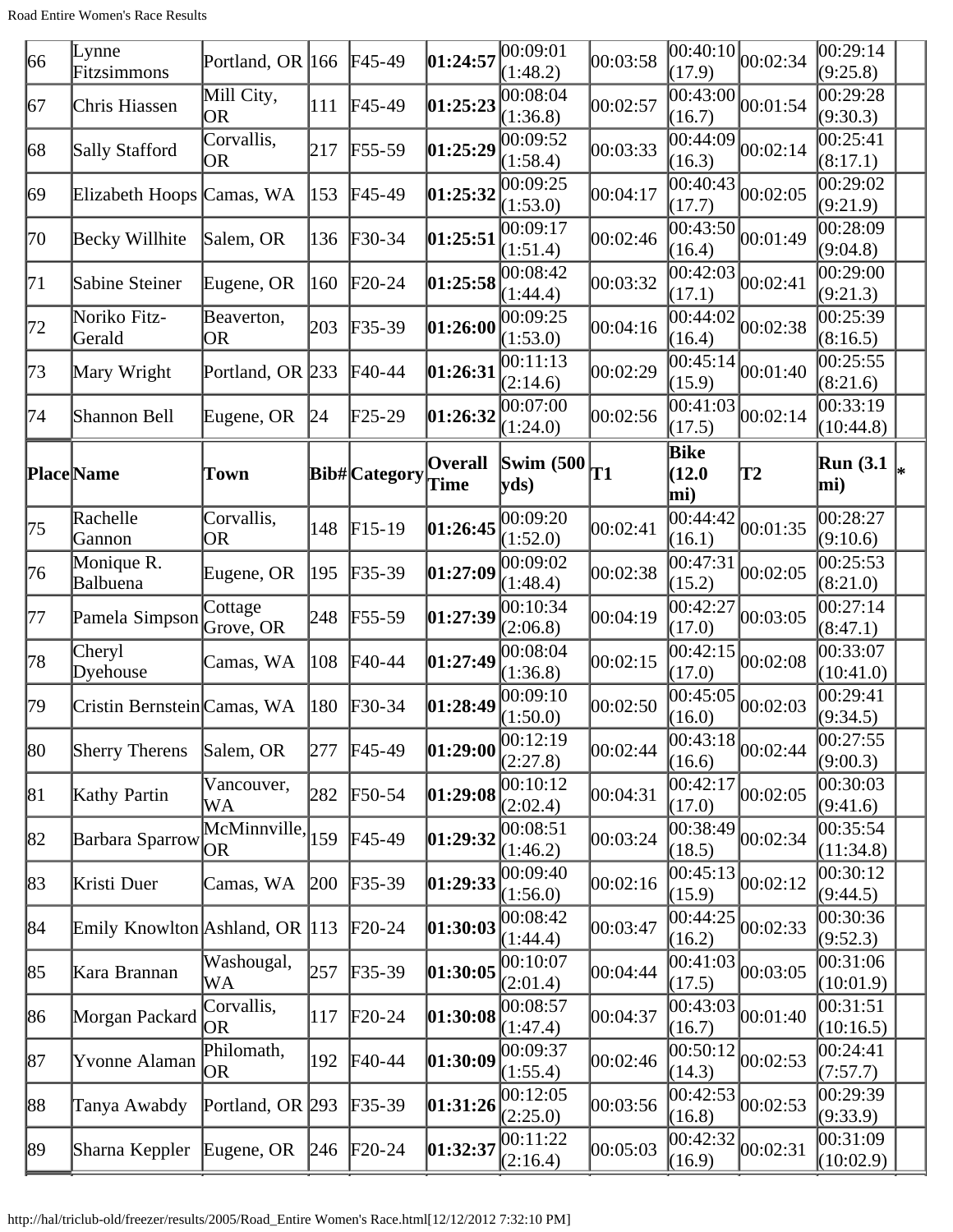| Place | Name | Town | Bib# | Category | Overall Time | Swim (500 yds) | T1 | Bike (12.0 mi) | T2 | Run (3.1 mi) | * |
|---|---|---|---|---|---|---|---|---|---|---|---|
| 66 | Lynne Fitzsimmons | Portland, OR | 166 | F45-49 | **01:24:57** | 00:09:01 (1:48.2) | 00:03:58 | 00:40:10 (17.9) | 00:02:34 | 00:29:14 (9:25.8) | |
| 67 | Chris Hiassen | Mill City, OR | 111 | F45-49 | **01:25:23** | 00:08:04 (1:36.8) | 00:02:57 | 00:43:00 (16.7) | 00:01:54 | 00:29:28 (9:30.3) | |
| 68 | Sally Stafford | Corvallis, OR | 217 | F55-59 | **01:25:29** | 00:09:52 (1:58.4) | 00:03:33 | 00:44:09 (16.3) | 00:02:14 | 00:25:41 (8:17.1) | |
| 69 | Elizabeth Hoops | Camas, WA | 153 | F45-49 | **01:25:32** | 00:09:25 (1:53.0) | 00:04:17 | 00:40:43 (17.7) | 00:02:05 | 00:29:02 (9:21.9) | |
| 70 | Becky Willhite | Salem, OR | 136 | F30-34 | **01:25:51** | 00:09:17 (1:51.4) | 00:02:46 | 00:43:50 (16.4) | 00:01:49 | 00:28:09 (9:04.8) | |
| 71 | Sabine Steiner | Eugene, OR | 160 | F20-24 | **01:25:58** | 00:08:42 (1:44.4) | 00:03:32 | 00:42:03 (17.1) | 00:02:41 | 00:29:00 (9:21.3) | |
| 72 | Noriko Fitz-Gerald | Beaverton, OR | 203 | F35-39 | **01:26:00** | 00:09:25 (1:53.0) | 00:04:16 | 00:44:02 (16.4) | 00:02:38 | 00:25:39 (8:16.5) | |
| 73 | Mary Wright | Portland, OR | 233 | F40-44 | **01:26:31** | 00:11:13 (2:14.6) | 00:02:29 | 00:45:14 (15.9) | 00:01:40 | 00:25:55 (8:21.6) | |
| 74 | Shannon Bell | Eugene, OR | 24 | F25-29 | **01:26:32** | 00:07:00 (1:24.0) | 00:02:56 | 00:41:03 (17.5) | 00:02:14 | 00:33:19 (10:44.8) | |
| **Place** | **Name** | **Town** | **Bib#** | **Category** | **Overall Time** | **Swim (500 yds)** | **T1** | **Bike (12.0 mi)** | **T2** | **Run (3.1 mi)** | ***** |
| 75 | Rachelle Gannon | Corvallis, OR | 148 | F15-19 | **01:26:45** | 00:09:20 (1:52.0) | 00:02:41 | 00:44:42 (16.1) | 00:01:35 | 00:28:27 (9:10.6) | |
| 76 | Monique R. Balbuena | Eugene, OR | 195 | F35-39 | **01:27:09** | 00:09:02 (1:48.4) | 00:02:38 | 00:47:31 (15.2) | 00:02:05 | 00:25:53 (8:21.0) | |
| 77 | Pamela Simpson | Cottage Grove, OR | 248 | F55-59 | **01:27:39** | 00:10:34 (2:06.8) | 00:04:19 | 00:42:27 (17.0) | 00:03:05 | 00:27:14 (8:47.1) | |
| 78 | Cheryl Dyehouse | Camas, WA | 108 | F40-44 | **01:27:49** | 00:08:04 (1:36.8) | 00:02:15 | 00:42:15 (17.0) | 00:02:08 | 00:33:07 (10:41.0) | |
| 79 | Cristin Bernstein | Camas, WA | 180 | F30-34 | **01:28:49** | 00:09:10 (1:50.0) | 00:02:50 | 00:45:05 (16.0) | 00:02:03 | 00:29:41 (9:34.5) | |
| 80 | Sherry Therens | Salem, OR | 277 | F45-49 | **01:29:00** | 00:12:19 (2:27.8) | 00:02:44 | 00:43:18 (16.6) | 00:02:44 | 00:27:55 (9:00.3) | |
| 81 | Kathy Partin | Vancouver, WA | 282 | F50-54 | **01:29:08** | 00:10:12 (2:02.4) | 00:04:31 | 00:42:17 (17.0) | 00:02:05 | 00:30:03 (9:41.6) | |
| 82 | Barbara Sparrow | McMinnville, OR | 159 | F45-49 | **01:29:32** | 00:08:51 (1:46.2) | 00:03:24 | 00:38:49 (18.5) | 00:02:34 | 00:35:54 (11:34.8) | |
| 83 | Kristi Duer | Camas, WA | 200 | F35-39 | **01:29:33** | 00:09:40 (1:56.0) | 00:02:16 | 00:45:13 (15.9) | 00:02:12 | 00:30:12 (9:44.5) | |
| 84 | Emily Knowlton | Ashland, OR | 113 | F20-24 | **01:30:03** | 00:08:42 (1:44.4) | 00:03:47 | 00:44:25 (16.2) | 00:02:33 | 00:30:36 (9:52.3) | |
| 85 | Kara Brannan | Washougal, WA | 257 | F35-39 | **01:30:05** | 00:10:07 (2:01.4) | 00:04:44 | 00:41:03 (17.5) | 00:03:05 | 00:31:06 (10:01.9) | |
| 86 | Morgan Packard | Corvallis, OR | 117 | F20-24 | **01:30:08** | 00:08:57 (1:47.4) | 00:04:37 | 00:43:03 (16.7) | 00:01:40 | 00:31:51 (10:16.5) | |
| 87 | Yvonne Alaman | Philomath, OR | 192 | F40-44 | **01:30:09** | 00:09:37 (1:55.4) | 00:02:46 | 00:50:12 (14.3) | 00:02:53 | 00:24:41 (7:57.7) | |
| 88 | Tanya Awabdy | Portland, OR | 293 | F35-39 | **01:31:26** | 00:12:05 (2:25.0) | 00:03:56 | 00:42:53 (16.8) | 00:02:53 | 00:29:39 (9:33.9) | |
| 89 | Sharna Keppler | Eugene, OR | 246 | F20-24 | **01:32:37** | 00:11:22 (2:16.4) | 00:05:03 | 00:42:32 (16.9) | 00:02:31 | 00:31:09 (10:02.9) | |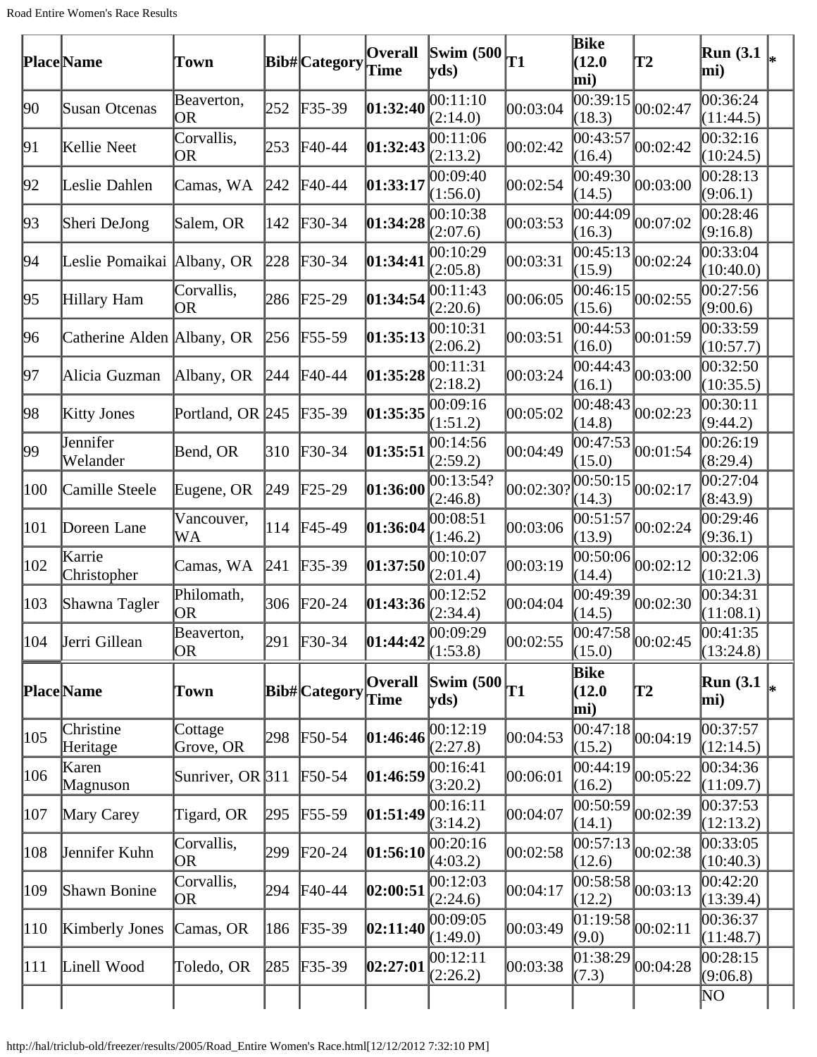| Place | Name | Town | Bib# | Category | Overall Time | Swim (500 yds) | T1 | Bike (12.0 mi) | T2 | Run (3.1 mi) | * |
|---|---|---|---|---|---|---|---|---|---|---|---|
| 90 | Susan Otcenas | Beaverton, OR | 252 | F35-39 | **01:32:40** | 00:11:10 (2:14.0) | 00:03:04 | 00:39:15 (18.3) | 00:02:47 | 00:36:24 (11:44.5) | |
| 91 | Kellie Neet | Corvallis, OR | 253 | F40-44 | **01:32:43** | 00:11:06 (2:13.2) | 00:02:42 | 00:43:57 (16.4) | 00:02:42 | 00:32:16 (10:24.5) | |
| 92 | Leslie Dahlen | Camas, WA | 242 | F40-44 | **01:33:17** | 00:09:40 (1:56.0) | 00:02:54 | 00:49:30 (14.5) | 00:03:00 | 00:28:13 (9:06.1) | |
| 93 | Sheri DeJong | Salem, OR | 142 | F30-34 | **01:34:28** | 00:10:38 (2:07.6) | 00:03:53 | 00:44:09 (16.3) | 00:07:02 | 00:28:46 (9:16.8) | |
| 94 | Leslie Pomaikai | Albany, OR | 228 | F30-34 | **01:34:41** | 00:10:29 (2:05.8) | 00:03:31 | 00:45:13 (15.9) | 00:02:24 | 00:33:04 (10:40.0) | |
| 95 | Hillary Ham | Corvallis, OR | 286 | F25-29 | **01:34:54** | 00:11:43 (2:20.6) | 00:06:05 | 00:46:15 (15.6) | 00:02:55 | 00:27:56 (9:00.6) | |
| 96 | Catherine Alden | Albany, OR | 256 | F55-59 | **01:35:13** | 00:10:31 (2:06.2) | 00:03:51 | 00:44:53 (16.0) | 00:01:59 | 00:33:59 (10:57.7) | |
| 97 | Alicia Guzman | Albany, OR | 244 | F40-44 | **01:35:28** | 00:11:31 (2:18.2) | 00:03:24 | 00:44:43 (16.1) | 00:03:00 | 00:32:50 (10:35.5) | |
| 98 | Kitty Jones | Portland, OR | 245 | F35-39 | **01:35:35** | 00:09:16 (1:51.2) | 00:05:02 | 00:48:43 (14.8) | 00:02:23 | 00:30:11 (9:44.2) | |
| 99 | Jennifer Welander | Bend, OR | 310 | F30-34 | **01:35:51** | 00:14:56 (2:59.2) | 00:04:49 | 00:47:53 (15.0) | 00:01:54 | 00:26:19 (8:29.4) | |
| 100 | Camille Steele | Eugene, OR | 249 | F25-29 | **01:36:00** | 00:13:54? (2:46.8) | 00:02:30? | 00:50:15 (14.3) | 00:02:17 | 00:27:04 (8:43.9) | |
| 101 | Doreen Lane | Vancouver, WA | 114 | F45-49 | **01:36:04** | 00:08:51 (1:46.2) | 00:03:06 | 00:51:57 (13.9) | 00:02:24 | 00:29:46 (9:36.1) | |
| 102 | Karrie Christopher | Camas, WA | 241 | F35-39 | **01:37:50** | 00:10:07 (2:01.4) | 00:03:19 | 00:50:06 (14.4) | 00:02:12 | 00:32:06 (10:21.3) | |
| 103 | Shawna Tagler | Philomath, OR | 306 | F20-24 | **01:43:36** | 00:12:52 (2:34.4) | 00:04:04 | 00:49:39 (14.5) | 00:02:30 | 00:34:31 (11:08.1) | |
| 104 | Jerri Gillean | Beaverton, OR | 291 | F30-34 | **01:44:42** | 00:09:29 (1:53.8) | 00:02:55 | 00:47:58 (15.0) | 00:02:45 | 00:41:35 (13:24.8) | |
| **Place** | **Name** | **Town** | **Bib#** | **Category** | **Overall Time** | **Swim (500 yds)** | **T1** | **Bike (12.0 mi)** | **T2** | **Run (3.1 mi)** | ***** |
| 105 | Christine Heritage | Cottage Grove, OR | 298 | F50-54 | **01:46:46** | 00:12:19 (2:27.8) | 00:04:53 | 00:47:18 (15.2) | 00:04:19 | 00:37:57 (12:14.5) | |
| 106 | Karen Magnuson | Sunriver, OR | 311 | F50-54 | **01:46:59** | 00:16:41 (3:20.2) | 00:06:01 | 00:44:19 (16.2) | 00:05:22 | 00:34:36 (11:09.7) | |
| 107 | Mary Carey | Tigard, OR | 295 | F55-59 | **01:51:49** | 00:16:11 (3:14.2) | 00:04:07 | 00:50:59 (14.1) | 00:02:39 | 00:37:53 (12:13.2) | |
| 108 | Jennifer Kuhn | Corvallis, OR | 299 | F20-24 | **01:56:10** | 00:20:16 (4:03.2) | 00:02:58 | 00:57:13 (12.6) | 00:02:38 | 00:33:05 (10:40.3) | |
| 109 | Shawn Bonine | Corvallis, OR | 294 | F40-44 | **02:00:51** | 00:12:03 (2:24.6) | 00:04:17 | 00:58:58 (12.2) | 00:03:13 | 00:42:20 (13:39.4) | |
| 110 | Kimberly Jones | Camas, OR | 186 | F35-39 | **02:11:40** | 00:09:05 (1:49.0) | 00:03:49 | 01:19:58 (9.0) | 00:02:11 | 00:36:37 (11:48.7) | |
| 111 | Linell Wood | Toledo, OR | 285 | F35-39 | **02:27:01** | 00:12:11 (2:26.2) | 00:03:38 | 01:38:29 (7.3) | 00:04:28 | 00:28:15 (9:06.8) | |
| | | | | | | | | | | NO | |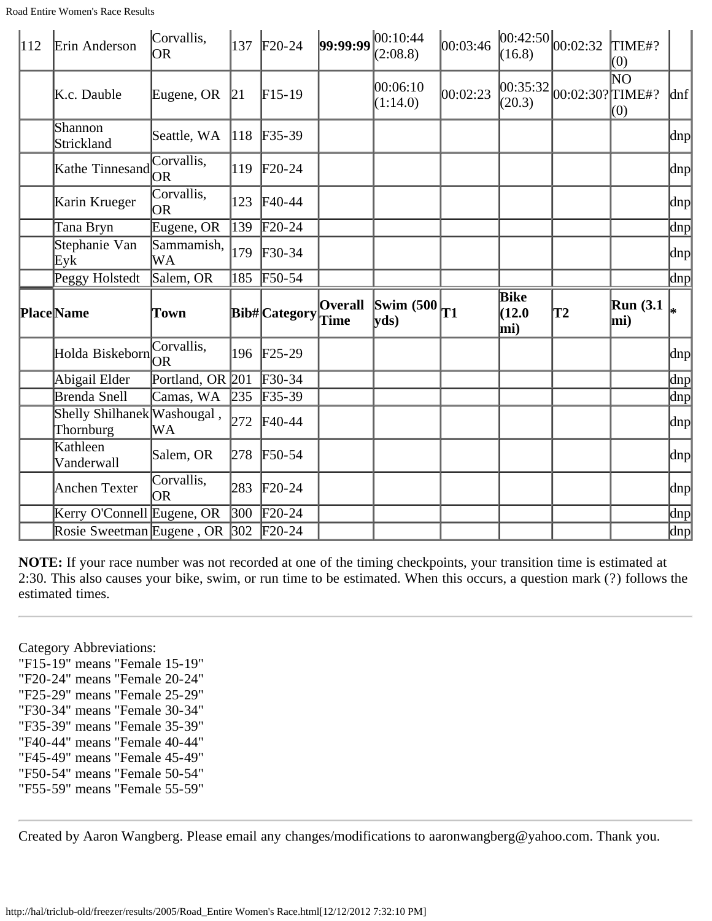| 112 | Erin Anderson | Corvallis, OR | 137 | F20-24 | **99:99:99** | 00:10:44 (2:08.8) | 00:03:46 | 00:42:50 (16.8) | 00:02:32 | TIME#? (0) | |
|---|---|---|---|---|---|---|---|---|---|---|---|
| | K.c. Dauble | Eugene, OR | 21 | F15-19 | | 00:06:10 (1:14.0) | 00:02:23 | 00:35:32 (20.3) | 00:02:30? | NO TIME#? (0) | dnf |
| | Shannon Strickland | Seattle, WA | 118 | F35-39 | | | | | | | dnp |
| | Kathe Tinnesand | Corvallis, OR | 119 | F20-24 | | | | | | | dnp |
| | Karin Krueger | Corvallis, OR | 123 | F40-44 | | | | | | | dnp |
| | Tana Bryn | Eugene, OR | 139 | F20-24 | | | | | | | dnp |
| | Stephanie Van Eyk | Sammamish, WA | 179 | F30-34 | | | | | | | dnp |
| | Peggy Holstedt | Salem, OR | 185 | F50-54 | | | | | | | dnp |
| **Place** | **Name** | **Town** | **Bib#** | **Category** | **Overall Time** | **Swim (500 yds)** | **T1** | **Bike (12.0 mi)** | **T2** | **Run (3.1 mi)** | ***** |
| | Holda Biskeborn | Corvallis, OR | 196 | F25-29 | | | | | | | dnp |
| | Abigail Elder | Portland, OR | 201 | F30-34 | | | | | | | dnp |
| | Brenda Snell | Camas, WA | 235 | F35-39 | | | | | | | dnp |
| | Shelly Shilhanek Thornburg | Washougal , WA | 272 | F40-44 | | | | | | | dnp |
| | Kathleen Vanderwall | Salem, OR | 278 | F50-54 | | | | | | | dnp |
| | Anchen Texter | Corvallis, OR | 283 | F20-24 | | | | | | | dnp |
| | Kerry O'Connell | Eugene, OR | 300 | F20-24 | | | | | | | dnp |
| | Rosie Sweetman | Eugene , OR | 302 | F20-24 | | | | | | | dnp |

**NOTE:** If your race number was not recorded at one of the timing checkpoints, your transition time is estimated at 2:30. This also causes your bike, swim, or run time to be estimated. When this occurs, a question mark (?) follows the estimated times.

---

Category Abbreviations:
"F15-19" means "Female 15-19"
"F20-24" means "Female 20-24"
"F25-29" means "Female 25-29"
"F30-34" means "Female 30-34"
"F35-39" means "Female 35-39"
"F40-44" means "Female 40-44"
"F45-49" means "Female 45-49"
"F50-54" means "Female 50-54"
"F55-59" means "Female 55-59"

---

Created by Aaron Wangberg. Please email any changes/modifications to aaronwangberg@yahoo.com. Thank you.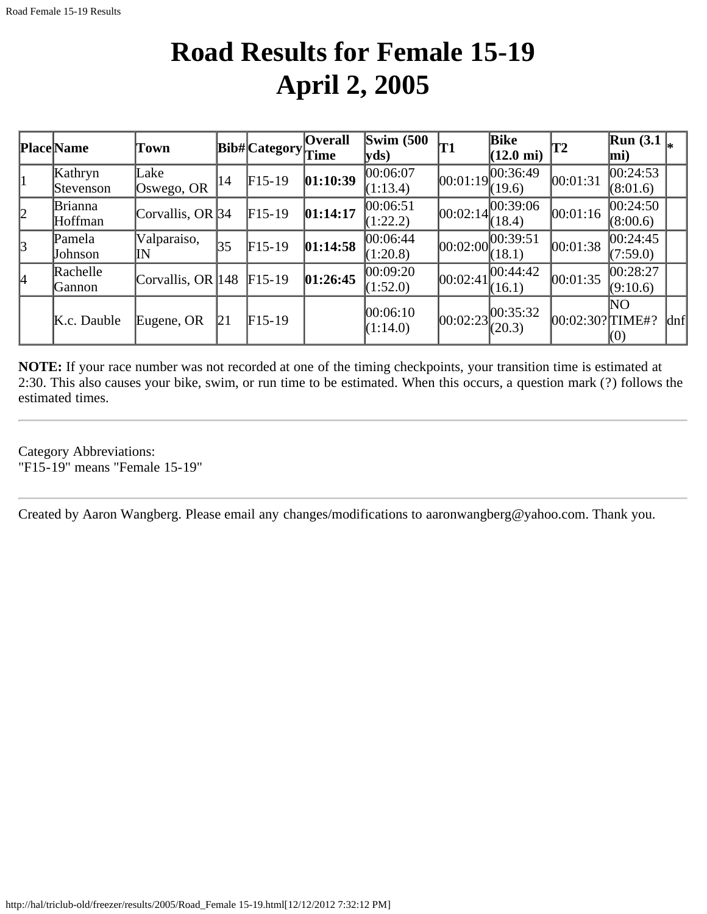# Road Results for Female 15-19
# April 2, 2005

| Place | Name | Town | Bib# | Category | Overall Time | Swim (500 yds) | T1 | Bike (12.0 mi) | T2 | Run (3.1 mi) | * |
|---|---|---|---|---|---|---|---|---|---|---|---|
| 1 | Kathryn Stevenson | Lake Oswego, OR | 14 | F15-19 | **01:10:39** | 00:06:07 (1:13.4) | 00:01:19 | 00:36:49 (19.6) | 00:01:31 | 00:24:53 (8:01.6) | |
| 2 | Brianna Hoffman | Corvallis, OR | 34 | F15-19 | **01:14:17** | 00:06:51 (1:22.2) | 00:02:14 | 00:39:06 (18.4) | 00:01:16 | 00:24:50 (8:00.6) | |
| 3 | Pamela Johnson | Valparaiso, IN | 35 | F15-19 | **01:14:58** | 00:06:44 (1:20.8) | 00:02:00 | 00:39:51 (18.1) | 00:01:38 | 00:24:45 (7:59.0) | |
| 4 | Rachelle Gannon | Corvallis, OR | 148 | F15-19 | **01:26:45** | 00:09:20 (1:52.0) | 00:02:41 | 00:44:42 (16.1) | 00:01:35 | 00:28:27 (9:10.6) | |
| | K.c. Dauble | Eugene, OR | 21 | F15-19 | | 00:06:10 (1:14.0) | 00:02:23 | 00:35:32 (20.3) | 00:02:30? | NO TIME#? (0) | dnf |

**NOTE:** If your race number was not recorded at one of the timing checkpoints, your transition time is estimated at 2:30. This also causes your bike, swim, or run time to be estimated. When this occurs, a question mark (?) follows the estimated times.

---

Category Abbreviations:
"F15-19" means "Female 15-19"

---

Created by Aaron Wangberg. Please email any changes/modifications to aaronwangberg@yahoo.com. Thank you.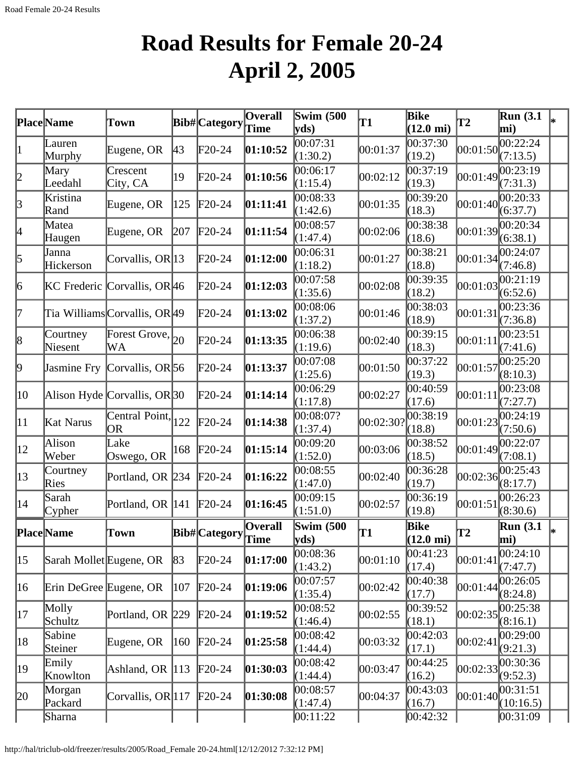# Road Results for Female 20-24
# April 2, 2005

| Place | Name | Town | Bib# | Category | Overall Time | Swim (500 yds) | T1 | Bike (12.0 mi) | T2 | Run (3.1 mi) | * |
|---|---|---|---|---|---|---|---|---|---|---|---|
| 1 | Lauren Murphy | Eugene, OR | 43 | F20-24 | **01:10:52** | 00:07:31 (1:30.2) | 00:01:37 | 00:37:30 (19.2) | 00:01:50 | 00:22:24 (7:13.5) | |
| 2 | Mary Leedahl | Crescent City, CA | 19 | F20-24 | **01:10:56** | 00:06:17 (1:15.4) | 00:02:12 | 00:37:19 (19.3) | 00:01:49 | 00:23:19 (7:31.3) | |
| 3 | Kristina Rand | Eugene, OR | 125 | F20-24 | **01:11:41** | 00:08:33 (1:42.6) | 00:01:35 | 00:39:20 (18.3) | 00:01:40 | 00:20:33 (6:37.7) | |
| 4 | Matea Haugen | Eugene, OR | 207 | F20-24 | **01:11:54** | 00:08:57 (1:47.4) | 00:02:06 | 00:38:38 (18.6) | 00:01:39 | 00:20:34 (6:38.1) | |
| 5 | Janna Hickerson | Corvallis, OR | 13 | F20-24 | **01:12:00** | 00:06:31 (1:18.2) | 00:01:27 | 00:38:21 (18.8) | 00:01:34 | 00:24:07 (7:46.8) | |
| 6 | KC Frederic | Corvallis, OR | 46 | F20-24 | **01:12:03** | 00:07:58 (1:35.6) | 00:02:08 | 00:39:35 (18.2) | 00:01:03 | 00:21:19 (6:52.6) | |
| 7 | Tia Williams | Corvallis, OR | 49 | F20-24 | **01:13:02** | 00:08:06 (1:37.2) | 00:01:46 | 00:38:03 (18.9) | 00:01:31 | 00:23:36 (7:36.8) | |
| 8 | Courtney Niesent | Forest Grove, WA | 20 | F20-24 | **01:13:35** | 00:06:38 (1:19.6) | 00:02:40 | 00:39:15 (18.3) | 00:01:11 | 00:23:51 (7:41.6) | |
| 9 | Jasmine Fry | Corvallis, OR | 56 | F20-24 | **01:13:37** | 00:07:08 (1:25.6) | 00:01:50 | 00:37:22 (19.3) | 00:01:57 | 00:25:20 (8:10.3) | |
| 10 | Alison Hyde | Corvallis, OR | 30 | F20-24 | **01:14:14** | 00:06:29 (1:17.8) | 00:02:27 | 00:40:59 (17.6) | 00:01:11 | 00:23:08 (7:27.7) | |
| 11 | Kat Narus | Central Point, OR | 122 | F20-24 | **01:14:38** | 00:08:07? (1:37.4) | 00:02:30? | 00:38:19 (18.8) | 00:01:23 | 00:24:19 (7:50.6) | |
| 12 | Alison Weber | Lake Oswego, OR | 168 | F20-24 | **01:15:14** | 00:09:20 (1:52.0) | 00:03:06 | 00:38:52 (18.5) | 00:01:49 | 00:22:07 (7:08.1) | |
| 13 | Courtney Ries | Portland, OR | 234 | F20-24 | **01:16:22** | 00:08:55 (1:47.0) | 00:02:40 | 00:36:28 (19.7) | 00:02:36 | 00:25:43 (8:17.7) | |
| 14 | Sarah Cypher | Portland, OR | 141 | F20-24 | **01:16:45** | 00:09:15 (1:51.0) | 00:02:57 | 00:36:19 (19.8) | 00:01:51 | 00:26:23 (8:30.6) | |
| **Place** | **Name** | **Town** | **Bib#** | **Category** | **Overall Time** | **Swim (500 yds)** | **T1** | **Bike (12.0 mi)** | **T2** | **Run (3.1 mi)** | * |
| 15 | Sarah Mollet | Eugene, OR | 83 | F20-24 | **01:17:00** | 00:08:36 (1:43.2) | 00:01:10 | 00:41:23 (17.4) | 00:01:41 | 00:24:10 (7:47.7) | |
| 16 | Erin DeGree | Eugene, OR | 107 | F20-24 | **01:19:06** | 00:07:57 (1:35.4) | 00:02:42 | 00:40:38 (17.7) | 00:01:44 | 00:26:05 (8:24.8) | |
| 17 | Molly Schultz | Portland, OR | 229 | F20-24 | **01:19:52** | 00:08:52 (1:46.4) | 00:02:55 | 00:39:52 (18.1) | 00:02:35 | 00:25:38 (8:16.1) | |
| 18 | Sabine Steiner | Eugene, OR | 160 | F20-24 | **01:25:58** | 00:08:42 (1:44.4) | 00:03:32 | 00:42:03 (17.1) | 00:02:41 | 00:29:00 (9:21.3) | |
| 19 | Emily Knowlton | Ashland, OR | 113 | F20-24 | **01:30:03** | 00:08:42 (1:44.4) | 00:03:47 | 00:44:25 (16.2) | 00:02:33 | 00:30:36 (9:52.3) | |
| 20 | Morgan Packard | Corvallis, OR | 117 | F20-24 | **01:30:08** | 00:08:57 (1:47.4) | 00:04:37 | 00:43:03 (16.7) | 00:01:40 | 00:31:51 (10:16.5) | |
| | Sharna | | | | | 00:11:22 | | 00:42:32 | | 00:31:09 | |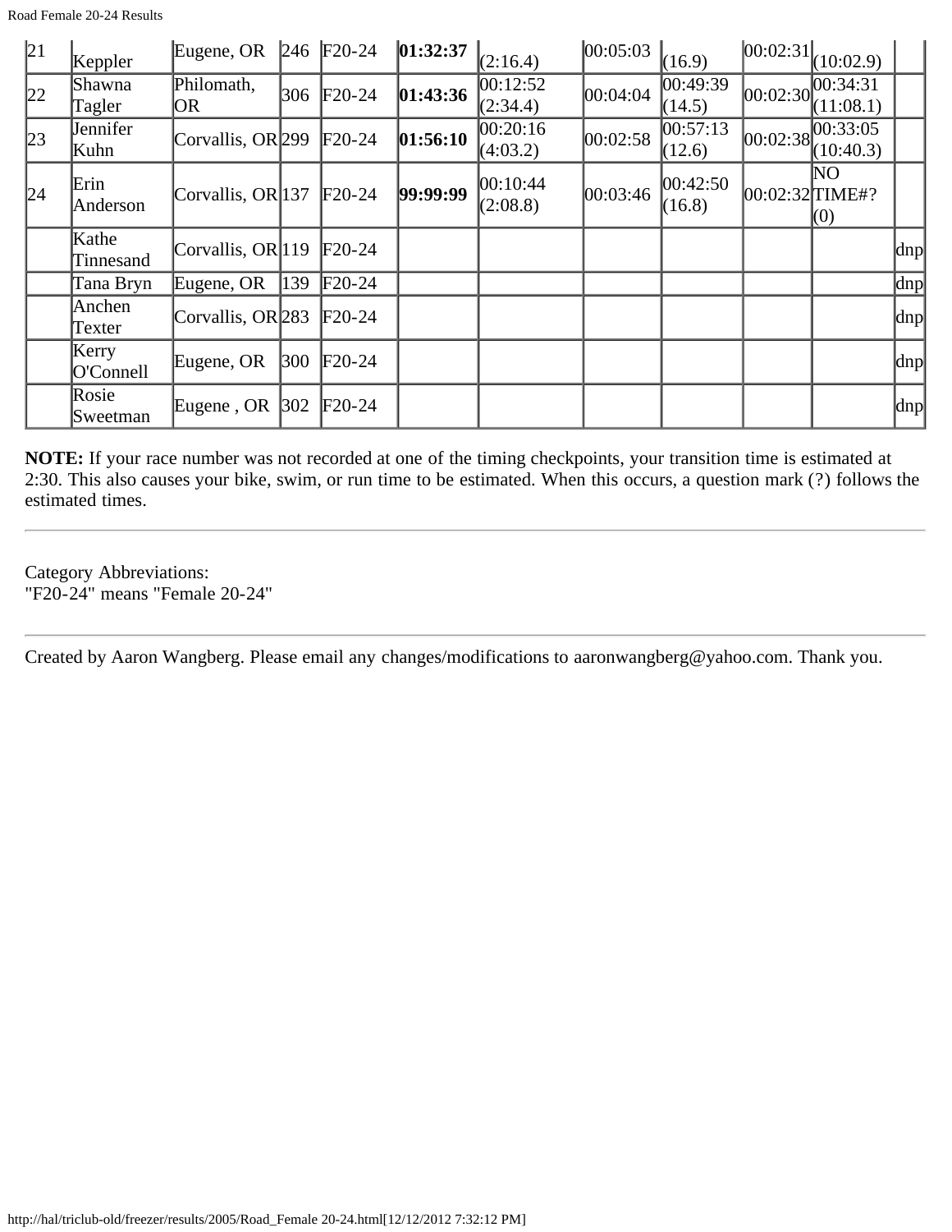| 21 | Keppler | Eugene, OR | 246 | F20-24 | **01:32:37** | (2:16.4) | 00:05:03 | (16.9) | 00:02:31 | (10:02.9) | |
|---|---|---|---|---|---|---|---|---|---|---|---|
| 22 | Shawna Tagler | Philomath, OR | 306 | F20-24 | **01:43:36** | 00:12:52 (2:34.4) | 00:04:04 | 00:49:39 (14.5) | 00:02:30 | 00:34:31 (11:08.1) | |
| 23 | Jennifer Kuhn | Corvallis, OR | 299 | F20-24 | **01:56:10** | 00:20:16 (4:03.2) | 00:02:58 | 00:57:13 (12.6) | 00:02:38 | 00:33:05 (10:40.3) | |
| 24 | Erin Anderson | Corvallis, OR | 137 | F20-24 | **99:99:99** | 00:10:44 (2:08.8) | 00:03:46 | 00:42:50 (16.8) | 00:02:32 | NO TIME#? (0) | |
| | Kathe Tinnesand | Corvallis, OR | 119 | F20-24 | | | | | | | dnp |
| | Tana Bryn | Eugene, OR | 139 | F20-24 | | | | | | | dnp |
| | Anchen Texter | Corvallis, OR | 283 | F20-24 | | | | | | | dnp |
| | Kerry O'Connell | Eugene, OR | 300 | F20-24 | | | | | | | dnp |
| | Rosie Sweetman | Eugene , OR | 302 | F20-24 | | | | | | | dnp |

**NOTE:** If your race number was not recorded at one of the timing checkpoints, your transition time is estimated at 2:30. This also causes your bike, swim, or run time to be estimated. When this occurs, a question mark (?) follows the estimated times.

---

Category Abbreviations:
"F20-24" means "Female 20-24"

---

Created by Aaron Wangberg. Please email any changes/modifications to aaronwangberg@yahoo.com. Thank you.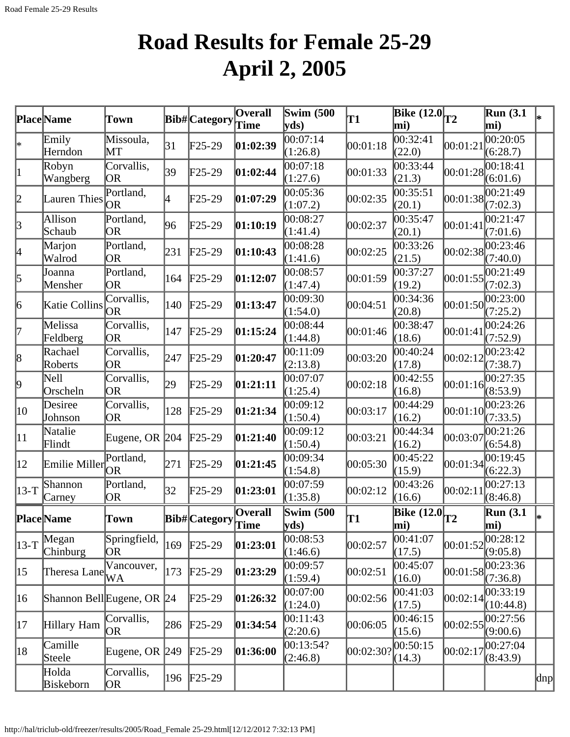# Road Results for Female 25-29
# April 2, 2005

| Place | Name | Town | Bib# | Category | Overall Time | Swim (500 yds) | T1 | Bike (12.0 mi) | T2 | Run (3.1 mi) | * |
|---|---|---|---|---|---|---|---|---|---|---|---|
| * | Emily Herndon | Missoula, MT | 31 | F25-29 | **01:02:39** | 00:07:14 (1:26.8) | 00:01:18 | 00:32:41 (22.0) | 00:01:21 | 00:20:05 (6:28.7) | |
| 1 | Robyn Wangberg | Corvallis, OR | 39 | F25-29 | **01:02:44** | 00:07:18 (1:27.6) | 00:01:33 | 00:33:44 (21.3) | 00:01:28 | 00:18:41 (6:01.6) | |
| 2 | Lauren Thies | Portland, OR | 4 | F25-29 | **01:07:29** | 00:05:36 (1:07.2) | 00:02:35 | 00:35:51 (20.1) | 00:01:38 | 00:21:49 (7:02.3) | |
| 3 | Allison Schaub | Portland, OR | 96 | F25-29 | **01:10:19** | 00:08:27 (1:41.4) | 00:02:37 | 00:35:47 (20.1) | 00:01:41 | 00:21:47 (7:01.6) | |
| 4 | Marjon Walrod | Portland, OR | 231 | F25-29 | **01:10:43** | 00:08:28 (1:41.6) | 00:02:25 | 00:33:26 (21.5) | 00:02:38 | 00:23:46 (7:40.0) | |
| 5 | Joanna Mensher | Portland, OR | 164 | F25-29 | **01:12:07** | 00:08:57 (1:47.4) | 00:01:59 | 00:37:27 (19.2) | 00:01:55 | 00:21:49 (7:02.3) | |
| 6 | Katie Collins | Corvallis, OR | 140 | F25-29 | **01:13:47** | 00:09:30 (1:54.0) | 00:04:51 | 00:34:36 (20.8) | 00:01:50 | 00:23:00 (7:25.2) | |
| 7 | Melissa Feldberg | Corvallis, OR | 147 | F25-29 | **01:15:24** | 00:08:44 (1:44.8) | 00:01:46 | 00:38:47 (18.6) | 00:01:41 | 00:24:26 (7:52.9) | |
| 8 | Rachael Roberts | Corvallis, OR | 247 | F25-29 | **01:20:47** | 00:11:09 (2:13.8) | 00:03:20 | 00:40:24 (17.8) | 00:02:12 | 00:23:42 (7:38.7) | |
| 9 | Nell Orscheln | Corvallis, OR | 29 | F25-29 | **01:21:11** | 00:07:07 (1:25.4) | 00:02:18 | 00:42:55 (16.8) | 00:01:16 | 00:27:35 (8:53.9) | |
| 10 | Desiree Johnson | Corvallis, OR | 128 | F25-29 | **01:21:34** | 00:09:12 (1:50.4) | 00:03:17 | 00:44:29 (16.2) | 00:01:10 | 00:23:26 (7:33.5) | |
| 11 | Natalie Flindt | Eugene, OR | 204 | F25-29 | **01:21:40** | 00:09:12 (1:50.4) | 00:03:21 | 00:44:34 (16.2) | 00:03:07 | 00:21:26 (6:54.8) | |
| 12 | Emilie Miller | Portland, OR | 271 | F25-29 | **01:21:45** | 00:09:34 (1:54.8) | 00:05:30 | 00:45:22 (15.9) | 00:01:34 | 00:19:45 (6:22.3) | |
| 13-T | Shannon Carney | Portland, OR | 32 | F25-29 | **01:23:01** | 00:07:59 (1:35.8) | 00:02:12 | 00:43:26 (16.6) | 00:02:11 | 00:27:13 (8:46.8) | |
| 13-T | Megan Chinburg | Springfield, OR | 169 | F25-29 | **01:23:01** | 00:08:53 (1:46.6) | 00:02:57 | 00:41:07 (17.5) | 00:01:52 | 00:28:12 (9:05.8) | |
| 15 | Theresa Lane | Vancouver, WA | 173 | F25-29 | **01:23:29** | 00:09:57 (1:59.4) | 00:02:51 | 00:45:07 (16.0) | 00:01:58 | 00:23:36 (7:36.8) | |
| 16 | Shannon Bell | Eugene, OR | 24 | F25-29 | **01:26:32** | 00:07:00 (1:24.0) | 00:02:56 | 00:41:03 (17.5) | 00:02:14 | 00:33:19 (10:44.8) | |
| 17 | Hillary Ham | Corvallis, OR | 286 | F25-29 | **01:34:54** | 00:11:43 (2:20.6) | 00:06:05 | 00:46:15 (15.6) | 00:02:55 | 00:27:56 (9:00.6) | |
| 18 | Camille Steele | Eugene, OR | 249 | F25-29 | **01:36:00** | 00:13:54? (2:46.8) | 00:02:30? | 00:50:15 (14.3) | 00:02:17 | 00:27:04 (8:43.9) | |
| | Holda Biskeborn | Corvallis, OR | 196 | F25-29 | | | | | | | dnp |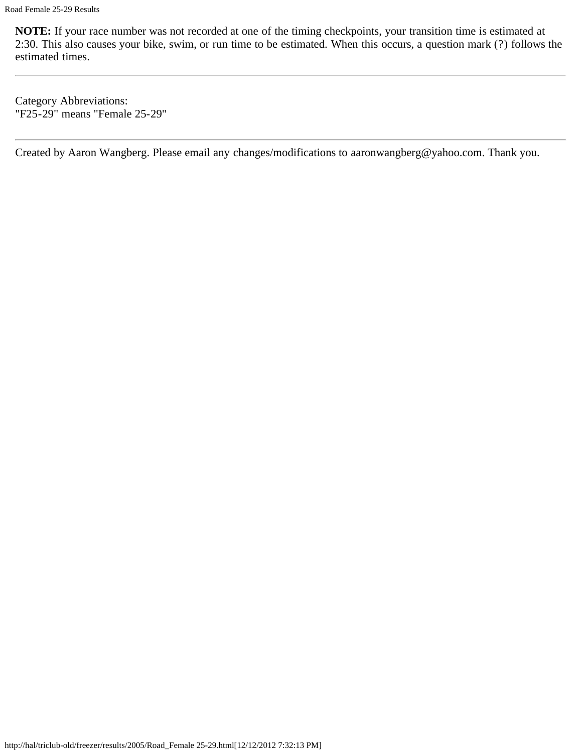**NOTE:** If your race number was not recorded at one of the timing checkpoints, your transition time is estimated at 2:30. This also causes your bike, swim, or run time to be estimated. When this occurs, a question mark (?) follows the estimated times.

---

Category Abbreviations:
"F25-29" means "Female 25-29"

---

Created by Aaron Wangberg. Please email any changes/modifications to aaronwangberg@yahoo.com. Thank you.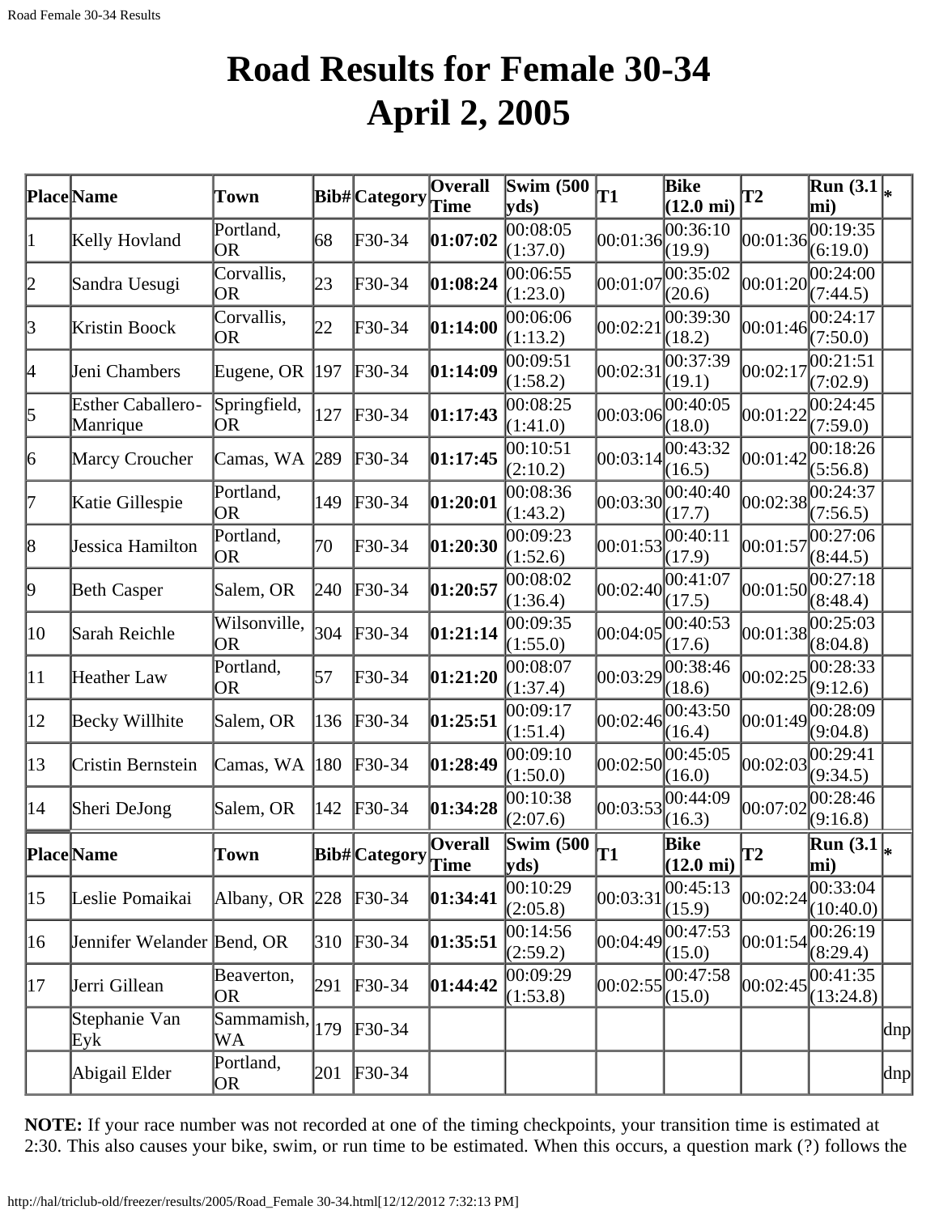# Road Results for Female 30-34
# April 2, 2005

| Place | Name | Town | Bib# | Category | Overall Time | Swim (500 yds) | T1 | Bike (12.0 mi) | T2 | Run (3.1 mi) | * |
|---|---|---|---|---|---|---|---|---|---|---|---|
| 1 | Kelly Hovland | Portland, OR | 68 | F30-34 | **01:07:02** | 00:08:05 (1:37.0) | 00:01:36 | 00:36:10 (19.9) | 00:01:36 | 00:19:35 (6:19.0) | |
| 2 | Sandra Uesugi | Corvallis, OR | 23 | F30-34 | **01:08:24** | 00:06:55 (1:23.0) | 00:01:07 | 00:35:02 (20.6) | 00:01:20 | 00:24:00 (7:44.5) | |
| 3 | Kristin Boock | Corvallis, OR | 22 | F30-34 | **01:14:00** | 00:06:06 (1:13.2) | 00:02:21 | 00:39:30 (18.2) | 00:01:46 | 00:24:17 (7:50.0) | |
| 4 | Jeni Chambers | Eugene, OR | 197 | F30-34 | **01:14:09** | 00:09:51 (1:58.2) | 00:02:31 | 00:37:39 (19.1) | 00:02:17 | 00:21:51 (7:02.9) | |
| 5 | Esther Caballero-Manrique | Springfield, OR | 127 | F30-34 | **01:17:43** | 00:08:25 (1:41.0) | 00:03:06 | 00:40:05 (18.0) | 00:01:22 | 00:24:45 (7:59.0) | |
| 6 | Marcy Croucher | Camas, WA | 289 | F30-34 | **01:17:45** | 00:10:51 (2:10.2) | 00:03:14 | 00:43:32 (16.5) | 00:01:42 | 00:18:26 (5:56.8) | |
| 7 | Katie Gillespie | Portland, OR | 149 | F30-34 | **01:20:01** | 00:08:36 (1:43.2) | 00:03:30 | 00:40:40 (17.7) | 00:02:38 | 00:24:37 (7:56.5) | |
| 8 | Jessica Hamilton | Portland, OR | 70 | F30-34 | **01:20:30** | 00:09:23 (1:52.6) | 00:01:53 | 00:40:11 (17.9) | 00:01:57 | 00:27:06 (8:44.5) | |
| 9 | Beth Casper | Salem, OR | 240 | F30-34 | **01:20:57** | 00:08:02 (1:36.4) | 00:02:40 | 00:41:07 (17.5) | 00:01:50 | 00:27:18 (8:48.4) | |
| 10 | Sarah Reichle | Wilsonville, OR | 304 | F30-34 | **01:21:14** | 00:09:35 (1:55.0) | 00:04:05 | 00:40:53 (17.6) | 00:01:38 | 00:25:03 (8:04.8) | |
| 11 | Heather Law | Portland, OR | 57 | F30-34 | **01:21:20** | 00:08:07 (1:37.4) | 00:03:29 | 00:38:46 (18.6) | 00:02:25 | 00:28:33 (9:12.6) | |
| 12 | Becky Willhite | Salem, OR | 136 | F30-34 | **01:25:51** | 00:09:17 (1:51.4) | 00:02:46 | 00:43:50 (16.4) | 00:01:49 | 00:28:09 (9:04.8) | |
| 13 | Cristin Bernstein | Camas, WA | 180 | F30-34 | **01:28:49** | 00:09:10 (1:50.0) | 00:02:50 | 00:45:05 (16.0) | 00:02:03 | 00:29:41 (9:34.5) | |
| 14 | Sheri DeJong | Salem, OR | 142 | F30-34 | **01:34:28** | 00:10:38 (2:07.6) | 00:03:53 | 00:44:09 (16.3) | 00:07:02 | 00:28:46 (9:16.8) | |
| **Place** | **Name** | **Town** | **Bib#** | **Category** | **Overall Time** | **Swim (500 yds)** | **T1** | **Bike (12.0 mi)** | **T2** | **Run (3.1 mi)** | ***** |
| 15 | Leslie Pomaikai | Albany, OR | 228 | F30-34 | **01:34:41** | 00:10:29 (2:05.8) | 00:03:31 | 00:45:13 (15.9) | 00:02:24 | 00:33:04 (10:40.0) | |
| 16 | Jennifer Welander | Bend, OR | 310 | F30-34 | **01:35:51** | 00:14:56 (2:59.2) | 00:04:49 | 00:47:53 (15.0) | 00:01:54 | 00:26:19 (8:29.4) | |
| 17 | Jerri Gillean | Beaverton, OR | 291 | F30-34 | **01:44:42** | 00:09:29 (1:53.8) | 00:02:55 | 00:47:58 (15.0) | 00:02:45 | 00:41:35 (13:24.8) | |
| | Stephanie Van Eyk | Sammamish, WA | 179 | F30-34 | | | | | | | dnp |
| | Abigail Elder | Portland, OR | 201 | F30-34 | | | | | | | dnp |

**NOTE:** If your race number was not recorded at one of the timing checkpoints, your transition time is estimated at 2:30. This also causes your bike, swim, or run time to be estimated. When this occurs, a question mark (?) follows the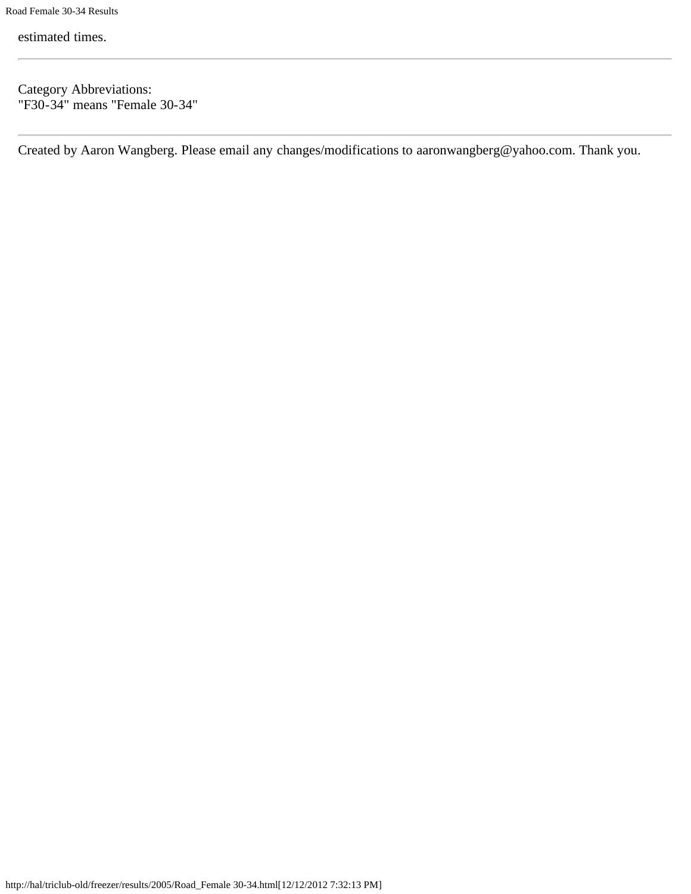estimated times.

---

Category Abbreviations:
"F30-34" means "Female 30-34"

---

Created by Aaron Wangberg. Please email any changes/modifications to aaronwangberg@yahoo.com. Thank you.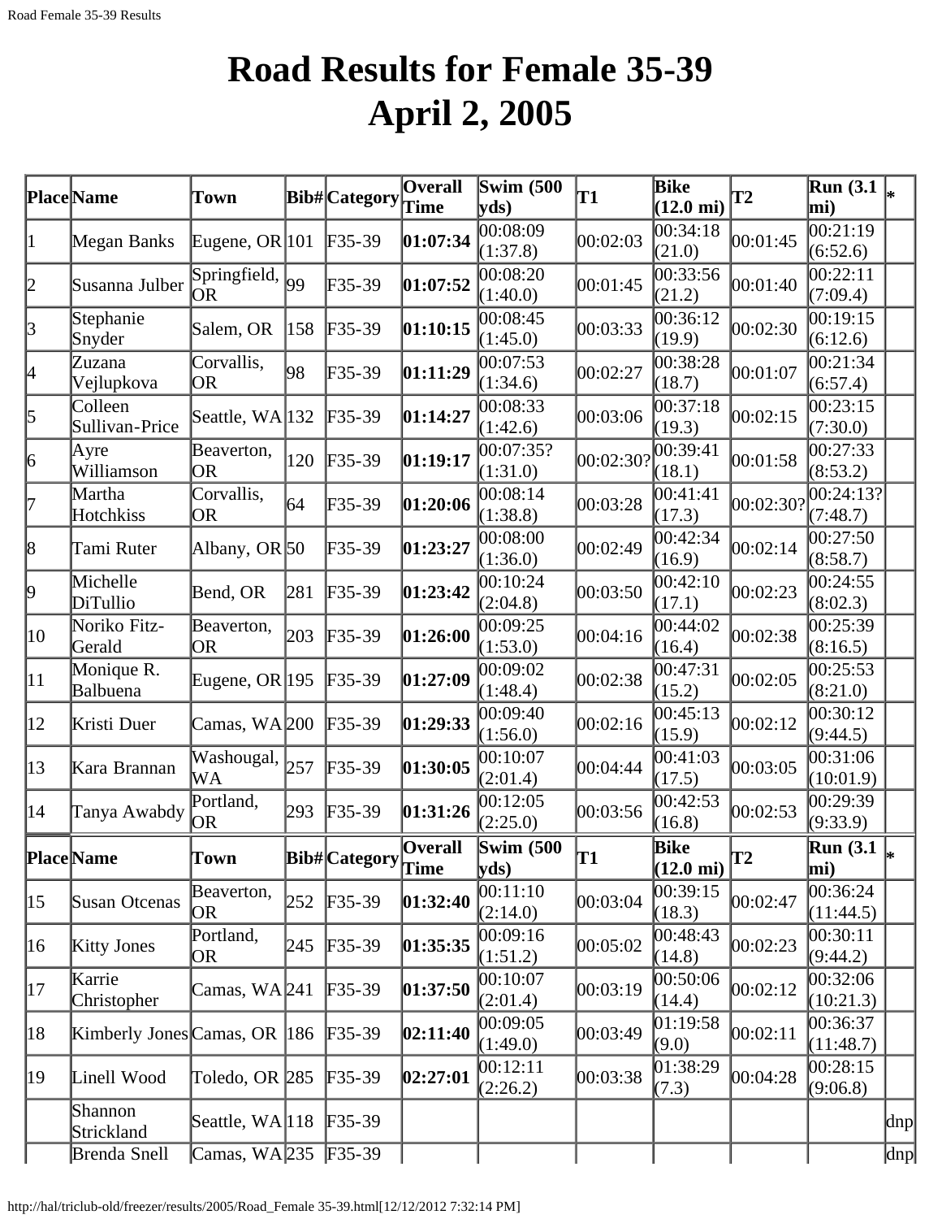# Road Results for Female 35-39 April 2, 2005

| Place | Name | Town | Bib# | Category | Overall Time | Swim (500 yds) | T1 | Bike (12.0 mi) | T2 | Run (3.1 mi) | * |
|---|---|---|---|---|---|---|---|---|---|---|---|
| 1 | Megan Banks | Eugene, OR | 101 | F35-39 | **01:07:34** | 00:08:09 (1:37.8) | 00:02:03 | 00:34:18 (21.0) | 00:01:45 | 00:21:19 (6:52.6) | |
| 2 | Susanna Julber | Springfield, OR | 99 | F35-39 | **01:07:52** | 00:08:20 (1:40.0) | 00:01:45 | 00:33:56 (21.2) | 00:01:40 | 00:22:11 (7:09.4) | |
| 3 | Stephanie Snyder | Salem, OR | 158 | F35-39 | **01:10:15** | 00:08:45 (1:45.0) | 00:03:33 | 00:36:12 (19.9) | 00:02:30 | 00:19:15 (6:12.6) | |
| 4 | Zuzana Vejlupkova | Corvallis, OR | 98 | F35-39 | **01:11:29** | 00:07:53 (1:34.6) | 00:02:27 | 00:38:28 (18.7) | 00:01:07 | 00:21:34 (6:57.4) | |
| 5 | Colleen Sullivan-Price | Seattle, WA | 132 | F35-39 | **01:14:27** | 00:08:33 (1:42.6) | 00:03:06 | 00:37:18 (19.3) | 00:02:15 | 00:23:15 (7:30.0) | |
| 6 | Ayre Williamson | Beaverton, OR | 120 | F35-39 | **01:19:17** | 00:07:35? (1:31.0) | 00:02:30? | 00:39:41 (18.1) | 00:01:58 | 00:27:33 (8:53.2) | |
| 7 | Martha Hotchkiss | Corvallis, OR | 64 | F35-39 | **01:20:06** | 00:08:14 (1:38.8) | 00:03:28 | 00:41:41 (17.3) | 00:02:30? | 00:24:13? (7:48.7) | |
| 8 | Tami Ruter | Albany, OR | 50 | F35-39 | **01:23:27** | 00:08:00 (1:36.0) | 00:02:49 | 00:42:34 (16.9) | 00:02:14 | 00:27:50 (8:58.7) | |
| 9 | Michelle DiTullio | Bend, OR | 281 | F35-39 | **01:23:42** | 00:10:24 (2:04.8) | 00:03:50 | 00:42:10 (17.1) | 00:02:23 | 00:24:55 (8:02.3) | |
| 10 | Noriko Fitz-Gerald | Beaverton, OR | 203 | F35-39 | **01:26:00** | 00:09:25 (1:53.0) | 00:04:16 | 00:44:02 (16.4) | 00:02:38 | 00:25:39 (8:16.5) | |
| 11 | Monique R. Balbuena | Eugene, OR | 195 | F35-39 | **01:27:09** | 00:09:02 (1:48.4) | 00:02:38 | 00:47:31 (15.2) | 00:02:05 | 00:25:53 (8:21.0) | |
| 12 | Kristi Duer | Camas, WA | 200 | F35-39 | **01:29:33** | 00:09:40 (1:56.0) | 00:02:16 | 00:45:13 (15.9) | 00:02:12 | 00:30:12 (9:44.5) | |
| 13 | Kara Brannan | Washougal, WA | 257 | F35-39 | **01:30:05** | 00:10:07 (2:01.4) | 00:04:44 | 00:41:03 (17.5) | 00:03:05 | 00:31:06 (10:01.9) | |
| 14 | Tanya Awabdy | Portland, OR | 293 | F35-39 | **01:31:26** | 00:12:05 (2:25.0) | 00:03:56 | 00:42:53 (16.8) | 00:02:53 | 00:29:39 (9:33.9) | |
| **Place** | **Name** | **Town** | **Bib#** | **Category** | **Overall Time** | **Swim (500 yds)** | **T1** | **Bike (12.0 mi)** | **T2** | **Run (3.1 mi)** | ***** |
| 15 | Susan Otcenas | Beaverton, OR | 252 | F35-39 | **01:32:40** | 00:11:10 (2:14.0) | 00:03:04 | 00:39:15 (18.3) | 00:02:47 | 00:36:24 (11:44.5) | |
| 16 | Kitty Jones | Portland, OR | 245 | F35-39 | **01:35:35** | 00:09:16 (1:51.2) | 00:05:02 | 00:48:43 (14.8) | 00:02:23 | 00:30:11 (9:44.2) | |
| 17 | Karrie Christopher | Camas, WA | 241 | F35-39 | **01:37:50** | 00:10:07 (2:01.4) | 00:03:19 | 00:50:06 (14.4) | 00:02:12 | 00:32:06 (10:21.3) | |
| 18 | Kimberly Jones | Camas, OR | 186 | F35-39 | **02:11:40** | 00:09:05 (1:49.0) | 00:03:49 | 01:19:58 (9.0) | 00:02:11 | 00:36:37 (11:48.7) | |
| 19 | Linell Wood | Toledo, OR | 285 | F35-39 | **02:27:01** | 00:12:11 (2:26.2) | 00:03:38 | 01:38:29 (7.3) | 00:04:28 | 00:28:15 (9:06.8) | |
| | Shannon Strickland | Seattle, WA | 118 | F35-39 | | | | | | | dnp |
| | Brenda Snell | Camas, WA | 235 | F35-39 | | | | | | | dnp |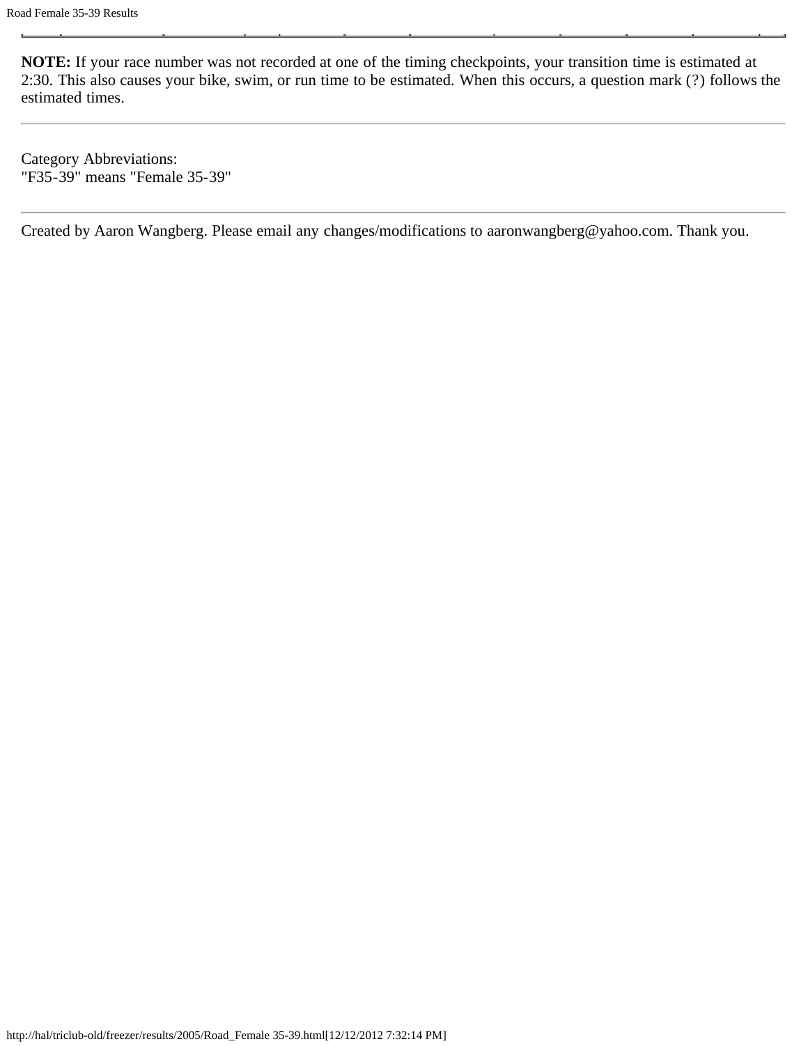**NOTE:** If your race number was not recorded at one of the timing checkpoints, your transition time is estimated at 2:30. This also causes your bike, swim, or run time to be estimated. When this occurs, a question mark (?) follows the estimated times.

---

Category Abbreviations:
"F35-39" means "Female 35-39"

---

Created by Aaron Wangberg. Please email any changes/modifications to aaronwangberg@yahoo.com. Thank you.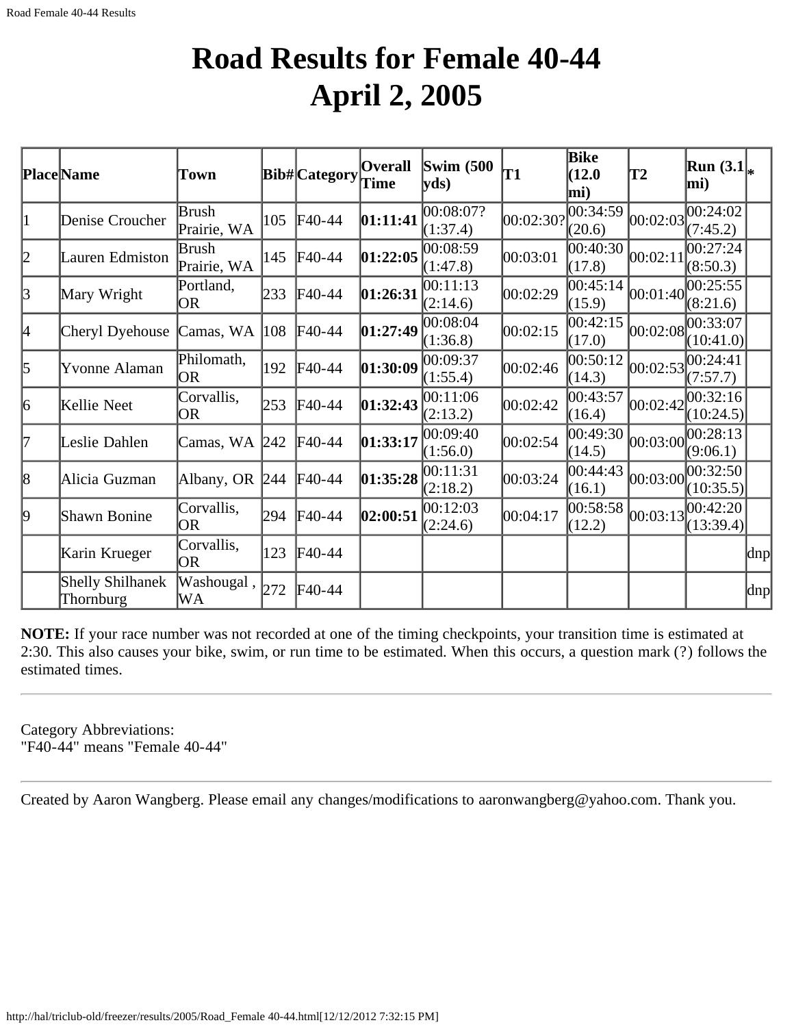# Road Results for Female 40-44
# April 2, 2005

| Place | Name | Town | Bib# | Category | Overall Time | Swim (500 yds) | T1 | Bike (12.0 mi) | T2 | Run (3.1 mi) | * |
|---|---|---|---|---|---|---|---|---|---|---|---|
| 1 | Denise Croucher | Brush Prairie, WA | 105 | F40-44 | **01:11:41** | 00:08:07? (1:37.4) | 00:02:30? | 00:34:59 (20.6) | 00:02:03 | 00:24:02 (7:45.2) | |
| 2 | Lauren Edmiston | Brush Prairie, WA | 145 | F40-44 | **01:22:05** | 00:08:59 (1:47.8) | 00:03:01 | 00:40:30 (17.8) | 00:02:11 | 00:27:24 (8:50.3) | |
| 3 | Mary Wright | Portland, OR | 233 | F40-44 | **01:26:31** | 00:11:13 (2:14.6) | 00:02:29 | 00:45:14 (15.9) | 00:01:40 | 00:25:55 (8:21.6) | |
| 4 | Cheryl Dyehouse | Camas, WA | 108 | F40-44 | **01:27:49** | 00:08:04 (1:36.8) | 00:02:15 | 00:42:15 (17.0) | 00:02:08 | 00:33:07 (10:41.0) | |
| 5 | Yvonne Alaman | Philomath, OR | 192 | F40-44 | **01:30:09** | 00:09:37 (1:55.4) | 00:02:46 | 00:50:12 (14.3) | 00:02:53 | 00:24:41 (7:57.7) | |
| 6 | Kellie Neet | Corvallis, OR | 253 | F40-44 | **01:32:43** | 00:11:06 (2:13.2) | 00:02:42 | 00:43:57 (16.4) | 00:02:42 | 00:32:16 (10:24.5) | |
| 7 | Leslie Dahlen | Camas, WA | 242 | F40-44 | **01:33:17** | 00:09:40 (1:56.0) | 00:02:54 | 00:49:30 (14.5) | 00:03:00 | 00:28:13 (9:06.1) | |
| 8 | Alicia Guzman | Albany, OR | 244 | F40-44 | **01:35:28** | 00:11:31 (2:18.2) | 00:03:24 | 00:44:43 (16.1) | 00:03:00 | 00:32:50 (10:35.5) | |
| 9 | Shawn Bonine | Corvallis, OR | 294 | F40-44 | **02:00:51** | 00:12:03 (2:24.6) | 00:04:17 | 00:58:58 (12.2) | 00:03:13 | 00:42:20 (13:39.4) | |
| | Karin Krueger | Corvallis, OR | 123 | F40-44 | | | | | | | dnp |
| | Shelly Shilhanek Thornburg | Washougal , WA | 272 | F40-44 | | | | | | | dnp |

**NOTE:** If your race number was not recorded at one of the timing checkpoints, your transition time is estimated at 2:30. This also causes your bike, swim, or run time to be estimated. When this occurs, a question mark (?) follows the estimated times.

---

Category Abbreviations:
"F40-44" means "Female 40-44"

---

Created by Aaron Wangberg. Please email any changes/modifications to aaronwangberg@yahoo.com. Thank you.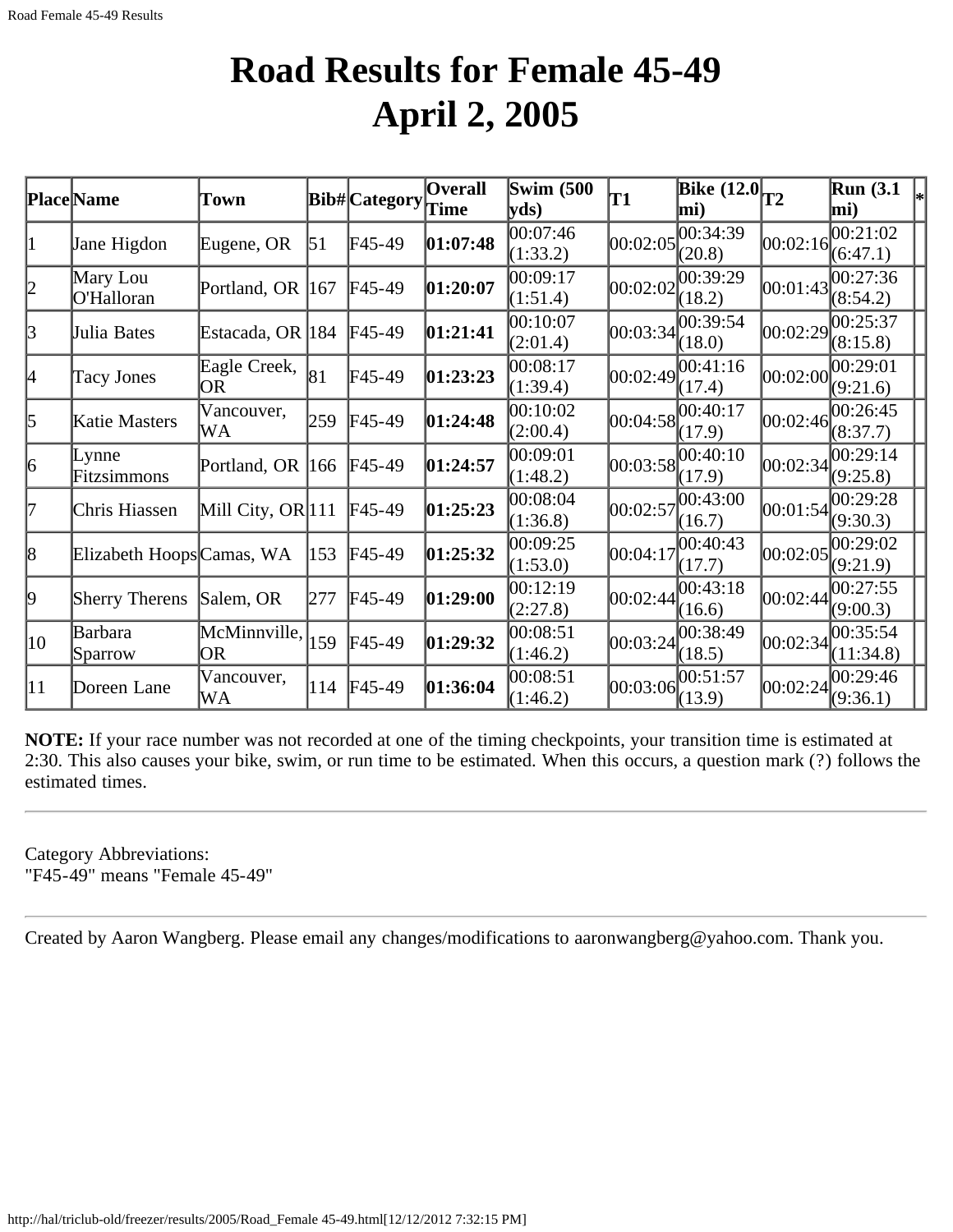# Road Results for Female 45-49
# April 2, 2005

| Place | Name | Town | Bib# | Category | Overall Time | Swim (500 yds) | T1 | Bike (12.0 mi) | T2 | Run (3.1 mi) | * |
|---|---|---|---|---|---|---|---|---|---|---|---|
| 1 | Jane Higdon | Eugene, OR | 51 | F45-49 | **01:07:48** | 00:07:46 (1:33.2) | 00:02:05 | 00:34:39 (20.8) | 00:02:16 | 00:21:02 (6:47.1) | |
| 2 | Mary Lou O'Halloran | Portland, OR | 167 | F45-49 | **01:20:07** | 00:09:17 (1:51.4) | 00:02:02 | 00:39:29 (18.2) | 00:01:43 | 00:27:36 (8:54.2) | |
| 3 | Julia Bates | Estacada, OR | 184 | F45-49 | **01:21:41** | 00:10:07 (2:01.4) | 00:03:34 | 00:39:54 (18.0) | 00:02:29 | 00:25:37 (8:15.8) | |
| 4 | Tacy Jones | Eagle Creek, OR | 81 | F45-49 | **01:23:23** | 00:08:17 (1:39.4) | 00:02:49 | 00:41:16 (17.4) | 00:02:00 | 00:29:01 (9:21.6) | |
| 5 | Katie Masters | Vancouver, WA | 259 | F45-49 | **01:24:48** | 00:10:02 (2:00.4) | 00:04:58 | 00:40:17 (17.9) | 00:02:46 | 00:26:45 (8:37.7) | |
| 6 | Lynne Fitzsimmons | Portland, OR | 166 | F45-49 | **01:24:57** | 00:09:01 (1:48.2) | 00:03:58 | 00:40:10 (17.9) | 00:02:34 | 00:29:14 (9:25.8) | |
| 7 | Chris Hiassen | Mill City, OR | 111 | F45-49 | **01:25:23** | 00:08:04 (1:36.8) | 00:02:57 | 00:43:00 (16.7) | 00:01:54 | 00:29:28 (9:30.3) | |
| 8 | Elizabeth Hoops | Camas, WA | 153 | F45-49 | **01:25:32** | 00:09:25 (1:53.0) | 00:04:17 | 00:40:43 (17.7) | 00:02:05 | 00:29:02 (9:21.9) | |
| 9 | Sherry Therens | Salem, OR | 277 | F45-49 | **01:29:00** | 00:12:19 (2:27.8) | 00:02:44 | 00:43:18 (16.6) | 00:02:44 | 00:27:55 (9:00.3) | |
| 10 | Barbara Sparrow | McMinnville, OR | 159 | F45-49 | **01:29:32** | 00:08:51 (1:46.2) | 00:03:24 | 00:38:49 (18.5) | 00:02:34 | 00:35:54 (11:34.8) | |
| 11 | Doreen Lane | Vancouver, WA | 114 | F45-49 | **01:36:04** | 00:08:51 (1:46.2) | 00:03:06 | 00:51:57 (13.9) | 00:02:24 | 00:29:46 (9:36.1) | |

**NOTE:** If your race number was not recorded at one of the timing checkpoints, your transition time is estimated at 2:30. This also causes your bike, swim, or run time to be estimated. When this occurs, a question mark (?) follows the estimated times.

---

Category Abbreviations:
"F45-49" means "Female 45-49"

---

Created by Aaron Wangberg. Please email any changes/modifications to aaronwangberg@yahoo.com. Thank you.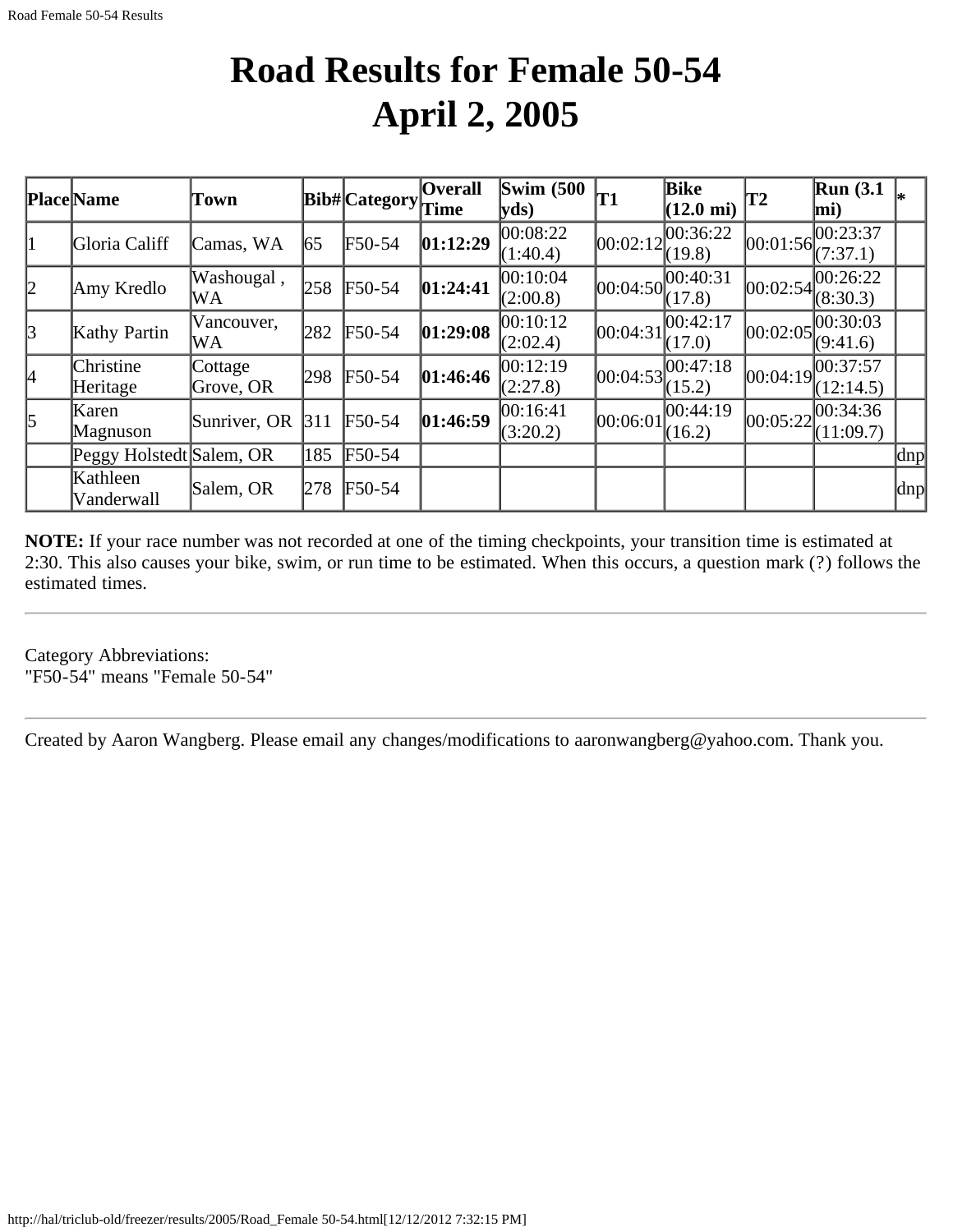# Road Results for Female 50-54
# April 2, 2005

| Place | Name | Town | Bib# | Category | Overall Time | Swim (500 yds) | T1 | Bike (12.0 mi) | T2 | Run (3.1 mi) | * |
|---|---|---|---|---|---|---|---|---|---|---|---|
| 1 | Gloria Califf | Camas, WA | 65 | F50-54 | **01:12:29** | 00:08:22 (1:40.4) | 00:02:12 | 00:36:22 (19.8) | 00:01:56 | 00:23:37 (7:37.1) | |
| 2 | Amy Kredlo | Washougal , WA | 258 | F50-54 | **01:24:41** | 00:10:04 (2:00.8) | 00:04:50 | 00:40:31 (17.8) | 00:02:54 | 00:26:22 (8:30.3) | |
| 3 | Kathy Partin | Vancouver, WA | 282 | F50-54 | **01:29:08** | 00:10:12 (2:02.4) | 00:04:31 | 00:42:17 (17.0) | 00:02:05 | 00:30:03 (9:41.6) | |
| 4 | Christine Heritage | Cottage Grove, OR | 298 | F50-54 | **01:46:46** | 00:12:19 (2:27.8) | 00:04:53 | 00:47:18 (15.2) | 00:04:19 | 00:37:57 (12:14.5) | |
| 5 | Karen Magnuson | Sunriver, OR | 311 | F50-54 | **01:46:59** | 00:16:41 (3:20.2) | 00:06:01 | 00:44:19 (16.2) | 00:05:22 | 00:34:36 (11:09.7) | |
| | Peggy Holstedt | Salem, OR | 185 | F50-54 | | | | | | | dnp |
| | Kathleen Vanderwall | Salem, OR | 278 | F50-54 | | | | | | | dnp |

**NOTE:** If your race number was not recorded at one of the timing checkpoints, your transition time is estimated at 2:30. This also causes your bike, swim, or run time to be estimated. When this occurs, a question mark (?) follows the estimated times.

---

Category Abbreviations:
"F50-54" means "Female 50-54"

---

Created by Aaron Wangberg. Please email any changes/modifications to aaronwangberg@yahoo.com. Thank you.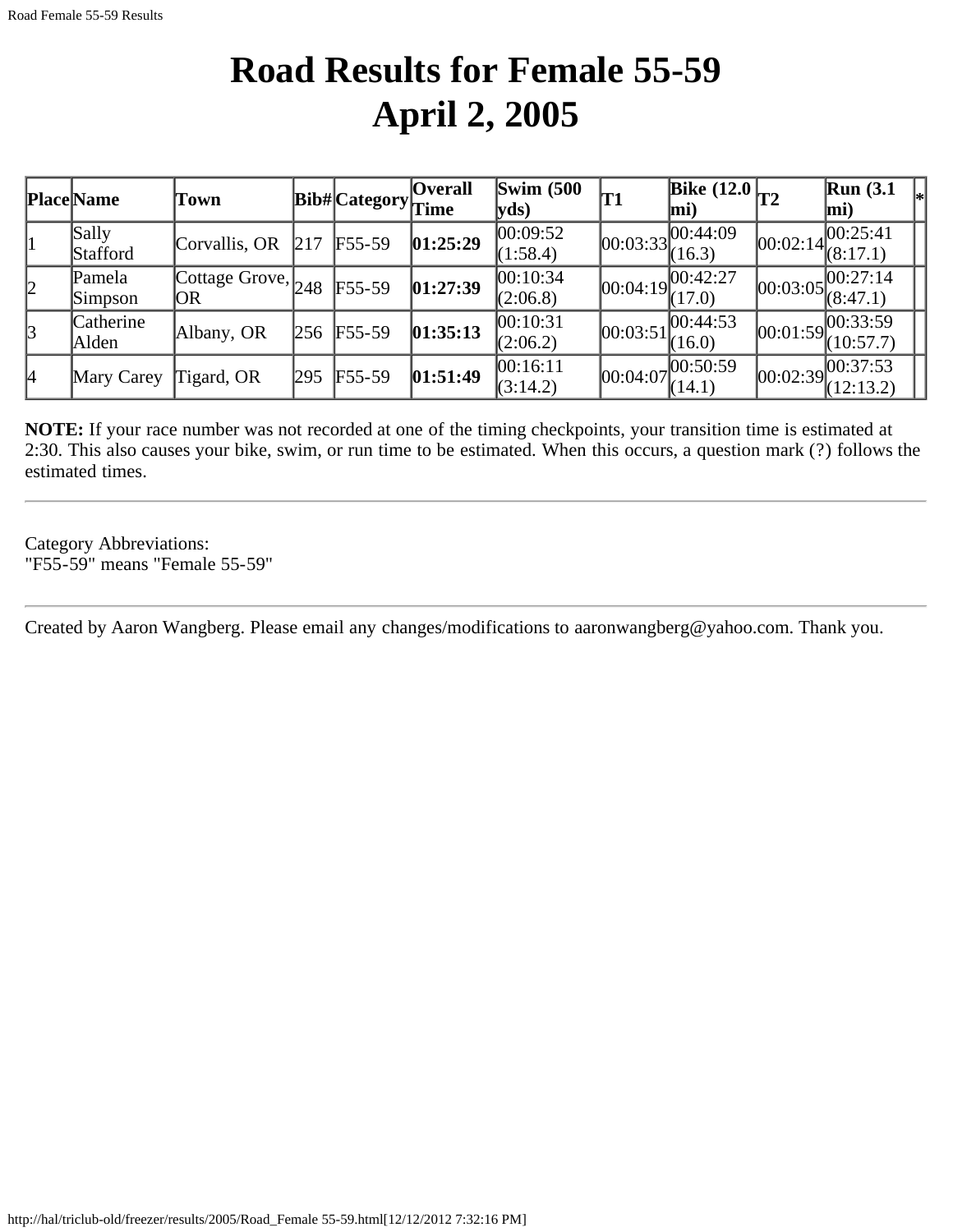# Road Results for Female 55-59
# April 2, 2005

| Place | Name | Town | Bib# | Category | Overall Time | Swim (500 yds) | T1 | Bike (12.0 mi) | T2 | Run (3.1 mi) | * |
|---|---|---|---|---|---|---|---|---|---|---|---|
| 1 | Sally Stafford | Corvallis, OR | 217 | F55-59 | **01:25:29** | 00:09:52 (1:58.4) | 00:03:33 | 00:44:09 (16.3) | 00:02:14 | 00:25:41 (8:17.1) | |
| 2 | Pamela Simpson | Cottage Grove, OR | 248 | F55-59 | **01:27:39** | 00:10:34 (2:06.8) | 00:04:19 | 00:42:27 (17.0) | 00:03:05 | 00:27:14 (8:47.1) | |
| 3 | Catherine Alden | Albany, OR | 256 | F55-59 | **01:35:13** | 00:10:31 (2:06.2) | 00:03:51 | 00:44:53 (16.0) | 00:01:59 | 00:33:59 (10:57.7) | |
| 4 | Mary Carey | Tigard, OR | 295 | F55-59 | **01:51:49** | 00:16:11 (3:14.2) | 00:04:07 | 00:50:59 (14.1) | 00:02:39 | 00:37:53 (12:13.2) | |

**NOTE:** If your race number was not recorded at one of the timing checkpoints, your transition time is estimated at 2:30. This also causes your bike, swim, or run time to be estimated. When this occurs, a question mark (?) follows the estimated times.

---

Category Abbreviations:
"F55-59" means "Female 55-59"

---

Created by Aaron Wangberg. Please email any changes/modifications to aaronwangberg@yahoo.com. Thank you.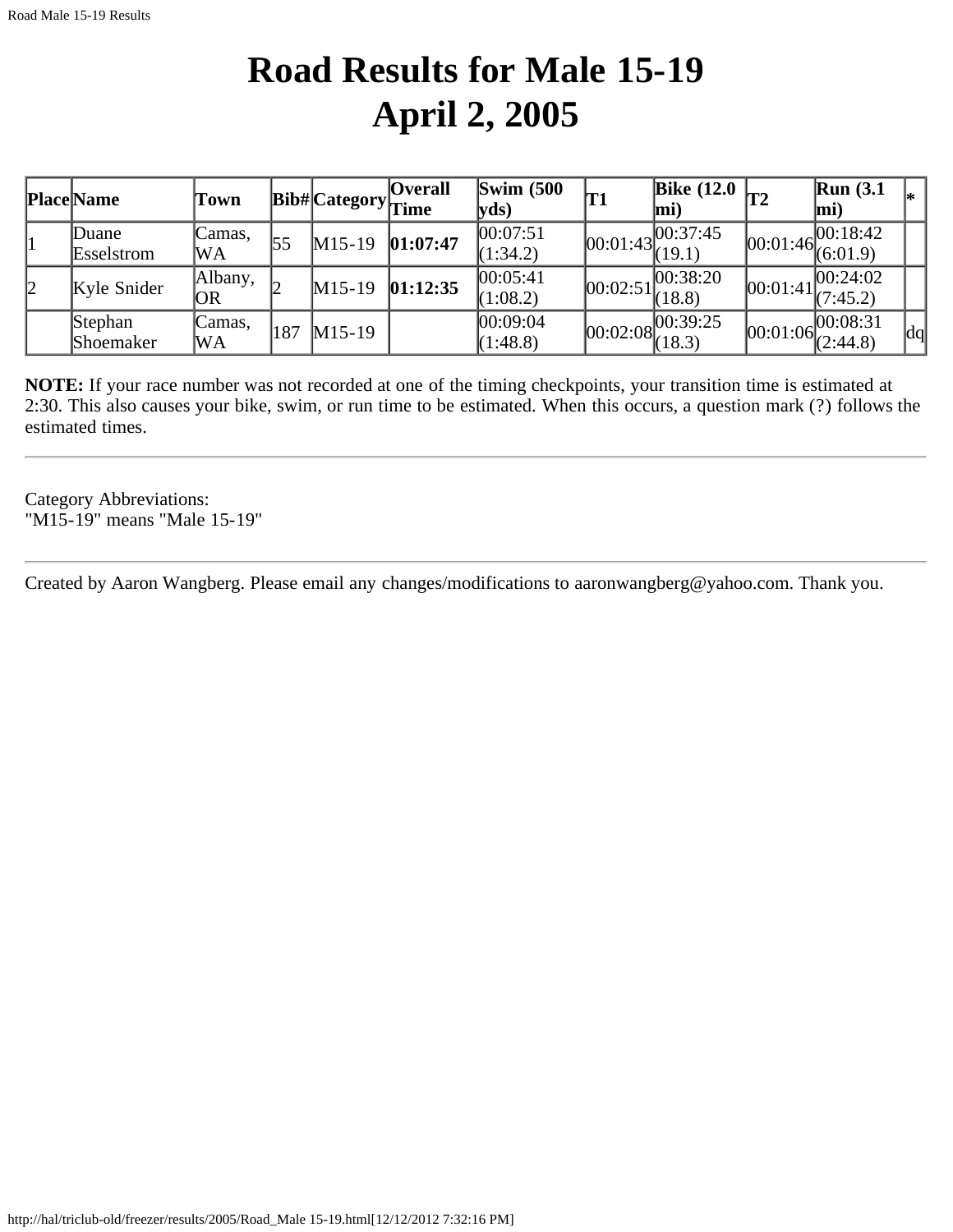# Road Results for Male 15-19
# April 2, 2005

| Place | Name | Town | Bib# | Category | Overall Time | Swim (500 yds) | T1 | Bike (12.0 mi) | T2 | Run (3.1 mi) | * |
|---|---|---|---|---|---|---|---|---|---|---|---|
| 1 | Duane Esselstrom | Camas, WA | 55 | M15-19 | **01:07:47** | 00:07:51 (1:34.2) | 00:01:43 | 00:37:45 (19.1) | 00:01:46 | 00:18:42 (6:01.9) | |
| 2 | Kyle Snider | Albany, OR | 2 | M15-19 | **01:12:35** | 00:05:41 (1:08.2) | 00:02:51 | 00:38:20 (18.8) | 00:01:41 | 00:24:02 (7:45.2) | |
| | Stephan Shoemaker | Camas, WA | 187 | M15-19 | | 00:09:04 (1:48.8) | 00:02:08 | 00:39:25 (18.3) | 00:01:06 | 00:08:31 (2:44.8) | dq |

**NOTE:** If your race number was not recorded at one of the timing checkpoints, your transition time is estimated at 2:30. This also causes your bike, swim, or run time to be estimated. When this occurs, a question mark (?) follows the estimated times.

---

Category Abbreviations:
"M15-19" means "Male 15-19"

---

Created by Aaron Wangberg. Please email any changes/modifications to aaronwangberg@yahoo.com. Thank you.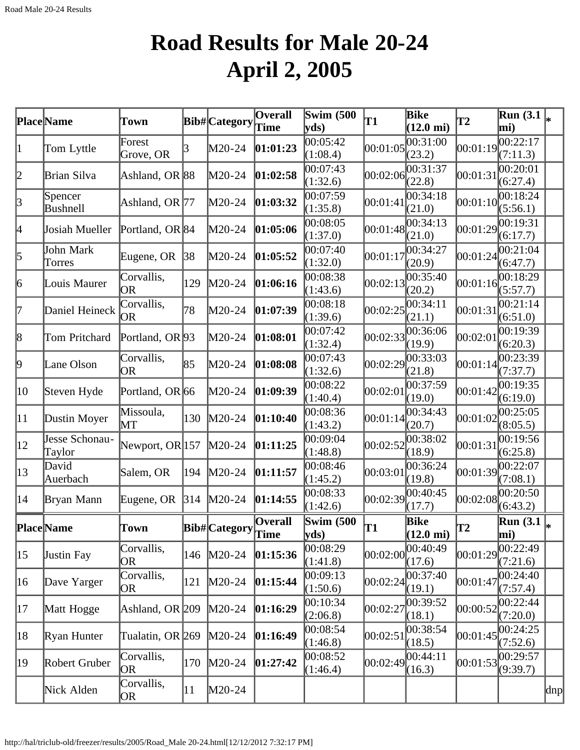# Road Results for Male 20-24
# April 2, 2005

| Place | Name | Town | Bib# | Category | Overall Time | Swim (500 yds) | T1 | Bike (12.0 mi) | T2 | Run (3.1 mi) | * |
|---|---|---|---|---|---|---|---|---|---|---|---|
| 1 | Tom Lyttle | Forest Grove, OR | 3 | M20-24 | **01:01:23** | 00:05:42 (1:08.4) | 00:01:05 | 00:31:00 (23.2) | 00:01:19 | 00:22:17 (7:11.3) | |
| 2 | Brian Silva | Ashland, OR | 88 | M20-24 | **01:02:58** | 00:07:43 (1:32.6) | 00:02:06 | 00:31:37 (22.8) | 00:01:31 | 00:20:01 (6:27.4) | |
| 3 | Spencer Bushnell | Ashland, OR | 77 | M20-24 | **01:03:32** | 00:07:59 (1:35.8) | 00:01:41 | 00:34:18 (21.0) | 00:01:10 | 00:18:24 (5:56.1) | |
| 4 | Josiah Mueller | Portland, OR | 84 | M20-24 | **01:05:06** | 00:08:05 (1:37.0) | 00:01:48 | 00:34:13 (21.0) | 00:01:29 | 00:19:31 (6:17.7) | |
| 5 | John Mark Torres | Eugene, OR | 38 | M20-24 | **01:05:52** | 00:07:40 (1:32.0) | 00:01:17 | 00:34:27 (20.9) | 00:01:24 | 00:21:04 (6:47.7) | |
| 6 | Louis Maurer | Corvallis, OR | 129 | M20-24 | **01:06:16** | 00:08:38 (1:43.6) | 00:02:13 | 00:35:40 (20.2) | 00:01:16 | 00:18:29 (5:57.7) | |
| 7 | Daniel Heineck | Corvallis, OR | 78 | M20-24 | **01:07:39** | 00:08:18 (1:39.6) | 00:02:25 | 00:34:11 (21.1) | 00:01:31 | 00:21:14 (6:51.0) | |
| 8 | Tom Pritchard | Portland, OR | 93 | M20-24 | **01:08:01** | 00:07:42 (1:32.4) | 00:02:33 | 00:36:06 (19.9) | 00:02:01 | 00:19:39 (6:20.3) | |
| 9 | Lane Olson | Corvallis, OR | 85 | M20-24 | **01:08:08** | 00:07:43 (1:32.6) | 00:02:29 | 00:33:03 (21.8) | 00:01:14 | 00:23:39 (7:37.7) | |
| 10 | Steven Hyde | Portland, OR | 66 | M20-24 | **01:09:39** | 00:08:22 (1:40.4) | 00:02:01 | 00:37:59 (19.0) | 00:01:42 | 00:19:35 (6:19.0) | |
| 11 | Dustin Moyer | Missoula, MT | 130 | M20-24 | **01:10:40** | 00:08:36 (1:43.2) | 00:01:14 | 00:34:43 (20.7) | 00:01:02 | 00:25:05 (8:05.5) | |
| 12 | Jesse Schonau-Taylor | Newport, OR | 157 | M20-24 | **01:11:25** | 00:09:04 (1:48.8) | 00:02:52 | 00:38:02 (18.9) | 00:01:31 | 00:19:56 (6:25.8) | |
| 13 | David Auerbach | Salem, OR | 194 | M20-24 | **01:11:57** | 00:08:46 (1:45.2) | 00:03:01 | 00:36:24 (19.8) | 00:01:39 | 00:22:07 (7:08.1) | |
| 14 | Bryan Mann | Eugene, OR | 314 | M20-24 | **01:14:55** | 00:08:33 (1:42.6) | 00:02:39 | 00:40:45 (17.7) | 00:02:08 | 00:20:50 (6:43.2) | |
| 15 | Justin Fay | Corvallis, OR | 146 | M20-24 | **01:15:36** | 00:08:29 (1:41.8) | 00:02:00 | 00:40:49 (17.6) | 00:01:29 | 00:22:49 (7:21.6) | |
| 16 | Dave Yarger | Corvallis, OR | 121 | M20-24 | **01:15:44** | 00:09:13 (1:50.6) | 00:02:24 | 00:37:40 (19.1) | 00:01:47 | 00:24:40 (7:57.4) | |
| 17 | Matt Hogge | Ashland, OR | 209 | M20-24 | **01:16:29** | 00:10:34 (2:06.8) | 00:02:27 | 00:39:52 (18.1) | 00:00:52 | 00:22:44 (7:20.0) | |
| 18 | Ryan Hunter | Tualatin, OR | 269 | M20-24 | **01:16:49** | 00:08:54 (1:46.8) | 00:02:51 | 00:38:54 (18.5) | 00:01:45 | 00:24:25 (7:52.6) | |
| 19 | Robert Gruber | Corvallis, OR | 170 | M20-24 | **01:27:42** | 00:08:52 (1:46.4) | 00:02:49 | 00:44:11 (16.3) | 00:01:53 | 00:29:57 (9:39.7) | |
| | Nick Alden | Corvallis, OR | 11 | M20-24 | | | | | | | dnp |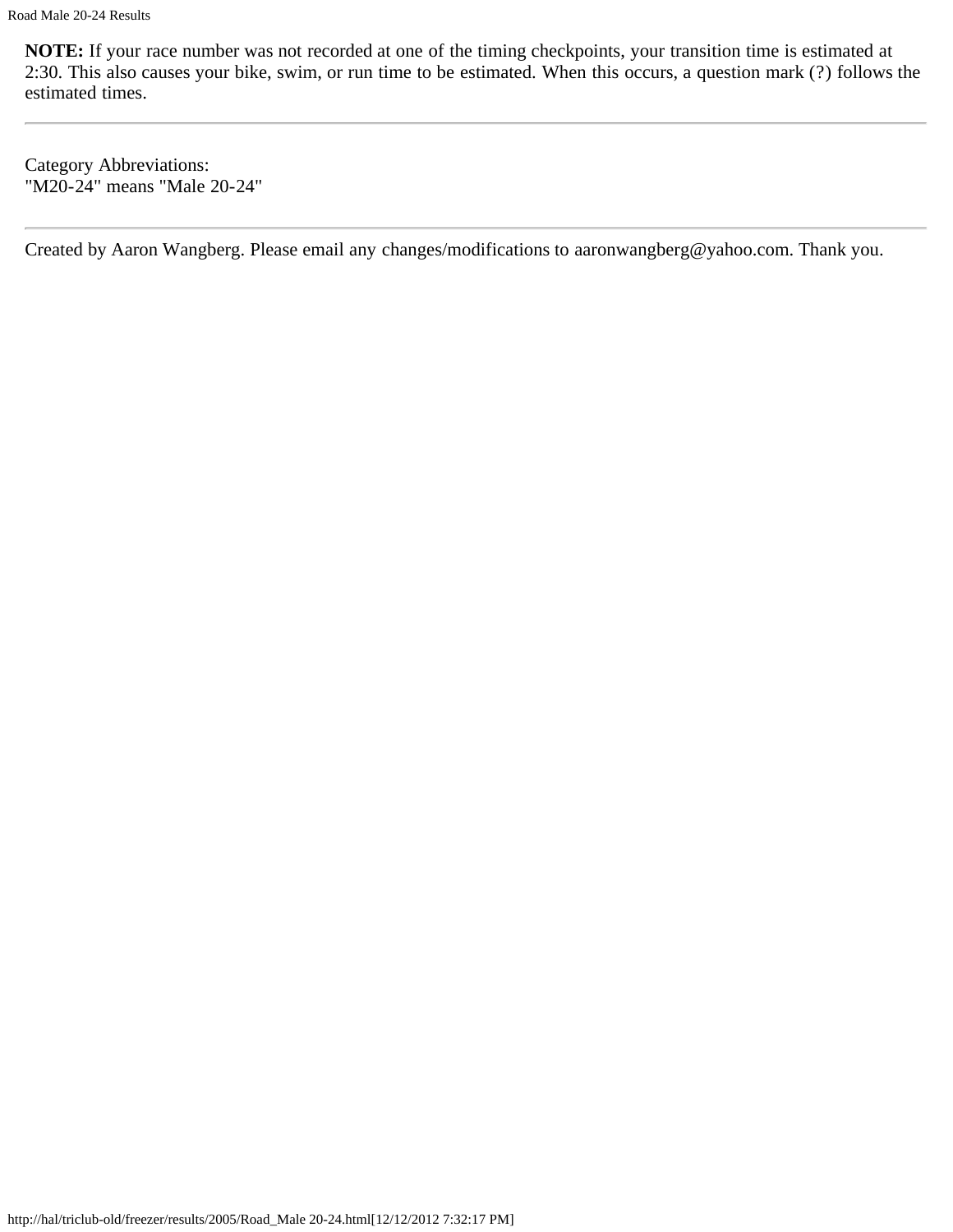**NOTE:** If your race number was not recorded at one of the timing checkpoints, your transition time is estimated at 2:30. This also causes your bike, swim, or run time to be estimated. When this occurs, a question mark (?) follows the estimated times.

---

Category Abbreviations:
"M20-24" means "Male 20-24"

---

Created by Aaron Wangberg. Please email any changes/modifications to aaronwangberg@yahoo.com. Thank you.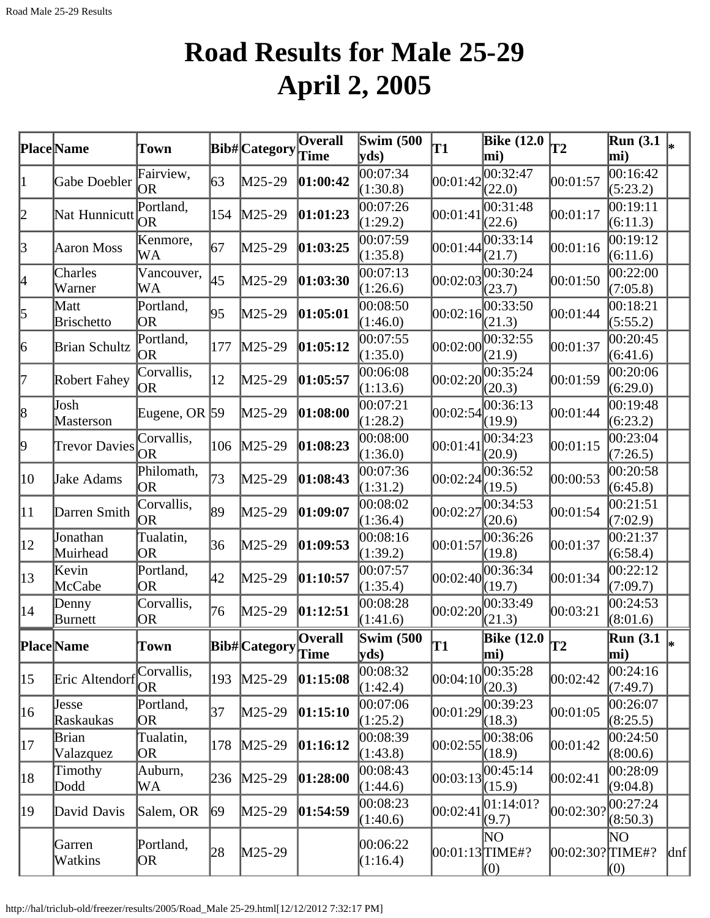# Road Results for Male 25-29 April 2, 2005

| Place | Name | Town | Bib# | Category | Overall Time | Swim (500 yds) | T1 | Bike (12.0 mi) | T2 | Run (3.1 mi) | * |
|---|---|---|---|---|---|---|---|---|---|---|---|
| 1 | Gabe Doebler | Fairview, OR | 63 | M25-29 | **01:00:42** | 00:07:34 (1:30.8) | 00:01:42 | 00:32:47 (22.0) | 00:01:57 | 00:16:42 (5:23.2) | |
| 2 | Nat Hunnicutt | Portland, OR | 154 | M25-29 | **01:01:23** | 00:07:26 (1:29.2) | 00:01:41 | 00:31:48 (22.6) | 00:01:17 | 00:19:11 (6:11.3) | |
| 3 | Aaron Moss | Kenmore, WA | 67 | M25-29 | **01:03:25** | 00:07:59 (1:35.8) | 00:01:44 | 00:33:14 (21.7) | 00:01:16 | 00:19:12 (6:11.6) | |
| 4 | Charles Warner | Vancouver, WA | 45 | M25-29 | **01:03:30** | 00:07:13 (1:26.6) | 00:02:03 | 00:30:24 (23.7) | 00:01:50 | 00:22:00 (7:05.8) | |
| 5 | Matt Brischetto | Portland, OR | 95 | M25-29 | **01:05:01** | 00:08:50 (1:46.0) | 00:02:16 | 00:33:50 (21.3) | 00:01:44 | 00:18:21 (5:55.2) | |
| 6 | Brian Schultz | Portland, OR | 177 | M25-29 | **01:05:12** | 00:07:55 (1:35.0) | 00:02:00 | 00:32:55 (21.9) | 00:01:37 | 00:20:45 (6:41.6) | |
| 7 | Robert Fahey | Corvallis, OR | 12 | M25-29 | **01:05:57** | 00:06:08 (1:13.6) | 00:02:20 | 00:35:24 (20.3) | 00:01:59 | 00:20:06 (6:29.0) | |
| 8 | Josh Masterson | Eugene, OR | 59 | M25-29 | **01:08:00** | 00:07:21 (1:28.2) | 00:02:54 | 00:36:13 (19.9) | 00:01:44 | 00:19:48 (6:23.2) | |
| 9 | Trevor Davies | Corvallis, OR | 106 | M25-29 | **01:08:23** | 00:08:00 (1:36.0) | 00:01:41 | 00:34:23 (20.9) | 00:01:15 | 00:23:04 (7:26.5) | |
| 10 | Jake Adams | Philomath, OR | 73 | M25-29 | **01:08:43** | 00:07:36 (1:31.2) | 00:02:24 | 00:36:52 (19.5) | 00:00:53 | 00:20:58 (6:45.8) | |
| 11 | Darren Smith | Corvallis, OR | 89 | M25-29 | **01:09:07** | 00:08:02 (1:36.4) | 00:02:27 | 00:34:53 (20.6) | 00:01:54 | 00:21:51 (7:02.9) | |
| 12 | Jonathan Muirhead | Tualatin, OR | 36 | M25-29 | **01:09:53** | 00:08:16 (1:39.2) | 00:01:57 | 00:36:26 (19.8) | 00:01:37 | 00:21:37 (6:58.4) | |
| 13 | Kevin McCabe | Portland, OR | 42 | M25-29 | **01:10:57** | 00:07:57 (1:35.4) | 00:02:40 | 00:36:34 (19.7) | 00:01:34 | 00:22:12 (7:09.7) | |
| 14 | Denny Burnett | Corvallis, OR | 76 | M25-29 | **01:12:51** | 00:08:28 (1:41.6) | 00:02:20 | 00:33:49 (21.3) | 00:03:21 | 00:24:53 (8:01.6) | |
| 15 | Eric Altendorf | Corvallis, OR | 193 | M25-29 | **01:15:08** | 00:08:32 (1:42.4) | 00:04:10 | 00:35:28 (20.3) | 00:02:42 | 00:24:16 (7:49.7) | |
| 16 | Jesse Raskaukas | Portland, OR | 37 | M25-29 | **01:15:10** | 00:07:06 (1:25.2) | 00:01:29 | 00:39:23 (18.3) | 00:01:05 | 00:26:07 (8:25.5) | |
| 17 | Brian Valazquez | Tualatin, OR | 178 | M25-29 | **01:16:12** | 00:08:39 (1:43.8) | 00:02:55 | 00:38:06 (18.9) | 00:01:42 | 00:24:50 (8:00.6) | |
| 18 | Timothy Dodd | Auburn, WA | 236 | M25-29 | **01:28:00** | 00:08:43 (1:44.6) | 00:03:13 | 00:45:14 (15.9) | 00:02:41 | 00:28:09 (9:04.8) | |
| 19 | David Davis | Salem, OR | 69 | M25-29 | **01:54:59** | 00:08:23 (1:40.6) | 00:02:41 | 01:14:01? (9.7) | 00:02:30? | 00:27:24 (8:50.3) | |
| | Garren Watkins | Portland, OR | 28 | M25-29 | | 00:06:22 (1:16.4) | 00:01:13 | NO TIME#? (0) | 00:02:30? | NO TIME#? (0) | dnf |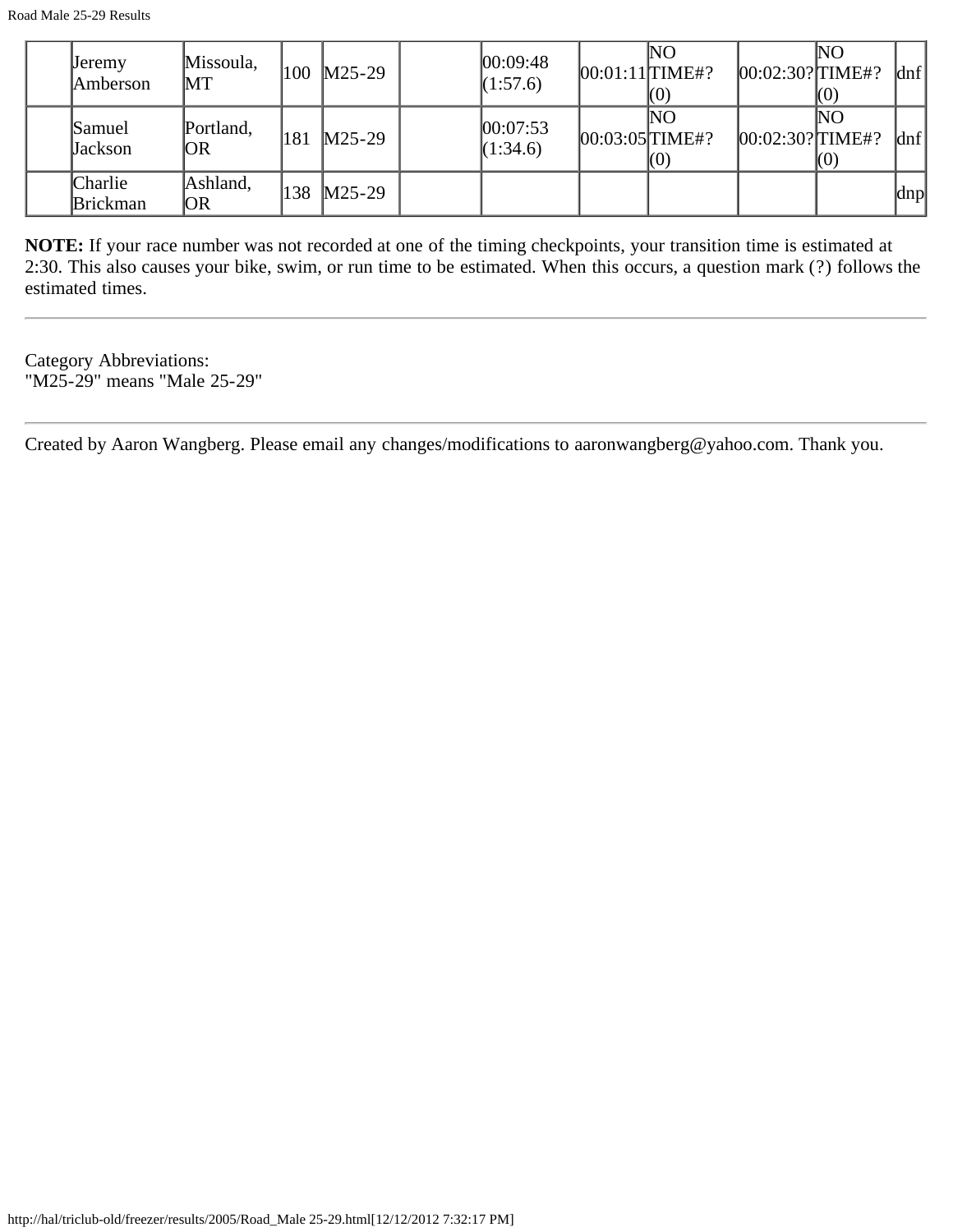|  |  |  |  |  |  |  |  |  |  |  |  |
|---|---|---|---|---|---|---|---|---|---|---|---|
|  | Jeremy Amberson | Missoula, MT | 100 | M25-29 |  | 00:09:48 (1:57.6) | 00:01:11 | NO TIME#? (0) | 00:02:30? | NO TIME#? (0) | dnf |
|  | Samuel Jackson | Portland, OR | 181 | M25-29 |  | 00:07:53 (1:34.6) | 00:03:05 | NO TIME#? (0) | 00:02:30? | NO TIME#? (0) | dnf |
|  | Charlie Brickman | Ashland, OR | 138 | M25-29 |  |  |  |  |  |  | dnp |

**NOTE:** If your race number was not recorded at one of the timing checkpoints, your transition time is estimated at 2:30. This also causes your bike, swim, or run time to be estimated. When this occurs, a question mark (?) follows the estimated times.

---

Category Abbreviations:
"M25-29" means "Male 25-29"

---

Created by Aaron Wangberg. Please email any changes/modifications to aaronwangberg@yahoo.com. Thank you.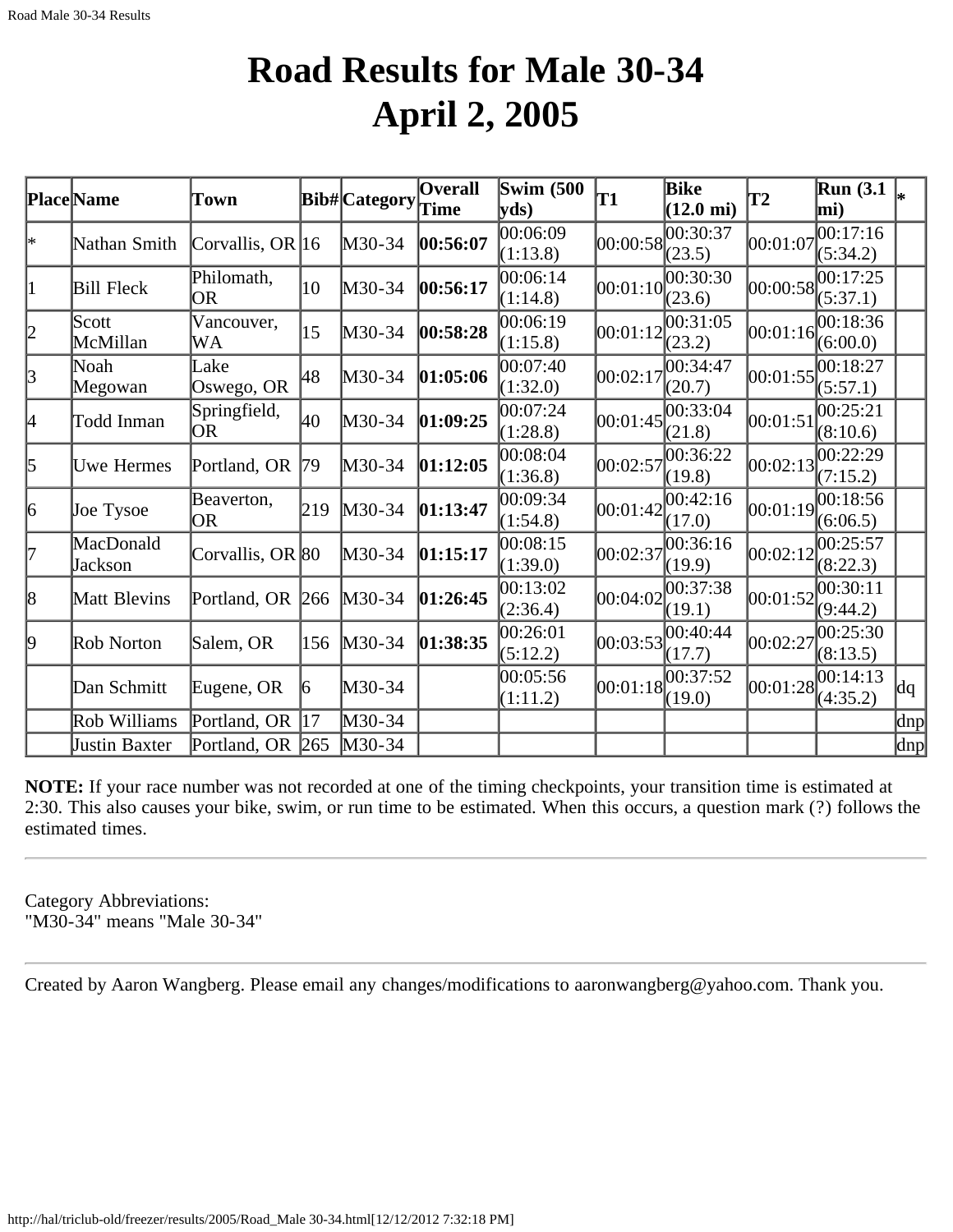# Road Results for Male 30-34
# April 2, 2005

| Place | Name | Town | Bib# | Category | Overall Time | Swim (500 yds) | T1 | Bike (12.0 mi) | T2 | Run (3.1 mi) | * |
|---|---|---|---|---|---|---|---|---|---|---|---|
| * | Nathan Smith | Corvallis, OR | 16 | M30-34 | **00:56:07** | 00:06:09 (1:13.8) | 00:00:58 | 00:30:37 (23.5) | 00:01:07 | 00:17:16 (5:34.2) | |
| 1 | Bill Fleck | Philomath, OR | 10 | M30-34 | **00:56:17** | 00:06:14 (1:14.8) | 00:01:10 | 00:30:30 (23.6) | 00:00:58 | 00:17:25 (5:37.1) | |
| 2 | Scott McMillan | Vancouver, WA | 15 | M30-34 | **00:58:28** | 00:06:19 (1:15.8) | 00:01:12 | 00:31:05 (23.2) | 00:01:16 | 00:18:36 (6:00.0) | |
| 3 | Noah Megowan | Lake Oswego, OR | 48 | M30-34 | **01:05:06** | 00:07:40 (1:32.0) | 00:02:17 | 00:34:47 (20.7) | 00:01:55 | 00:18:27 (5:57.1) | |
| 4 | Todd Inman | Springfield, OR | 40 | M30-34 | **01:09:25** | 00:07:24 (1:28.8) | 00:01:45 | 00:33:04 (21.8) | 00:01:51 | 00:25:21 (8:10.6) | |
| 5 | Uwe Hermes | Portland, OR | 79 | M30-34 | **01:12:05** | 00:08:04 (1:36.8) | 00:02:57 | 00:36:22 (19.8) | 00:02:13 | 00:22:29 (7:15.2) | |
| 6 | Joe Tysoe | Beaverton, OR | 219 | M30-34 | **01:13:47** | 00:09:34 (1:54.8) | 00:01:42 | 00:42:16 (17.0) | 00:01:19 | 00:18:56 (6:06.5) | |
| 7 | MacDonald Jackson | Corvallis, OR | 80 | M30-34 | **01:15:17** | 00:08:15 (1:39.0) | 00:02:37 | 00:36:16 (19.9) | 00:02:12 | 00:25:57 (8:22.3) | |
| 8 | Matt Blevins | Portland, OR | 266 | M30-34 | **01:26:45** | 00:13:02 (2:36.4) | 00:04:02 | 00:37:38 (19.1) | 00:01:52 | 00:30:11 (9:44.2) | |
| 9 | Rob Norton | Salem, OR | 156 | M30-34 | **01:38:35** | 00:26:01 (5:12.2) | 00:03:53 | 00:40:44 (17.7) | 00:02:27 | 00:25:30 (8:13.5) | |
| | Dan Schmitt | Eugene, OR | 6 | M30-34 | | 00:05:56 (1:11.2) | 00:01:18 | 00:37:52 (19.0) | 00:01:28 | 00:14:13 (4:35.2) | dq |
| | Rob Williams | Portland, OR | 17 | M30-34 | | | | | | | dnp |
| | Justin Baxter | Portland, OR | 265 | M30-34 | | | | | | | dnp |

**NOTE:** If your race number was not recorded at one of the timing checkpoints, your transition time is estimated at 2:30. This also causes your bike, swim, or run time to be estimated. When this occurs, a question mark (?) follows the estimated times.

---

Category Abbreviations:
"M30-34" means "Male 30-34"

---

Created by Aaron Wangberg. Please email any changes/modifications to aaronwangberg@yahoo.com. Thank you.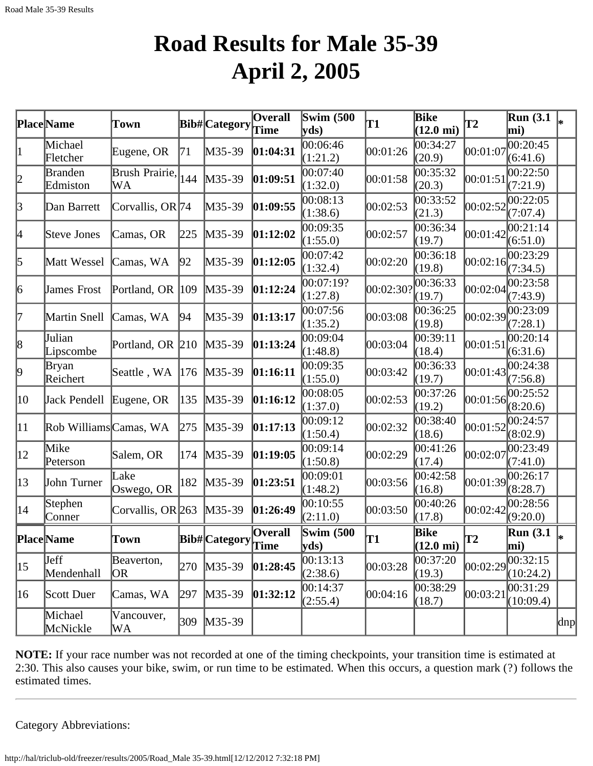# Road Results for Male 35-39
# April 2, 2005

| Place | Name | Town | Bib# | Category | Overall Time | Swim (500 yds) | T1 | Bike (12.0 mi) | T2 | Run (3.1 mi) | * |
|---|---|---|---|---|---|---|---|---|---|---|---|
| 1 | Michael Fletcher | Eugene, OR | 71 | M35-39 | **01:04:31** | 00:06:46 (1:21.2) | 00:01:26 | 00:34:27 (20.9) | 00:01:07 | 00:20:45 (6:41.6) | |
| 2 | Branden Edmiston | Brush Prairie, WA | 144 | M35-39 | **01:09:51** | 00:07:40 (1:32.0) | 00:01:58 | 00:35:32 (20.3) | 00:01:51 | 00:22:50 (7:21.9) | |
| 3 | Dan Barrett | Corvallis, OR | 74 | M35-39 | **01:09:55** | 00:08:13 (1:38.6) | 00:02:53 | 00:33:52 (21.3) | 00:02:52 | 00:22:05 (7:07.4) | |
| 4 | Steve Jones | Camas, OR | 225 | M35-39 | **01:12:02** | 00:09:35 (1:55.0) | 00:02:57 | 00:36:34 (19.7) | 00:01:42 | 00:21:14 (6:51.0) | |
| 5 | Matt Wessel | Camas, WA | 92 | M35-39 | **01:12:05** | 00:07:42 (1:32.4) | 00:02:20 | 00:36:18 (19.8) | 00:02:16 | 00:23:29 (7:34.5) | |
| 6 | James Frost | Portland, OR | 109 | M35-39 | **01:12:24** | 00:07:19? (1:27.8) | 00:02:30? | 00:36:33 (19.7) | 00:02:04 | 00:23:58 (7:43.9) | |
| 7 | Martin Snell | Camas, WA | 94 | M35-39 | **01:13:17** | 00:07:56 (1:35.2) | 00:03:08 | 00:36:25 (19.8) | 00:02:39 | 00:23:09 (7:28.1) | |
| 8 | Julian Lipscombe | Portland, OR | 210 | M35-39 | **01:13:24** | 00:09:04 (1:48.8) | 00:03:04 | 00:39:11 (18.4) | 00:01:51 | 00:20:14 (6:31.6) | |
| 9 | Bryan Reichert | Seattle , WA | 176 | M35-39 | **01:16:11** | 00:09:35 (1:55.0) | 00:03:42 | 00:36:33 (19.7) | 00:01:43 | 00:24:38 (7:56.8) | |
| 10 | Jack Pendell | Eugene, OR | 135 | M35-39 | **01:16:12** | 00:08:05 (1:37.0) | 00:02:53 | 00:37:26 (19.2) | 00:01:56 | 00:25:52 (8:20.6) | |
| 11 | Rob Williams | Camas, WA | 275 | M35-39 | **01:17:13** | 00:09:12 (1:50.4) | 00:02:32 | 00:38:40 (18.6) | 00:01:52 | 00:24:57 (8:02.9) | |
| 12 | Mike Peterson | Salem, OR | 174 | M35-39 | **01:19:05** | 00:09:14 (1:50.8) | 00:02:29 | 00:41:26 (17.4) | 00:02:07 | 00:23:49 (7:41.0) | |
| 13 | John Turner | Lake Oswego, OR | 182 | M35-39 | **01:23:51** | 00:09:01 (1:48.2) | 00:03:56 | 00:42:58 (16.8) | 00:01:39 | 00:26:17 (8:28.7) | |
| 14 | Stephen Conner | Corvallis, OR | 263 | M35-39 | **01:26:49** | 00:10:55 (2:11.0) | 00:03:50 | 00:40:26 (17.8) | 00:02:42 | 00:28:56 (9:20.0) | |
| **Place** | **Name** | **Town** | **Bib#** | **Category** | **Overall Time** | **Swim (500 yds)** | **T1** | **Bike (12.0 mi)** | **T2** | **Run (3.1 mi)** | ***** |
| 15 | Jeff Mendenhall | Beaverton, OR | 270 | M35-39 | **01:28:45** | 00:13:13 (2:38.6) | 00:03:28 | 00:37:20 (19.3) | 00:02:29 | 00:32:15 (10:24.2) | |
| 16 | Scott Duer | Camas, WA | 297 | M35-39 | **01:32:12** | 00:14:37 (2:55.4) | 00:04:16 | 00:38:29 (18.7) | 00:03:21 | 00:31:29 (10:09.4) | |
| | Michael McNickle | Vancouver, WA | 309 | M35-39 | | | | | | | dnp |

**NOTE:** If your race number was not recorded at one of the timing checkpoints, your transition time is estimated at 2:30. This also causes your bike, swim, or run time to be estimated. When this occurs, a question mark (?) follows the estimated times.

---

Category Abbreviations: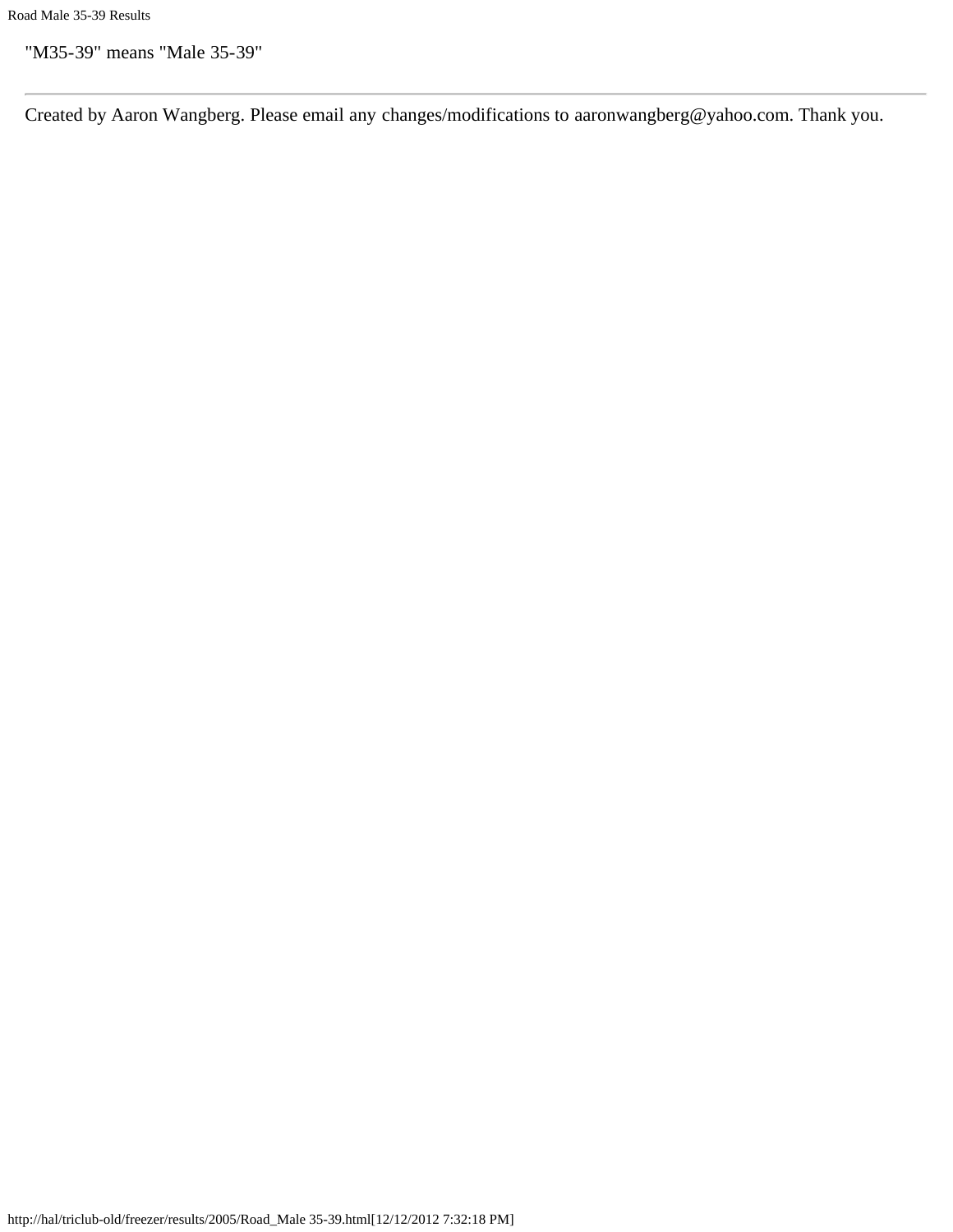"M35-39" means "Male 35-39"

---

Created by Aaron Wangberg. Please email any changes/modifications to aaronwangberg@yahoo.com. Thank you.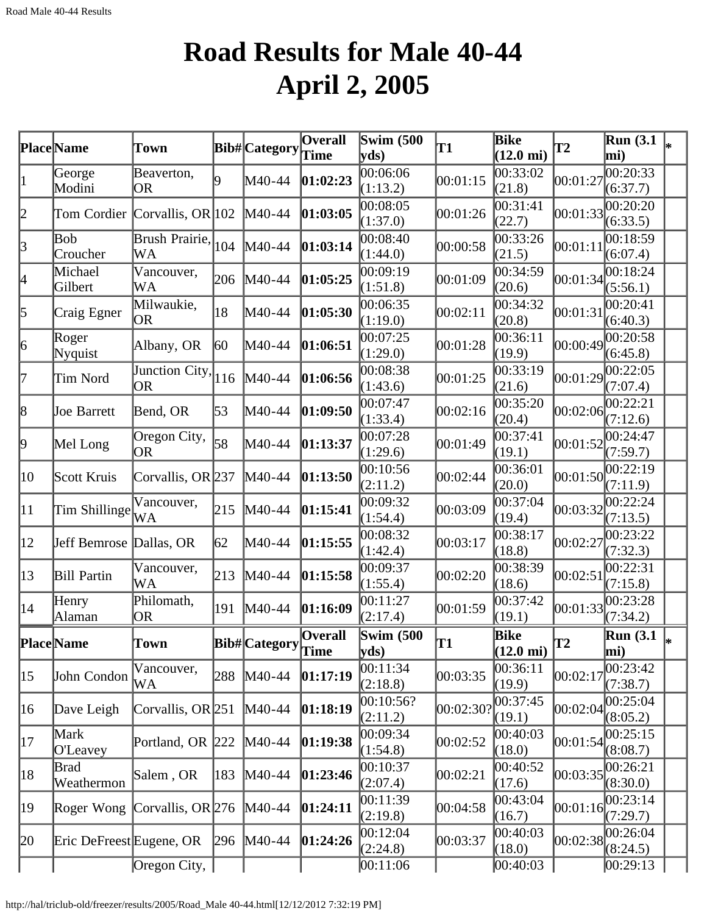# Road Results for Male 40-44
# April 2, 2005

| Place | Name | Town | Bib# | Category | Overall Time | Swim (500 yds) | T1 | Bike (12.0 mi) | T2 | Run (3.1 mi) | * |
|---|---|---|---|---|---|---|---|---|---|---|---|
| 1 | George Modini | Beaverton, OR | 9 | M40-44 | **01:02:23** | 00:06:06 (1:13.2) | 00:01:15 | 00:33:02 (21.8) | 00:01:27 | 00:20:33 (6:37.7) | |
| 2 | Tom Cordier | Corvallis, OR | 102 | M40-44 | **01:03:05** | 00:08:05 (1:37.0) | 00:01:26 | 00:31:41 (22.7) | 00:01:33 | 00:20:20 (6:33.5) | |
| 3 | Bob Croucher | Brush Prairie, WA | 104 | M40-44 | **01:03:14** | 00:08:40 (1:44.0) | 00:00:58 | 00:33:26 (21.5) | 00:01:11 | 00:18:59 (6:07.4) | |
| 4 | Michael Gilbert | Vancouver, WA | 206 | M40-44 | **01:05:25** | 00:09:19 (1:51.8) | 00:01:09 | 00:34:59 (20.6) | 00:01:34 | 00:18:24 (5:56.1) | |
| 5 | Craig Egner | Milwaukie, OR | 18 | M40-44 | **01:05:30** | 00:06:35 (1:19.0) | 00:02:11 | 00:34:32 (20.8) | 00:01:31 | 00:20:41 (6:40.3) | |
| 6 | Roger Nyquist | Albany, OR | 60 | M40-44 | **01:06:51** | 00:07:25 (1:29.0) | 00:01:28 | 00:36:11 (19.9) | 00:00:49 | 00:20:58 (6:45.8) | |
| 7 | Tim Nord | Junction City, OR | 116 | M40-44 | **01:06:56** | 00:08:38 (1:43.6) | 00:01:25 | 00:33:19 (21.6) | 00:01:29 | 00:22:05 (7:07.4) | |
| 8 | Joe Barrett | Bend, OR | 53 | M40-44 | **01:09:50** | 00:07:47 (1:33.4) | 00:02:16 | 00:35:20 (20.4) | 00:02:06 | 00:22:21 (7:12.6) | |
| 9 | Mel Long | Oregon City, OR | 58 | M40-44 | **01:13:37** | 00:07:28 (1:29.6) | 00:01:49 | 00:37:41 (19.1) | 00:01:52 | 00:24:47 (7:59.7) | |
| 10 | Scott Kruis | Corvallis, OR | 237 | M40-44 | **01:13:50** | 00:10:56 (2:11.2) | 00:02:44 | 00:36:01 (20.0) | 00:01:50 | 00:22:19 (7:11.9) | |
| 11 | Tim Shillinge | Vancouver, WA | 215 | M40-44 | **01:15:41** | 00:09:32 (1:54.4) | 00:03:09 | 00:37:04 (19.4) | 00:03:32 | 00:22:24 (7:13.5) | |
| 12 | Jeff Bemrose | Dallas, OR | 62 | M40-44 | **01:15:55** | 00:08:32 (1:42.4) | 00:03:17 | 00:38:17 (18.8) | 00:02:27 | 00:23:22 (7:32.3) | |
| 13 | Bill Partin | Vancouver, WA | 213 | M40-44 | **01:15:58** | 00:09:37 (1:55.4) | 00:02:20 | 00:38:39 (18.6) | 00:02:51 | 00:22:31 (7:15.8) | |
| 14 | Henry Alaman | Philomath, OR | 191 | M40-44 | **01:16:09** | 00:11:27 (2:17.4) | 00:01:59 | 00:37:42 (19.1) | 00:01:33 | 00:23:28 (7:34.2) | |
| 15 | John Condon | Vancouver, WA | 288 | M40-44 | **01:17:19** | 00:11:34 (2:18.8) | 00:03:35 | 00:36:11 (19.9) | 00:02:17 | 00:23:42 (7:38.7) | |
| 16 | Dave Leigh | Corvallis, OR | 251 | M40-44 | **01:18:19** | 00:10:56? (2:11.2) | 00:02:30? | 00:37:45 (19.1) | 00:02:04 | 00:25:04 (8:05.2) | |
| 17 | Mark O'Leavey | Portland, OR | 222 | M40-44 | **01:19:38** | 00:09:34 (1:54.8) | 00:02:52 | 00:40:03 (18.0) | 00:01:54 | 00:25:15 (8:08.7) | |
| 18 | Brad Weathermon | Salem , OR | 183 | M40-44 | **01:23:46** | 00:10:37 (2:07.4) | 00:02:21 | 00:40:52 (17.6) | 00:03:35 | 00:26:21 (8:30.0) | |
| 19 | Roger Wong | Corvallis, OR | 276 | M40-44 | **01:24:11** | 00:11:39 (2:19.8) | 00:04:58 | 00:43:04 (16.7) | 00:01:16 | 00:23:14 (7:29.7) | |
| 20 | Eric DeFreest | Eugene, OR | 296 | M40-44 | **01:24:26** | 00:12:04 (2:24.8) | 00:03:37 | 00:40:03 (18.0) | 00:02:38 | 00:26:04 (8:24.5) | |
| | | Oregon City, | | | | 00:11:06 | | 00:40:03 | | 00:29:13 | |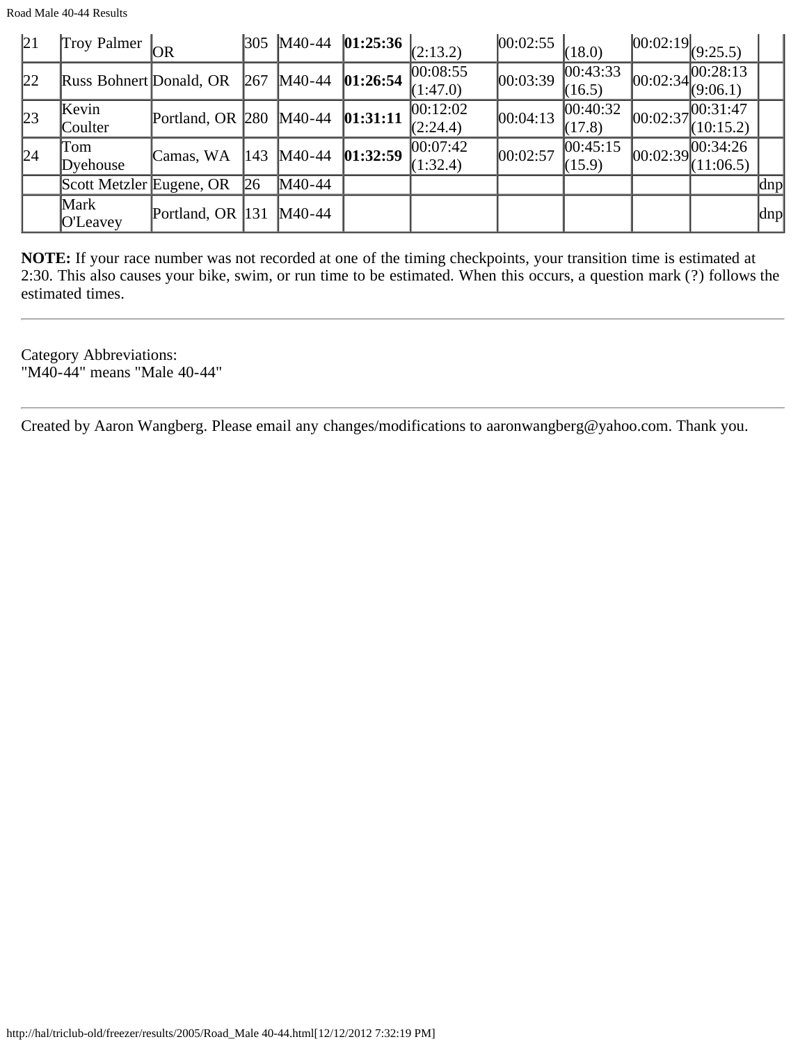| 21 | Troy Palmer | OR | 305 | M40-44 | **01:25:36** | (2:13.2) | 00:02:55 | (18.0) | 00:02:19 | (9:25.5) | |
|---|---|---|---|---|---|---|---|---|---|---|---|
| 22 | Russ Bohnert | Donald, OR | 267 | M40-44 | **01:26:54** | 00:08:55 (1:47.0) | 00:03:39 | 00:43:33 (16.5) | 00:02:34 | 00:28:13 (9:06.1) | |
| 23 | Kevin Coulter | Portland, OR | 280 | M40-44 | **01:31:11** | 00:12:02 (2:24.4) | 00:04:13 | 00:40:32 (17.8) | 00:02:37 | 00:31:47 (10:15.2) | |
| 24 | Tom Dyehouse | Camas, WA | 143 | M40-44 | **01:32:59** | 00:07:42 (1:32.4) | 00:02:57 | 00:45:15 (15.9) | 00:02:39 | 00:34:26 (11:06.5) | |
| | Scott Metzler | Eugene, OR | 26 | M40-44 | | | | | | | dnp |
| | Mark O'Leavey | Portland, OR | 131 | M40-44 | | | | | | | dnp |

**NOTE:** If your race number was not recorded at one of the timing checkpoints, your transition time is estimated at 2:30. This also causes your bike, swim, or run time to be estimated. When this occurs, a question mark (?) follows the estimated times.

---

Category Abbreviations:
"M40-44" means "Male 40-44"

---

Created by Aaron Wangberg. Please email any changes/modifications to aaronwangberg@yahoo.com. Thank you.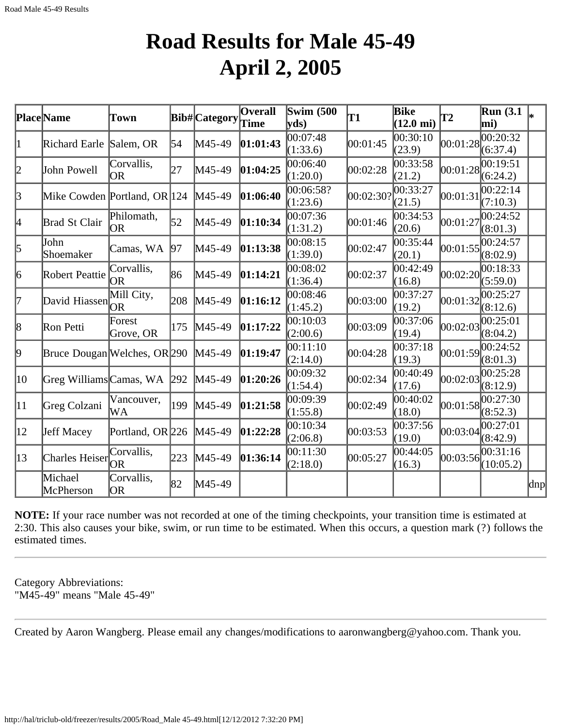# Road Results for Male 45-49
# April 2, 2005

| Place | Name | Town | Bib# | Category | Overall Time | Swim (500 yds) | T1 | Bike (12.0 mi) | T2 | Run (3.1 mi) | * |
|---|---|---|---|---|---|---|---|---|---|---|---|
| 1 | Richard Earle | Salem, OR | 54 | M45-49 | **01:01:43** | 00:07:48 (1:33.6) | 00:01:45 | 00:30:10 (23.9) | 00:01:28 | 00:20:32 (6:37.4) | |
| 2 | John Powell | Corvallis, OR | 27 | M45-49 | **01:04:25** | 00:06:40 (1:20.0) | 00:02:28 | 00:33:58 (21.2) | 00:01:28 | 00:19:51 (6:24.2) | |
| 3 | Mike Cowden | Portland, OR | 124 | M45-49 | **01:06:40** | 00:06:58? (1:23.6) | 00:02:30? | 00:33:27 (21.5) | 00:01:31 | 00:22:14 (7:10.3) | |
| 4 | Brad St Clair | Philomath, OR | 52 | M45-49 | **01:10:34** | 00:07:36 (1:31.2) | 00:01:46 | 00:34:53 (20.6) | 00:01:27 | 00:24:52 (8:01.3) | |
| 5 | John Shoemaker | Camas, WA | 97 | M45-49 | **01:13:38** | 00:08:15 (1:39.0) | 00:02:47 | 00:35:44 (20.1) | 00:01:55 | 00:24:57 (8:02.9) | |
| 6 | Robert Peattie | Corvallis, OR | 86 | M45-49 | **01:14:21** | 00:08:02 (1:36.4) | 00:02:37 | 00:42:49 (16.8) | 00:02:20 | 00:18:33 (5:59.0) | |
| 7 | David Hiassen | Mill City, OR | 208 | M45-49 | **01:16:12** | 00:08:46 (1:45.2) | 00:03:00 | 00:37:27 (19.2) | 00:01:32 | 00:25:27 (8:12.6) | |
| 8 | Ron Petti | Forest Grove, OR | 175 | M45-49 | **01:17:22** | 00:10:03 (2:00.6) | 00:03:09 | 00:37:06 (19.4) | 00:02:03 | 00:25:01 (8:04.2) | |
| 9 | Bruce Dougan | Welches, OR | 290 | M45-49 | **01:19:47** | 00:11:10 (2:14.0) | 00:04:28 | 00:37:18 (19.3) | 00:01:59 | 00:24:52 (8:01.3) | |
| 10 | Greg Williams | Camas, WA | 292 | M45-49 | **01:20:26** | 00:09:32 (1:54.4) | 00:02:34 | 00:40:49 (17.6) | 00:02:03 | 00:25:28 (8:12.9) | |
| 11 | Greg Colzani | Vancouver, WA | 199 | M45-49 | **01:21:58** | 00:09:39 (1:55.8) | 00:02:49 | 00:40:02 (18.0) | 00:01:58 | 00:27:30 (8:52.3) | |
| 12 | Jeff Macey | Portland, OR | 226 | M45-49 | **01:22:28** | 00:10:34 (2:06.8) | 00:03:53 | 00:37:56 (19.0) | 00:03:04 | 00:27:01 (8:42.9) | |
| 13 | Charles Heiser | Corvallis, OR | 223 | M45-49 | **01:36:14** | 00:11:30 (2:18.0) | 00:05:27 | 00:44:05 (16.3) | 00:03:56 | 00:31:16 (10:05.2) | |
| | Michael McPherson | Corvallis, OR | 82 | M45-49 | | | | | | | dnp |

**NOTE:** If your race number was not recorded at one of the timing checkpoints, your transition time is estimated at 2:30. This also causes your bike, swim, or run time to be estimated. When this occurs, a question mark (?) follows the estimated times.

---

Category Abbreviations:
"M45-49" means "Male 45-49"

---

Created by Aaron Wangberg. Please email any changes/modifications to aaronwangberg@yahoo.com. Thank you.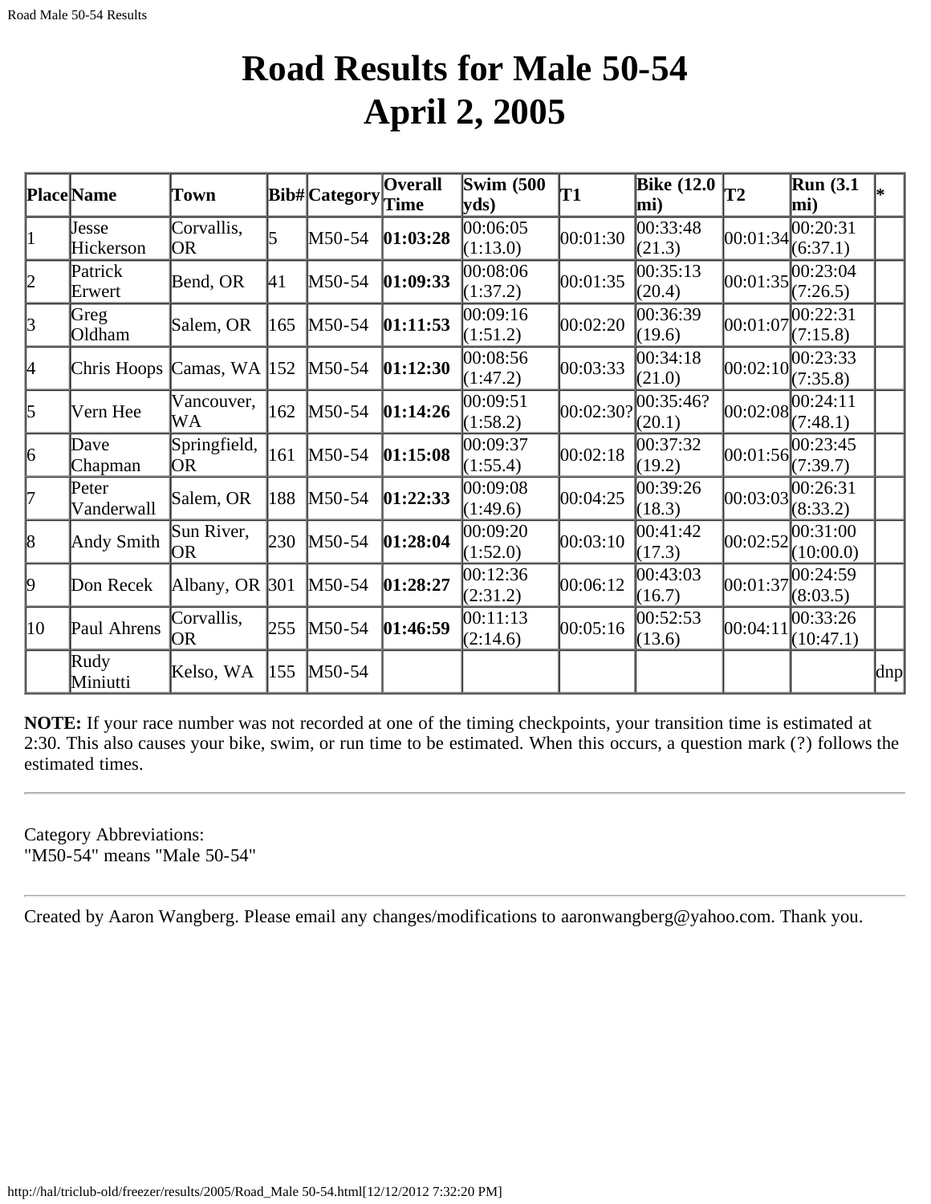# Road Results for Male 50-54
# April 2, 2005

| Place | Name | Town | Bib# | Category | Overall Time | Swim (500 yds) | T1 | Bike (12.0 mi) | T2 | Run (3.1 mi) | * |
|---|---|---|---|---|---|---|---|---|---|---|---|
| 1 | Jesse Hickerson | Corvallis, OR | 5 | M50-54 | **01:03:28** | 00:06:05 (1:13.0) | 00:01:30 | 00:33:48 (21.3) | 00:01:34 | 00:20:31 (6:37.1) | |
| 2 | Patrick Erwert | Bend, OR | 41 | M50-54 | **01:09:33** | 00:08:06 (1:37.2) | 00:01:35 | 00:35:13 (20.4) | 00:01:35 | 00:23:04 (7:26.5) | |
| 3 | Greg Oldham | Salem, OR | 165 | M50-54 | **01:11:53** | 00:09:16 (1:51.2) | 00:02:20 | 00:36:39 (19.6) | 00:01:07 | 00:22:31 (7:15.8) | |
| 4 | Chris Hoops | Camas, WA | 152 | M50-54 | **01:12:30** | 00:08:56 (1:47.2) | 00:03:33 | 00:34:18 (21.0) | 00:02:10 | 00:23:33 (7:35.8) | |
| 5 | Vern Hee | Vancouver, WA | 162 | M50-54 | **01:14:26** | 00:09:51 (1:58.2) | 00:02:30? | 00:35:46? (20.1) | 00:02:08 | 00:24:11 (7:48.1) | |
| 6 | Dave Chapman | Springfield, OR | 161 | M50-54 | **01:15:08** | 00:09:37 (1:55.4) | 00:02:18 | 00:37:32 (19.2) | 00:01:56 | 00:23:45 (7:39.7) | |
| 7 | Peter Vanderwall | Salem, OR | 188 | M50-54 | **01:22:33** | 00:09:08 (1:49.6) | 00:04:25 | 00:39:26 (18.3) | 00:03:03 | 00:26:31 (8:33.2) | |
| 8 | Andy Smith | Sun River, OR | 230 | M50-54 | **01:28:04** | 00:09:20 (1:52.0) | 00:03:10 | 00:41:42 (17.3) | 00:02:52 | 00:31:00 (10:00.0) | |
| 9 | Don Recek | Albany, OR | 301 | M50-54 | **01:28:27** | 00:12:36 (2:31.2) | 00:06:12 | 00:43:03 (16.7) | 00:01:37 | 00:24:59 (8:03.5) | |
| 10 | Paul Ahrens | Corvallis, OR | 255 | M50-54 | **01:46:59** | 00:11:13 (2:14.6) | 00:05:16 | 00:52:53 (13.6) | 00:04:11 | 00:33:26 (10:47.1) | |
| | Rudy Miniutti | Kelso, WA | 155 | M50-54 | | | | | | | dnp |

**NOTE:** If your race number was not recorded at one of the timing checkpoints, your transition time is estimated at 2:30. This also causes your bike, swim, or run time to be estimated. When this occurs, a question mark (?) follows the estimated times.

---

Category Abbreviations:
"M50-54" means "Male 50-54"

---

Created by Aaron Wangberg. Please email any changes/modifications to aaronwangberg@yahoo.com. Thank you.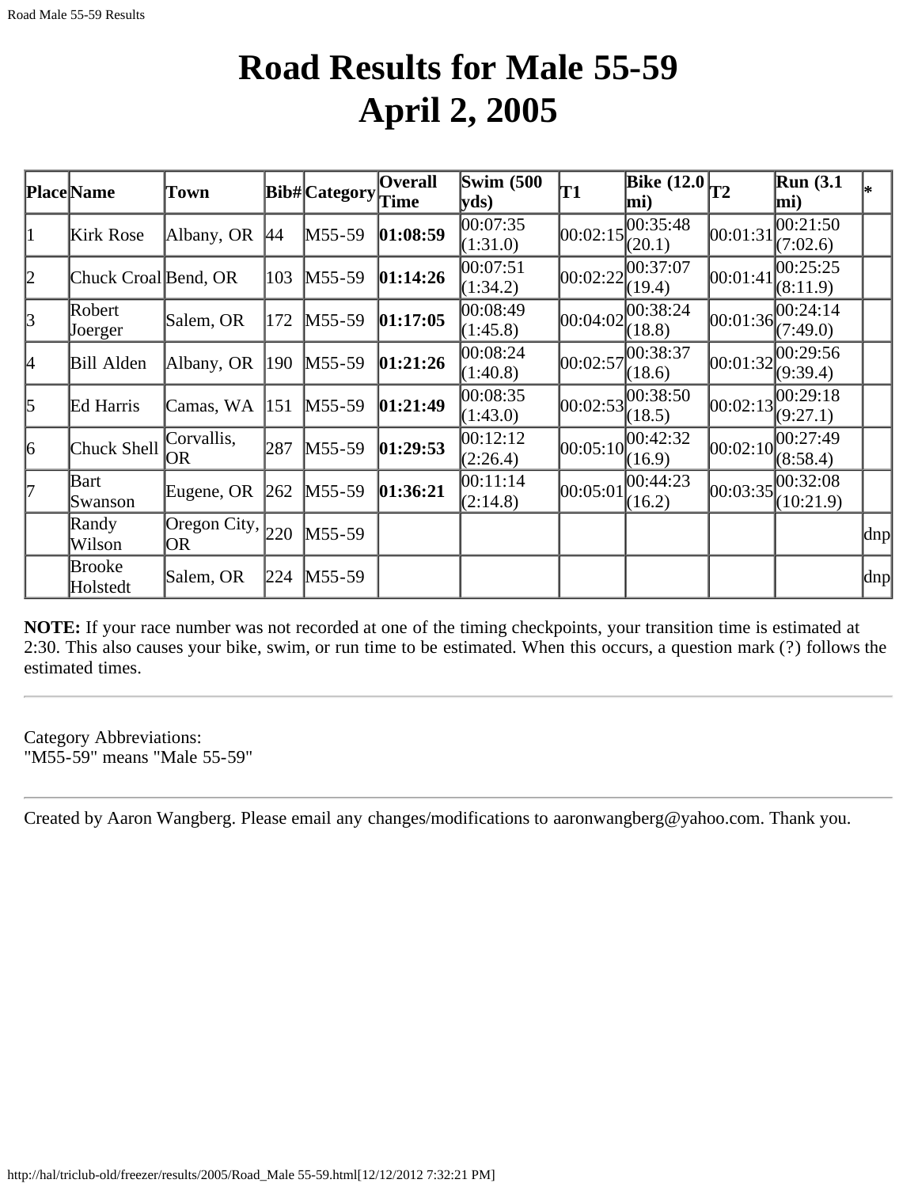# Road Results for Male 55-59
# April 2, 2005

| Place | Name | Town | Bib# | Category | Overall Time | Swim (500 yds) | T1 | Bike (12.0 mi) | T2 | Run (3.1 mi) | * |
|---|---|---|---|---|---|---|---|---|---|---|---|
| 1 | Kirk Rose | Albany, OR | 44 | M55-59 | **01:08:59** | 00:07:35 (1:31.0) | 00:02:15 | 00:35:48 (20.1) | 00:01:31 | 00:21:50 (7:02.6) | |
| 2 | Chuck Croal | Bend, OR | 103 | M55-59 | **01:14:26** | 00:07:51 (1:34.2) | 00:02:22 | 00:37:07 (19.4) | 00:01:41 | 00:25:25 (8:11.9) | |
| 3 | Robert Joerger | Salem, OR | 172 | M55-59 | **01:17:05** | 00:08:49 (1:45.8) | 00:04:02 | 00:38:24 (18.8) | 00:01:36 | 00:24:14 (7:49.0) | |
| 4 | Bill Alden | Albany, OR | 190 | M55-59 | **01:21:26** | 00:08:24 (1:40.8) | 00:02:57 | 00:38:37 (18.6) | 00:01:32 | 00:29:56 (9:39.4) | |
| 5 | Ed Harris | Camas, WA | 151 | M55-59 | **01:21:49** | 00:08:35 (1:43.0) | 00:02:53 | 00:38:50 (18.5) | 00:02:13 | 00:29:18 (9:27.1) | |
| 6 | Chuck Shell | Corvallis, OR | 287 | M55-59 | **01:29:53** | 00:12:12 (2:26.4) | 00:05:10 | 00:42:32 (16.9) | 00:02:10 | 00:27:49 (8:58.4) | |
| 7 | Bart Swanson | Eugene, OR | 262 | M55-59 | **01:36:21** | 00:11:14 (2:14.8) | 00:05:01 | 00:44:23 (16.2) | 00:03:35 | 00:32:08 (10:21.9) | |
| | Randy Wilson | Oregon City, OR | 220 | M55-59 | | | | | | | dnp |
| | Brooke Holstedt | Salem, OR | 224 | M55-59 | | | | | | | dnp |

**NOTE:** If your race number was not recorded at one of the timing checkpoints, your transition time is estimated at 2:30. This also causes your bike, swim, or run time to be estimated. When this occurs, a question mark (?) follows the estimated times.

---

Category Abbreviations:
"M55-59" means "Male 55-59"

---

Created by Aaron Wangberg. Please email any changes/modifications to aaronwangberg@yahoo.com. Thank you.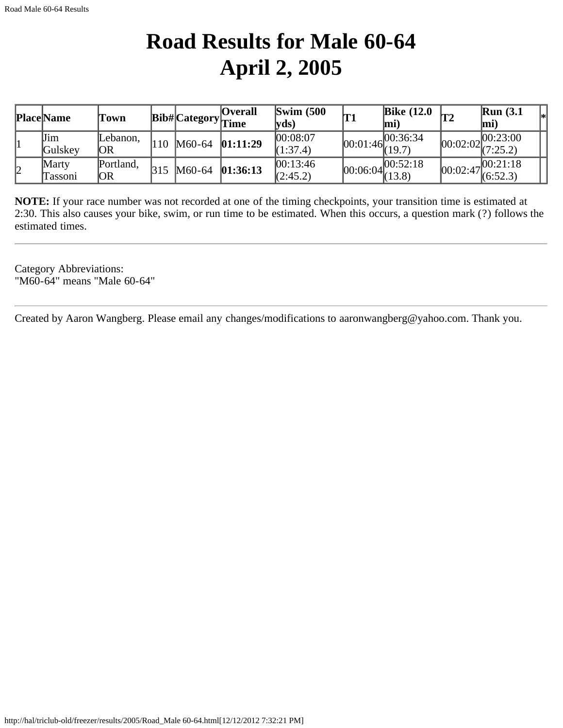# Road Results for Male 60-64
# April 2, 2005

| Place | Name | Town | Bib# | Category | Overall Time | Swim (500 yds) | T1 | Bike (12.0 mi) | T2 | Run (3.1 mi) | * |
|---|---|---|---|---|---|---|---|---|---|---|---|
| 1 | Jim Gulskey | Lebanon, OR | 110 | M60-64 | **01:11:29** | 00:08:07 (1:37.4) | 00:01:46 | 00:36:34 (19.7) | 00:02:02 | 00:23:00 (7:25.2) | |
| 2 | Marty Tassoni | Portland, OR | 315 | M60-64 | **01:36:13** | 00:13:46 (2:45.2) | 00:06:04 | 00:52:18 (13.8) | 00:02:47 | 00:21:18 (6:52.3) | |

**NOTE:** If your race number was not recorded at one of the timing checkpoints, your transition time is estimated at 2:30. This also causes your bike, swim, or run time to be estimated. When this occurs, a question mark (?) follows the estimated times.

---

Category Abbreviations:
"M60-64" means "Male 60-64"

---

Created by Aaron Wangberg. Please email any changes/modifications to aaronwangberg@yahoo.com. Thank you.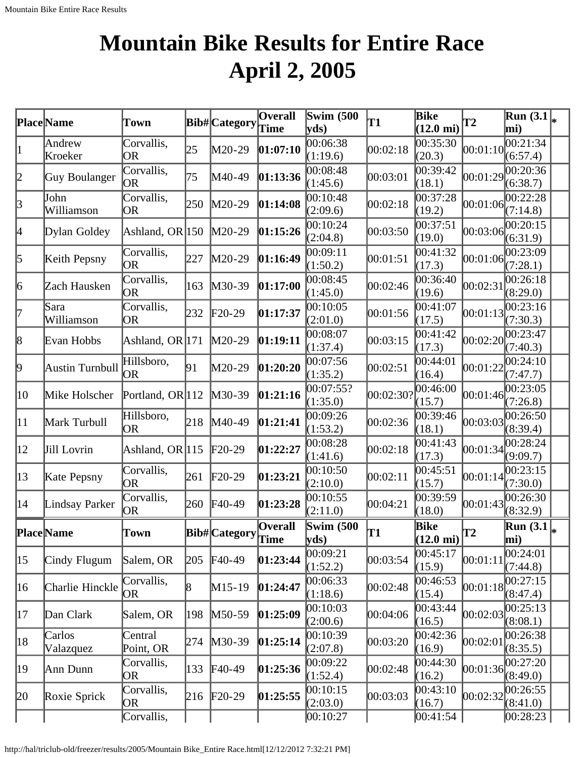# Mountain Bike Results for Entire Race April 2, 2005

| Place | Name | Town | Bib# | Category | Overall Time | Swim (500 yds) | T1 | Bike (12.0 mi) | T2 | Run (3.1 mi) | * |
|---|---|---|---|---|---|---|---|---|---|---|---|
| 1 | Andrew Kroeker | Corvallis, OR | 25 | M20-29 | **01:07:10** | 00:06:38 (1:19.6) | 00:02:18 | 00:35:30 (20.3) | 00:01:10 | 00:21:34 (6:57.4) | |
| 2 | Guy Boulanger | Corvallis, OR | 75 | M40-49 | **01:13:36** | 00:08:48 (1:45.6) | 00:03:01 | 00:39:42 (18.1) | 00:01:29 | 00:20:36 (6:38.7) | |
| 3 | John Williamson | Corvallis, OR | 250 | M20-29 | **01:14:08** | 00:10:48 (2:09.6) | 00:02:18 | 00:37:28 (19.2) | 00:01:06 | 00:22:28 (7:14.8) | |
| 4 | Dylan Goldey | Ashland, OR | 150 | M20-29 | **01:15:26** | 00:10:24 (2:04.8) | 00:03:50 | 00:37:51 (19.0) | 00:03:06 | 00:20:15 (6:31.9) | |
| 5 | Keith Pepsny | Corvallis, OR | 227 | M20-29 | **01:16:49** | 00:09:11 (1:50.2) | 00:01:51 | 00:41:32 (17.3) | 00:01:06 | 00:23:09 (7:28.1) | |
| 6 | Zach Hausken | Corvallis, OR | 163 | M30-39 | **01:17:00** | 00:08:45 (1:45.0) | 00:02:46 | 00:36:40 (19.6) | 00:02:31 | 00:26:18 (8:29.0) | |
| 7 | Sara Williamson | Corvallis, OR | 232 | F20-29 | **01:17:37** | 00:10:05 (2:01.0) | 00:01:56 | 00:41:07 (17.5) | 00:01:13 | 00:23:16 (7:30.3) | |
| 8 | Evan Hobbs | Ashland, OR | 171 | M20-29 | **01:19:11** | 00:08:07 (1:37.4) | 00:03:15 | 00:41:42 (17.3) | 00:02:20 | 00:23:47 (7:40.3) | |
| 9 | Austin Turnbull | Hillsboro, OR | 91 | M20-29 | **01:20:20** | 00:07:56 (1:35.2) | 00:02:51 | 00:44:01 (16.4) | 00:01:22 | 00:24:10 (7:47.7) | |
| 10 | Mike Holscher | Portland, OR | 112 | M30-39 | **01:21:16** | 00:07:55? (1:35.0) | 00:02:30? | 00:46:00 (15.7) | 00:01:46 | 00:23:05 (7:26.8) | |
| 11 | Mark Turbull | Hillsboro, OR | 218 | M40-49 | **01:21:41** | 00:09:26 (1:53.2) | 00:02:36 | 00:39:46 (18.1) | 00:03:03 | 00:26:50 (8:39.4) | |
| 12 | Jill Lovrin | Ashland, OR | 115 | F20-29 | **01:22:27** | 00:08:28 (1:41.6) | 00:02:18 | 00:41:43 (17.3) | 00:01:34 | 00:28:24 (9:09.7) | |
| 13 | Kate Pepsny | Corvallis, OR | 261 | F20-29 | **01:23:21** | 00:10:50 (2:10.0) | 00:02:11 | 00:45:51 (15.7) | 00:01:14 | 00:23:15 (7:30.0) | |
| 14 | Lindsay Parker | Corvallis, OR | 260 | F40-49 | **01:23:28** | 00:10:55 (2:11.0) | 00:04:21 | 00:39:59 (18.0) | 00:01:43 | 00:26:30 (8:32.9) | |
| 15 | Cindy Flugum | Salem, OR | 205 | F40-49 | **01:23:44** | 00:09:21 (1:52.2) | 00:03:54 | 00:45:17 (15.9) | 00:01:11 | 00:24:01 (7:44.8) | |
| 16 | Charlie Hinckle | Corvallis, OR | 8 | M15-19 | **01:24:47** | 00:06:33 (1:18.6) | 00:02:48 | 00:46:53 (15.4) | 00:01:18 | 00:27:15 (8:47.4) | |
| 17 | Dan Clark | Salem, OR | 198 | M50-59 | **01:25:09** | 00:10:03 (2:00.6) | 00:04:06 | 00:43:44 (16.5) | 00:02:03 | 00:25:13 (8:08.1) | |
| 18 | Carlos Valazquez | Central Point, OR | 274 | M30-39 | **01:25:14** | 00:10:39 (2:07.8) | 00:03:20 | 00:42:36 (16.9) | 00:02:01 | 00:26:38 (8:35.5) | |
| 19 | Ann Dunn | Corvallis, OR | 133 | F40-49 | **01:25:36** | 00:09:22 (1:52.4) | 00:02:48 | 00:44:30 (16.2) | 00:01:36 | 00:27:20 (8:49.0) | |
| 20 | Roxie Sprick | Corvallis, OR | 216 | F20-29 | **01:25:55** | 00:10:15 (2:03.0) | 00:03:03 | 00:43:10 (16.7) | 00:02:32 | 00:26:55 (8:41.0) | |
| | | Corvallis, | | | | 00:10:27 | | 00:41:54 | | 00:28:23 | |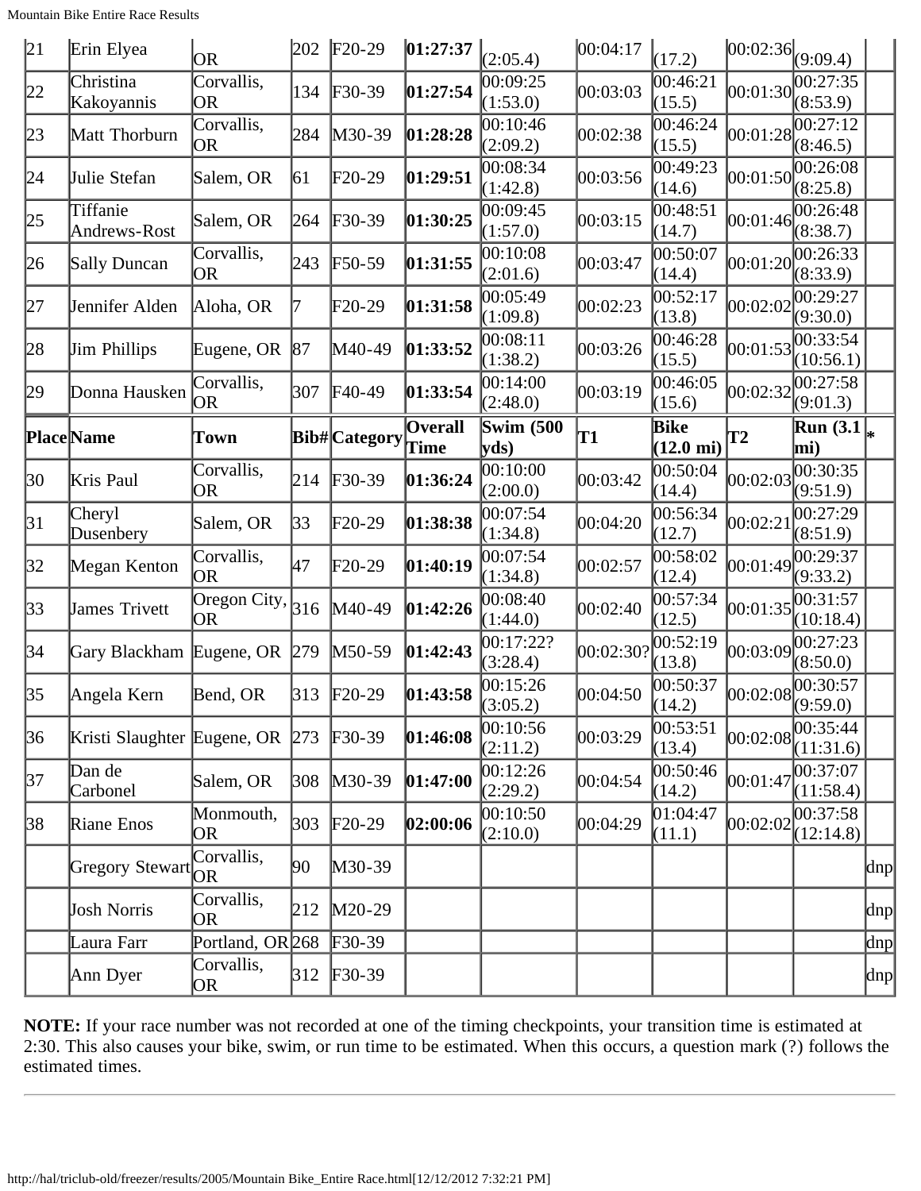| 21 | Erin Elyea | OR | 202 | F20-29 | **01:27:37** | (2:05.4) | 00:04:17 | (17.2) | 00:02:36 | (9:09.4) | |
|---|---|---|---|---|---|---|---|---|---|---|---|
| 22 | Christina Kakoyannis | Corvallis, OR | 134 | F30-39 | **01:27:54** | 00:09:25 (1:53.0) | 00:03:03 | 00:46:21 (15.5) | 00:01:30 | 00:27:35 (8:53.9) | |
| 23 | Matt Thorburn | Corvallis, OR | 284 | M30-39 | **01:28:28** | 00:10:46 (2:09.2) | 00:02:38 | 00:46:24 (15.5) | 00:01:28 | 00:27:12 (8:46.5) | |
| 24 | Julie Stefan | Salem, OR | 61 | F20-29 | **01:29:51** | 00:08:34 (1:42.8) | 00:03:56 | 00:49:23 (14.6) | 00:01:50 | 00:26:08 (8:25.8) | |
| 25 | Tiffanie Andrews-Rost | Salem, OR | 264 | F30-39 | **01:30:25** | 00:09:45 (1:57.0) | 00:03:15 | 00:48:51 (14.7) | 00:01:46 | 00:26:48 (8:38.7) | |
| 26 | Sally Duncan | Corvallis, OR | 243 | F50-59 | **01:31:55** | 00:10:08 (2:01.6) | 00:03:47 | 00:50:07 (14.4) | 00:01:20 | 00:26:33 (8:33.9) | |
| 27 | Jennifer Alden | Aloha, OR | 7 | F20-29 | **01:31:58** | 00:05:49 (1:09.8) | 00:02:23 | 00:52:17 (13.8) | 00:02:02 | 00:29:27 (9:30.0) | |
| 28 | Jim Phillips | Eugene, OR | 87 | M40-49 | **01:33:52** | 00:08:11 (1:38.2) | 00:03:26 | 00:46:28 (15.5) | 00:01:53 | 00:33:54 (10:56.1) | |
| 29 | Donna Hausken | Corvallis, OR | 307 | F40-49 | **01:33:54** | 00:14:00 (2:48.0) | 00:03:19 | 00:46:05 (15.6) | 00:02:32 | 00:27:58 (9:01.3) | |
| **Place** | **Name** | **Town** | **Bib#** | **Category** | **Overall Time** | **Swim (500 yds)** | **T1** | **Bike (12.0 mi)** | **T2** | **Run (3.1 mi)** | ***** |
| 30 | Kris Paul | Corvallis, OR | 214 | F30-39 | **01:36:24** | 00:10:00 (2:00.0) | 00:03:42 | 00:50:04 (14.4) | 00:02:03 | 00:30:35 (9:51.9) | |
| 31 | Cheryl Dusenbery | Salem, OR | 33 | F20-29 | **01:38:38** | 00:07:54 (1:34.8) | 00:04:20 | 00:56:34 (12.7) | 00:02:21 | 00:27:29 (8:51.9) | |
| 32 | Megan Kenton | Corvallis, OR | 47 | F20-29 | **01:40:19** | 00:07:54 (1:34.8) | 00:02:57 | 00:58:02 (12.4) | 00:01:49 | 00:29:37 (9:33.2) | |
| 33 | James Trivett | Oregon City, OR | 316 | M40-49 | **01:42:26** | 00:08:40 (1:44.0) | 00:02:40 | 00:57:34 (12.5) | 00:01:35 | 00:31:57 (10:18.4) | |
| 34 | Gary Blackham | Eugene, OR | 279 | M50-59 | **01:42:43** | 00:17:22? (3:28.4) | 00:02:30? | 00:52:19 (13.8) | 00:03:09 | 00:27:23 (8:50.0) | |
| 35 | Angela Kern | Bend, OR | 313 | F20-29 | **01:43:58** | 00:15:26 (3:05.2) | 00:04:50 | 00:50:37 (14.2) | 00:02:08 | 00:30:57 (9:59.0) | |
| 36 | Kristi Slaughter | Eugene, OR | 273 | F30-39 | **01:46:08** | 00:10:56 (2:11.2) | 00:03:29 | 00:53:51 (13.4) | 00:02:08 | 00:35:44 (11:31.6) | |
| 37 | Dan de Carbonel | Salem, OR | 308 | M30-39 | **01:47:00** | 00:12:26 (2:29.2) | 00:04:54 | 00:50:46 (14.2) | 00:01:47 | 00:37:07 (11:58.4) | |
| 38 | Riane Enos | Monmouth, OR | 303 | F20-29 | **02:00:06** | 00:10:50 (2:10.0) | 00:04:29 | 01:04:47 (11.1) | 00:02:02 | 00:37:58 (12:14.8) | |
| | Gregory Stewart | Corvallis, OR | 90 | M30-39 | | | | | | | dnp |
| | Josh Norris | Corvallis, OR | 212 | M20-29 | | | | | | | dnp |
| | Laura Farr | Portland, OR | 268 | F30-39 | | | | | | | dnp |
| | Ann Dyer | Corvallis, OR | 312 | F30-39 | | | | | | | dnp |

**NOTE:** If your race number was not recorded at one of the timing checkpoints, your transition time is estimated at 2:30. This also causes your bike, swim, or run time to be estimated. When this occurs, a question mark (?) follows the estimated times.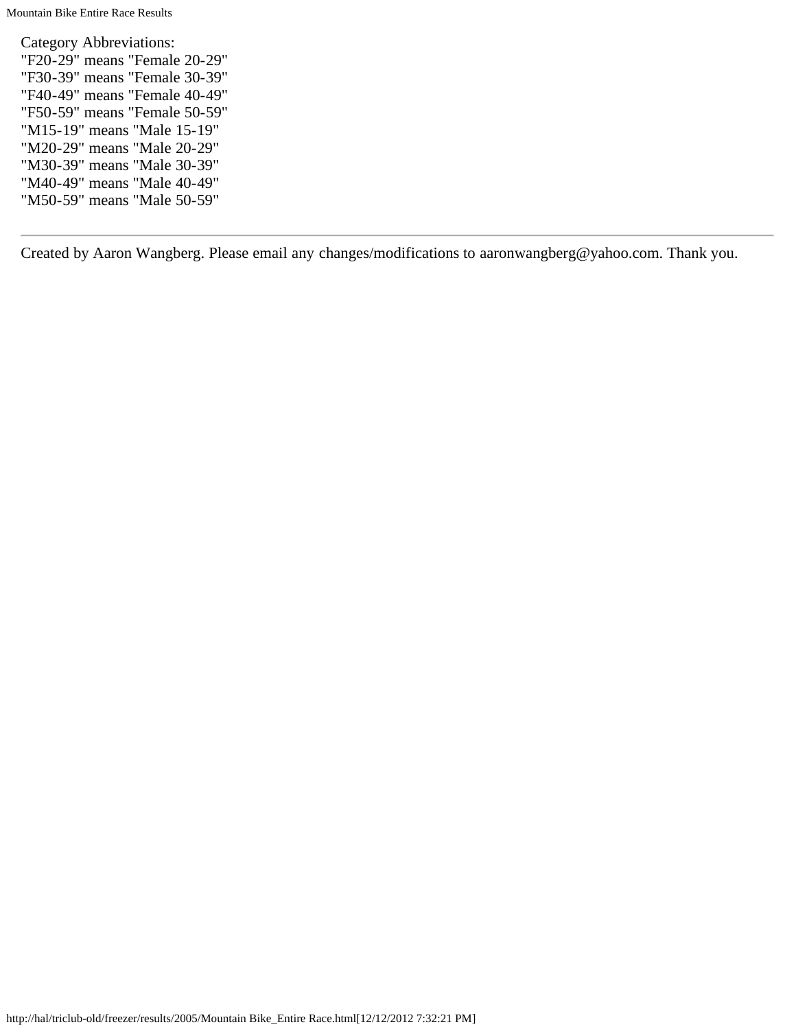Category Abbreviations:
"F20-29" means "Female 20-29"
"F30-39" means "Female 30-39"
"F40-49" means "Female 40-49"
"F50-59" means "Female 50-59"
"M15-19" means "Male 15-19"
"M20-29" means "Male 20-29"
"M30-39" means "Male 30-39"
"M40-49" means "Male 40-49"
"M50-59" means "Male 50-59"

---

Created by Aaron Wangberg. Please email any changes/modifications to aaronwangberg@yahoo.com. Thank you.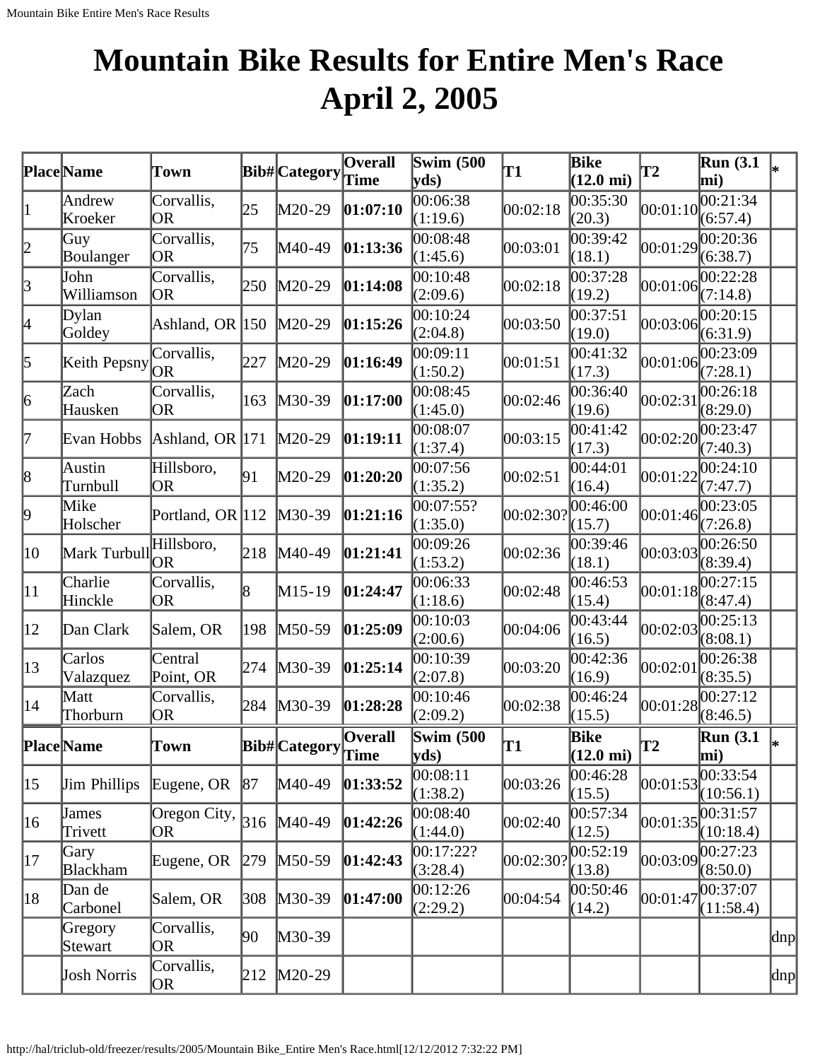# Mountain Bike Results for Entire Men's Race April 2, 2005

| Place | Name | Town | Bib# | Category | Overall Time | Swim (500 yds) | T1 | Bike (12.0 mi) | T2 | Run (3.1 mi) | * |
|---|---|---|---|---|---|---|---|---|---|---|---|
| 1 | Andrew Kroeker | Corvallis, OR | 25 | M20-29 | **01:07:10** | 00:06:38 (1:19.6) | 00:02:18 | 00:35:30 (20.3) | 00:01:10 | 00:21:34 (6:57.4) | |
| 2 | Guy Boulanger | Corvallis, OR | 75 | M40-49 | **01:13:36** | 00:08:48 (1:45.6) | 00:03:01 | 00:39:42 (18.1) | 00:01:29 | 00:20:36 (6:38.7) | |
| 3 | John Williamson | Corvallis, OR | 250 | M20-29 | **01:14:08** | 00:10:48 (2:09.6) | 00:02:18 | 00:37:28 (19.2) | 00:01:06 | 00:22:28 (7:14.8) | |
| 4 | Dylan Goldey | Ashland, OR | 150 | M20-29 | **01:15:26** | 00:10:24 (2:04.8) | 00:03:50 | 00:37:51 (19.0) | 00:03:06 | 00:20:15 (6:31.9) | |
| 5 | Keith Pepsny | Corvallis, OR | 227 | M20-29 | **01:16:49** | 00:09:11 (1:50.2) | 00:01:51 | 00:41:32 (17.3) | 00:01:06 | 00:23:09 (7:28.1) | |
| 6 | Zach Hausken | Corvallis, OR | 163 | M30-39 | **01:17:00** | 00:08:45 (1:45.0) | 00:02:46 | 00:36:40 (19.6) | 00:02:31 | 00:26:18 (8:29.0) | |
| 7 | Evan Hobbs | Ashland, OR | 171 | M20-29 | **01:19:11** | 00:08:07 (1:37.4) | 00:03:15 | 00:41:42 (17.3) | 00:02:20 | 00:23:47 (7:40.3) | |
| 8 | Austin Turnbull | Hillsboro, OR | 91 | M20-29 | **01:20:20** | 00:07:56 (1:35.2) | 00:02:51 | 00:44:01 (16.4) | 00:01:22 | 00:24:10 (7:47.7) | |
| 9 | Mike Holscher | Portland, OR | 112 | M30-39 | **01:21:16** | 00:07:55? (1:35.0) | 00:02:30? | 00:46:00 (15.7) | 00:01:46 | 00:23:05 (7:26.8) | |
| 10 | Mark Turbull | Hillsboro, OR | 218 | M40-49 | **01:21:41** | 00:09:26 (1:53.2) | 00:02:36 | 00:39:46 (18.1) | 00:03:03 | 00:26:50 (8:39.4) | |
| 11 | Charlie Hinckle | Corvallis, OR | 8 | M15-19 | **01:24:47** | 00:06:33 (1:18.6) | 00:02:48 | 00:46:53 (15.4) | 00:01:18 | 00:27:15 (8:47.4) | |
| 12 | Dan Clark | Salem, OR | 198 | M50-59 | **01:25:09** | 00:10:03 (2:00.6) | 00:04:06 | 00:43:44 (16.5) | 00:02:03 | 00:25:13 (8:08.1) | |
| 13 | Carlos Valazquez | Central Point, OR | 274 | M30-39 | **01:25:14** | 00:10:39 (2:07.8) | 00:03:20 | 00:42:36 (16.9) | 00:02:01 | 00:26:38 (8:35.5) | |
| 14 | Matt Thorburn | Corvallis, OR | 284 | M30-39 | **01:28:28** | 00:10:46 (2:09.2) | 00:02:38 | 00:46:24 (15.5) | 00:01:28 | 00:27:12 (8:46.5) | |
| 15 | Jim Phillips | Eugene, OR | 87 | M40-49 | **01:33:52** | 00:08:11 (1:38.2) | 00:03:26 | 00:46:28 (15.5) | 00:01:53 | 00:33:54 (10:56.1) | |
| 16 | James Trivett | Oregon City, OR | 316 | M40-49 | **01:42:26** | 00:08:40 (1:44.0) | 00:02:40 | 00:57:34 (12.5) | 00:01:35 | 00:31:57 (10:18.4) | |
| 17 | Gary Blackham | Eugene, OR | 279 | M50-59 | **01:42:43** | 00:17:22? (3:28.4) | 00:02:30? | 00:52:19 (13.8) | 00:03:09 | 00:27:23 (8:50.0) | |
| 18 | Dan de Carbonel | Salem, OR | 308 | M30-39 | **01:47:00** | 00:12:26 (2:29.2) | 00:04:54 | 00:50:46 (14.2) | 00:01:47 | 00:37:07 (11:58.4) | |
| | Gregory Stewart | Corvallis, OR | 90 | M30-39 | | | | | | | dnp |
| | Josh Norris | Corvallis, OR | 212 | M20-29 | | | | | | | dnp |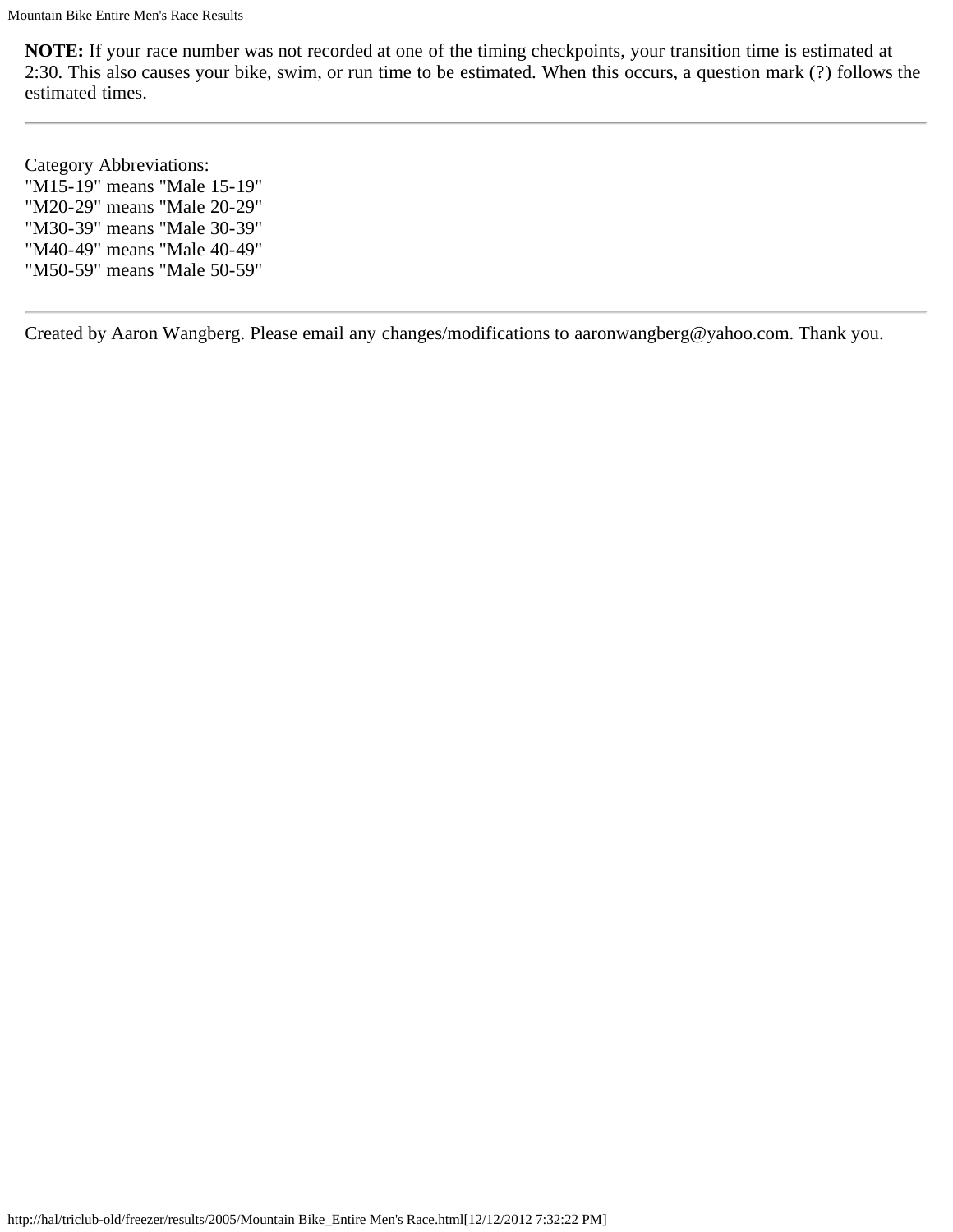**NOTE:** If your race number was not recorded at one of the timing checkpoints, your transition time is estimated at 2:30. This also causes your bike, swim, or run time to be estimated. When this occurs, a question mark (?) follows the estimated times.

---

Category Abbreviations:
"M15-19" means "Male 15-19"
"M20-29" means "Male 20-29"
"M30-39" means "Male 30-39"
"M40-49" means "Male 40-49"
"M50-59" means "Male 50-59"

---

Created by Aaron Wangberg. Please email any changes/modifications to aaronwangberg@yahoo.com. Thank you.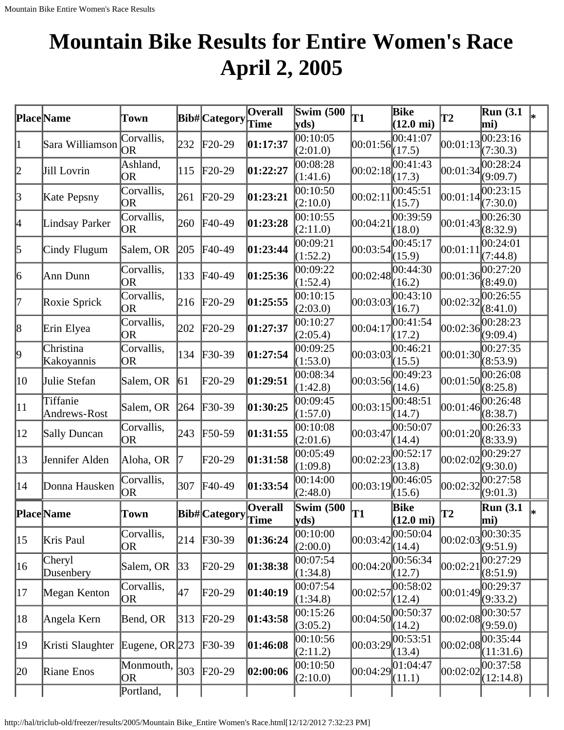# Mountain Bike Results for Entire Women's Race April 2, 2005

| Place | Name | Town | Bib# | Category | Overall Time | Swim (500 yds) | T1 | Bike (12.0 mi) | T2 | Run (3.1 mi) | * |
|---|---|---|---|---|---|---|---|---|---|---|---|
| 1 | Sara Williamson | Corvallis, OR | 232 | F20-29 | **01:17:37** | 00:10:05 (2:01.0) | 00:01:56 | 00:41:07 (17.5) | 00:01:13 | 00:23:16 (7:30.3) | |
| 2 | Jill Lovrin | Ashland, OR | 115 | F20-29 | **01:22:27** | 00:08:28 (1:41.6) | 00:02:18 | 00:41:43 (17.3) | 00:01:34 | 00:28:24 (9:09.7) | |
| 3 | Kate Pepsny | Corvallis, OR | 261 | F20-29 | **01:23:21** | 00:10:50 (2:10.0) | 00:02:11 | 00:45:51 (15.7) | 00:01:14 | 00:23:15 (7:30.0) | |
| 4 | Lindsay Parker | Corvallis, OR | 260 | F40-49 | **01:23:28** | 00:10:55 (2:11.0) | 00:04:21 | 00:39:59 (18.0) | 00:01:43 | 00:26:30 (8:32.9) | |
| 5 | Cindy Flugum | Salem, OR | 205 | F40-49 | **01:23:44** | 00:09:21 (1:52.2) | 00:03:54 | 00:45:17 (15.9) | 00:01:11 | 00:24:01 (7:44.8) | |
| 6 | Ann Dunn | Corvallis, OR | 133 | F40-49 | **01:25:36** | 00:09:22 (1:52.4) | 00:02:48 | 00:44:30 (16.2) | 00:01:36 | 00:27:20 (8:49.0) | |
| 7 | Roxie Sprick | Corvallis, OR | 216 | F20-29 | **01:25:55** | 00:10:15 (2:03.0) | 00:03:03 | 00:43:10 (16.7) | 00:02:32 | 00:26:55 (8:41.0) | |
| 8 | Erin Elyea | Corvallis, OR | 202 | F20-29 | **01:27:37** | 00:10:27 (2:05.4) | 00:04:17 | 00:41:54 (17.2) | 00:02:36 | 00:28:23 (9:09.4) | |
| 9 | Christina Kakoyannis | Corvallis, OR | 134 | F30-39 | **01:27:54** | 00:09:25 (1:53.0) | 00:03:03 | 00:46:21 (15.5) | 00:01:30 | 00:27:35 (8:53.9) | |
| 10 | Julie Stefan | Salem, OR | 61 | F20-29 | **01:29:51** | 00:08:34 (1:42.8) | 00:03:56 | 00:49:23 (14.6) | 00:01:50 | 00:26:08 (8:25.8) | |
| 11 | Tiffanie Andrews-Rost | Salem, OR | 264 | F30-39 | **01:30:25** | 00:09:45 (1:57.0) | 00:03:15 | 00:48:51 (14.7) | 00:01:46 | 00:26:48 (8:38.7) | |
| 12 | Sally Duncan | Corvallis, OR | 243 | F50-59 | **01:31:55** | 00:10:08 (2:01.6) | 00:03:47 | 00:50:07 (14.4) | 00:01:20 | 00:26:33 (8:33.9) | |
| 13 | Jennifer Alden | Aloha, OR | 7 | F20-29 | **01:31:58** | 00:05:49 (1:09.8) | 00:02:23 | 00:52:17 (13.8) | 00:02:02 | 00:29:27 (9:30.0) | |
| 14 | Donna Hausken | Corvallis, OR | 307 | F40-49 | **01:33:54** | 00:14:00 (2:48.0) | 00:03:19 | 00:46:05 (15.6) | 00:02:32 | 00:27:58 (9:01.3) | |
| 15 | Kris Paul | Corvallis, OR | 214 | F30-39 | **01:36:24** | 00:10:00 (2:00.0) | 00:03:42 | 00:50:04 (14.4) | 00:02:03 | 00:30:35 (9:51.9) | |
| 16 | Cheryl Dusenbery | Salem, OR | 33 | F20-29 | **01:38:38** | 00:07:54 (1:34.8) | 00:04:20 | 00:56:34 (12.7) | 00:02:21 | 00:27:29 (8:51.9) | |
| 17 | Megan Kenton | Corvallis, OR | 47 | F20-29 | **01:40:19** | 00:07:54 (1:34.8) | 00:02:57 | 00:58:02 (12.4) | 00:01:49 | 00:29:37 (9:33.2) | |
| 18 | Angela Kern | Bend, OR | 313 | F20-29 | **01:43:58** | 00:15:26 (3:05.2) | 00:04:50 | 00:50:37 (14.2) | 00:02:08 | 00:30:57 (9:59.0) | |
| 19 | Kristi Slaughter | Eugene, OR | 273 | F30-39 | **01:46:08** | 00:10:56 (2:11.2) | 00:03:29 | 00:53:51 (13.4) | 00:02:08 | 00:35:44 (11:31.6) | |
| 20 | Riane Enos | Monmouth, OR | 303 | F20-29 | **02:00:06** | 00:10:50 (2:10.0) | 00:04:29 | 01:04:47 (11.1) | 00:02:02 | 00:37:58 (12:14.8) | |
| | | Portland, | | | | | | | | | |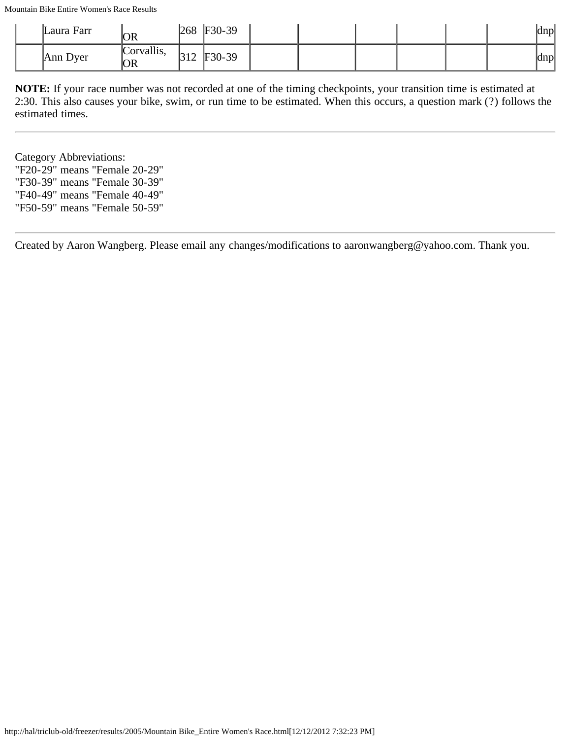|  | Laura Farr | OR | 268 | F30-39 |  |  |  |  |  |  | dnp |
|---|---|---|---|---|---|---|---|---|---|---|---|
|  | Ann Dyer | Corvallis, OR | 312 | F30-39 |  |  |  |  |  |  | dnp |

**NOTE:** If your race number was not recorded at one of the timing checkpoints, your transition time is estimated at 2:30. This also causes your bike, swim, or run time to be estimated. When this occurs, a question mark (?) follows the estimated times.

---

Category Abbreviations:
"F20-29" means "Female 20-29"
"F30-39" means "Female 30-39"
"F40-49" means "Female 40-49"
"F50-59" means "Female 50-59"

---

Created by Aaron Wangberg. Please email any changes/modifications to aaronwangberg@yahoo.com. Thank you.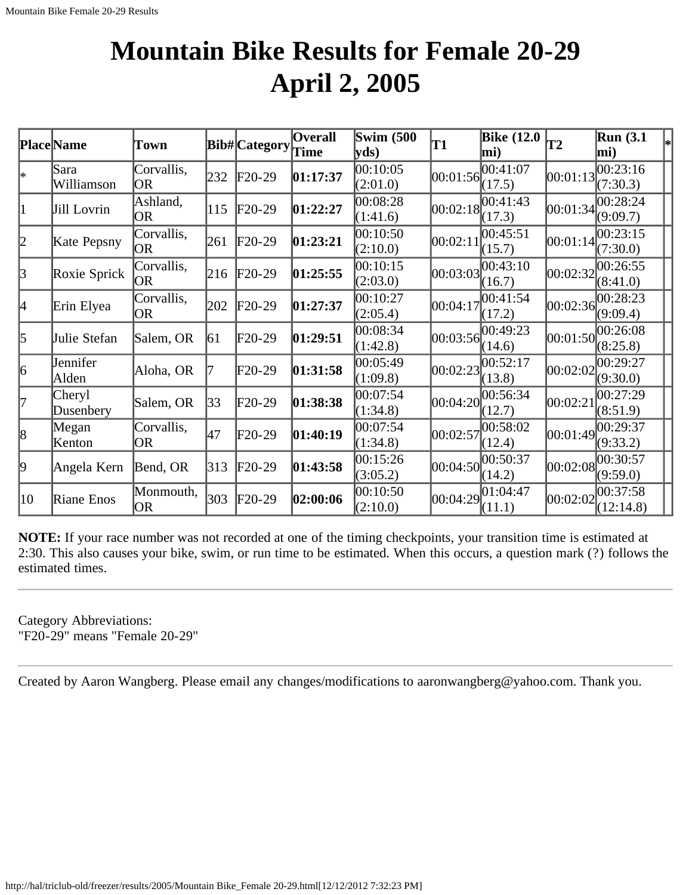# Mountain Bike Results for Female 20-29
# April 2, 2005

| Place | Name | Town | Bib# | Category | Overall Time | Swim (500 yds) | T1 | Bike (12.0 mi) | T2 | Run (3.1 mi) | * |
|---|---|---|---|---|---|---|---|---|---|---|---|
| * | Sara Williamson | Corvallis, OR | 232 | F20-29 | **01:17:37** | 00:10:05 (2:01.0) | 00:01:56 | 00:41:07 (17.5) | 00:01:13 | 00:23:16 (7:30.3) | |
| 1 | Jill Lovrin | Ashland, OR | 115 | F20-29 | **01:22:27** | 00:08:28 (1:41.6) | 00:02:18 | 00:41:43 (17.3) | 00:01:34 | 00:28:24 (9:09.7) | |
| 2 | Kate Pepsny | Corvallis, OR | 261 | F20-29 | **01:23:21** | 00:10:50 (2:10.0) | 00:02:11 | 00:45:51 (15.7) | 00:01:14 | 00:23:15 (7:30.0) | |
| 3 | Roxie Sprick | Corvallis, OR | 216 | F20-29 | **01:25:55** | 00:10:15 (2:03.0) | 00:03:03 | 00:43:10 (16.7) | 00:02:32 | 00:26:55 (8:41.0) | |
| 4 | Erin Elyea | Corvallis, OR | 202 | F20-29 | **01:27:37** | 00:10:27 (2:05.4) | 00:04:17 | 00:41:54 (17.2) | 00:02:36 | 00:28:23 (9:09.4) | |
| 5 | Julie Stefan | Salem, OR | 61 | F20-29 | **01:29:51** | 00:08:34 (1:42.8) | 00:03:56 | 00:49:23 (14.6) | 00:01:50 | 00:26:08 (8:25.8) | |
| 6 | Jennifer Alden | Aloha, OR | 7 | F20-29 | **01:31:58** | 00:05:49 (1:09.8) | 00:02:23 | 00:52:17 (13.8) | 00:02:02 | 00:29:27 (9:30.0) | |
| 7 | Cheryl Dusenbery | Salem, OR | 33 | F20-29 | **01:38:38** | 00:07:54 (1:34.8) | 00:04:20 | 00:56:34 (12.7) | 00:02:21 | 00:27:29 (8:51.9) | |
| 8 | Megan Kenton | Corvallis, OR | 47 | F20-29 | **01:40:19** | 00:07:54 (1:34.8) | 00:02:57 | 00:58:02 (12.4) | 00:01:49 | 00:29:37 (9:33.2) | |
| 9 | Angela Kern | Bend, OR | 313 | F20-29 | **01:43:58** | 00:15:26 (3:05.2) | 00:04:50 | 00:50:37 (14.2) | 00:02:08 | 00:30:57 (9:59.0) | |
| 10 | Riane Enos | Monmouth, OR | 303 | F20-29 | **02:00:06** | 00:10:50 (2:10.0) | 00:04:29 | 01:04:47 (11.1) | 00:02:02 | 00:37:58 (12:14.8) | |

**NOTE:** If your race number was not recorded at one of the timing checkpoints, your transition time is estimated at 2:30. This also causes your bike, swim, or run time to be estimated. When this occurs, a question mark (?) follows the estimated times.

---

Category Abbreviations:
"F20-29" means "Female 20-29"

---

Created by Aaron Wangberg. Please email any changes/modifications to aaronwangberg@yahoo.com. Thank you.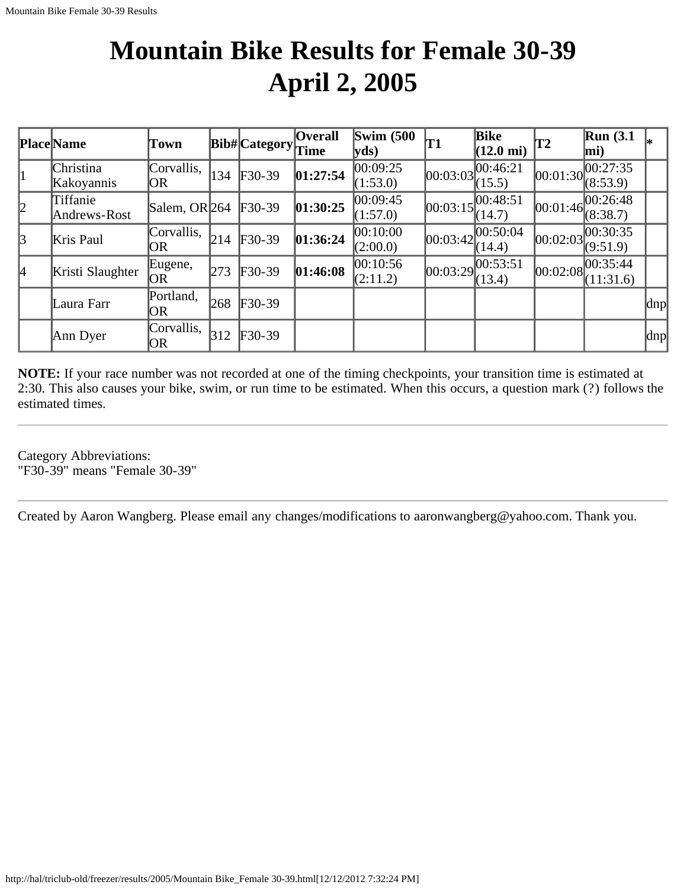# Mountain Bike Results for Female 30-39
# April 2, 2005

| Place | Name | Town | Bib# | Category | Overall Time | Swim (500 yds) | T1 | Bike (12.0 mi) | T2 | Run (3.1 mi) | * |
|---|---|---|---|---|---|---|---|---|---|---|---|
| 1 | Christina Kakoyannis | Corvallis, OR | 134 | F30-39 | **01:27:54** | 00:09:25 (1:53.0) | 00:03:03 | 00:46:21 (15.5) | 00:01:30 | 00:27:35 (8:53.9) | |
| 2 | Tiffanie Andrews-Rost | Salem, OR | 264 | F30-39 | **01:30:25** | 00:09:45 (1:57.0) | 00:03:15 | 00:48:51 (14.7) | 00:01:46 | 00:26:48 (8:38.7) | |
| 3 | Kris Paul | Corvallis, OR | 214 | F30-39 | **01:36:24** | 00:10:00 (2:00.0) | 00:03:42 | 00:50:04 (14.4) | 00:02:03 | 00:30:35 (9:51.9) | |
| 4 | Kristi Slaughter | Eugene, OR | 273 | F30-39 | **01:46:08** | 00:10:56 (2:11.2) | 00:03:29 | 00:53:51 (13.4) | 00:02:08 | 00:35:44 (11:31.6) | |
| | Laura Farr | Portland, OR | 268 | F30-39 | | | | | | | dnp |
| | Ann Dyer | Corvallis, OR | 312 | F30-39 | | | | | | | dnp |

**NOTE:** If your race number was not recorded at one of the timing checkpoints, your transition time is estimated at 2:30. This also causes your bike, swim, or run time to be estimated. When this occurs, a question mark (?) follows the estimated times.

---

Category Abbreviations:
"F30-39" means "Female 30-39"

---

Created by Aaron Wangberg. Please email any changes/modifications to aaronwangberg@yahoo.com. Thank you.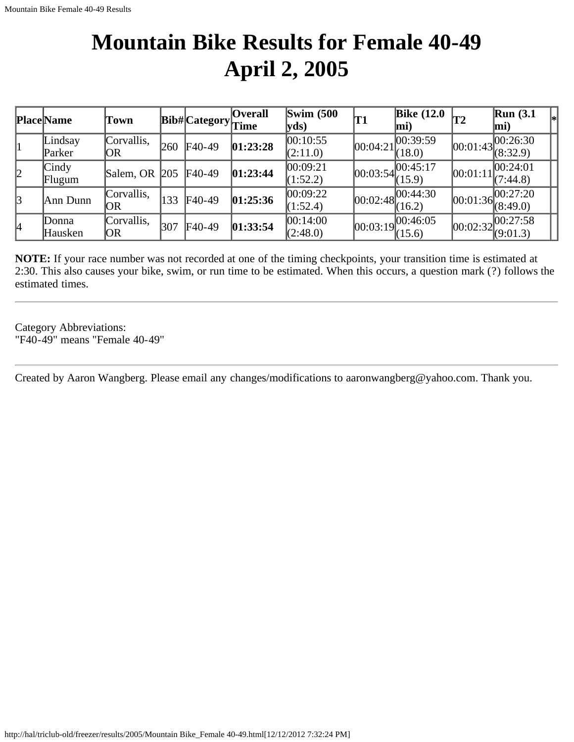# Mountain Bike Results for Female 40-49
# April 2, 2005

| Place | Name | Town | Bib# | Category | Overall Time | Swim (500 yds) | T1 | Bike (12.0 mi) | T2 | Run (3.1 mi) | * |
|---|---|---|---|---|---|---|---|---|---|---|---|
| 1 | Lindsay Parker | Corvallis, OR | 260 | F40-49 | **01:23:28** | 00:10:55 (2:11.0) | 00:04:21 | 00:39:59 (18.0) | 00:01:43 | 00:26:30 (8:32.9) | |
| 2 | Cindy Flugum | Salem, OR | 205 | F40-49 | **01:23:44** | 00:09:21 (1:52.2) | 00:03:54 | 00:45:17 (15.9) | 00:01:11 | 00:24:01 (7:44.8) | |
| 3 | Ann Dunn | Corvallis, OR | 133 | F40-49 | **01:25:36** | 00:09:22 (1:52.4) | 00:02:48 | 00:44:30 (16.2) | 00:01:36 | 00:27:20 (8:49.0) | |
| 4 | Donna Hausken | Corvallis, OR | 307 | F40-49 | **01:33:54** | 00:14:00 (2:48.0) | 00:03:19 | 00:46:05 (15.6) | 00:02:32 | 00:27:58 (9:01.3) | |

**NOTE:** If your race number was not recorded at one of the timing checkpoints, your transition time is estimated at 2:30. This also causes your bike, swim, or run time to be estimated. When this occurs, a question mark (?) follows the estimated times.

---

Category Abbreviations:
"F40-49" means "Female 40-49"

---

Created by Aaron Wangberg. Please email any changes/modifications to aaronwangberg@yahoo.com. Thank you.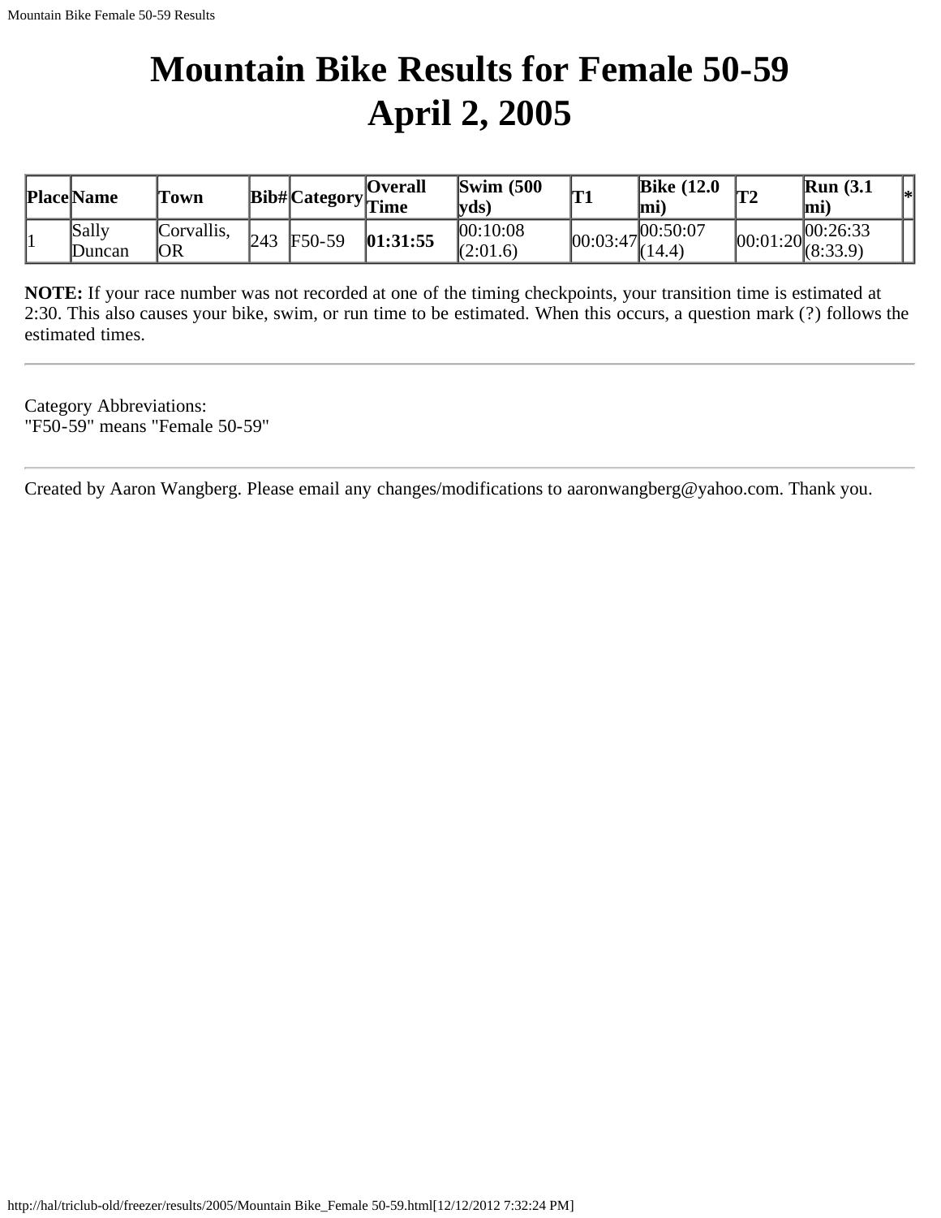# Mountain Bike Results for Female 50-59
# April 2, 2005

| Place | Name | Town | Bib# | Category | Overall Time | Swim (500 yds) | T1 | Bike (12.0 mi) | T2 | Run (3.1 mi) | * |
|---|---|---|---|---|---|---|---|---|---|---|---|
| 1 | Sally Duncan | Corvallis, OR | 243 | F50-59 | **01:31:55** | 00:10:08 (2:01.6) | 00:03:47 | 00:50:07 (14.4) | 00:01:20 | 00:26:33 (8:33.9) | |

**NOTE:** If your race number was not recorded at one of the timing checkpoints, your transition time is estimated at 2:30. This also causes your bike, swim, or run time to be estimated. When this occurs, a question mark (?) follows the estimated times.

---

Category Abbreviations:
"F50-59" means "Female 50-59"

---

Created by Aaron Wangberg. Please email any changes/modifications to aaronwangberg@yahoo.com. Thank you.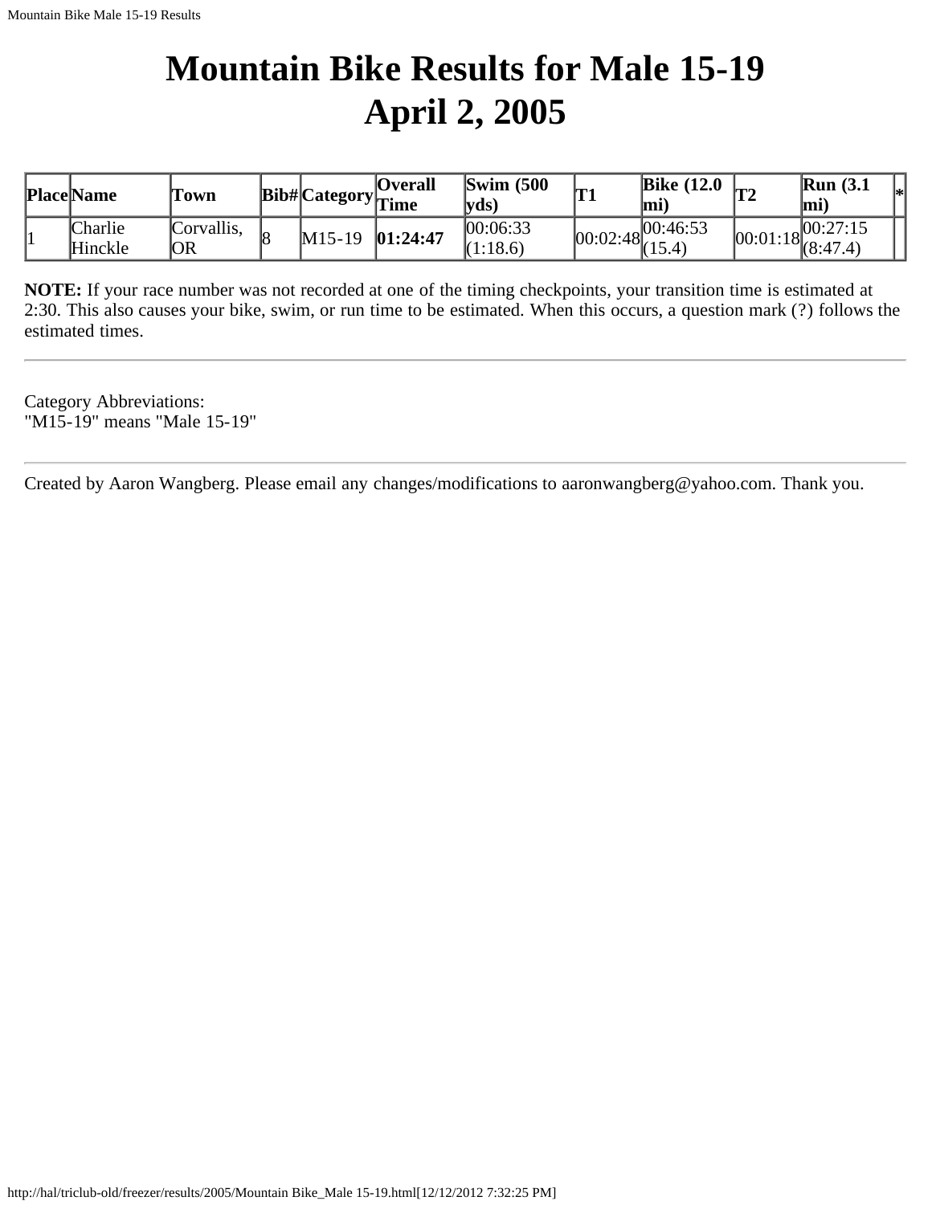# Mountain Bike Results for Male 15-19
# April 2, 2005

| Place | Name | Town | Bib# | Category | Overall Time | Swim (500 yds) | T1 | Bike (12.0 mi) | T2 | Run (3.1 mi) | * |
|---|---|---|---|---|---|---|---|---|---|---|---|
| 1 | Charlie Hinckle | Corvallis, OR | 8 | M15-19 | **01:24:47** | 00:06:33 (1:18.6) | 00:02:48 | 00:46:53 (15.4) | 00:01:18 | 00:27:15 (8:47.4) | |

**NOTE:** If your race number was not recorded at one of the timing checkpoints, your transition time is estimated at 2:30. This also causes your bike, swim, or run time to be estimated. When this occurs, a question mark (?) follows the estimated times.

---

Category Abbreviations:
"M15-19" means "Male 15-19"

---

Created by Aaron Wangberg. Please email any changes/modifications to aaronwangberg@yahoo.com. Thank you.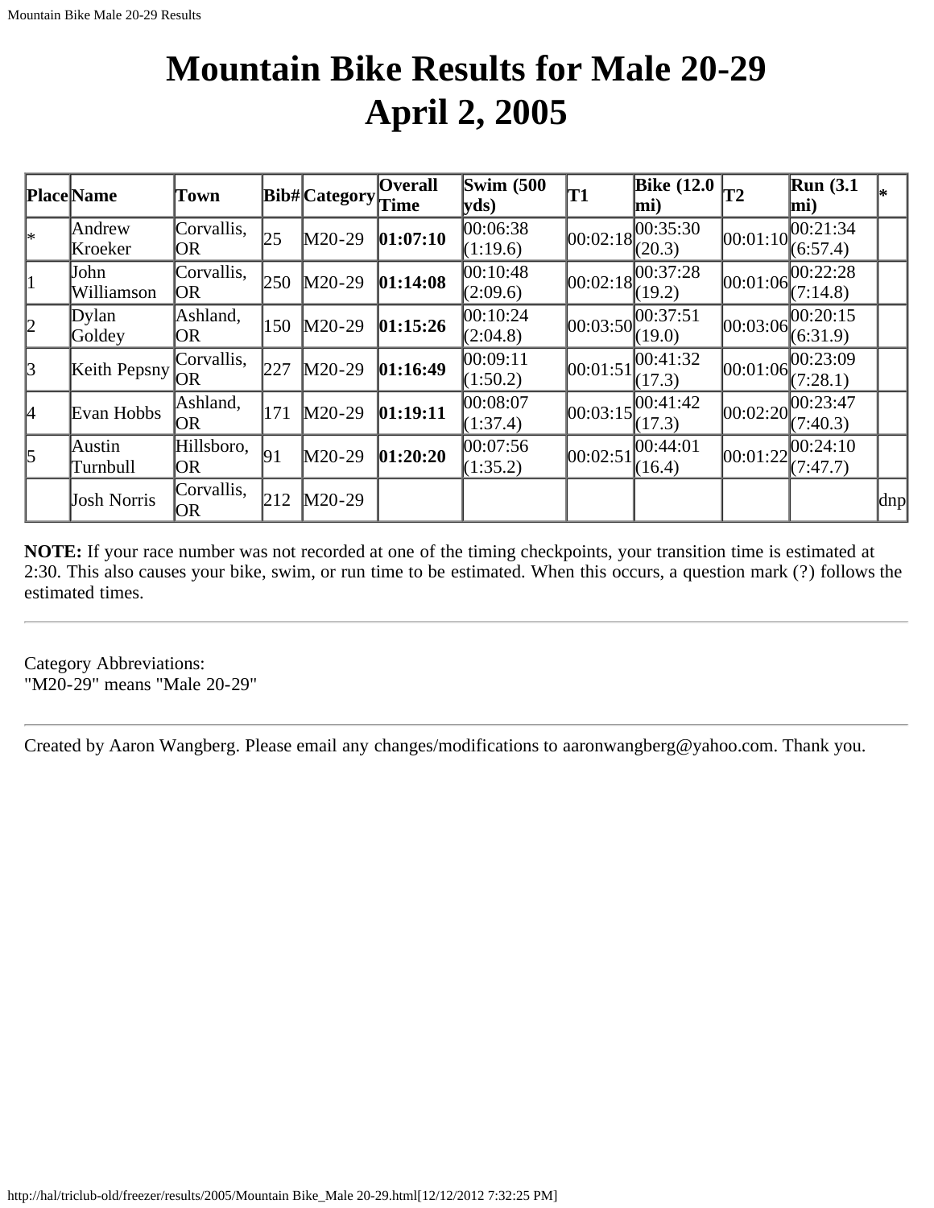# Mountain Bike Results for Male 20-29
# April 2, 2005

| Place | Name | Town | Bib# | Category | Overall Time | Swim (500 yds) | T1 | Bike (12.0 mi) | T2 | Run (3.1 mi) | * |
|---|---|---|---|---|---|---|---|---|---|---|---|
| * | Andrew Kroeker | Corvallis, OR | 25 | M20-29 | **01:07:10** | 00:06:38 (1:19.6) | 00:02:18 | 00:35:30 (20.3) | 00:01:10 | 00:21:34 (6:57.4) | |
| 1 | John Williamson | Corvallis, OR | 250 | M20-29 | **01:14:08** | 00:10:48 (2:09.6) | 00:02:18 | 00:37:28 (19.2) | 00:01:06 | 00:22:28 (7:14.8) | |
| 2 | Dylan Goldey | Ashland, OR | 150 | M20-29 | **01:15:26** | 00:10:24 (2:04.8) | 00:03:50 | 00:37:51 (19.0) | 00:03:06 | 00:20:15 (6:31.9) | |
| 3 | Keith Pepsny | Corvallis, OR | 227 | M20-29 | **01:16:49** | 00:09:11 (1:50.2) | 00:01:51 | 00:41:32 (17.3) | 00:01:06 | 00:23:09 (7:28.1) | |
| 4 | Evan Hobbs | Ashland, OR | 171 | M20-29 | **01:19:11** | 00:08:07 (1:37.4) | 00:03:15 | 00:41:42 (17.3) | 00:02:20 | 00:23:47 (7:40.3) | |
| 5 | Austin Turnbull | Hillsboro, OR | 91 | M20-29 | **01:20:20** | 00:07:56 (1:35.2) | 00:02:51 | 00:44:01 (16.4) | 00:01:22 | 00:24:10 (7:47.7) | |
| | Josh Norris | Corvallis, OR | 212 | M20-29 | | | | | | | dnp |

**NOTE:** If your race number was not recorded at one of the timing checkpoints, your transition time is estimated at 2:30. This also causes your bike, swim, or run time to be estimated. When this occurs, a question mark (?) follows the estimated times.

---

Category Abbreviations:
"M20-29" means "Male 20-29"

---

Created by Aaron Wangberg. Please email any changes/modifications to aaronwangberg@yahoo.com. Thank you.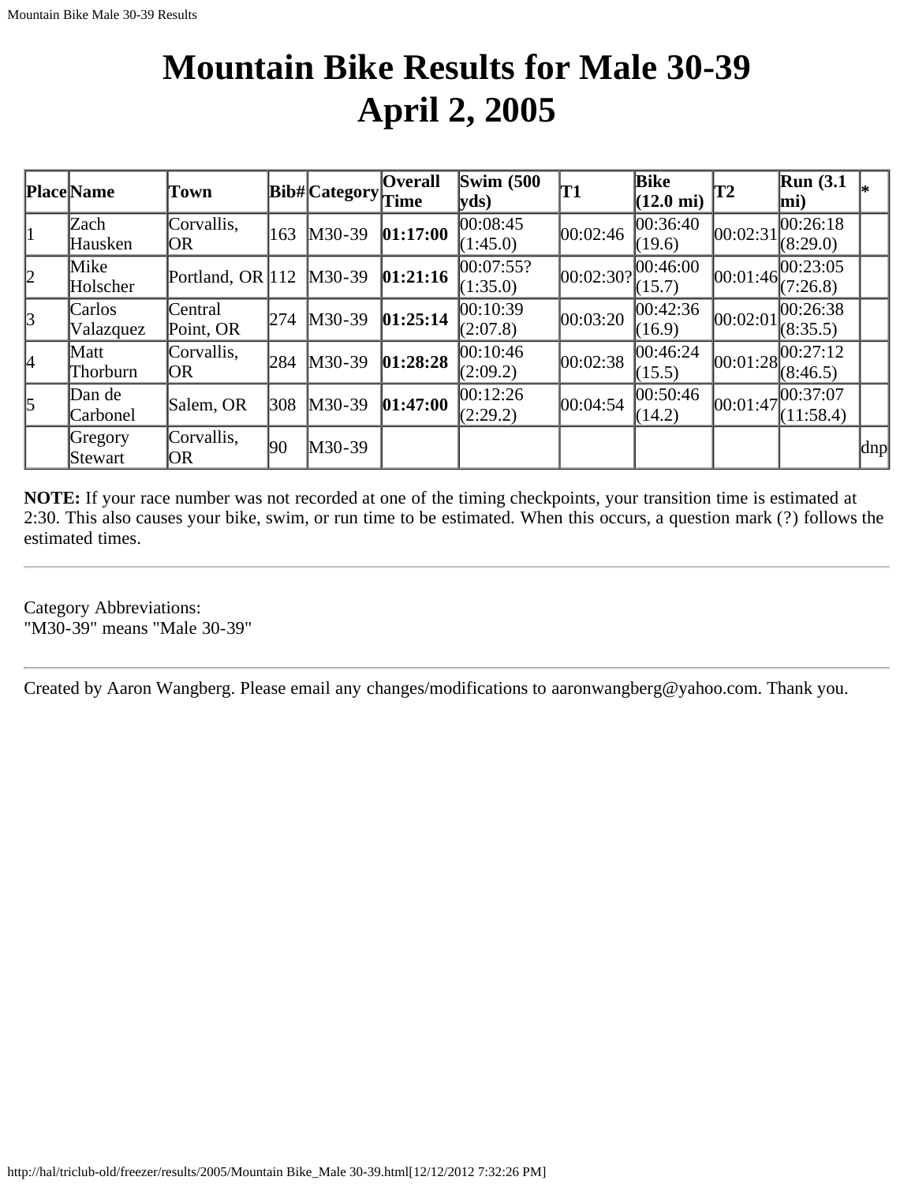# Mountain Bike Results for Male 30-39
# April 2, 2005

| Place | Name | Town | Bib# | Category | Overall Time | Swim (500 yds) | T1 | Bike (12.0 mi) | T2 | Run (3.1 mi) | * |
|---|---|---|---|---|---|---|---|---|---|---|---|
| 1 | Zach Hausken | Corvallis, OR | 163 | M30-39 | **01:17:00** | 00:08:45 (1:45.0) | 00:02:46 | 00:36:40 (19.6) | 00:02:31 | 00:26:18 (8:29.0) | |
| 2 | Mike Holscher | Portland, OR | 112 | M30-39 | **01:21:16** | 00:07:55? (1:35.0) | 00:02:30? | 00:46:00 (15.7) | 00:01:46 | 00:23:05 (7:26.8) | |
| 3 | Carlos Valazquez | Central Point, OR | 274 | M30-39 | **01:25:14** | 00:10:39 (2:07.8) | 00:03:20 | 00:42:36 (16.9) | 00:02:01 | 00:26:38 (8:35.5) | |
| 4 | Matt Thorburn | Corvallis, OR | 284 | M30-39 | **01:28:28** | 00:10:46 (2:09.2) | 00:02:38 | 00:46:24 (15.5) | 00:01:28 | 00:27:12 (8:46.5) | |
| 5 | Dan de Carbonel | Salem, OR | 308 | M30-39 | **01:47:00** | 00:12:26 (2:29.2) | 00:04:54 | 00:50:46 (14.2) | 00:01:47 | 00:37:07 (11:58.4) | |
| | Gregory Stewart | Corvallis, OR | 90 | M30-39 | | | | | | | dnp |

**NOTE:** If your race number was not recorded at one of the timing checkpoints, your transition time is estimated at 2:30. This also causes your bike, swim, or run time to be estimated. When this occurs, a question mark (?) follows the estimated times.

---

Category Abbreviations:
"M30-39" means "Male 30-39"

---

Created by Aaron Wangberg. Please email any changes/modifications to aaronwangberg@yahoo.com. Thank you.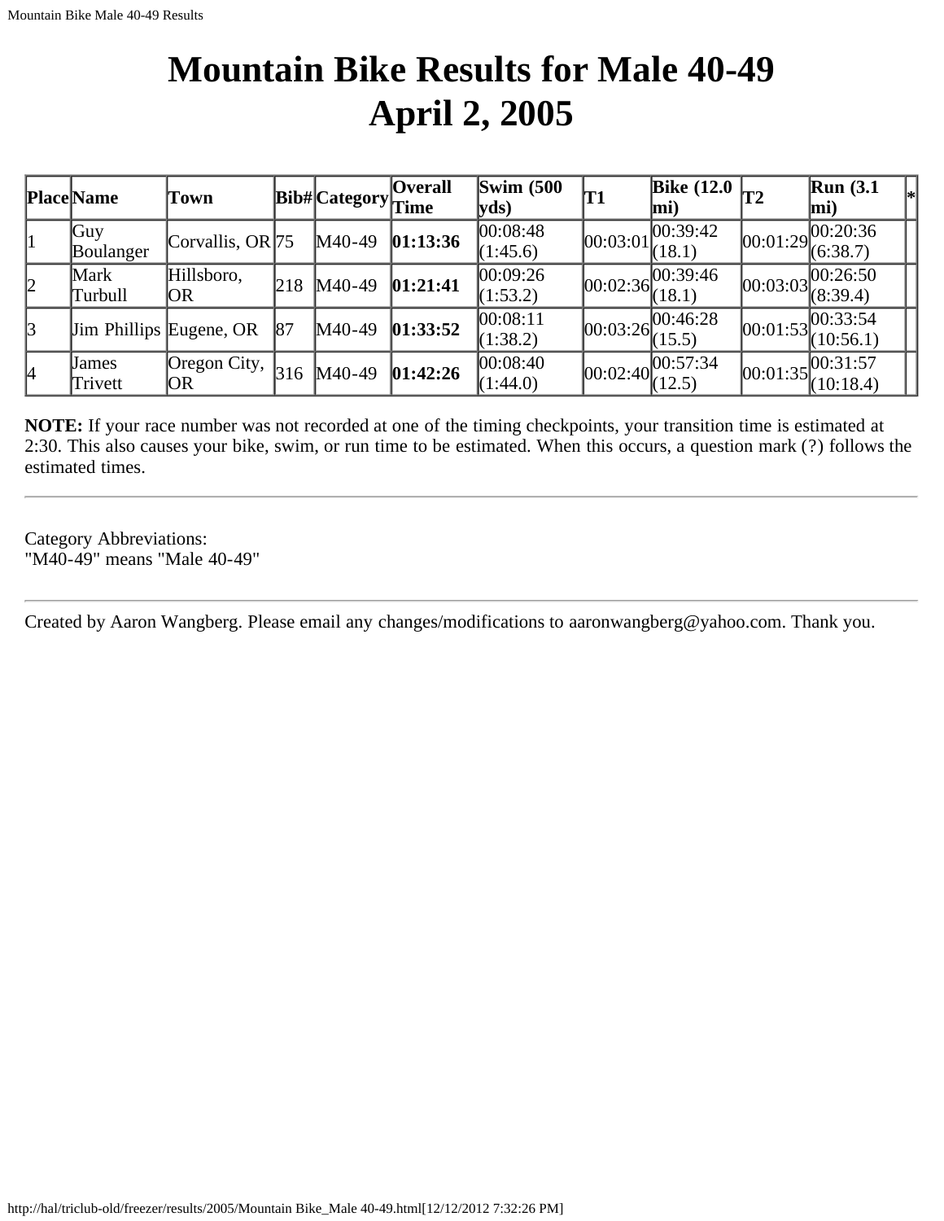# Mountain Bike Results for Male 40-49
# April 2, 2005

| Place | Name | Town | Bib# | Category | Overall Time | Swim (500 yds) | T1 | Bike (12.0 mi) | T2 | Run (3.1 mi) | * |
|---|---|---|---|---|---|---|---|---|---|---|---|
| 1 | Guy Boulanger | Corvallis, OR | 75 | M40-49 | **01:13:36** | 00:08:48 (1:45.6) | 00:03:01 | 00:39:42 (18.1) | 00:01:29 | 00:20:36 (6:38.7) | |
| 2 | Mark Turbull | Hillsboro, OR | 218 | M40-49 | **01:21:41** | 00:09:26 (1:53.2) | 00:02:36 | 00:39:46 (18.1) | 00:03:03 | 00:26:50 (8:39.4) | |
| 3 | Jim Phillips | Eugene, OR | 87 | M40-49 | **01:33:52** | 00:08:11 (1:38.2) | 00:03:26 | 00:46:28 (15.5) | 00:01:53 | 00:33:54 (10:56.1) | |
| 4 | James Trivett | Oregon City, OR | 316 | M40-49 | **01:42:26** | 00:08:40 (1:44.0) | 00:02:40 | 00:57:34 (12.5) | 00:01:35 | 00:31:57 (10:18.4) | |

**NOTE:** If your race number was not recorded at one of the timing checkpoints, your transition time is estimated at 2:30. This also causes your bike, swim, or run time to be estimated. When this occurs, a question mark (?) follows the estimated times.

---

Category Abbreviations:
"M40-49" means "Male 40-49"

---

Created by Aaron Wangberg. Please email any changes/modifications to aaronwangberg@yahoo.com. Thank you.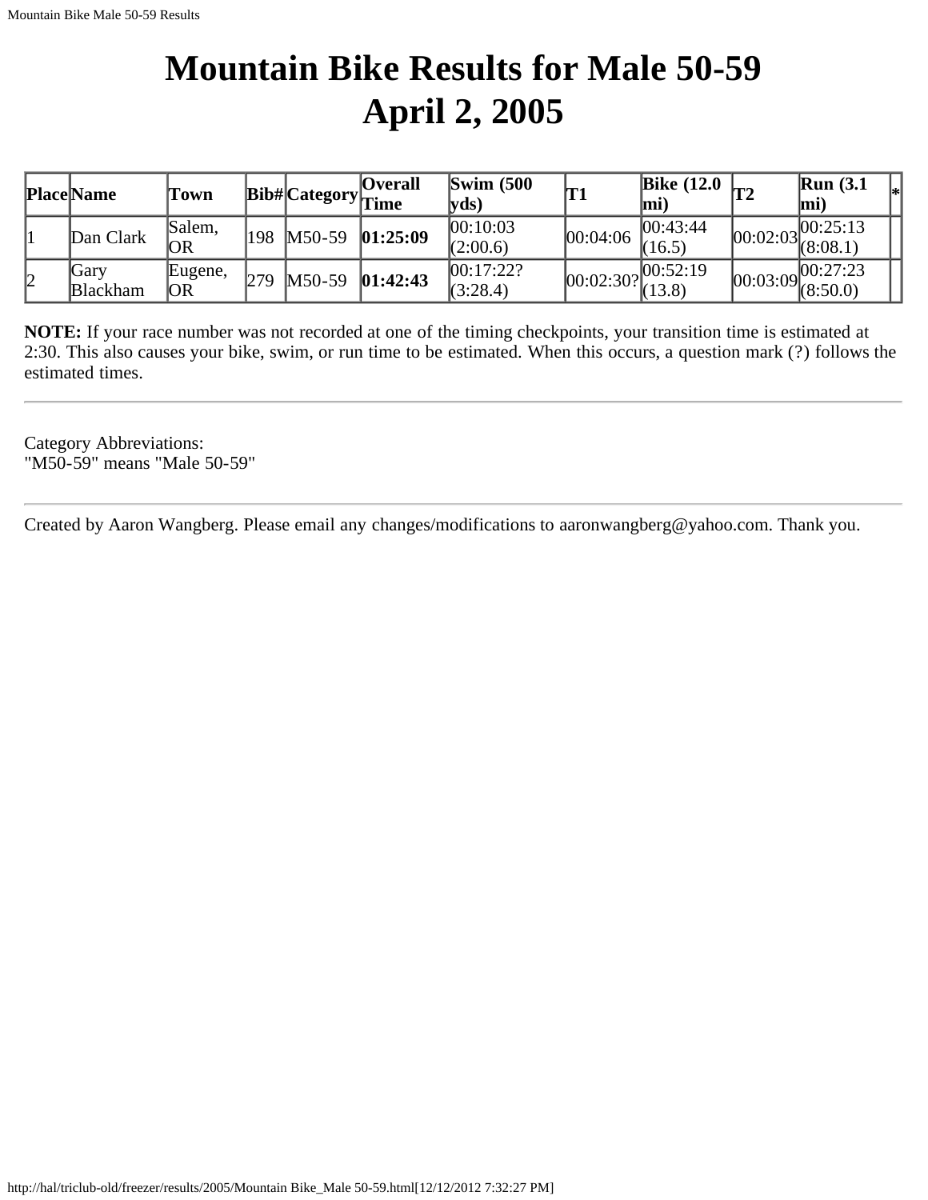# Mountain Bike Results for Male 50-59
# April 2, 2005

| Place | Name | Town | Bib# | Category | Overall Time | Swim (500 yds) | T1 | Bike (12.0 mi) | T2 | Run (3.1 mi) | * |
|---|---|---|---|---|---|---|---|---|---|---|---|
| 1 | Dan Clark | Salem, OR | 198 | M50-59 | **01:25:09** | 00:10:03 (2:00.6) | 00:04:06 | 00:43:44 (16.5) | 00:02:03 | 00:25:13 (8:08.1) | |
| 2 | Gary Blackham | Eugene, OR | 279 | M50-59 | **01:42:43** | 00:17:22? (3:28.4) | 00:02:30? | 00:52:19 (13.8) | 00:03:09 | 00:27:23 (8:50.0) | |

**NOTE:** If your race number was not recorded at one of the timing checkpoints, your transition time is estimated at 2:30. This also causes your bike, swim, or run time to be estimated. When this occurs, a question mark (?) follows the estimated times.

---

Category Abbreviations:
"M50-59" means "Male 50-59"

---

Created by Aaron Wangberg. Please email any changes/modifications to aaronwangberg@yahoo.com. Thank you.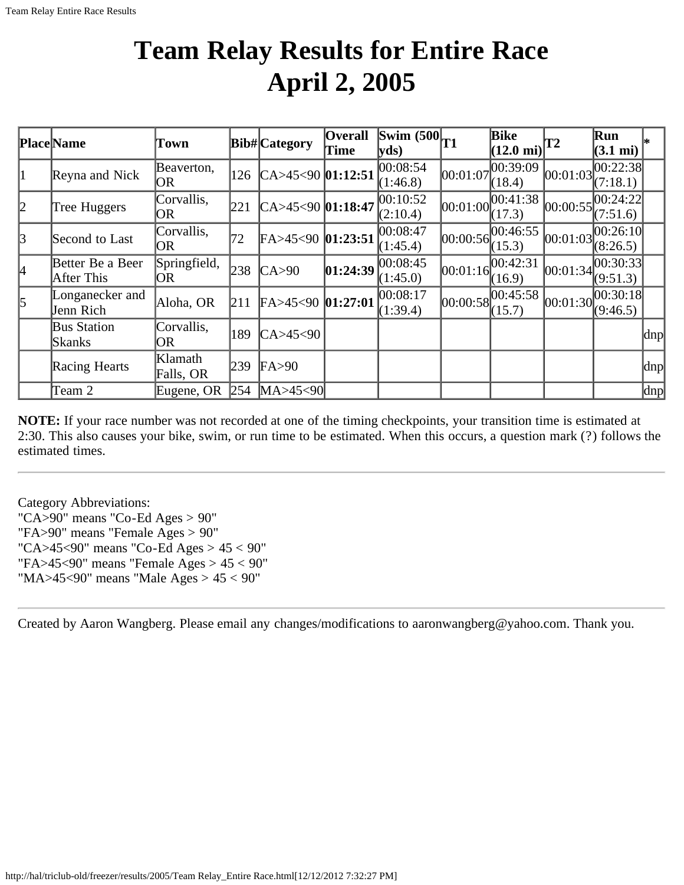# Team Relay Results for Entire Race
# April 2, 2005

| Place | Name | Town | Bib# | Category | Overall Time | Swim (500 yds) | T1 | Bike (12.0 mi) | T2 | Run (3.1 mi) | * |
|---|---|---|---|---|---|---|---|---|---|---|---|
| 1 | Reyna and Nick | Beaverton, OR | 126 | CA>45<90 | **01:12:51** | 00:08:54 (1:46.8) | 00:01:07 | 00:39:09 (18.4) | 00:01:03 | 00:22:38 (7:18.1) | |
| 2 | Tree Huggers | Corvallis, OR | 221 | CA>45<90 | **01:18:47** | 00:10:52 (2:10.4) | 00:01:00 | 00:41:38 (17.3) | 00:00:55 | 00:24:22 (7:51.6) | |
| 3 | Second to Last | Corvallis, OR | 72 | FA>45<90 | **01:23:51** | 00:08:47 (1:45.4) | 00:00:56 | 00:46:55 (15.3) | 00:01:03 | 00:26:10 (8:26.5) | |
| 4 | Better Be a Beer After This | Springfield, OR | 238 | CA>90 | **01:24:39** | 00:08:45 (1:45.0) | 00:01:16 | 00:42:31 (16.9) | 00:01:34 | 00:30:33 (9:51.3) | |
| 5 | Longanecker and Jenn Rich | Aloha, OR | 211 | FA>45<90 | **01:27:01** | 00:08:17 (1:39.4) | 00:00:58 | 00:45:58 (15.7) | 00:01:30 | 00:30:18 (9:46.5) | |
| | Bus Station Skanks | Corvallis, OR | 189 | CA>45<90 | | | | | | | dnp |
| | Racing Hearts | Klamath Falls, OR | 239 | FA>90 | | | | | | | dnp |
| | Team 2 | Eugene, OR | 254 | MA>45<90 | | | | | | | dnp |

**NOTE:** If your race number was not recorded at one of the timing checkpoints, your transition time is estimated at 2:30. This also causes your bike, swim, or run time to be estimated. When this occurs, a question mark (?) follows the estimated times.

---

Category Abbreviations:
"CA>90" means "Co-Ed Ages > 90"
"FA>90" means "Female Ages > 90"
"CA>45<90" means "Co-Ed Ages > 45 < 90"
"FA>45<90" means "Female Ages > 45 < 90"
"MA>45<90" means "Male Ages > 45 < 90"

---

Created by Aaron Wangberg. Please email any changes/modifications to aaronwangberg@yahoo.com. Thank you.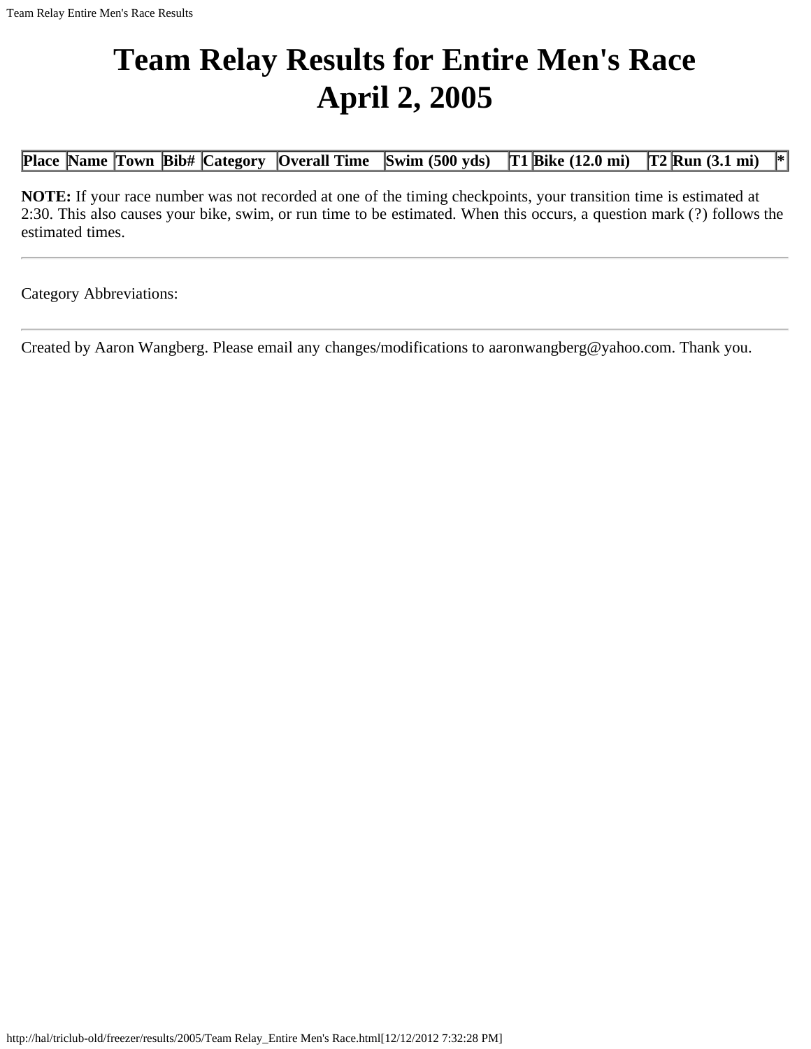# Team Relay Results for Entire Men's Race April 2, 2005

| Place | Name | Town | Bib# | Category | Overall Time | Swim (500 yds) | T1 | Bike (12.0 mi) | T2 | Run (3.1 mi) | * |
|---|---|---|---|---|---|---|---|---|---|---|---|

**NOTE:** If your race number was not recorded at one of the timing checkpoints, your transition time is estimated at 2:30. This also causes your bike, swim, or run time to be estimated. When this occurs, a question mark (?) follows the estimated times.

---

Category Abbreviations:

---

Created by Aaron Wangberg. Please email any changes/modifications to aaronwangberg@yahoo.com. Thank you.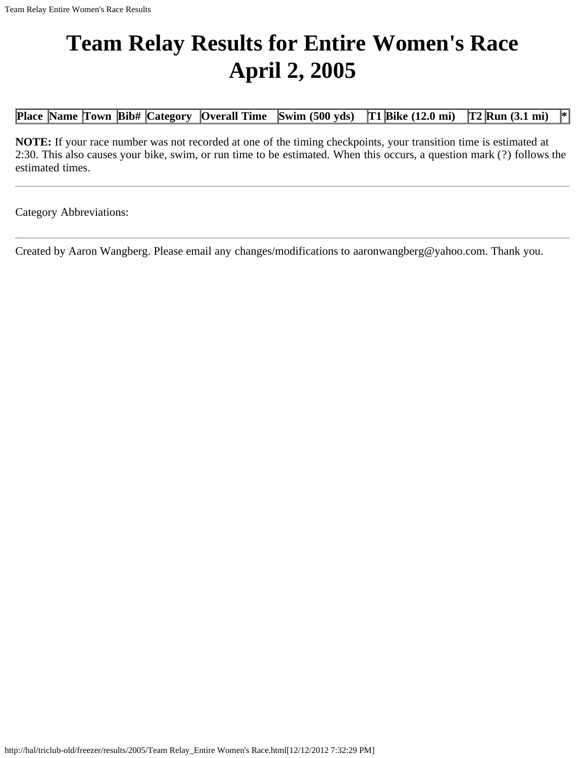# Team Relay Results for Entire Women's Race April 2, 2005

| Place | Name | Town | Bib# | Category | Overall Time | Swim (500 yds) | T1 | Bike (12.0 mi) | T2 | Run (3.1 mi) | * |
|---|---|---|---|---|---|---|---|---|---|---|---|

**NOTE:** If your race number was not recorded at one of the timing checkpoints, your transition time is estimated at 2:30. This also causes your bike, swim, or run time to be estimated. When this occurs, a question mark (?) follows the estimated times.

---

Category Abbreviations:

---

Created by Aaron Wangberg. Please email any changes/modifications to aaronwangberg@yahoo.com. Thank you.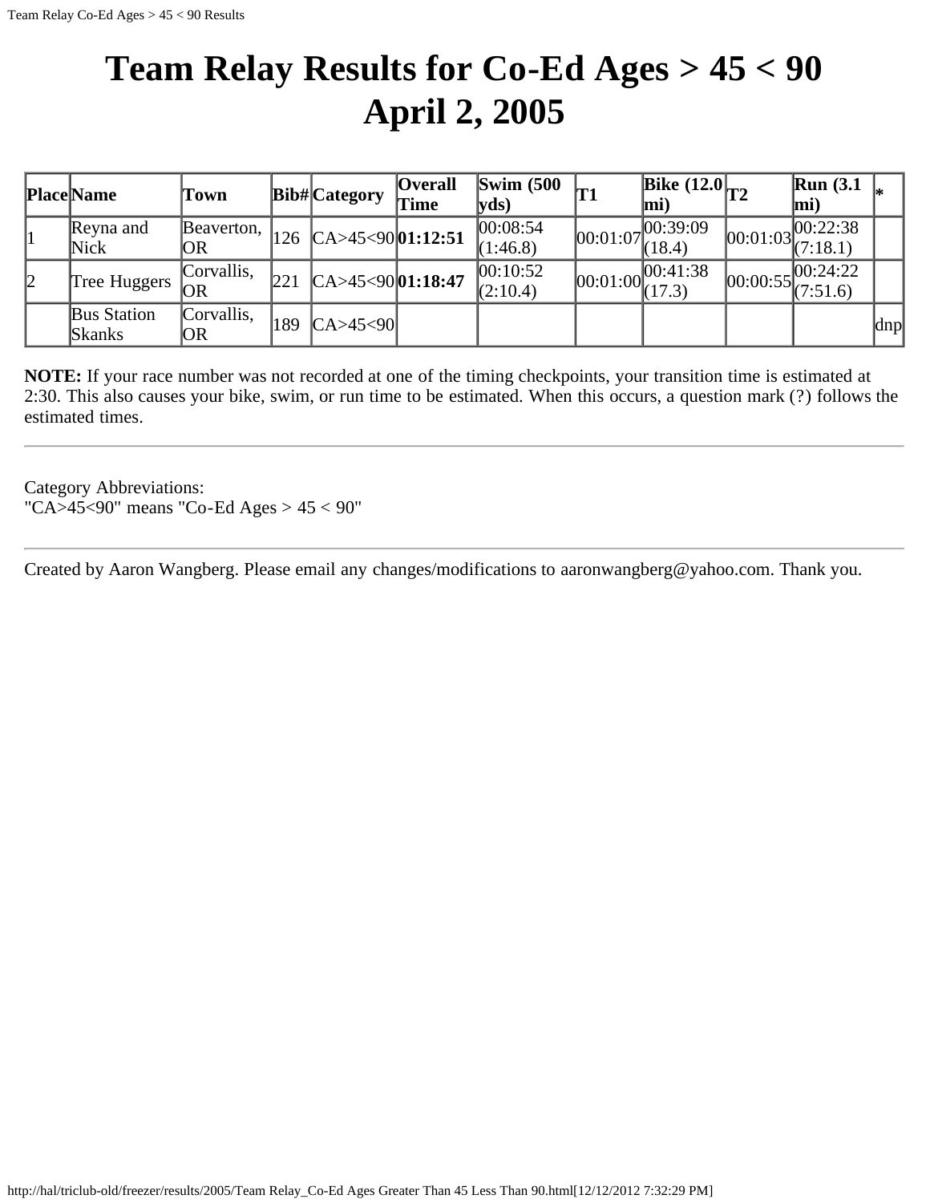# Team Relay Results for Co-Ed Ages > 45 < 90 April 2, 2005

| Place | Name | Town | Bib# | Category | Overall Time | Swim (500 yds) | T1 | Bike (12.0 mi) | T2 | Run (3.1 mi) | * |
|---|---|---|---|---|---|---|---|---|---|---|---|
| 1 | Reyna and Nick | Beaverton, OR | 126 | CA>45<90 | **01:12:51** | 00:08:54 (1:46.8) | 00:01:07 | 00:39:09 (18.4) | 00:01:03 | 00:22:38 (7:18.1) | |
| 2 | Tree Huggers | Corvallis, OR | 221 | CA>45<90 | **01:18:47** | 00:10:52 (2:10.4) | 00:01:00 | 00:41:38 (17.3) | 00:00:55 | 00:24:22 (7:51.6) | |
| | Bus Station Skanks | Corvallis, OR | 189 | CA>45<90 | | | | | | | dnp |

**NOTE:** If your race number was not recorded at one of the timing checkpoints, your transition time is estimated at 2:30. This also causes your bike, swim, or run time to be estimated. When this occurs, a question mark (?) follows the estimated times.

---

Category Abbreviations:
"CA>45<90" means "Co-Ed Ages > 45 < 90"

---

Created by Aaron Wangberg. Please email any changes/modifications to aaronwangberg@yahoo.com. Thank you.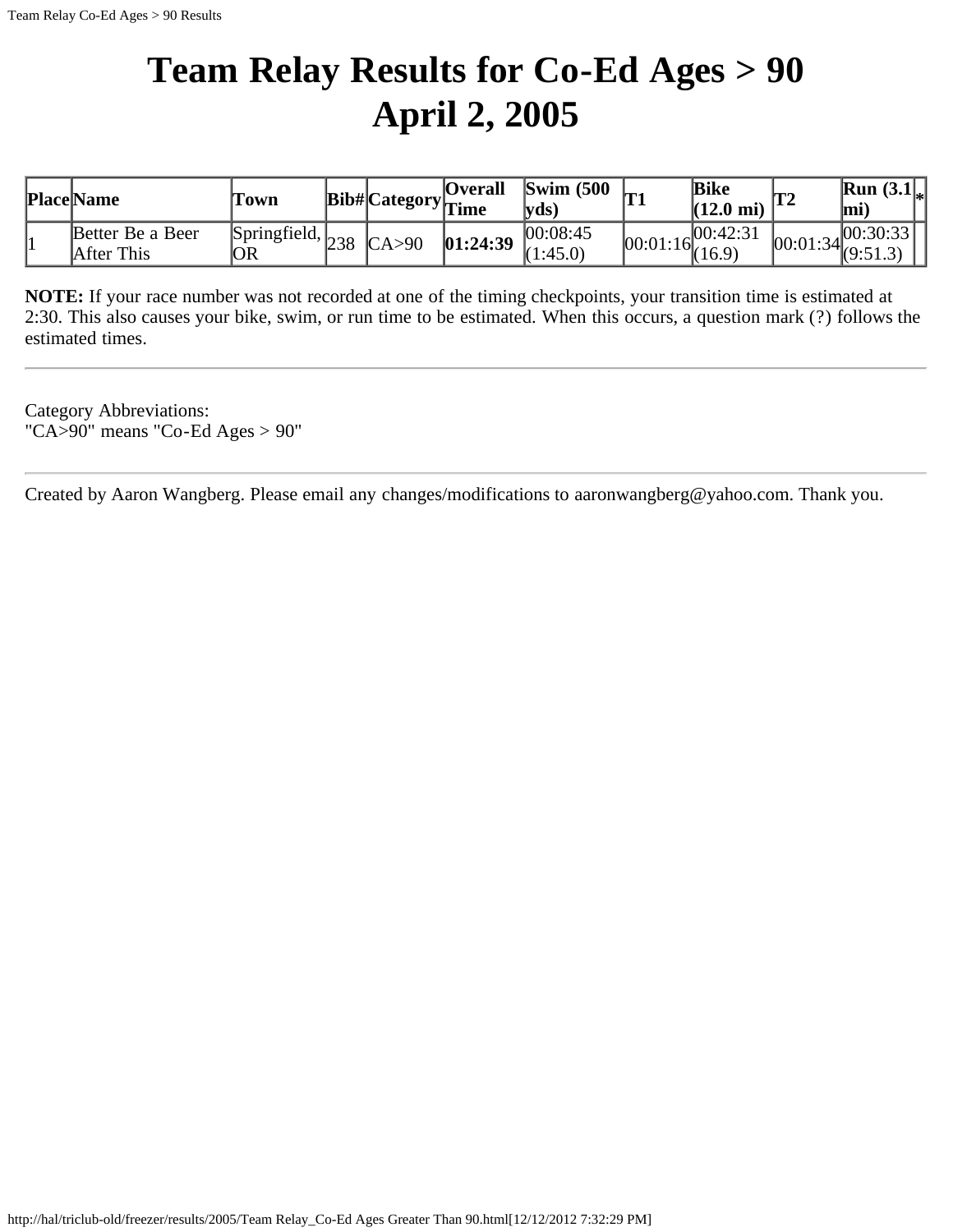# Team Relay Results for Co-Ed Ages > 90
# April 2, 2005

| Place | Name | Town | Bib# | Category | Overall Time | Swim (500 yds) | T1 | Bike (12.0 mi) | T2 | Run (3.1 mi) | * |
|---|---|---|---|---|---|---|---|---|---|---|---|
| 1 | Better Be a Beer After This | Springfield, OR | 238 | CA>90 | **01:24:39** | 00:08:45 (1:45.0) | 00:01:16 | 00:42:31 (16.9) | 00:01:34 | 00:30:33 (9:51.3) | |

**NOTE:** If your race number was not recorded at one of the timing checkpoints, your transition time is estimated at 2:30. This also causes your bike, swim, or run time to be estimated. When this occurs, a question mark (?) follows the estimated times.

---

Category Abbreviations:
"CA>90" means "Co-Ed Ages > 90"

---

Created by Aaron Wangberg. Please email any changes/modifications to aaronwangberg@yahoo.com. Thank you.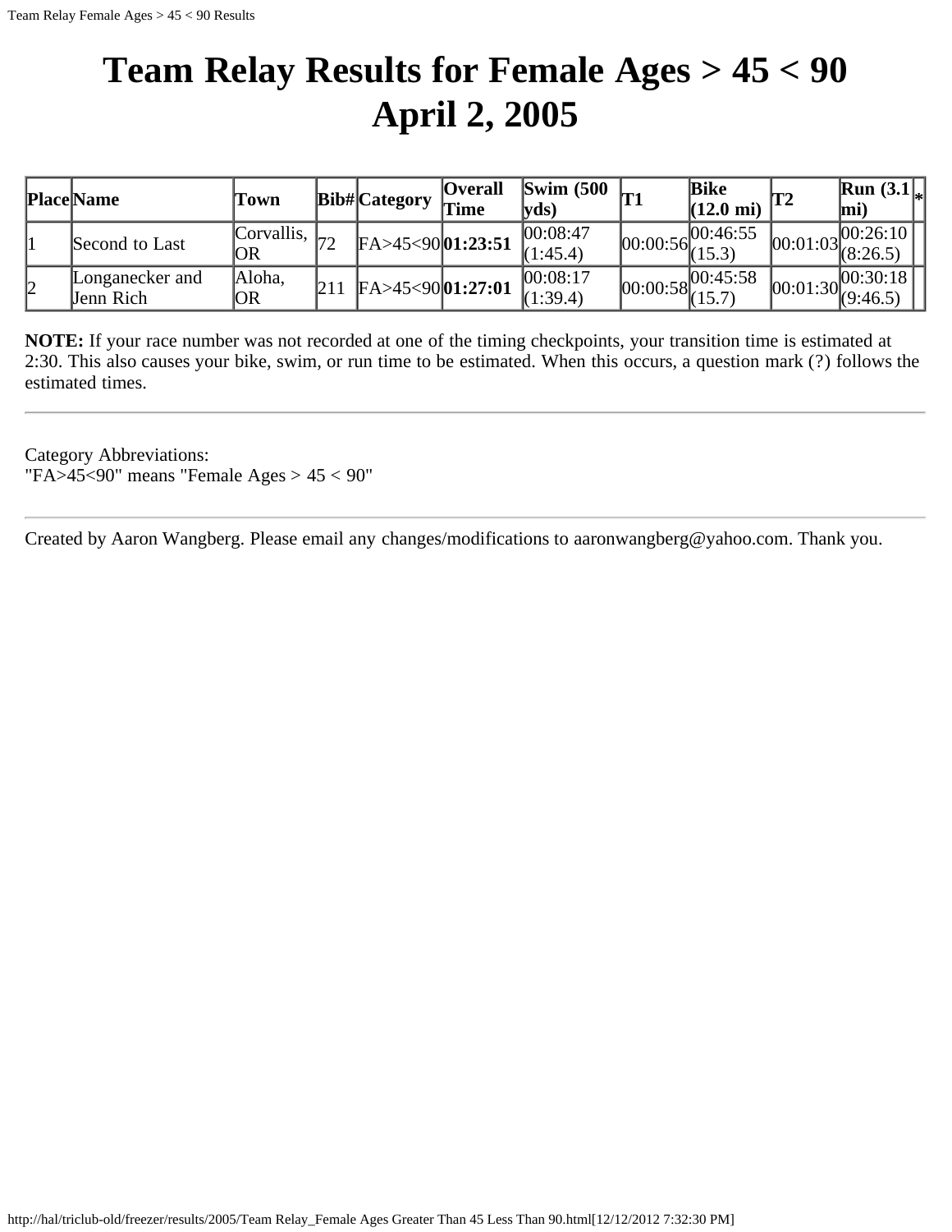# Team Relay Results for Female Ages > 45 < 90 April 2, 2005

| Place | Name | Town | Bib# | Category | Overall Time | Swim (500 yds) | T1 | Bike (12.0 mi) | T2 | Run (3.1 mi) | * |
|---|---|---|---|---|---|---|---|---|---|---|---|
| 1 | Second to Last | Corvallis, OR | 72 | FA>45<90 | **01:23:51** | 00:08:47 (1:45.4) | 00:00:56 | 00:46:55 (15.3) | 00:01:03 | 00:26:10 (8:26.5) | |
| 2 | Longanecker and Jenn Rich | Aloha, OR | 211 | FA>45<90 | **01:27:01** | 00:08:17 (1:39.4) | 00:00:58 | 00:45:58 (15.7) | 00:01:30 | 00:30:18 (9:46.5) | |

**NOTE:** If your race number was not recorded at one of the timing checkpoints, your transition time is estimated at 2:30. This also causes your bike, swim, or run time to be estimated. When this occurs, a question mark (?) follows the estimated times.

---

Category Abbreviations:
"FA>45<90" means "Female Ages > 45 < 90"

---

Created by Aaron Wangberg. Please email any changes/modifications to aaronwangberg@yahoo.com. Thank you.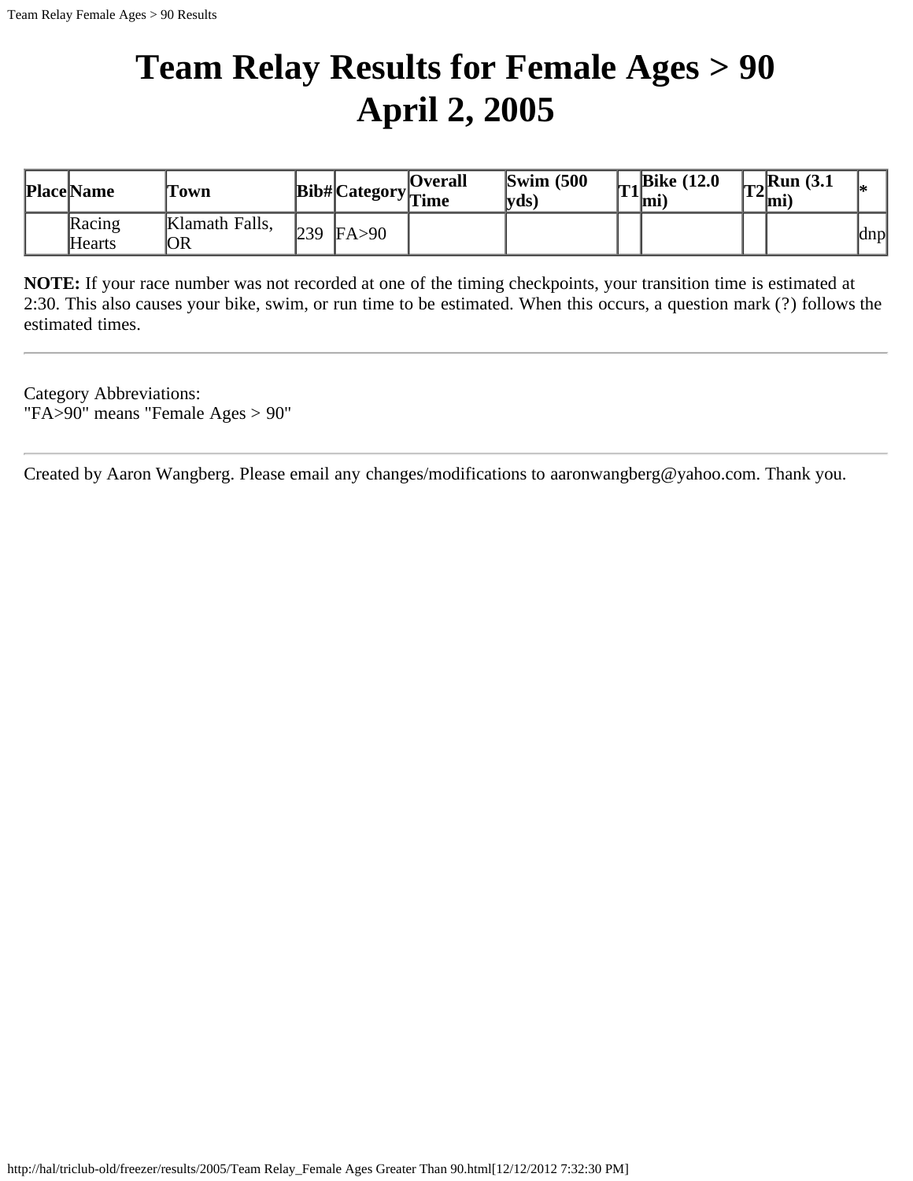# Team Relay Results for Female Ages > 90
# April 2, 2005

| Place | Name | Town | Bib# | Category | Overall Time | Swim (500 yds) | T1 | Bike (12.0 mi) | T2 | Run (3.1 mi) | * |
|---|---|---|---|---|---|---|---|---|---|---|---|
| | Racing Hearts | Klamath Falls, OR | 239 | FA>90 | | | | | | | dnp |

**NOTE:** If your race number was not recorded at one of the timing checkpoints, your transition time is estimated at 2:30. This also causes your bike, swim, or run time to be estimated. When this occurs, a question mark (?) follows the estimated times.

---

Category Abbreviations:
"FA>90" means "Female Ages > 90"

---

Created by Aaron Wangberg. Please email any changes/modifications to aaronwangberg@yahoo.com. Thank you.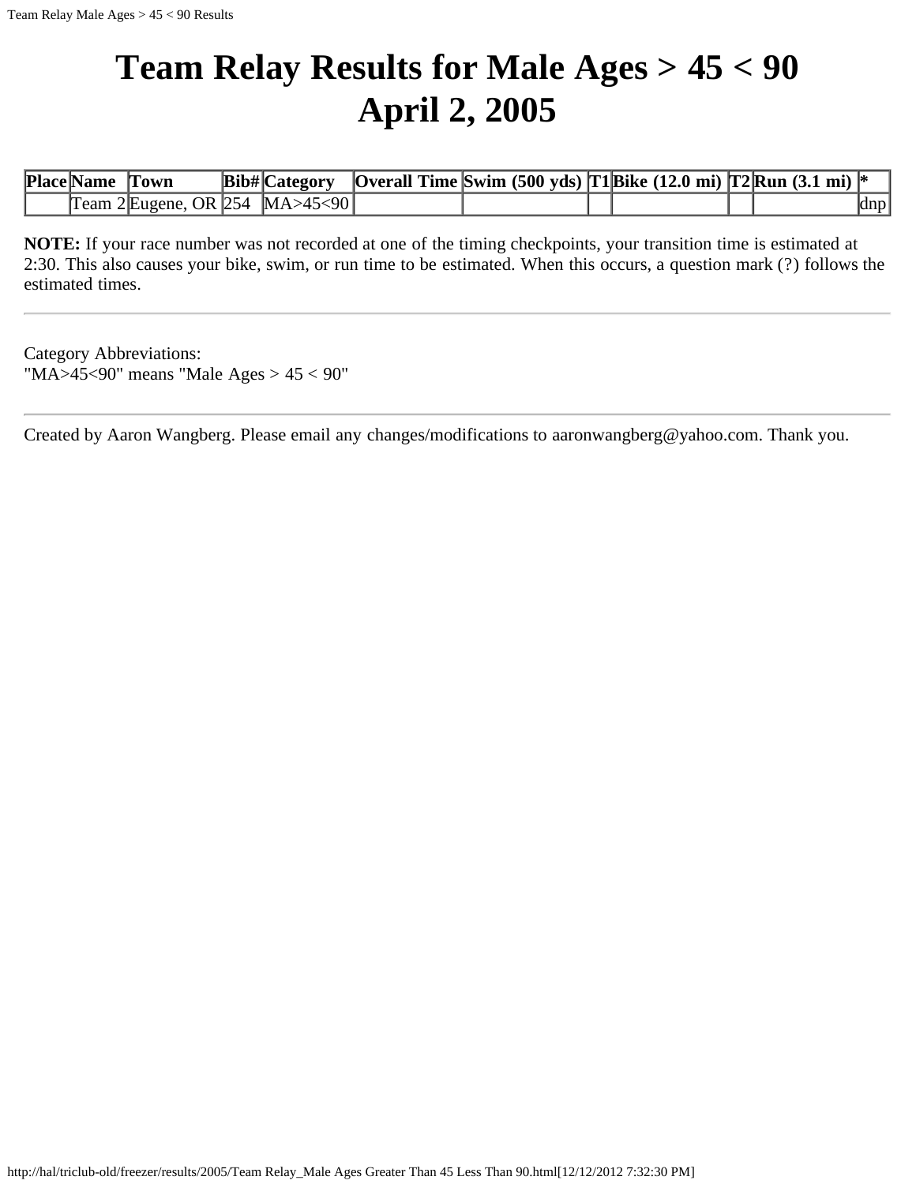# Team Relay Results for Male Ages > 45 < 90
# April 2, 2005

| Place | Name | Town | Bib# | Category | Overall Time | Swim (500 yds) | T1 | Bike (12.0 mi) | T2 | Run (3.1 mi) | * |
|---|---|---|---|---|---|---|---|---|---|---|---|
| | Team 2 | Eugene, OR | 254 | MA>45<90 | | | | | | | dnp |

**NOTE:** If your race number was not recorded at one of the timing checkpoints, your transition time is estimated at 2:30. This also causes your bike, swim, or run time to be estimated. When this occurs, a question mark (?) follows the estimated times.

---

Category Abbreviations:
"MA>45<90" means "Male Ages > 45 < 90"

---

Created by Aaron Wangberg. Please email any changes/modifications to aaronwangberg@yahoo.com. Thank you.